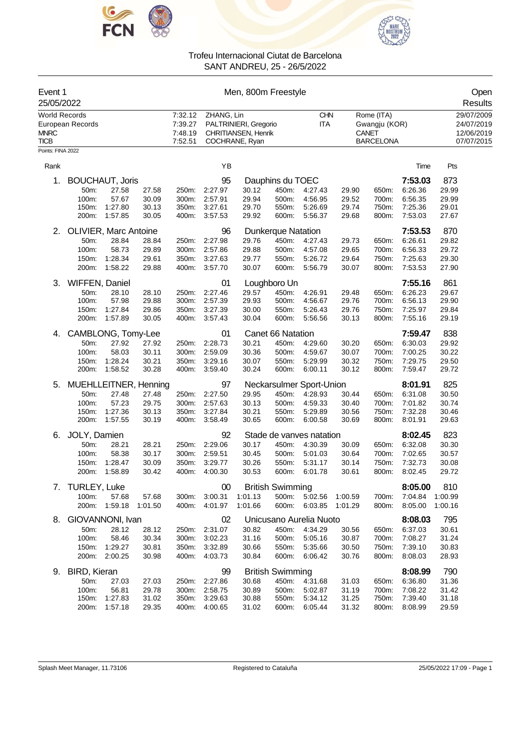# Trofeu Internacional Ciutat de Barcelona

SANT ANDREU, 25 - 26/5/2022

## Event 1 — Men, 800m Freestyle — Open

25/05/2022 — Results

| | | | | | |
|---|---|---|---|---|---|
| World Records | 7:32.12 | ZHANG, Lin | CHN | Rome (ITA) | 29/07/2009 |
| European Records | 7:39.27 | PALTRINIERI, Gregorio | ITA | Gwangju (KOR) | 24/07/2019 |
| MNRC | 7:48.19 | CHRITIANSEN, Henrik | | CANET | 12/06/2019 |
| TICB | 7:52.51 | COCHRANE, Ryan | | BARCELONA | 07/07/2015 |

Points: FINA 2022

| Rank | Name | YB | Club | Time | Pts |
|---|---|---|---|---|---|
| 1. | BOUCHAUT, Joris | 95 | Dauphins du TOEC | **7:53.03** | 873 |
| 2. | OLIVIER, Marc Antoine | 96 | Dunkerque Natation | **7:53.53** | 870 |
| 3. | WIFFEN, Daniel | 01 | Loughboro Un | **7:55.16** | 861 |
| 4. | CAMBLONG, Tomy-Lee | 01 | Canet 66 Natation | **7:59.47** | 838 |
| 5. | MUEHLLEITNER, Henning | 97 | Neckarsulmer Sport-Union | **8:01.91** | 825 |
| 6. | JOLY, Damien | 92 | Stade de vanves natation | **8:02.45** | 823 |
| 7. | TURLEY, Luke | 00 | British Swimming | **8:05.00** | 810 |
| 8. | GIOVANNONI, Ivan | 02 | Unicusano Aurelia Nuoto | **8:08.03** | 795 |
| 9. | BIRD, Kieran | 99 | British Swimming | **8:08.99** | 790 |

### Splits

**1. BOUCHAUT, Joris**

| | | | | | | | | | | | |
|---|---|---|---|---|---|---|---|---|---|---|---|
| 50m: | 27.58 | 27.58 | 250m: | 2:27.97 | 30.12 | 450m: | 4:27.43 | 29.90 | 650m: | 6:26.36 | 29.99 |
| 100m: | 57.67 | 30.09 | 300m: | 2:57.91 | 29.94 | 500m: | 4:56.95 | 29.52 | 700m: | 6:56.35 | 29.99 |
| 150m: | 1:27.80 | 30.13 | 350m: | 3:27.61 | 29.70 | 550m: | 5:26.69 | 29.74 | 750m: | 7:25.36 | 29.01 |
| 200m: | 1:57.85 | 30.05 | 400m: | 3:57.53 | 29.92 | 600m: | 5:56.37 | 29.68 | 800m: | 7:53.03 | 27.67 |

**2. OLIVIER, Marc Antoine**

| | | | | | | | | | | | |
|---|---|---|---|---|---|---|---|---|---|---|---|
| 50m: | 28.84 | 28.84 | 250m: | 2:27.98 | 29.76 | 450m: | 4:27.43 | 29.73 | 650m: | 6:26.61 | 29.82 |
| 100m: | 58.73 | 29.89 | 300m: | 2:57.86 | 29.88 | 500m: | 4:57.08 | 29.65 | 700m: | 6:56.33 | 29.72 |
| 150m: | 1:28.34 | 29.61 | 350m: | 3:27.63 | 29.77 | 550m: | 5:26.72 | 29.64 | 750m: | 7:25.63 | 29.30 |
| 200m: | 1:58.22 | 29.88 | 400m: | 3:57.70 | 30.07 | 600m: | 5:56.79 | 30.07 | 800m: | 7:53.53 | 27.90 |

**3. WIFFEN, Daniel**

| | | | | | | | | | | | |
|---|---|---|---|---|---|---|---|---|---|---|---|
| 50m: | 28.10 | 28.10 | 250m: | 2:27.46 | 29.57 | 450m: | 4:26.91 | 29.48 | 650m: | 6:26.23 | 29.67 |
| 100m: | 57.98 | 29.88 | 300m: | 2:57.39 | 29.93 | 500m: | 4:56.67 | 29.76 | 700m: | 6:56.13 | 29.90 |
| 150m: | 1:27.84 | 29.86 | 350m: | 3:27.39 | 30.00 | 550m: | 5:26.43 | 29.76 | 750m: | 7:25.97 | 29.84 |
| 200m: | 1:57.89 | 30.05 | 400m: | 3:57.43 | 30.04 | 600m: | 5:56.56 | 30.13 | 800m: | 7:55.16 | 29.19 |

**4. CAMBLONG, Tomy-Lee**

| | | | | | | | | | | | |
|---|---|---|---|---|---|---|---|---|---|---|---|
| 50m: | 27.92 | 27.92 | 250m: | 2:28.73 | 30.21 | 450m: | 4:29.60 | 30.20 | 650m: | 6:30.03 | 29.92 |
| 100m: | 58.03 | 30.11 | 300m: | 2:59.09 | 30.36 | 500m: | 4:59.67 | 30.07 | 700m: | 7:00.25 | 30.22 |
| 150m: | 1:28.24 | 30.21 | 350m: | 3:29.16 | 30.07 | 550m: | 5:29.99 | 30.32 | 750m: | 7:29.75 | 29.50 |
| 200m: | 1:58.52 | 30.28 | 400m: | 3:59.40 | 30.24 | 600m: | 6:00.11 | 30.12 | 800m: | 7:59.47 | 29.72 |

**5. MUEHLLEITNER, Henning**

| | | | | | | | | | | | |
|---|---|---|---|---|---|---|---|---|---|---|---|
| 50m: | 27.48 | 27.48 | 250m: | 2:27.50 | 29.95 | 450m: | 4:28.93 | 30.44 | 650m: | 6:31.08 | 30.50 |
| 100m: | 57.23 | 29.75 | 300m: | 2:57.63 | 30.13 | 500m: | 4:59.33 | 30.40 | 700m: | 7:01.82 | 30.74 |
| 150m: | 1:27.36 | 30.13 | 350m: | 3:27.84 | 30.21 | 550m: | 5:29.89 | 30.56 | 750m: | 7:32.28 | 30.46 |
| 200m: | 1:57.55 | 30.19 | 400m: | 3:58.49 | 30.65 | 600m: | 6:00.58 | 30.69 | 800m: | 8:01.91 | 29.63 |

**6. JOLY, Damien**

| | | | | | | | | | | | |
|---|---|---|---|---|---|---|---|---|---|---|---|
| 50m: | 28.21 | 28.21 | 250m: | 2:29.06 | 30.17 | 450m: | 4:30.39 | 30.09 | 650m: | 6:32.08 | 30.30 |
| 100m: | 58.38 | 30.17 | 300m: | 2:59.51 | 30.45 | 500m: | 5:01.03 | 30.64 | 700m: | 7:02.65 | 30.57 |
| 150m: | 1:28.47 | 30.09 | 350m: | 3:29.77 | 30.26 | 550m: | 5:31.17 | 30.14 | 750m: | 7:32.73 | 30.08 |
| 200m: | 1:58.89 | 30.42 | 400m: | 4:00.30 | 30.53 | 600m: | 6:01.78 | 30.61 | 800m: | 8:02.45 | 29.72 |

**7. TURLEY, Luke**

| | | | | | | | | | | | |
|---|---|---|---|---|---|---|---|---|---|---|---|
| 100m: | 57.68 | 57.68 | 300m: | 3:00.31 | 1:01.13 | 500m: | 5:02.56 | 1:00.59 | 700m: | 7:04.84 | 1:00.99 |
| 200m: | 1:59.18 | 1:01.50 | 400m: | 4:01.97 | 1:01.66 | 600m: | 6:03.85 | 1:01.29 | 800m: | 8:05.00 | 1:00.16 |

**8. GIOVANNONI, Ivan**

| | | | | | | | | | | | |
|---|---|---|---|---|---|---|---|---|---|---|---|
| 50m: | 28.12 | 28.12 | 250m: | 2:31.07 | 30.82 | 450m: | 4:34.29 | 30.56 | 650m: | 6:37.03 | 30.61 |
| 100m: | 58.46 | 30.34 | 300m: | 3:02.23 | 31.16 | 500m: | 5:05.16 | 30.87 | 700m: | 7:08.27 | 31.24 |
| 150m: | 1:29.27 | 30.81 | 350m: | 3:32.89 | 30.66 | 550m: | 5:35.66 | 30.50 | 750m: | 7:39.10 | 30.83 |
| 200m: | 2:00.25 | 30.98 | 400m: | 4:03.73 | 30.84 | 600m: | 6:06.42 | 30.76 | 800m: | 8:08.03 | 28.93 |

**9. BIRD, Kieran**

| | | | | | | | | | | | |
|---|---|---|---|---|---|---|---|---|---|---|---|
| 50m: | 27.03 | 27.03 | 250m: | 2:27.86 | 30.68 | 450m: | 4:31.68 | 31.03 | 650m: | 6:36.80 | 31.36 |
| 100m: | 56.81 | 29.78 | 300m: | 2:58.75 | 30.89 | 500m: | 5:02.87 | 31.19 | 700m: | 7:08.22 | 31.42 |
| 150m: | 1:27.83 | 31.02 | 350m: | 3:29.63 | 30.88 | 550m: | 5:34.12 | 31.25 | 750m: | 7:39.40 | 31.18 |
| 200m: | 1:57.18 | 29.35 | 400m: | 4:00.65 | 31.02 | 600m: | 6:05.44 | 31.32 | 800m: | 8:08.99 | 29.59 |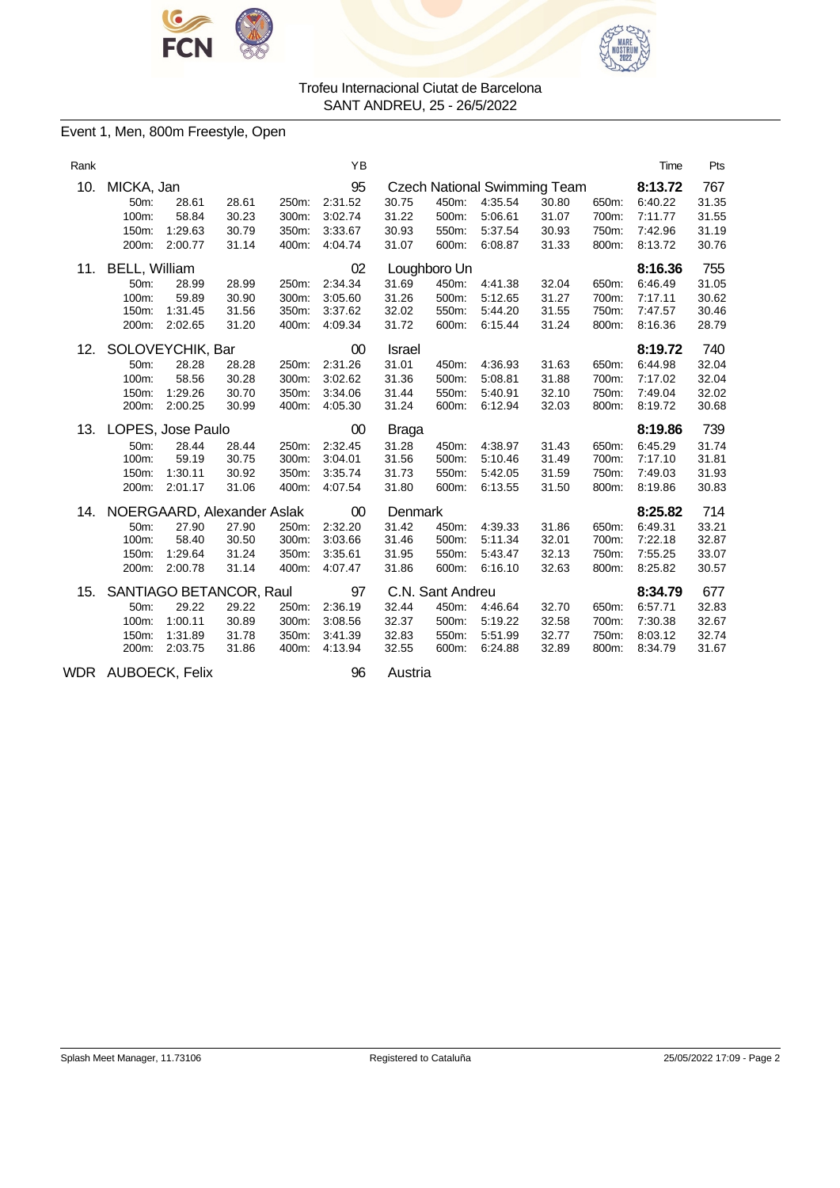Trofeu Internacional Ciutat de Barcelona
SANT ANDREU, 25 - 26/5/2022

## Event 1, Men, 800m Freestyle, Open

| Rank | Name | | | | | YB | Club | | | | | | Time | Pts |
|---|---|---|---|---|---|---|---|---|---|---|---|---|---|---|
| 10. | MICKA, Jan | | | | | 95 | Czech National Swimming Team | | | | | | **8:13.72** | 767 |
| | 50m: | 28.61 | 28.61 | 250m: | 2:31.52 | 30.75 | 450m: | 4:35.54 | 30.80 | 650m: | 6:40.22 | 31.35 | | |
| | 100m: | 58.84 | 30.23 | 300m: | 3:02.74 | 31.22 | 500m: | 5:06.61 | 31.07 | 700m: | 7:11.77 | 31.55 | | |
| | 150m: | 1:29.63 | 30.79 | 350m: | 3:33.67 | 30.93 | 550m: | 5:37.54 | 30.93 | 750m: | 7:42.96 | 31.19 | | |
| | 200m: | 2:00.77 | 31.14 | 400m: | 4:04.74 | 31.07 | 600m: | 6:08.87 | 31.33 | 800m: | 8:13.72 | 30.76 | | |
| 11. | BELL, William | | | | | 02 | Loughboro Un | | | | | | **8:16.36** | 755 |
| | 50m: | 28.99 | 28.99 | 250m: | 2:34.34 | 31.69 | 450m: | 4:41.38 | 32.04 | 650m: | 6:46.49 | 31.05 | | |
| | 100m: | 59.89 | 30.90 | 300m: | 3:05.60 | 31.26 | 500m: | 5:12.65 | 31.27 | 700m: | 7:17.11 | 30.62 | | |
| | 150m: | 1:31.45 | 31.56 | 350m: | 3:37.62 | 32.02 | 550m: | 5:44.20 | 31.55 | 750m: | 7:47.57 | 30.46 | | |
| | 200m: | 2:02.65 | 31.20 | 400m: | 4:09.34 | 31.72 | 600m: | 6:15.44 | 31.24 | 800m: | 8:16.36 | 28.79 | | |
| 12. | SOLOVEYCHIK, Bar | | | | | 00 | Israel | | | | | | **8:19.72** | 740 |
| | 50m: | 28.28 | 28.28 | 250m: | 2:31.26 | 31.01 | 450m: | 4:36.93 | 31.63 | 650m: | 6:44.98 | 32.04 | | |
| | 100m: | 58.56 | 30.28 | 300m: | 3:02.62 | 31.36 | 500m: | 5:08.81 | 31.88 | 700m: | 7:17.02 | 32.04 | | |
| | 150m: | 1:29.26 | 30.70 | 350m: | 3:34.06 | 31.44 | 550m: | 5:40.91 | 32.10 | 750m: | 7:49.04 | 32.02 | | |
| | 200m: | 2:00.25 | 30.99 | 400m: | 4:05.30 | 31.24 | 600m: | 6:12.94 | 32.03 | 800m: | 8:19.72 | 30.68 | | |
| 13. | LOPES, Jose Paulo | | | | | 00 | Braga | | | | | | **8:19.86** | 739 |
| | 50m: | 28.44 | 28.44 | 250m: | 2:32.45 | 31.28 | 450m: | 4:38.97 | 31.43 | 650m: | 6:45.29 | 31.74 | | |
| | 100m: | 59.19 | 30.75 | 300m: | 3:04.01 | 31.56 | 500m: | 5:10.46 | 31.49 | 700m: | 7:17.10 | 31.81 | | |
| | 150m: | 1:30.11 | 30.92 | 350m: | 3:35.74 | 31.73 | 550m: | 5:42.05 | 31.59 | 750m: | 7:49.03 | 31.93 | | |
| | 200m: | 2:01.17 | 31.06 | 400m: | 4:07.54 | 31.80 | 600m: | 6:13.55 | 31.50 | 800m: | 8:19.86 | 30.83 | | |
| 14. | NOERGAARD, Alexander Aslak | | | | | 00 | Denmark | | | | | | **8:25.82** | 714 |
| | 50m: | 27.90 | 27.90 | 250m: | 2:32.20 | 31.42 | 450m: | 4:39.33 | 31.86 | 650m: | 6:49.31 | 33.21 | | |
| | 100m: | 58.40 | 30.50 | 300m: | 3:03.66 | 31.46 | 500m: | 5:11.34 | 32.01 | 700m: | 7:22.18 | 32.87 | | |
| | 150m: | 1:29.64 | 31.24 | 350m: | 3:35.61 | 31.95 | 550m: | 5:43.47 | 32.13 | 750m: | 7:55.25 | 33.07 | | |
| | 200m: | 2:00.78 | 31.14 | 400m: | 4:07.47 | 31.86 | 600m: | 6:16.10 | 32.63 | 800m: | 8:25.82 | 30.57 | | |
| 15. | SANTIAGO BETANCOR, Raul | | | | | 97 | C.N. Sant Andreu | | | | | | **8:34.79** | 677 |
| | 50m: | 29.22 | 29.22 | 250m: | 2:36.19 | 32.44 | 450m: | 4:46.64 | 32.70 | 650m: | 6:57.71 | 32.83 | | |
| | 100m: | 1:00.11 | 30.89 | 300m: | 3:08.56 | 32.37 | 500m: | 5:19.22 | 32.58 | 700m: | 7:30.38 | 32.67 | | |
| | 150m: | 1:31.89 | 31.78 | 350m: | 3:41.39 | 32.83 | 550m: | 5:51.99 | 32.77 | 750m: | 8:03.12 | 32.74 | | |
| | 200m: | 2:03.75 | 31.86 | 400m: | 4:13.94 | 32.55 | 600m: | 6:24.88 | 32.89 | 800m: | 8:34.79 | 31.67 | | |
| WDR | AUBOECK, Felix | | | | | 96 | Austria | | | | | | | |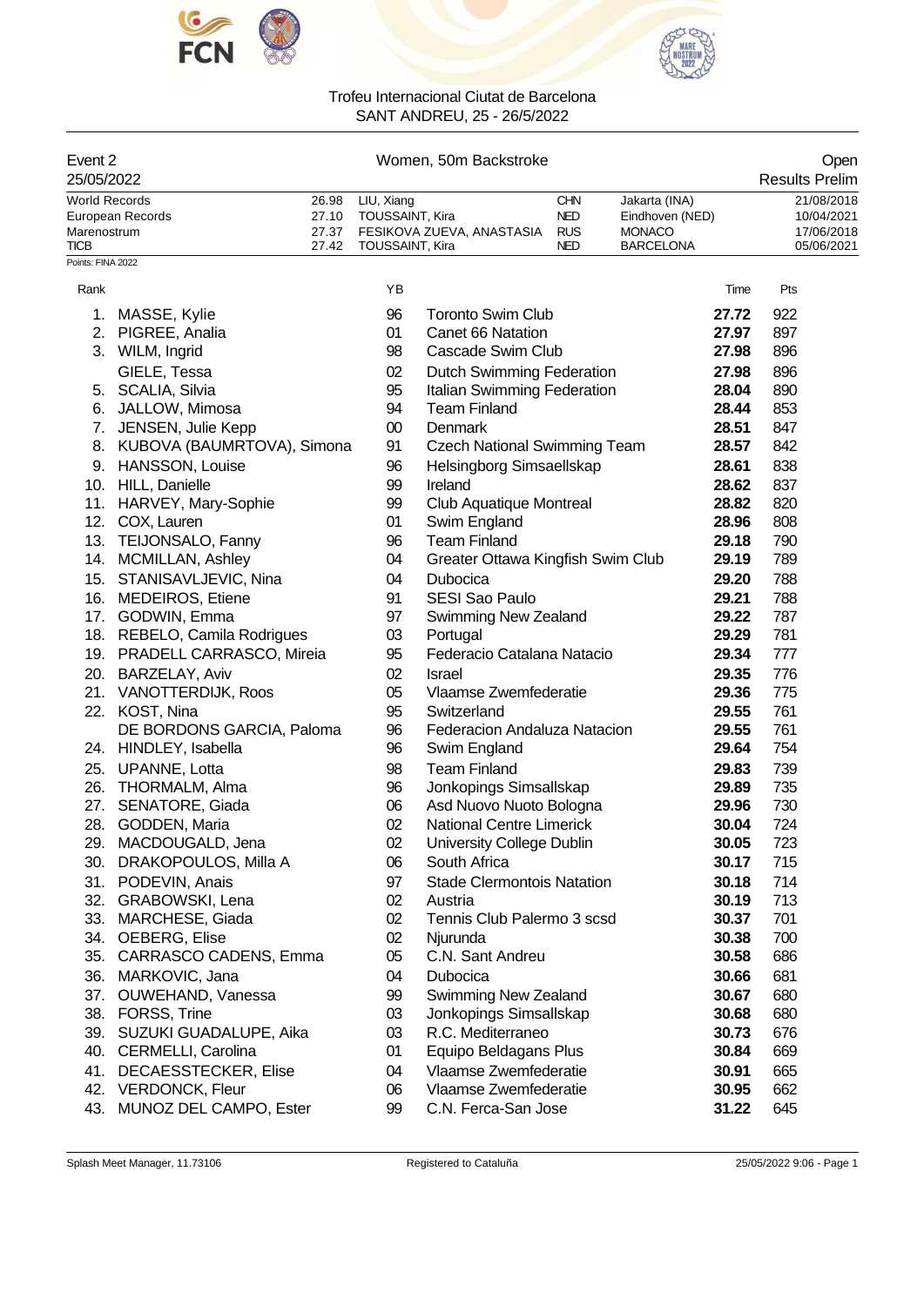Trofeu Internacional Ciutat de Barcelona
SANT ANDREU, 25 - 26/5/2022

**Event 2** — Women, 50m Backstroke — Open
25/05/2022 — Results Prelim

| | | | | | |
|---|---|---|---|---|---|
| World Records | 26.98 | LIU, Xiang | CHN | Jakarta (INA) | 21/08/2018 |
| European Records | 27.10 | TOUSSAINT, Kira | NED | Eindhoven (NED) | 10/04/2021 |
| Marenostrum | 27.37 | FESIKOVA ZUEVA, ANASTASIA | RUS | MONACO | 17/06/2018 |
| TICB | 27.42 | TOUSSAINT, Kira | NED | BARCELONA | 05/06/2021 |

Points: FINA 2022

| Rank | Name | YB | Club | Time | Pts |
|---|---|---|---|---|---|
| 1. | MASSE, Kylie | 96 | Toronto Swim Club | **27.72** | 922 |
| 2. | PIGREE, Analia | 01 | Canet 66 Natation | **27.97** | 897 |
| 3. | WILM, Ingrid | 98 | Cascade Swim Club | **27.98** | 896 |
| | GIELE, Tessa | 02 | Dutch Swimming Federation | **27.98** | 896 |
| 5. | SCALIA, Silvia | 95 | Italian Swimming Federation | **28.04** | 890 |
| 6. | JALLOW, Mimosa | 94 | Team Finland | **28.44** | 853 |
| 7. | JENSEN, Julie Kepp | 00 | Denmark | **28.51** | 847 |
| 8. | KUBOVA (BAUMRTOVA), Simona | 91 | Czech National Swimming Team | **28.57** | 842 |
| 9. | HANSSON, Louise | 96 | Helsingborg Simsaellskap | **28.61** | 838 |
| 10. | HILL, Danielle | 99 | Ireland | **28.62** | 837 |
| 11. | HARVEY, Mary-Sophie | 99 | Club Aquatique Montreal | **28.82** | 820 |
| 12. | COX, Lauren | 01 | Swim England | **28.96** | 808 |
| 13. | TEIJONSALO, Fanny | 96 | Team Finland | **29.18** | 790 |
| 14. | MCMILLAN, Ashley | 04 | Greater Ottawa Kingfish Swim Club | **29.19** | 789 |
| 15. | STANISAVLJEVIC, Nina | 04 | Dubocica | **29.20** | 788 |
| 16. | MEDEIROS, Etiene | 91 | SESI Sao Paulo | **29.21** | 788 |
| 17. | GODWIN, Emma | 97 | Swimming New Zealand | **29.22** | 787 |
| 18. | REBELO, Camila Rodrigues | 03 | Portugal | **29.29** | 781 |
| 19. | PRADELL CARRASCO, Mireia | 95 | Federacio Catalana Natacio | **29.34** | 777 |
| 20. | BARZELAY, Aviv | 02 | Israel | **29.35** | 776 |
| 21. | VANOTTERDIJK, Roos | 05 | Vlaamse Zwemfederatie | **29.36** | 775 |
| 22. | KOST, Nina | 95 | Switzerland | **29.55** | 761 |
| | DE BORDONS GARCIA, Paloma | 96 | Federacion Andaluza Natacion | **29.55** | 761 |
| 24. | HINDLEY, Isabella | 96 | Swim England | **29.64** | 754 |
| 25. | UPANNE, Lotta | 98 | Team Finland | **29.83** | 739 |
| 26. | THORMALM, Alma | 96 | Jonkopings Simsallskap | **29.89** | 735 |
| 27. | SENATORE, Giada | 06 | Asd Nuovo Nuoto Bologna | **29.96** | 730 |
| 28. | GODDEN, Maria | 02 | National Centre Limerick | **30.04** | 724 |
| 29. | MACDOUGALD, Jena | 02 | University College Dublin | **30.05** | 723 |
| 30. | DRAKOPOULOS, Milla A | 06 | South Africa | **30.17** | 715 |
| 31. | PODEVIN, Anais | 97 | Stade Clermontois Natation | **30.18** | 714 |
| 32. | GRABOWSKI, Lena | 02 | Austria | **30.19** | 713 |
| 33. | MARCHESE, Giada | 02 | Tennis Club Palermo 3 scsd | **30.37** | 701 |
| 34. | OEBERG, Elise | 02 | Njurunda | **30.38** | 700 |
| 35. | CARRASCO CADENS, Emma | 05 | C.N. Sant Andreu | **30.58** | 686 |
| 36. | MARKOVIC, Jana | 04 | Dubocica | **30.66** | 681 |
| 37. | OUWEHAND, Vanessa | 99 | Swimming New Zealand | **30.67** | 680 |
| 38. | FORSS, Trine | 03 | Jonkopings Simsallskap | **30.68** | 680 |
| 39. | SUZUKI GUADALUPE, Aika | 03 | R.C. Mediterraneo | **30.73** | 676 |
| 40. | CERMELLI, Carolina | 01 | Equipo Beldagans Plus | **30.84** | 669 |
| 41. | DECAESSTECKER, Elise | 04 | Vlaamse Zwemfederatie | **30.91** | 665 |
| 42. | VERDONCK, Fleur | 06 | Vlaamse Zwemfederatie | **30.95** | 662 |
| 43. | MUNOZ DEL CAMPO, Ester | 99 | C.N. Ferca-San Jose | **31.22** | 645 |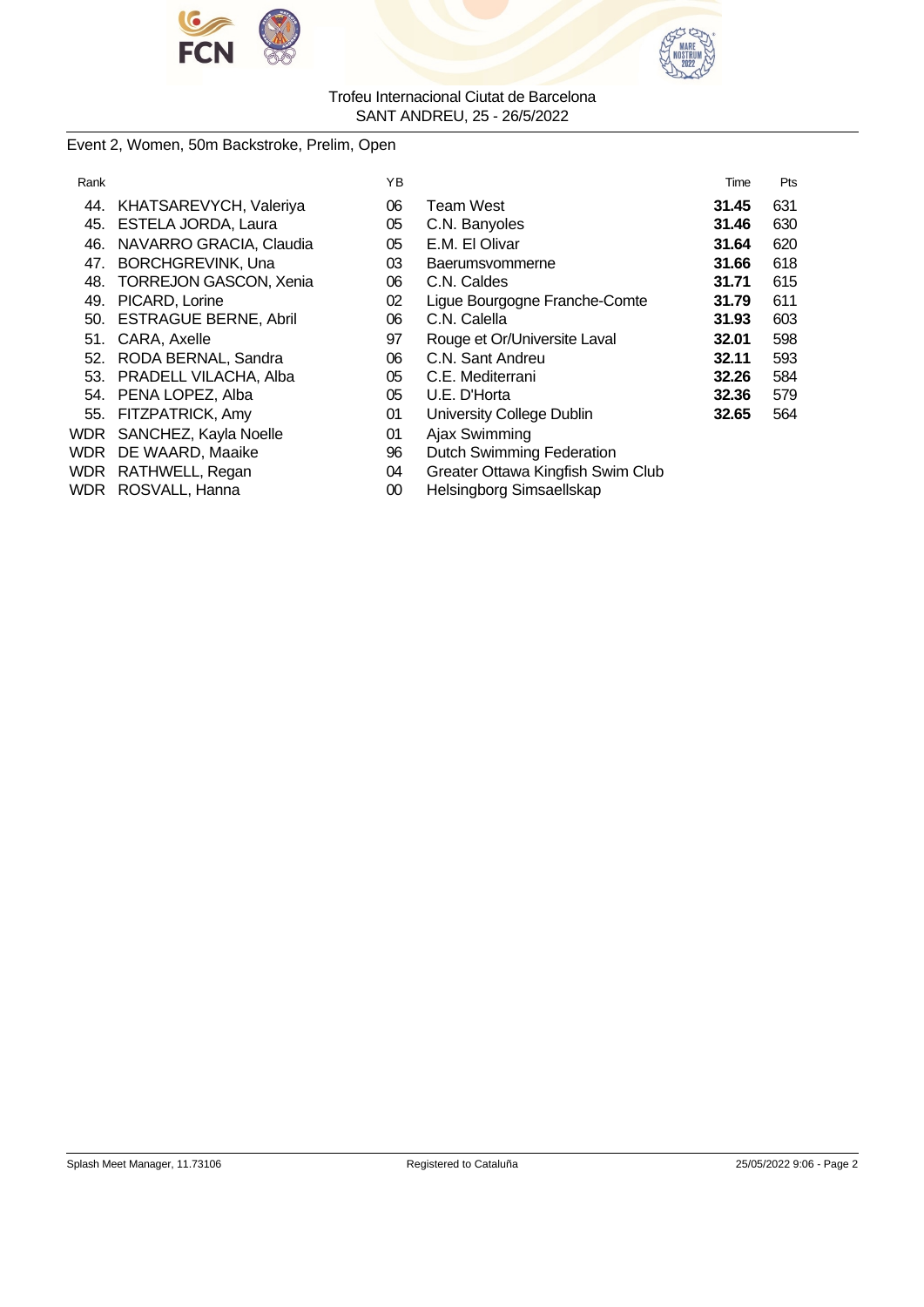Trofeu Internacional Ciutat de Barcelona
SANT ANDREU, 25 - 26/5/2022

Event 2, Women, 50m Backstroke, Prelim, Open

| Rank | | YB | | Time | Pts |
|---|---|---|---|---|---|
| 44. | KHATSAREVYCH, Valeriya | 06 | Team West | **31.45** | 631 |
| 45. | ESTELA JORDA, Laura | 05 | C.N. Banyoles | **31.46** | 630 |
| 46. | NAVARRO GRACIA, Claudia | 05 | E.M. El Olivar | **31.64** | 620 |
| 47. | BORCHGREVINK, Una | 03 | Baerumsvommerne | **31.66** | 618 |
| 48. | TORREJON GASCON, Xenia | 06 | C.N. Caldes | **31.71** | 615 |
| 49. | PICARD, Lorine | 02 | Ligue Bourgogne Franche-Comte | **31.79** | 611 |
| 50. | ESTRAGUE BERNE, Abril | 06 | C.N. Calella | **31.93** | 603 |
| 51. | CARA, Axelle | 97 | Rouge et Or/Universite Laval | **32.01** | 598 |
| 52. | RODA BERNAL, Sandra | 06 | C.N. Sant Andreu | **32.11** | 593 |
| 53. | PRADELL VILACHA, Alba | 05 | C.E. Mediterrani | **32.26** | 584 |
| 54. | PENA LOPEZ, Alba | 05 | U.E. D'Horta | **32.36** | 579 |
| 55. | FITZPATRICK, Amy | 01 | University College Dublin | **32.65** | 564 |
| WDR | SANCHEZ, Kayla Noelle | 01 | Ajax Swimming | | |
| WDR | DE WAARD, Maaike | 96 | Dutch Swimming Federation | | |
| WDR | RATHWELL, Regan | 04 | Greater Ottawa Kingfish Swim Club | | |
| WDR | ROSVALL, Hanna | 00 | Helsingborg Simsaellskap | | |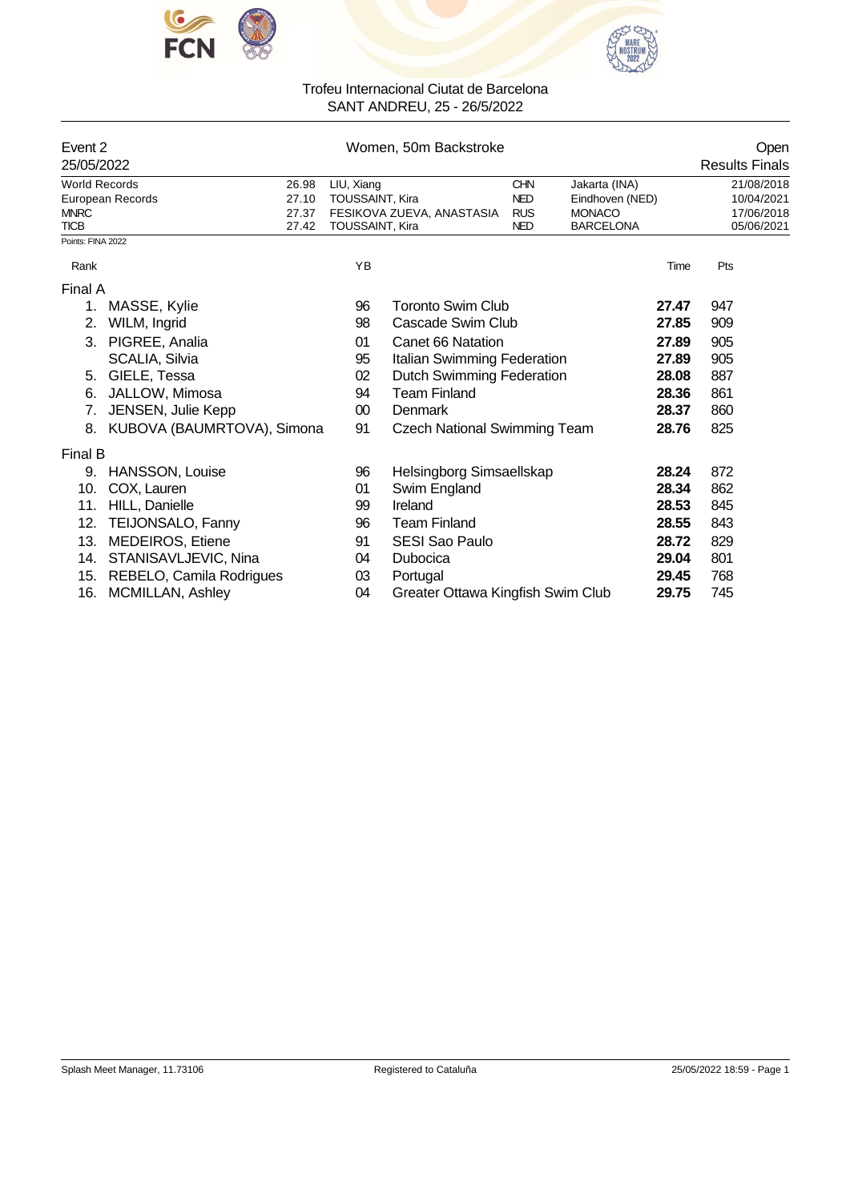Trofeu Internacional Ciutat de Barcelona
SANT ANDREU, 25 - 26/5/2022

Event 2 — Women, 50m Backstroke — Open

25/05/2022 — Results Finals

| | | | | | |
|---|---|---|---|---|---|
| World Records | 26.98 | LIU, Xiang | CHN | Jakarta (INA) | 21/08/2018 |
| European Records | 27.10 | TOUSSAINT, Kira | NED | Eindhoven (NED) | 10/04/2021 |
| MNRC | 27.37 | FESIKOVA ZUEVA, ANASTASIA | RUS | MONACO | 17/06/2018 |
| TICB | 27.42 | TOUSSAINT, Kira | NED | BARCELONA | 05/06/2021 |

Points: FINA 2022

| Rank | Name | YB | Club | Time | Pts |
|---|---|---|---|---|---|
| **Final A** | | | | | |
| 1. | MASSE, Kylie | 96 | Toronto Swim Club | **27.47** | 947 |
| 2. | WILM, Ingrid | 98 | Cascade Swim Club | **27.85** | 909 |
| 3. | PIGREE, Analia | 01 | Canet 66 Natation | **27.89** | 905 |
| | SCALIA, Silvia | 95 | Italian Swimming Federation | **27.89** | 905 |
| 5. | GIELE, Tessa | 02 | Dutch Swimming Federation | **28.08** | 887 |
| 6. | JALLOW, Mimosa | 94 | Team Finland | **28.36** | 861 |
| 7. | JENSEN, Julie Kepp | 00 | Denmark | **28.37** | 860 |
| 8. | KUBOVA (BAUMRTOVA), Simona | 91 | Czech National Swimming Team | **28.76** | 825 |
| **Final B** | | | | | |
| 9. | HANSSON, Louise | 96 | Helsingborg Simsaellskap | **28.24** | 872 |
| 10. | COX, Lauren | 01 | Swim England | **28.34** | 862 |
| 11. | HILL, Danielle | 99 | Ireland | **28.53** | 845 |
| 12. | TEIJONSALO, Fanny | 96 | Team Finland | **28.55** | 843 |
| 13. | MEDEIROS, Etiene | 91 | SESI Sao Paulo | **28.72** | 829 |
| 14. | STANISAVLJEVIC, Nina | 04 | Dubocica | **29.04** | 801 |
| 15. | REBELO, Camila Rodrigues | 03 | Portugal | **29.45** | 768 |
| 16. | MCMILLAN, Ashley | 04 | Greater Ottawa Kingfish Swim Club | **29.75** | 745 |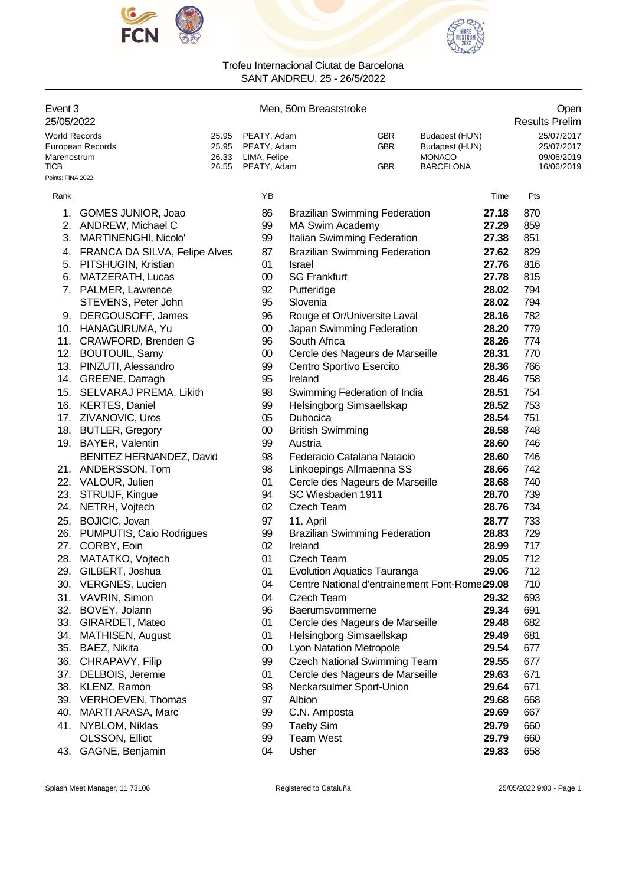Trofeu Internacional Ciutat de Barcelona
SANT ANDREU, 25 - 26/5/2022

| Event 3 | Men, 50m Breaststroke | Open |
|---|---|---|
| 25/05/2022 | | Results Prelim |

| | | | | | |
|---|---|---|---|---|---|
| World Records | 25.95 | PEATY, Adam | GBR | Budapest (HUN) | 25/07/2017 |
| European Records | 25.95 | PEATY, Adam | GBR | Budapest (HUN) | 25/07/2017 |
| Marenostrum | 26.33 | LIMA, Felipe | | MONACO | 09/06/2019 |
| TICB | 26.55 | PEATY, Adam | GBR | BARCELONA | 16/06/2019 |

Points: FINA 2022

| Rank | | YB | | Time | Pts |
|---|---|---|---|---|---|
| 1. | GOMES JUNIOR, Joao | 86 | Brazilian Swimming Federation | **27.18** | 870 |
| 2. | ANDREW, Michael C | 99 | MA Swim Academy | **27.29** | 859 |
| 3. | MARTINENGHI, Nicolo' | 99 | Italian Swimming Federation | **27.38** | 851 |
| 4. | FRANCA DA SILVA, Felipe Alves | 87 | Brazilian Swimming Federation | **27.62** | 829 |
| 5. | PITSHUGIN, Kristian | 01 | Israel | **27.76** | 816 |
| 6. | MATZERATH, Lucas | 00 | SG Frankfurt | **27.78** | 815 |
| 7. | PALMER, Lawrence | 92 | Putteridge | **28.02** | 794 |
| | STEVENS, Peter John | 95 | Slovenia | **28.02** | 794 |
| 9. | DERGOUSOFF, James | 96 | Rouge et Or/Universite Laval | **28.16** | 782 |
| 10. | HANAGURUMA, Yu | 00 | Japan Swimming Federation | **28.20** | 779 |
| 11. | CRAWFORD, Brenden G | 96 | South Africa | **28.26** | 774 |
| 12. | BOUTOUIL, Samy | 00 | Cercle des Nageurs de Marseille | **28.31** | 770 |
| 13. | PINZUTI, Alessandro | 99 | Centro Sportivo Esercito | **28.36** | 766 |
| 14. | GREENE, Darragh | 95 | Ireland | **28.46** | 758 |
| 15. | SELVARAJ PREMA, Likith | 98 | Swimming Federation of India | **28.51** | 754 |
| 16. | KERTES, Daniel | 99 | Helsingborg Simsaellskap | **28.52** | 753 |
| 17. | ZIVANOVIC, Uros | 05 | Dubocica | **28.54** | 751 |
| 18. | BUTLER, Gregory | 00 | British Swimming | **28.58** | 748 |
| 19. | BAYER, Valentin | 99 | Austria | **28.60** | 746 |
| | BENITEZ HERNANDEZ, David | 98 | Federacio Catalana Natacio | **28.60** | 746 |
| 21. | ANDERSSON, Tom | 98 | Linkoepings Allmaenna SS | **28.66** | 742 |
| 22. | VALOUR, Julien | 01 | Cercle des Nageurs de Marseille | **28.68** | 740 |
| 23. | STRUIJF, Kingue | 94 | SC Wiesbaden 1911 | **28.70** | 739 |
| 24. | NETRH, Vojtech | 02 | Czech Team | **28.76** | 734 |
| 25. | BOJICIC, Jovan | 97 | 11. April | **28.77** | 733 |
| 26. | PUMPUTIS, Caio Rodrigues | 99 | Brazilian Swimming Federation | **28.83** | 729 |
| 27. | CORBY, Eoin | 02 | Ireland | **28.99** | 717 |
| 28. | MATATKO, Vojtech | 01 | Czech Team | **29.05** | 712 |
| 29. | GILBERT, Joshua | 01 | Evolution Aquatics Tauranga | **29.06** | 712 |
| 30. | VERGNES, Lucien | 04 | Centre National d'entrainement Font-Romeu | **29.08** | 710 |
| 31. | VAVRIN, Simon | 04 | Czech Team | **29.32** | 693 |
| 32. | BOVEY, Jolann | 96 | Baerumsvommerne | **29.34** | 691 |
| 33. | GIRARDET, Mateo | 01 | Cercle des Nageurs de Marseille | **29.48** | 682 |
| 34. | MATHISEN, August | 01 | Helsingborg Simsaellskap | **29.49** | 681 |
| 35. | BAEZ, Nikita | 00 | Lyon Natation Metropole | **29.54** | 677 |
| 36. | CHRAPAVY, Filip | 99 | Czech National Swimming Team | **29.55** | 677 |
| 37. | DELBOIS, Jeremie | 01 | Cercle des Nageurs de Marseille | **29.63** | 671 |
| 38. | KLENZ, Ramon | 98 | Neckarsulmer Sport-Union | **29.64** | 671 |
| 39. | VERHOEVEN, Thomas | 97 | Albion | **29.68** | 668 |
| 40. | MARTI ARASA, Marc | 99 | C.N. Amposta | **29.69** | 667 |
| 41. | NYBLOM, Niklas | 99 | Taeby Sim | **29.79** | 660 |
| | OLSSON, Elliot | 99 | Team West | **29.79** | 660 |
| 43. | GAGNE, Benjamin | 04 | Usher | **29.83** | 658 |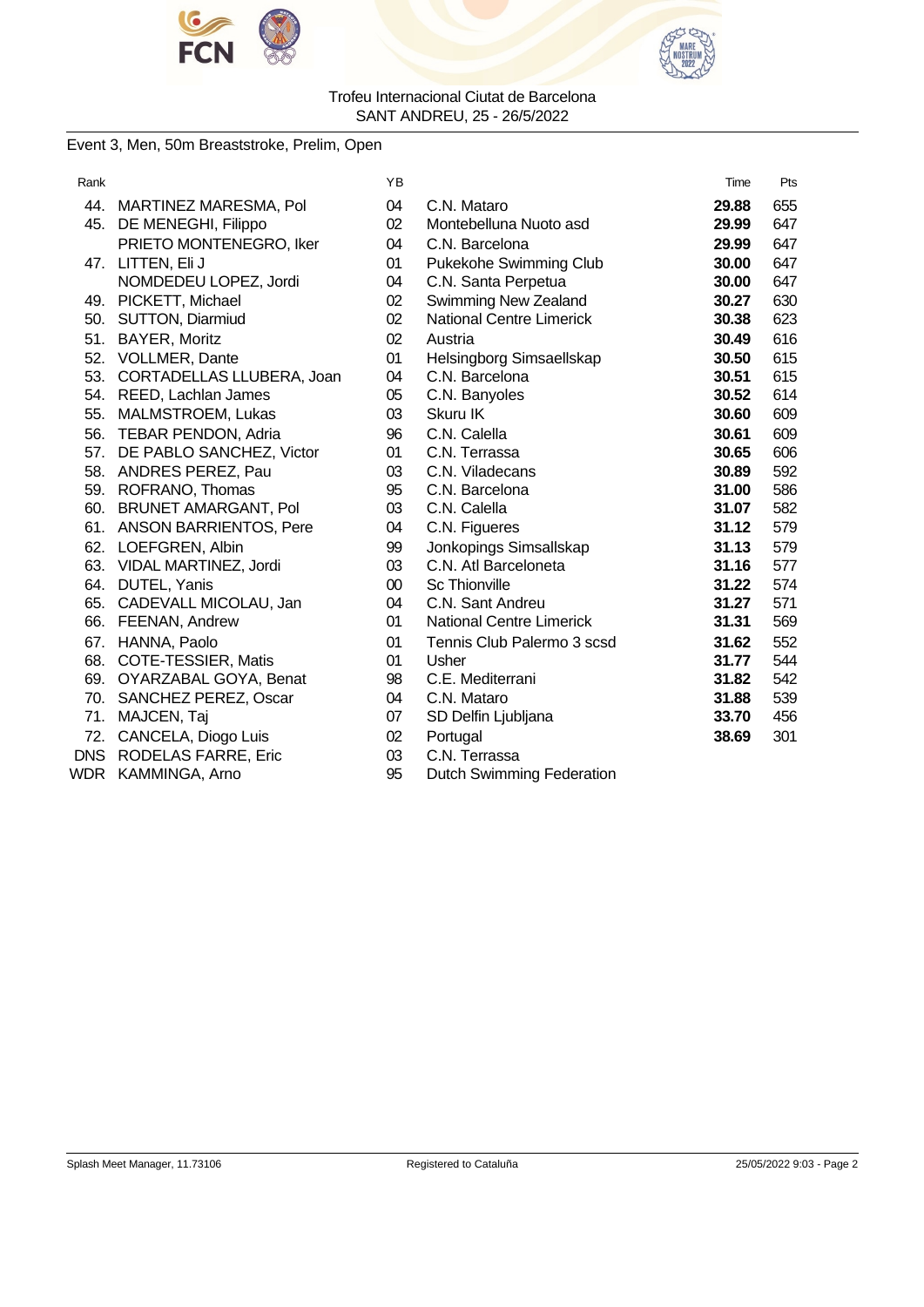Trofeu Internacional Ciutat de Barcelona
SANT ANDREU, 25 - 26/5/2022

## Event 3, Men, 50m Breaststroke, Prelim, Open

| Rank | | YB | | Time | Pts |
|---|---|---|---|---|---|
| 44. | MARTINEZ MARESMA, Pol | 04 | C.N. Mataro | **29.88** | 655 |
| 45. | DE MENEGHI, Filippo | 02 | Montebelluna Nuoto asd | **29.99** | 647 |
| | PRIETO MONTENEGRO, Iker | 04 | C.N. Barcelona | **29.99** | 647 |
| 47. | LITTEN, Eli J | 01 | Pukekohe Swimming Club | **30.00** | 647 |
| | NOMDEDEU LOPEZ, Jordi | 04 | C.N. Santa Perpetua | **30.00** | 647 |
| 49. | PICKETT, Michael | 02 | Swimming New Zealand | **30.27** | 630 |
| 50. | SUTTON, Diarmiud | 02 | National Centre Limerick | **30.38** | 623 |
| 51. | BAYER, Moritz | 02 | Austria | **30.49** | 616 |
| 52. | VOLLMER, Dante | 01 | Helsingborg Simsaellskap | **30.50** | 615 |
| 53. | CORTADELLAS LLUBERA, Joan | 04 | C.N. Barcelona | **30.51** | 615 |
| 54. | REED, Lachlan James | 05 | C.N. Banyoles | **30.52** | 614 |
| 55. | MALMSTROEM, Lukas | 03 | Skuru IK | **30.60** | 609 |
| 56. | TEBAR PENDON, Adria | 96 | C.N. Calella | **30.61** | 609 |
| 57. | DE PABLO SANCHEZ, Victor | 01 | C.N. Terrassa | **30.65** | 606 |
| 58. | ANDRES PEREZ, Pau | 03 | C.N. Viladecans | **30.89** | 592 |
| 59. | ROFRANO, Thomas | 95 | C.N. Barcelona | **31.00** | 586 |
| 60. | BRUNET AMARGANT, Pol | 03 | C.N. Calella | **31.07** | 582 |
| 61. | ANSON BARRIENTOS, Pere | 04 | C.N. Figueres | **31.12** | 579 |
| 62. | LOEFGREN, Albin | 99 | Jonkopings Simsallskap | **31.13** | 579 |
| 63. | VIDAL MARTINEZ, Jordi | 03 | C.N. Atl Barceloneta | **31.16** | 577 |
| 64. | DUTEL, Yanis | 00 | Sc Thionville | **31.22** | 574 |
| 65. | CADEVALL MICOLAU, Jan | 04 | C.N. Sant Andreu | **31.27** | 571 |
| 66. | FEENAN, Andrew | 01 | National Centre Limerick | **31.31** | 569 |
| 67. | HANNA, Paolo | 01 | Tennis Club Palermo 3 scsd | **31.62** | 552 |
| 68. | COTE-TESSIER, Matis | 01 | Usher | **31.77** | 544 |
| 69. | OYARZABAL GOYA, Benat | 98 | C.E. Mediterrani | **31.82** | 542 |
| 70. | SANCHEZ PEREZ, Oscar | 04 | C.N. Mataro | **31.88** | 539 |
| 71. | MAJCEN, Taj | 07 | SD Delfin Ljubljana | **33.70** | 456 |
| 72. | CANCELA, Diogo Luis | 02 | Portugal | **38.69** | 301 |
| DNS | RODELAS FARRE, Eric | 03 | C.N. Terrassa | | |
| WDR | KAMMINGA, Arno | 95 | Dutch Swimming Federation | | |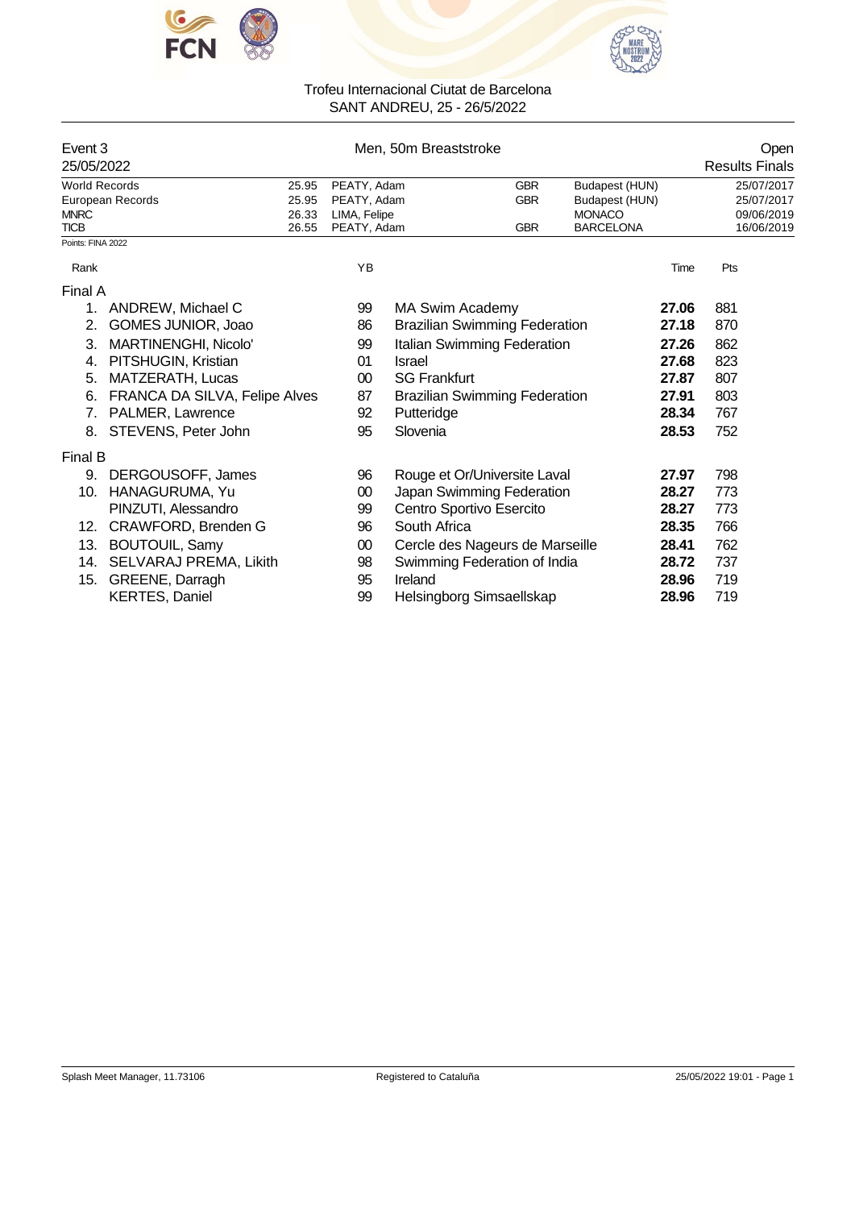Trofeu Internacional Ciutat de Barcelona
SANT ANDREU, 25 - 26/5/2022

| Event 3 | Men, 50m Breaststroke | Open |
|---|---|---|
| 25/05/2022 | | Results Finals |

| Record | Time | Name | Nation | Place | Date |
|---|---|---|---|---|---|
| World Records | 25.95 | PEATY, Adam | GBR | Budapest (HUN) | 25/07/2017 |
| European Records | 25.95 | PEATY, Adam | GBR | Budapest (HUN) | 25/07/2017 |
| MNRC | 26.33 | LIMA, Felipe | | MONACO | 09/06/2019 |
| TICB | 26.55 | PEATY, Adam | GBR | BARCELONA | 16/06/2019 |

Points: FINA 2022

| Rank | | YB | | Time | Pts |
|---|---|---|---|---|---|
| **Final A** | | | | | |
| 1. | ANDREW, Michael C | 99 | MA Swim Academy | **27.06** | 881 |
| 2. | GOMES JUNIOR, Joao | 86 | Brazilian Swimming Federation | **27.18** | 870 |
| 3. | MARTINENGHI, Nicolo' | 99 | Italian Swimming Federation | **27.26** | 862 |
| 4. | PITSHUGIN, Kristian | 01 | Israel | **27.68** | 823 |
| 5. | MATZERATH, Lucas | 00 | SG Frankfurt | **27.87** | 807 |
| 6. | FRANCA DA SILVA, Felipe Alves | 87 | Brazilian Swimming Federation | **27.91** | 803 |
| 7. | PALMER, Lawrence | 92 | Putteridge | **28.34** | 767 |
| 8. | STEVENS, Peter John | 95 | Slovenia | **28.53** | 752 |
| **Final B** | | | | | |
| 9. | DERGOUSOFF, James | 96 | Rouge et Or/Universite Laval | **27.97** | 798 |
| 10. | HANAGURUMA, Yu | 00 | Japan Swimming Federation | **28.27** | 773 |
| | PINZUTI, Alessandro | 99 | Centro Sportivo Esercito | **28.27** | 773 |
| 12. | CRAWFORD, Brenden G | 96 | South Africa | **28.35** | 766 |
| 13. | BOUTOUIL, Samy | 00 | Cercle des Nageurs de Marseille | **28.41** | 762 |
| 14. | SELVARAJ PREMA, Likith | 98 | Swimming Federation of India | **28.72** | 737 |
| 15. | GREENE, Darragh | 95 | Ireland | **28.96** | 719 |
| | KERTES, Daniel | 99 | Helsingborg Simsaellskap | **28.96** | 719 |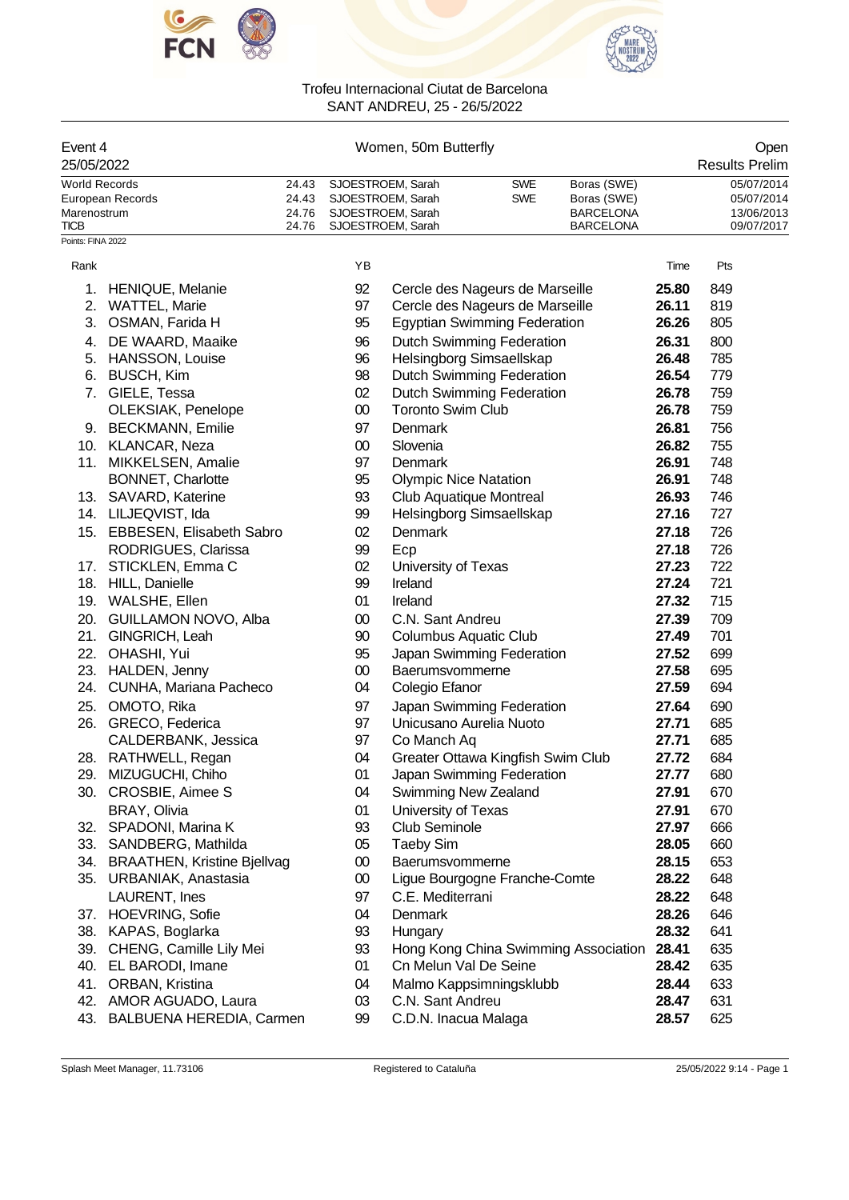Trofeu Internacional Ciutat de Barcelona
SANT ANDREU, 25 - 26/5/2022

## Event 4 — Women, 50m Butterfly — Open

25/05/2022 — Results Prelim

| Record | Time | Name | Nation | Place | Date |
|---|---|---|---|---|---|
| World Records | 24.43 | SJOESTROEM, Sarah | SWE | Boras (SWE) | 05/07/2014 |
| European Records | 24.43 | SJOESTROEM, Sarah | SWE | Boras (SWE) | 05/07/2014 |
| Marenostrum | 24.76 | SJOESTROEM, Sarah | | BARCELONA | 13/06/2013 |
| TICB | 24.76 | SJOESTROEM, Sarah | | BARCELONA | 09/07/2017 |

Points: FINA 2022

| Rank | Name | YB | Club | Time | Pts |
|---|---|---|---|---|---|
| 1. | HENIQUE, Melanie | 92 | Cercle des Nageurs de Marseille | **25.80** | 849 |
| 2. | WATTEL, Marie | 97 | Cercle des Nageurs de Marseille | **26.11** | 819 |
| 3. | OSMAN, Farida H | 95 | Egyptian Swimming Federation | **26.26** | 805 |
| 4. | DE WAARD, Maaike | 96 | Dutch Swimming Federation | **26.31** | 800 |
| 5. | HANSSON, Louise | 96 | Helsingborg Simsaellskap | **26.48** | 785 |
| 6. | BUSCH, Kim | 98 | Dutch Swimming Federation | **26.54** | 779 |
| 7. | GIELE, Tessa | 02 | Dutch Swimming Federation | **26.78** | 759 |
| | OLEKSIAK, Penelope | 00 | Toronto Swim Club | **26.78** | 759 |
| 9. | BECKMANN, Emilie | 97 | Denmark | **26.81** | 756 |
| 10. | KLANCAR, Neza | 00 | Slovenia | **26.82** | 755 |
| 11. | MIKKELSEN, Amalie | 97 | Denmark | **26.91** | 748 |
| | BONNET, Charlotte | 95 | Olympic Nice Natation | **26.91** | 748 |
| 13. | SAVARD, Katerine | 93 | Club Aquatique Montreal | **26.93** | 746 |
| 14. | LILJEQVIST, Ida | 99 | Helsingborg Simsaellskap | **27.16** | 727 |
| 15. | EBBESEN, Elisabeth Sabro | 02 | Denmark | **27.18** | 726 |
| | RODRIGUES, Clarissa | 99 | Ecp | **27.18** | 726 |
| 17. | STICKLEN, Emma C | 02 | University of Texas | **27.23** | 722 |
| 18. | HILL, Danielle | 99 | Ireland | **27.24** | 721 |
| 19. | WALSHE, Ellen | 01 | Ireland | **27.32** | 715 |
| 20. | GUILLAMON NOVO, Alba | 00 | C.N. Sant Andreu | **27.39** | 709 |
| 21. | GINGRICH, Leah | 90 | Columbus Aquatic Club | **27.49** | 701 |
| 22. | OHASHI, Yui | 95 | Japan Swimming Federation | **27.52** | 699 |
| 23. | HALDEN, Jenny | 00 | Baerumsvommerne | **27.58** | 695 |
| 24. | CUNHA, Mariana Pacheco | 04 | Colegio Efanor | **27.59** | 694 |
| 25. | OMOTO, Rika | 97 | Japan Swimming Federation | **27.64** | 690 |
| 26. | GRECO, Federica | 97 | Unicusano Aurelia Nuoto | **27.71** | 685 |
| | CALDERBANK, Jessica | 97 | Co Manch Aq | **27.71** | 685 |
| 28. | RATHWELL, Regan | 04 | Greater Ottawa Kingfish Swim Club | **27.72** | 684 |
| 29. | MIZUGUCHI, Chiho | 01 | Japan Swimming Federation | **27.77** | 680 |
| 30. | CROSBIE, Aimee S | 04 | Swimming New Zealand | **27.91** | 670 |
| | BRAY, Olivia | 01 | University of Texas | **27.91** | 670 |
| 32. | SPADONI, Marina K | 93 | Club Seminole | **27.97** | 666 |
| 33. | SANDBERG, Mathilda | 05 | Taeby Sim | **28.05** | 660 |
| 34. | BRAATHEN, Kristine Bjellvag | 00 | Baerumsvommerne | **28.15** | 653 |
| 35. | URBANIAK, Anastasia | 00 | Ligue Bourgogne Franche-Comte | **28.22** | 648 |
| | LAURENT, Ines | 97 | C.E. Mediterrani | **28.22** | 648 |
| 37. | HOEVRING, Sofie | 04 | Denmark | **28.26** | 646 |
| 38. | KAPAS, Boglarka | 93 | Hungary | **28.32** | 641 |
| 39. | CHENG, Camille Lily Mei | 93 | Hong Kong China Swimming Association | **28.41** | 635 |
| 40. | EL BARODI, Imane | 01 | Cn Melun Val De Seine | **28.42** | 635 |
| 41. | ORBAN, Kristina | 04 | Malmo Kappsimningsklubb | **28.44** | 633 |
| 42. | AMOR AGUADO, Laura | 03 | C.N. Sant Andreu | **28.47** | 631 |
| 43. | BALBUENA HEREDIA, Carmen | 99 | C.D.N. Inacua Malaga | **28.57** | 625 |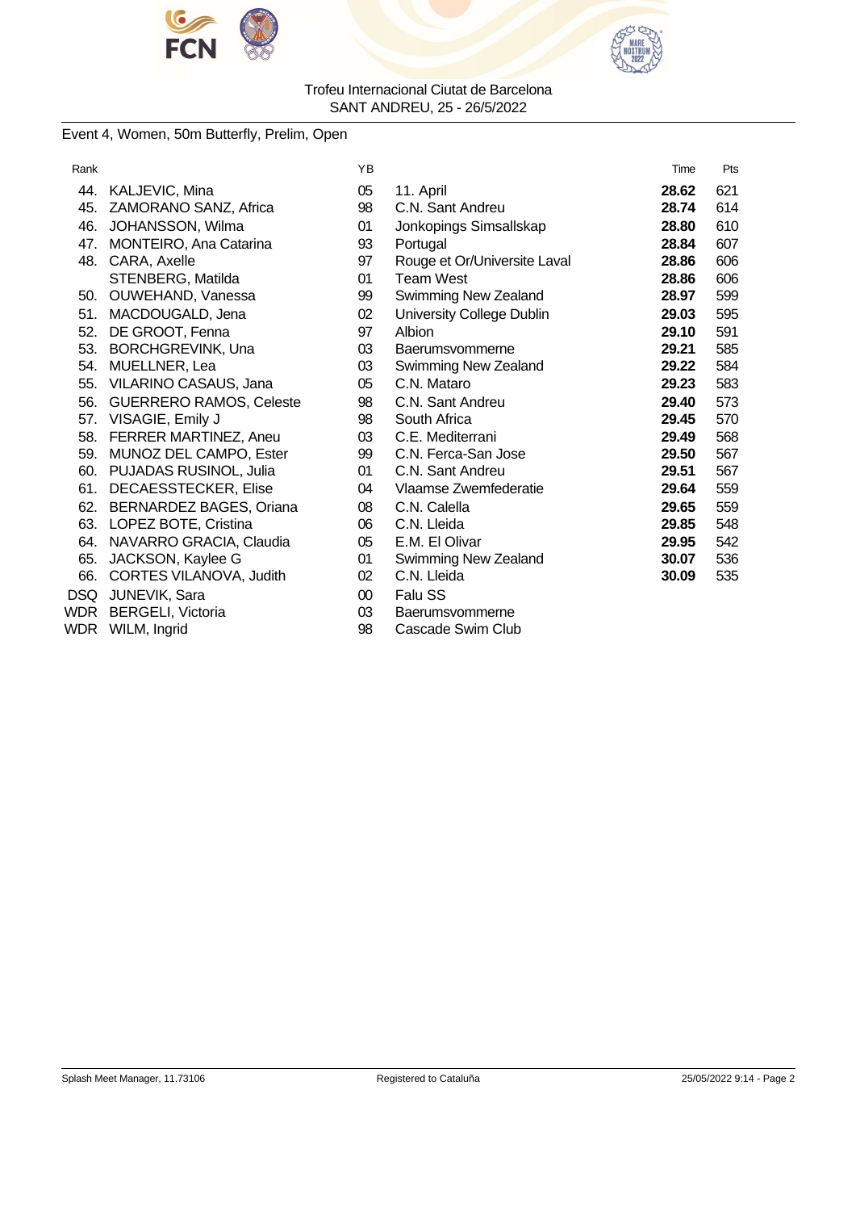Trofeu Internacional Ciutat de Barcelona
SANT ANDREU, 25 - 26/5/2022

Event 4, Women, 50m Butterfly, Prelim, Open

| Rank | | YB | | Time | Pts |
|---|---|---|---|---|---|
| 44. | KALJEVIC, Mina | 05 | 11. April | **28.62** | 621 |
| 45. | ZAMORANO SANZ, Africa | 98 | C.N. Sant Andreu | **28.74** | 614 |
| 46. | JOHANSSON, Wilma | 01 | Jonkopings Simsallskap | **28.80** | 610 |
| 47. | MONTEIRO, Ana Catarina | 93 | Portugal | **28.84** | 607 |
| 48. | CARA, Axelle | 97 | Rouge et Or/Universite Laval | **28.86** | 606 |
| | STENBERG, Matilda | 01 | Team West | **28.86** | 606 |
| 50. | OUWEHAND, Vanessa | 99 | Swimming New Zealand | **28.97** | 599 |
| 51. | MACDOUGALD, Jena | 02 | University College Dublin | **29.03** | 595 |
| 52. | DE GROOT, Fenna | 97 | Albion | **29.10** | 591 |
| 53. | BORCHGREVINK, Una | 03 | Baerumsvommerne | **29.21** | 585 |
| 54. | MUELLNER, Lea | 03 | Swimming New Zealand | **29.22** | 584 |
| 55. | VILARINO CASAUS, Jana | 05 | C.N. Mataro | **29.23** | 583 |
| 56. | GUERRERO RAMOS, Celeste | 98 | C.N. Sant Andreu | **29.40** | 573 |
| 57. | VISAGIE, Emily J | 98 | South Africa | **29.45** | 570 |
| 58. | FERRER MARTINEZ, Aneu | 03 | C.E. Mediterrani | **29.49** | 568 |
| 59. | MUNOZ DEL CAMPO, Ester | 99 | C.N. Ferca-San Jose | **29.50** | 567 |
| 60. | PUJADAS RUSINOL, Julia | 01 | C.N. Sant Andreu | **29.51** | 567 |
| 61. | DECAESSTECKER, Elise | 04 | Vlaamse Zwemfederatie | **29.64** | 559 |
| 62. | BERNARDEZ BAGES, Oriana | 08 | C.N. Calella | **29.65** | 559 |
| 63. | LOPEZ BOTE, Cristina | 06 | C.N. Lleida | **29.85** | 548 |
| 64. | NAVARRO GRACIA, Claudia | 05 | E.M. El Olivar | **29.95** | 542 |
| 65. | JACKSON, Kaylee G | 01 | Swimming New Zealand | **30.07** | 536 |
| 66. | CORTES VILANOVA, Judith | 02 | C.N. Lleida | **30.09** | 535 |
| DSQ | JUNEVIK, Sara | 00 | Falu SS | | |
| WDR | BERGELI, Victoria | 03 | Baerumsvommerne | | |
| WDR | WILM, Ingrid | 98 | Cascade Swim Club | | |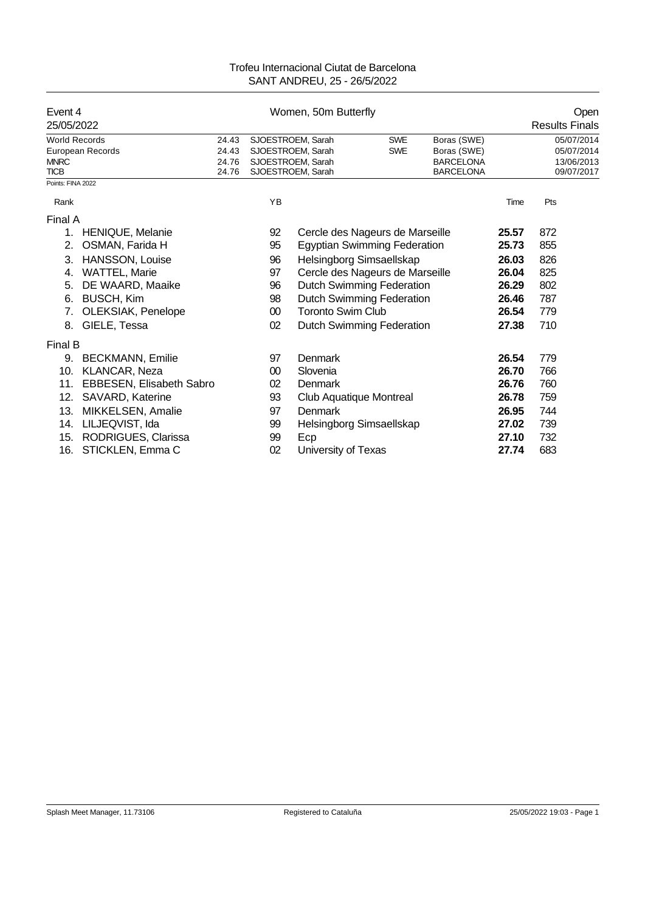Trofeu Internacional Ciutat de Barcelona
SANT ANDREU, 25 - 26/5/2022

## Event 4 — Women, 50m Butterfly — Open

25/05/2022 — Results Finals

| | | | | | |
|---|---|---|---|---|---|
| World Records | 24.43 | SJOESTROEM, Sarah | SWE | Boras (SWE) | 05/07/2014 |
| European Records | 24.43 | SJOESTROEM, Sarah | SWE | Boras (SWE) | 05/07/2014 |
| MNRC | 24.76 | SJOESTROEM, Sarah | | BARCELONA | 13/06/2013 |
| TICB | 24.76 | SJOESTROEM, Sarah | | BARCELONA | 09/07/2017 |

Points: FINA 2022

| Rank | Name | YB | Club | Time | Pts |
|---|---|---|---|---|---|
| **Final A** | | | | | |
| 1. | HENIQUE, Melanie | 92 | Cercle des Nageurs de Marseille | **25.57** | 872 |
| 2. | OSMAN, Farida H | 95 | Egyptian Swimming Federation | **25.73** | 855 |
| 3. | HANSSON, Louise | 96 | Helsingborg Simsaellskap | **26.03** | 826 |
| 4. | WATTEL, Marie | 97 | Cercle des Nageurs de Marseille | **26.04** | 825 |
| 5. | DE WAARD, Maaike | 96 | Dutch Swimming Federation | **26.29** | 802 |
| 6. | BUSCH, Kim | 98 | Dutch Swimming Federation | **26.46** | 787 |
| 7. | OLEKSIAK, Penelope | 00 | Toronto Swim Club | **26.54** | 779 |
| 8. | GIELE, Tessa | 02 | Dutch Swimming Federation | **27.38** | 710 |
| **Final B** | | | | | |
| 9. | BECKMANN, Emilie | 97 | Denmark | **26.54** | 779 |
| 10. | KLANCAR, Neza | 00 | Slovenia | **26.70** | 766 |
| 11. | EBBESEN, Elisabeth Sabro | 02 | Denmark | **26.76** | 760 |
| 12. | SAVARD, Katerine | 93 | Club Aquatique Montreal | **26.78** | 759 |
| 13. | MIKKELSEN, Amalie | 97 | Denmark | **26.95** | 744 |
| 14. | LILJEQVIST, Ida | 99 | Helsingborg Simsaellskap | **27.02** | 739 |
| 15. | RODRIGUES, Clarissa | 99 | Ecp | **27.10** | 732 |
| 16. | STICKLEN, Emma C | 02 | University of Texas | **27.74** | 683 |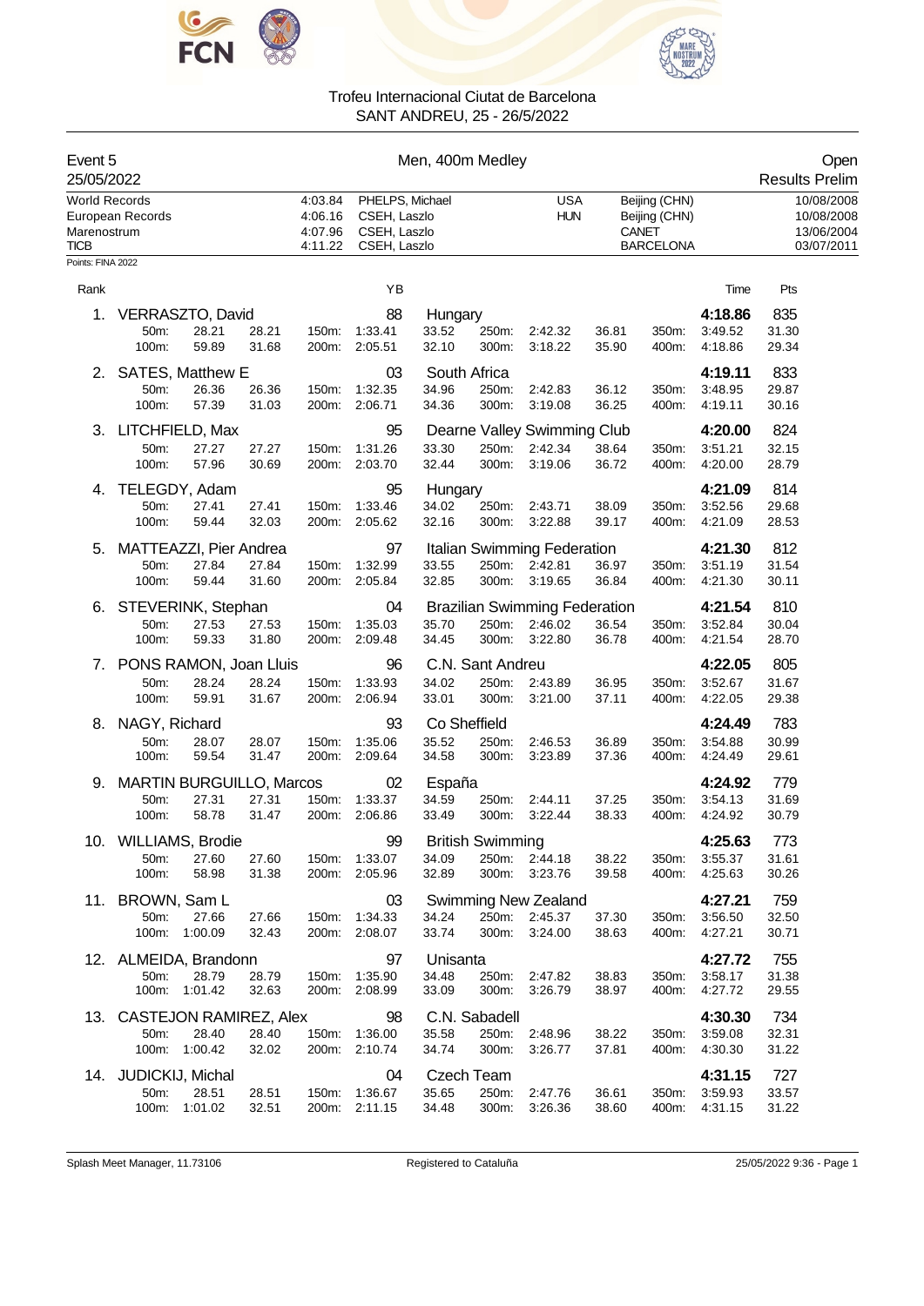Trofeu Internacional Ciutat de Barcelona
SANT ANDREU, 25 - 26/5/2022

| Event 5 | Men, 400m Medley | Open |
|---|---|---|
| 25/05/2022 | | Results Prelim |

| | | | | | |
|---|---|---|---|---|---|
| World Records | 4:03.84 | PHELPS, Michael | USA | Beijing (CHN) | 10/08/2008 |
| European Records | 4:06.16 | CSEH, Laszlo | HUN | Beijing (CHN) | 10/08/2008 |
| Marenostrum | 4:07.96 | CSEH, Laszlo | | CANET | 13/06/2004 |
| TICB | 4:11.22 | CSEH, Laszlo | | BARCELONA | 03/07/2011 |

Points: FINA 2022

| Rank | Name | YB | Club | Time | Pts |
|---|---|---|---|---|---|
| 1. | VERRASZTO, David | 88 | Hungary | 4:18.86 | 835 |
| | 50m: 28.21 28.21 / 100m: 59.89 31.68 | 150m: 1:33.41 33.52 / 200m: 2:05.51 32.10 | 250m: 2:42.32 36.81 / 300m: 3:18.22 35.90 | 350m: 3:49.52 31.30 / 400m: 4:18.86 29.34 | |
| 2. | SATES, Matthew E | 03 | South Africa | 4:19.11 | 833 |
| | 50m: 26.36 26.36 / 100m: 57.39 31.03 | 150m: 1:32.35 34.96 / 200m: 2:06.71 34.36 | 250m: 2:42.83 36.12 / 300m: 3:19.08 36.25 | 350m: 3:48.95 29.87 / 400m: 4:19.11 30.16 | |
| 3. | LITCHFIELD, Max | 95 | Dearne Valley Swimming Club | 4:20.00 | 824 |
| | 50m: 27.27 27.27 / 100m: 57.96 30.69 | 150m: 1:31.26 33.30 / 200m: 2:03.70 32.44 | 250m: 2:42.34 38.64 / 300m: 3:19.06 36.72 | 350m: 3:51.21 32.15 / 400m: 4:20.00 28.79 | |
| 4. | TELEGDY, Adam | 95 | Hungary | 4:21.09 | 814 |
| | 50m: 27.41 27.41 / 100m: 59.44 32.03 | 150m: 1:33.46 34.02 / 200m: 2:05.62 32.16 | 250m: 2:43.71 38.09 / 300m: 3:22.88 39.17 | 350m: 3:52.56 29.68 / 400m: 4:21.09 28.53 | |
| 5. | MATTEAZZI, Pier Andrea | 97 | Italian Swimming Federation | 4:21.30 | 812 |
| | 50m: 27.84 27.84 / 100m: 59.44 31.60 | 150m: 1:32.99 33.55 / 200m: 2:05.84 32.85 | 250m: 2:42.81 36.97 / 300m: 3:19.65 36.84 | 350m: 3:51.19 31.54 / 400m: 4:21.30 30.11 | |
| 6. | STEVERINK, Stephan | 04 | Brazilian Swimming Federation | 4:21.54 | 810 |
| | 50m: 27.53 27.53 / 100m: 59.33 31.80 | 150m: 1:35.03 35.70 / 200m: 2:09.48 34.45 | 250m: 2:46.02 36.54 / 300m: 3:22.80 36.78 | 350m: 3:52.84 30.04 / 400m: 4:21.54 28.70 | |
| 7. | PONS RAMON, Joan Lluis | 96 | C.N. Sant Andreu | 4:22.05 | 805 |
| | 50m: 28.24 28.24 / 100m: 59.91 31.67 | 150m: 1:33.93 34.02 / 200m: 2:06.94 33.01 | 250m: 2:43.89 36.95 / 300m: 3:21.00 37.11 | 350m: 3:52.67 31.67 / 400m: 4:22.05 29.38 | |
| 8. | NAGY, Richard | 93 | Co Sheffield | 4:24.49 | 783 |
| | 50m: 28.07 28.07 / 100m: 59.54 31.47 | 150m: 1:35.06 35.52 / 200m: 2:09.64 34.58 | 250m: 2:46.53 36.89 / 300m: 3:23.89 37.36 | 350m: 3:54.88 30.99 / 400m: 4:24.49 29.61 | |
| 9. | MARTIN BURGUILLO, Marcos | 02 | España | 4:24.92 | 779 |
| | 50m: 27.31 27.31 / 100m: 58.78 31.47 | 150m: 1:33.37 34.59 / 200m: 2:06.86 33.49 | 250m: 2:44.11 37.25 / 300m: 3:22.44 38.33 | 350m: 3:54.13 31.69 / 400m: 4:24.92 30.79 | |
| 10. | WILLIAMS, Brodie | 99 | British Swimming | 4:25.63 | 773 |
| | 50m: 27.60 27.60 / 100m: 58.98 31.38 | 150m: 1:33.07 34.09 / 200m: 2:05.96 32.89 | 250m: 2:44.18 38.22 / 300m: 3:23.76 39.58 | 350m: 3:55.37 31.61 / 400m: 4:25.63 30.26 | |
| 11. | BROWN, Sam L | 03 | Swimming New Zealand | 4:27.21 | 759 |
| | 50m: 27.66 27.66 / 100m: 1:00.09 32.43 | 150m: 1:34.33 34.24 / 200m: 2:08.07 33.74 | 250m: 2:45.37 37.30 / 300m: 3:24.00 38.63 | 350m: 3:56.50 32.50 / 400m: 4:27.21 30.71 | |
| 12. | ALMEIDA, Brandonn | 97 | Unisanta | 4:27.72 | 755 |
| | 50m: 28.79 28.79 / 100m: 1:01.42 32.63 | 150m: 1:35.90 34.48 / 200m: 2:08.99 33.09 | 250m: 2:47.82 38.83 / 300m: 3:26.79 38.97 | 350m: 3:58.17 31.38 / 400m: 4:27.72 29.55 | |
| 13. | CASTEJON RAMIREZ, Alex | 98 | C.N. Sabadell | 4:30.30 | 734 |
| | 50m: 28.40 28.40 / 100m: 1:00.42 32.02 | 150m: 1:36.00 35.58 / 200m: 2:10.74 34.74 | 250m: 2:48.96 38.22 / 300m: 3:26.77 37.81 | 350m: 3:59.08 32.31 / 400m: 4:30.30 31.22 | |
| 14. | JUDICKIJ, Michal | 04 | Czech Team | 4:31.15 | 727 |
| | 50m: 28.51 28.51 / 100m: 1:01.02 32.51 | 150m: 1:36.67 35.65 / 200m: 2:11.15 34.48 | 250m: 2:47.76 36.61 / 300m: 3:26.36 38.60 | 350m: 3:59.93 33.57 / 400m: 4:31.15 31.22 | |

Splash Meet Manager, 11.73106 — Registered to Cataluña — 25/05/2022 9:36 - Page 1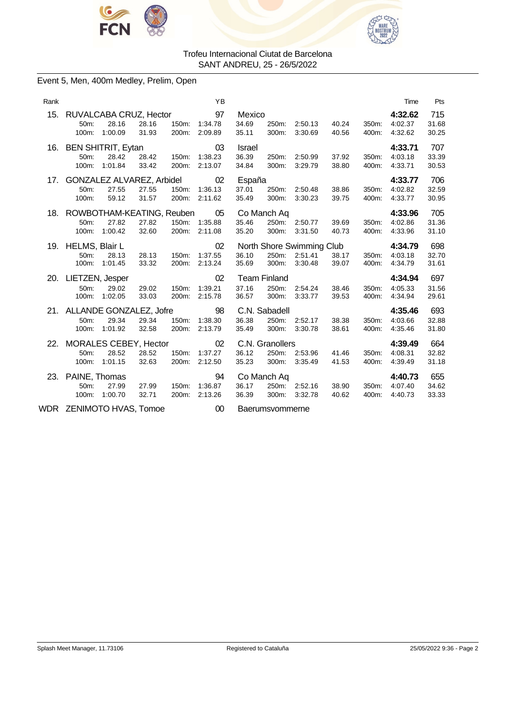Trofeu Internacional Ciutat de Barcelona
SANT ANDREU, 25 - 26/5/2022

## Event 5, Men, 400m Medley, Prelim, Open

| Rank | Name | YB | Club | Time | Pts |
|---|---|---|---|---|---|
| 15. | RUVALCABA CRUZ, Hector | 97 | Mexico | **4:32.62** | 715 |
| | 50m: 28.16 28.16 / 100m: 1:00.09 31.93 / 150m: 1:34.78 34.69 / 200m: 2:09.89 35.11 / 250m: 2:50.13 40.24 / 300m: 3:30.69 40.56 / 350m: 4:02.37 31.68 / 400m: 4:32.62 30.25 | | | | |
| 16. | BEN SHITRIT, Eytan | 03 | Israel | **4:33.71** | 707 |
| | 50m: 28.42 28.42 / 100m: 1:01.84 33.42 / 150m: 1:38.23 36.39 / 200m: 2:13.07 34.84 / 250m: 2:50.99 37.92 / 300m: 3:29.79 38.80 / 350m: 4:03.18 33.39 / 400m: 4:33.71 30.53 | | | | |
| 17. | GONZALEZ ALVAREZ, Arbidel | 02 | España | **4:33.77** | 706 |
| | 50m: 27.55 27.55 / 100m: 59.12 31.57 / 150m: 1:36.13 37.01 / 200m: 2:11.62 35.49 / 250m: 2:50.48 38.86 / 300m: 3:30.23 39.75 / 350m: 4:02.82 32.59 / 400m: 4:33.77 30.95 | | | | |
| 18. | ROWBOTHAM-KEATING, Reuben | 05 | Co Manch Aq | **4:33.96** | 705 |
| | 50m: 27.82 27.82 / 100m: 1:00.42 32.60 / 150m: 1:35.88 35.46 / 200m: 2:11.08 35.20 / 250m: 2:50.77 39.69 / 300m: 3:31.50 40.73 / 350m: 4:02.86 31.36 / 400m: 4:33.96 31.10 | | | | |
| 19. | HELMS, Blair L | 02 | North Shore Swimming Club | **4:34.79** | 698 |
| | 50m: 28.13 28.13 / 100m: 1:01.45 33.32 / 150m: 1:37.55 36.10 / 200m: 2:13.24 35.69 / 250m: 2:51.41 38.17 / 300m: 3:30.48 39.07 / 350m: 4:03.18 32.70 / 400m: 4:34.79 31.61 | | | | |
| 20. | LIETZEN, Jesper | 02 | Team Finland | **4:34.94** | 697 |
| | 50m: 29.02 29.02 / 100m: 1:02.05 33.03 / 150m: 1:39.21 37.16 / 200m: 2:15.78 36.57 / 250m: 2:54.24 38.46 / 300m: 3:33.77 39.53 / 350m: 4:05.33 31.56 / 400m: 4:34.94 29.61 | | | | |
| 21. | ALLANDE GONZALEZ, Jofre | 98 | C.N. Sabadell | **4:35.46** | 693 |
| | 50m: 29.34 29.34 / 100m: 1:01.92 32.58 / 150m: 1:38.30 36.38 / 200m: 2:13.79 35.49 / 250m: 2:52.17 38.38 / 300m: 3:30.78 38.61 / 350m: 4:03.66 32.88 / 400m: 4:35.46 31.80 | | | | |
| 22. | MORALES CEBEY, Hector | 02 | C.N. Granollers | **4:39.49** | 664 |
| | 50m: 28.52 28.52 / 100m: 1:01.15 32.63 / 150m: 1:37.27 36.12 / 200m: 2:12.50 35.23 / 250m: 2:53.96 41.46 / 300m: 3:35.49 41.53 / 350m: 4:08.31 32.82 / 400m: 4:39.49 31.18 | | | | |
| 23. | PAINE, Thomas | 94 | Co Manch Aq | **4:40.73** | 655 |
| | 50m: 27.99 27.99 / 100m: 1:00.70 32.71 / 150m: 1:36.87 36.17 / 200m: 2:13.26 36.39 / 250m: 2:52.16 38.90 / 300m: 3:32.78 40.62 / 350m: 4:07.40 34.62 / 400m: 4:40.73 33.33 | | | | |
| WDR | ZENIMOTO HVAS, Tomoe | 00 | Baerumsvommerne | | |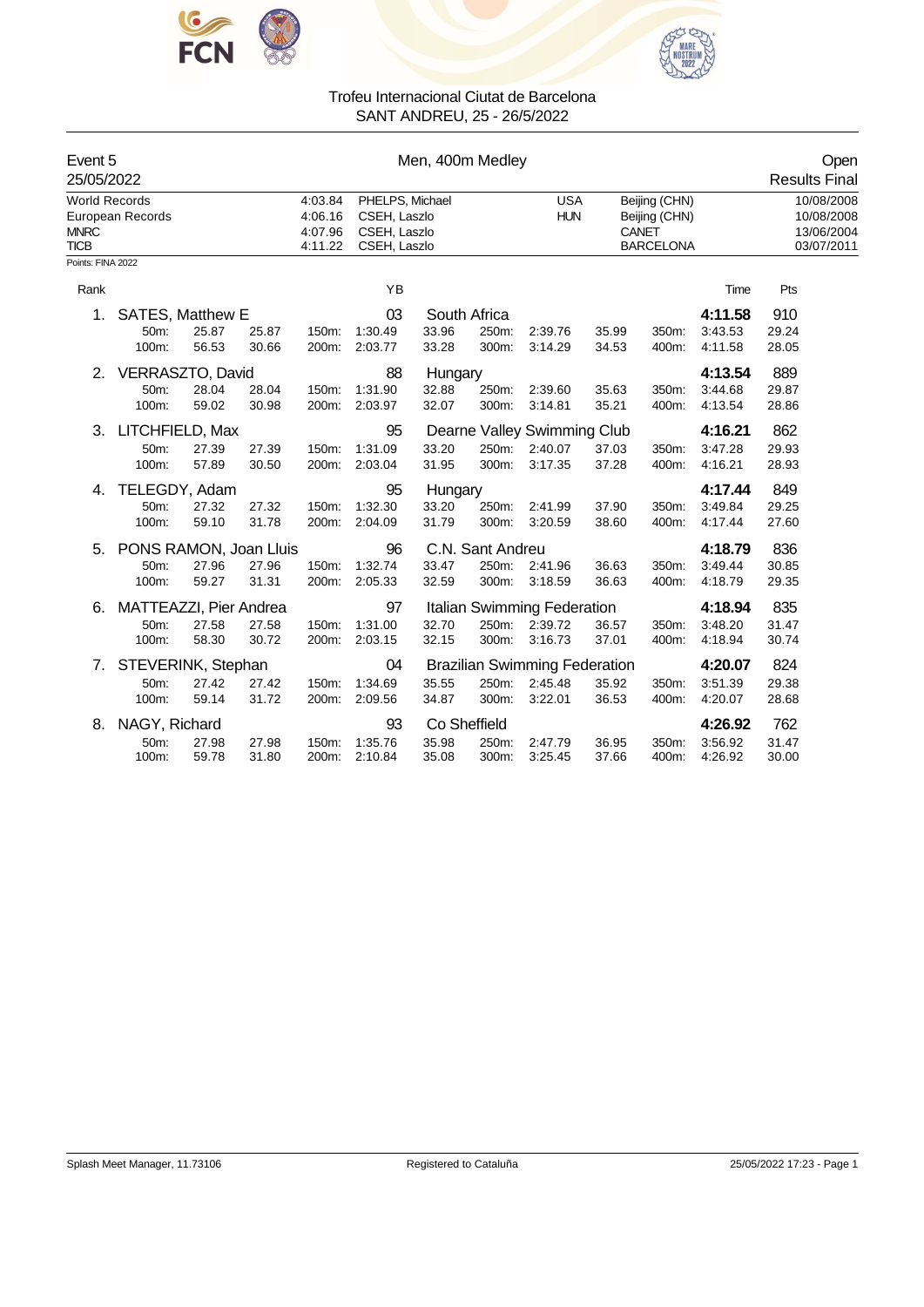Trofeu Internacional Ciutat de Barcelona
SANT ANDREU, 25 - 26/5/2022

## Event 5 — Men, 400m Medley — Open

25/05/2022 — Results Final

| Record | Time | Name | Nation | Place | Date |
|---|---|---|---|---|---|
| World Records | 4:03.84 | PHELPS, Michael | USA | Beijing (CHN) | 10/08/2008 |
| European Records | 4:06.16 | CSEH, Laszlo | HUN | Beijing (CHN) | 10/08/2008 |
| MNRC | 4:07.96 | CSEH, Laszlo | | CANET | 13/06/2004 |
| TICB | 4:11.22 | CSEH, Laszlo | | BARCELONA | 03/07/2011 |

Points: FINA 2022

| Rank | Name | YB | Club | Time | Pts |
|---|---|---|---|---|---|
| 1. | SATES, Matthew E | 03 | South Africa | **4:11.58** | 910 |
| | 50m: 25.87 25.87 / 100m: 56.53 30.66 | 150m: 1:30.49 33.96 / 200m: 2:03.77 33.28 | 250m: 2:39.76 35.99 / 300m: 3:14.29 34.53 | 350m: 3:43.53 29.24 / 400m: 4:11.58 28.05 | |
| 2. | VERRASZTO, David | 88 | Hungary | **4:13.54** | 889 |
| | 50m: 28.04 28.04 / 100m: 59.02 30.98 | 150m: 1:31.90 32.88 / 200m: 2:03.97 32.07 | 250m: 2:39.60 35.63 / 300m: 3:14.81 35.21 | 350m: 3:44.68 29.87 / 400m: 4:13.54 28.86 | |
| 3. | LITCHFIELD, Max | 95 | Dearne Valley Swimming Club | **4:16.21** | 862 |
| | 50m: 27.39 27.39 / 100m: 57.89 30.50 | 150m: 1:31.09 33.20 / 200m: 2:03.04 31.95 | 250m: 2:40.07 37.03 / 300m: 3:17.35 37.28 | 350m: 3:47.28 29.93 / 400m: 4:16.21 28.93 | |
| 4. | TELEGDY, Adam | 95 | Hungary | **4:17.44** | 849 |
| | 50m: 27.32 27.32 / 100m: 59.10 31.78 | 150m: 1:32.30 33.20 / 200m: 2:04.09 31.79 | 250m: 2:41.99 37.90 / 300m: 3:20.59 38.60 | 350m: 3:49.84 29.25 / 400m: 4:17.44 27.60 | |
| 5. | PONS RAMON, Joan Lluis | 96 | C.N. Sant Andreu | **4:18.79** | 836 |
| | 50m: 27.96 27.96 / 100m: 59.27 31.31 | 150m: 1:32.74 33.47 / 200m: 2:05.33 32.59 | 250m: 2:41.96 36.63 / 300m: 3:18.59 36.63 | 350m: 3:49.44 30.85 / 400m: 4:18.79 29.35 | |
| 6. | MATTEAZZI, Pier Andrea | 97 | Italian Swimming Federation | **4:18.94** | 835 |
| | 50m: 27.58 27.58 / 100m: 58.30 30.72 | 150m: 1:31.00 32.70 / 200m: 2:03.15 32.15 | 250m: 2:39.72 36.57 / 300m: 3:16.73 37.01 | 350m: 3:48.20 31.47 / 400m: 4:18.94 30.74 | |
| 7. | STEVERINK, Stephan | 04 | Brazilian Swimming Federation | **4:20.07** | 824 |
| | 50m: 27.42 27.42 / 100m: 59.14 31.72 | 150m: 1:34.69 35.55 / 200m: 2:09.56 34.87 | 250m: 2:45.48 35.92 / 300m: 3:22.01 36.53 | 350m: 3:51.39 29.38 / 400m: 4:20.07 28.68 | |
| 8. | NAGY, Richard | 93 | Co Sheffield | **4:26.92** | 762 |
| | 50m: 27.98 27.98 / 100m: 59.78 31.80 | 150m: 1:35.76 35.98 / 200m: 2:10.84 35.08 | 250m: 2:47.79 36.95 / 300m: 3:25.45 37.66 | 350m: 3:56.92 31.47 / 400m: 4:26.92 30.00 | |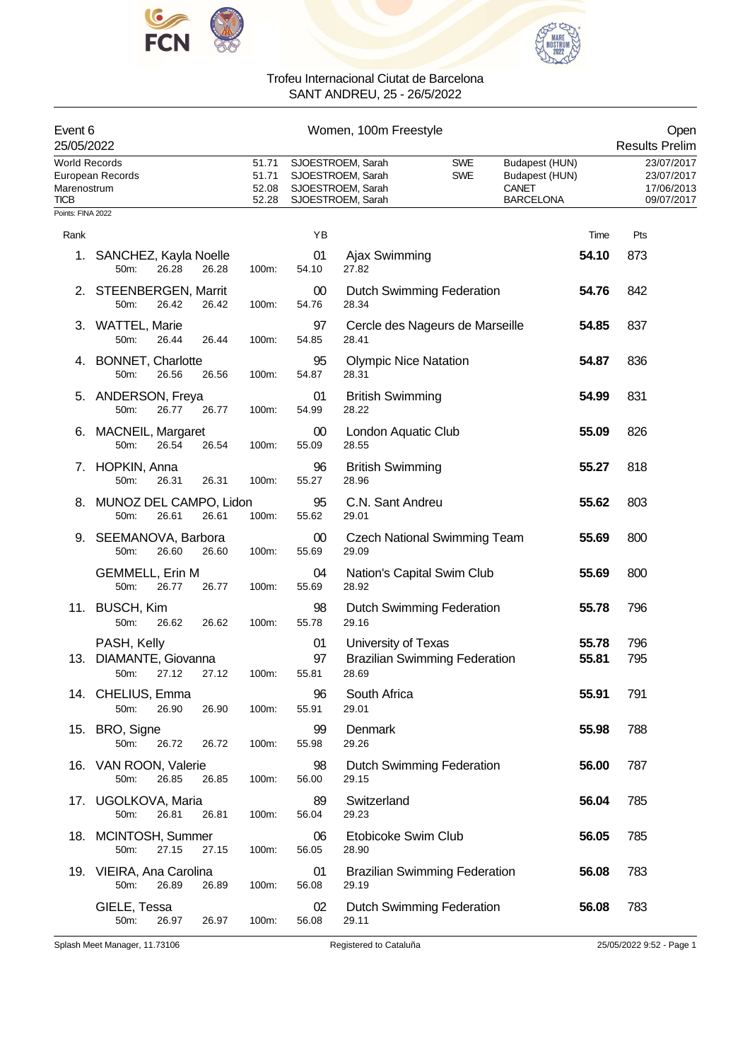Trofeu Internacional Ciutat de Barcelona
SANT ANDREU, 25 - 26/5/2022

Event 6 — Women, 100m Freestyle — Open
25/05/2022 — Results Prelim

| Records | Time | Name | Nation | Place | Date |
|---|---|---|---|---|---|
| World Records | 51.71 | SJOESTROEM, Sarah | SWE | Budapest (HUN) | 23/07/2017 |
| European Records | 51.71 | SJOESTROEM, Sarah | SWE | Budapest (HUN) | 23/07/2017 |
| Marenostrum | 52.08 | SJOESTROEM, Sarah | | CANET | 17/06/2013 |
| TICB | 52.28 | SJOESTROEM, Sarah | | BARCELONA | 09/07/2017 |

Points: FINA 2022

| Rank | Name | YB | Club | Time | Pts | 50m | 100m |
|---|---|---|---|---|---|---|---|
| 1. | SANCHEZ, Kayla Noelle | 01 | Ajax Swimming | 54.10 | 873 | 26.28 (26.28) | 54.10 (27.82) |
| 2. | STEENBERGEN, Marrit | 00 | Dutch Swimming Federation | 54.76 | 842 | 26.42 (26.42) | 54.76 (28.34) |
| 3. | WATTEL, Marie | 97 | Cercle des Nageurs de Marseille | 54.85 | 837 | 26.44 (26.44) | 54.85 (28.41) |
| 4. | BONNET, Charlotte | 95 | Olympic Nice Natation | 54.87 | 836 | 26.56 (26.56) | 54.87 (28.31) |
| 5. | ANDERSON, Freya | 01 | British Swimming | 54.99 | 831 | 26.77 (26.77) | 54.99 (28.22) |
| 6. | MACNEIL, Margaret | 00 | London Aquatic Club | 55.09 | 826 | 26.54 (26.54) | 55.09 (28.55) |
| 7. | HOPKIN, Anna | 96 | British Swimming | 55.27 | 818 | 26.31 (26.31) | 55.27 (28.96) |
| 8. | MUNOZ DEL CAMPO, Lidon | 95 | C.N. Sant Andreu | 55.62 | 803 | 26.61 (26.61) | 55.62 (29.01) |
| 9. | SEEMANOVA, Barbora | 00 | Czech National Swimming Team | 55.69 | 800 | 26.60 (26.60) | 55.69 (29.09) |
| | GEMMELL, Erin M | 04 | Nation's Capital Swim Club | 55.69 | 800 | 26.77 (26.77) | 55.69 (28.92) |
| 11. | BUSCH, Kim | 98 | Dutch Swimming Federation | 55.78 | 796 | 26.62 (26.62) | 55.78 (29.16) |
| | PASH, Kelly | 01 | University of Texas | 55.78 | 796 | | |
| 13. | DIAMANTE, Giovanna | 97 | Brazilian Swimming Federation | 55.81 | 795 | 27.12 (27.12) | 55.81 (28.69) |
| 14. | CHELIUS, Emma | 96 | South Africa | 55.91 | 791 | 26.90 (26.90) | 55.91 (29.01) |
| 15. | BRO, Signe | 99 | Denmark | 55.98 | 788 | 26.72 (26.72) | 55.98 (29.26) |
| 16. | VAN ROON, Valerie | 98 | Dutch Swimming Federation | 56.00 | 787 | 26.85 (26.85) | 56.00 (29.15) |
| 17. | UGOLKOVA, Maria | 89 | Switzerland | 56.04 | 785 | 26.81 (26.81) | 56.04 (29.23) |
| 18. | MCINTOSH, Summer | 06 | Etobicoke Swim Club | 56.05 | 785 | 27.15 (27.15) | 56.05 (28.90) |
| 19. | VIEIRA, Ana Carolina | 01 | Brazilian Swimming Federation | 56.08 | 783 | 26.89 (26.89) | 56.08 (29.19) |
| | GIELE, Tessa | 02 | Dutch Swimming Federation | 56.08 | 783 | 26.97 (26.97) | 56.08 (29.11) |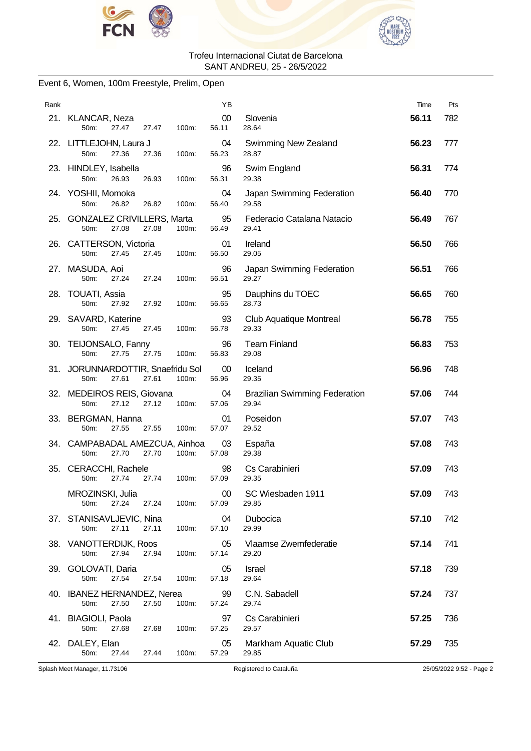Trofeu Internacional Ciutat de Barcelona
SANT ANDREU, 25 - 26/5/2022

## Event 6, Women, 100m Freestyle, Prelim, Open

| Rank | Name | YB | Club | Time | Pts |
|---|---|---|---|---|---|
| 21. | KLANCAR, Neza | 00 | Slovenia | **56.11** | 782 |
| | 50m: 27.47 27.47 100m: 56.11 28.64 | | | | |
| 22. | LITTLEJOHN, Laura J | 04 | Swimming New Zealand | **56.23** | 777 |
| | 50m: 27.36 27.36 100m: 56.23 28.87 | | | | |
| 23. | HINDLEY, Isabella | 96 | Swim England | **56.31** | 774 |
| | 50m: 26.93 26.93 100m: 56.31 29.38 | | | | |
| 24. | YOSHII, Momoka | 04 | Japan Swimming Federation | **56.40** | 770 |
| | 50m: 26.82 26.82 100m: 56.40 29.58 | | | | |
| 25. | GONZALEZ CRIVILLERS, Marta | 95 | Federacio Catalana Natacio | **56.49** | 767 |
| | 50m: 27.08 27.08 100m: 56.49 29.41 | | | | |
| 26. | CATTERSON, Victoria | 01 | Ireland | **56.50** | 766 |
| | 50m: 27.45 27.45 100m: 56.50 29.05 | | | | |
| 27. | MASUDA, Aoi | 96 | Japan Swimming Federation | **56.51** | 766 |
| | 50m: 27.24 27.24 100m: 56.51 29.27 | | | | |
| 28. | TOUATI, Assia | 95 | Dauphins du TOEC | **56.65** | 760 |
| | 50m: 27.92 27.92 100m: 56.65 28.73 | | | | |
| 29. | SAVARD, Katerine | 93 | Club Aquatique Montreal | **56.78** | 755 |
| | 50m: 27.45 27.45 100m: 56.78 29.33 | | | | |
| 30. | TEIJONSALO, Fanny | 96 | Team Finland | **56.83** | 753 |
| | 50m: 27.75 27.75 100m: 56.83 29.08 | | | | |
| 31. | JORUNNARDOTTIR, Snaefridu Sol | 00 | Iceland | **56.96** | 748 |
| | 50m: 27.61 27.61 100m: 56.96 29.35 | | | | |
| 32. | MEDEIROS REIS, Giovana | 04 | Brazilian Swimming Federation | **57.06** | 744 |
| | 50m: 27.12 27.12 100m: 57.06 29.94 | | | | |
| 33. | BERGMAN, Hanna | 01 | Poseidon | **57.07** | 743 |
| | 50m: 27.55 27.55 100m: 57.07 29.52 | | | | |
| 34. | CAMPABADAL AMEZCUA, Ainhoa | 03 | España | **57.08** | 743 |
| | 50m: 27.70 27.70 100m: 57.08 29.38 | | | | |
| 35. | CERACCHI, Rachele | 98 | Cs Carabinieri | **57.09** | 743 |
| | 50m: 27.74 27.74 100m: 57.09 29.35 | | | | |
| | MROZINSKI, Julia | 00 | SC Wiesbaden 1911 | **57.09** | 743 |
| | 50m: 27.24 27.24 100m: 57.09 29.85 | | | | |
| 37. | STANISAVLJEVIC, Nina | 04 | Dubocica | **57.10** | 742 |
| | 50m: 27.11 27.11 100m: 57.10 29.99 | | | | |
| 38. | VANOTTERDIJK, Roos | 05 | Vlaamse Zwemfederatie | **57.14** | 741 |
| | 50m: 27.94 27.94 100m: 57.14 29.20 | | | | |
| 39. | GOLOVATI, Daria | 05 | Israel | **57.18** | 739 |
| | 50m: 27.54 27.54 100m: 57.18 29.64 | | | | |
| 40. | IBANEZ HERNANDEZ, Nerea | 99 | C.N. Sabadell | **57.24** | 737 |
| | 50m: 27.50 27.50 100m: 57.24 29.74 | | | | |
| 41. | BIAGIOLI, Paola | 97 | Cs Carabinieri | **57.25** | 736 |
| | 50m: 27.68 27.68 100m: 57.25 29.57 | | | | |
| 42. | DALEY, Elan | 05 | Markham Aquatic Club | **57.29** | 735 |
| | 50m: 27.44 27.44 100m: 57.29 29.85 | | | | |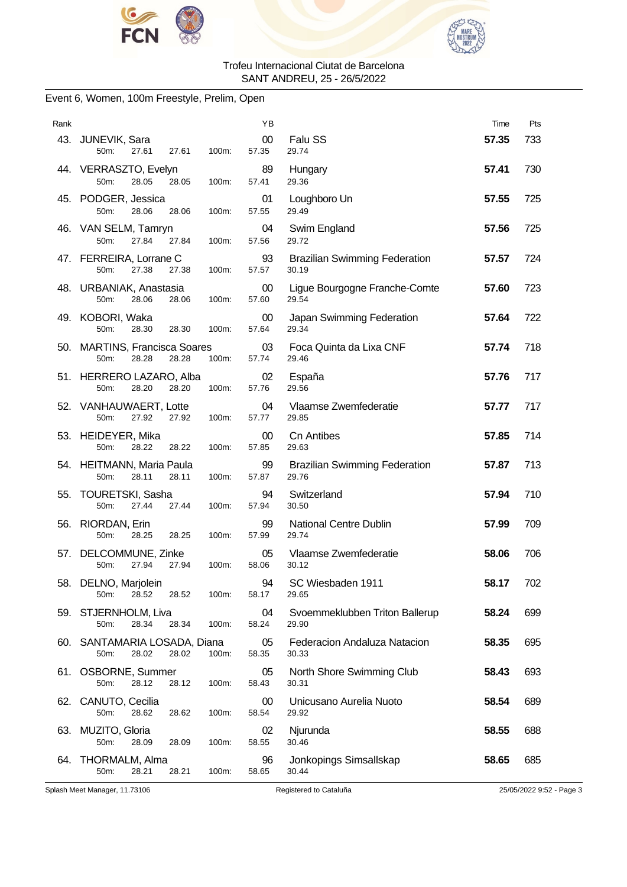Trofeu Internacional Ciutat de Barcelona
SANT ANDREU, 25 - 26/5/2022

## Event 6, Women, 100m Freestyle, Prelim, Open

| Rank | Name | YB | Club | Time | Pts |
|---|---|---|---|---|---|
| 43. | JUNEVIK, Sara | 00 | Falu SS | **57.35** | 733 |
| | 50m: 27.61 27.61 100m: 57.35 29.74 | | | | |
| 44. | VERRASZTO, Evelyn | 89 | Hungary | **57.41** | 730 |
| | 50m: 28.05 28.05 100m: 57.41 29.36 | | | | |
| 45. | PODGER, Jessica | 01 | Loughboro Un | **57.55** | 725 |
| | 50m: 28.06 28.06 100m: 57.55 29.49 | | | | |
| 46. | VAN SELM, Tamryn | 04 | Swim England | **57.56** | 725 |
| | 50m: 27.84 27.84 100m: 57.56 29.72 | | | | |
| 47. | FERREIRA, Lorrane C | 93 | Brazilian Swimming Federation | **57.57** | 724 |
| | 50m: 27.38 27.38 100m: 57.57 30.19 | | | | |
| 48. | URBANIAK, Anastasia | 00 | Ligue Bourgogne Franche-Comte | **57.60** | 723 |
| | 50m: 28.06 28.06 100m: 57.60 29.54 | | | | |
| 49. | KOBORI, Waka | 00 | Japan Swimming Federation | **57.64** | 722 |
| | 50m: 28.30 28.30 100m: 57.64 29.34 | | | | |
| 50. | MARTINS, Francisca Soares | 03 | Foca Quinta da Lixa CNF | **57.74** | 718 |
| | 50m: 28.28 28.28 100m: 57.74 29.46 | | | | |
| 51. | HERRERO LAZARO, Alba | 02 | España | **57.76** | 717 |
| | 50m: 28.20 28.20 100m: 57.76 29.56 | | | | |
| 52. | VANHAUWAERT, Lotte | 04 | Vlaamse Zwemfederatie | **57.77** | 717 |
| | 50m: 27.92 27.92 100m: 57.77 29.85 | | | | |
| 53. | HEIDEYER, Mika | 00 | Cn Antibes | **57.85** | 714 |
| | 50m: 28.22 28.22 100m: 57.85 29.63 | | | | |
| 54. | HEITMANN, Maria Paula | 99 | Brazilian Swimming Federation | **57.87** | 713 |
| | 50m: 28.11 28.11 100m: 57.87 29.76 | | | | |
| 55. | TOURETSKI, Sasha | 94 | Switzerland | **57.94** | 710 |
| | 50m: 27.44 27.44 100m: 57.94 30.50 | | | | |
| 56. | RIORDAN, Erin | 99 | National Centre Dublin | **57.99** | 709 |
| | 50m: 28.25 28.25 100m: 57.99 29.74 | | | | |
| 57. | DELCOMMUNE, Zinke | 05 | Vlaamse Zwemfederatie | **58.06** | 706 |
| | 50m: 27.94 27.94 100m: 58.06 30.12 | | | | |
| 58. | DELNO, Marjolein | 94 | SC Wiesbaden 1911 | **58.17** | 702 |
| | 50m: 28.52 28.52 100m: 58.17 29.65 | | | | |
| 59. | STJERNHOLM, Liva | 04 | Svoemmeklubben Triton Ballerup | **58.24** | 699 |
| | 50m: 28.34 28.34 100m: 58.24 29.90 | | | | |
| 60. | SANTAMARIA LOSADA, Diana | 05 | Federacion Andaluza Natacion | **58.35** | 695 |
| | 50m: 28.02 28.02 100m: 58.35 30.33 | | | | |
| 61. | OSBORNE, Summer | 05 | North Shore Swimming Club | **58.43** | 693 |
| | 50m: 28.12 28.12 100m: 58.43 30.31 | | | | |
| 62. | CANUTO, Cecilia | 00 | Unicusano Aurelia Nuoto | **58.54** | 689 |
| | 50m: 28.62 28.62 100m: 58.54 29.92 | | | | |
| 63. | MUZITO, Gloria | 02 | Njurunda | **58.55** | 688 |
| | 50m: 28.09 28.09 100m: 58.55 30.46 | | | | |
| 64. | THORMALM, Alma | 96 | Jonkopings Simsallskap | **58.65** | 685 |
| | 50m: 28.21 28.21 100m: 58.65 30.44 | | | | |

Splash Meet Manager, 11.73106 — Registered to Cataluña — 25/05/2022 9:52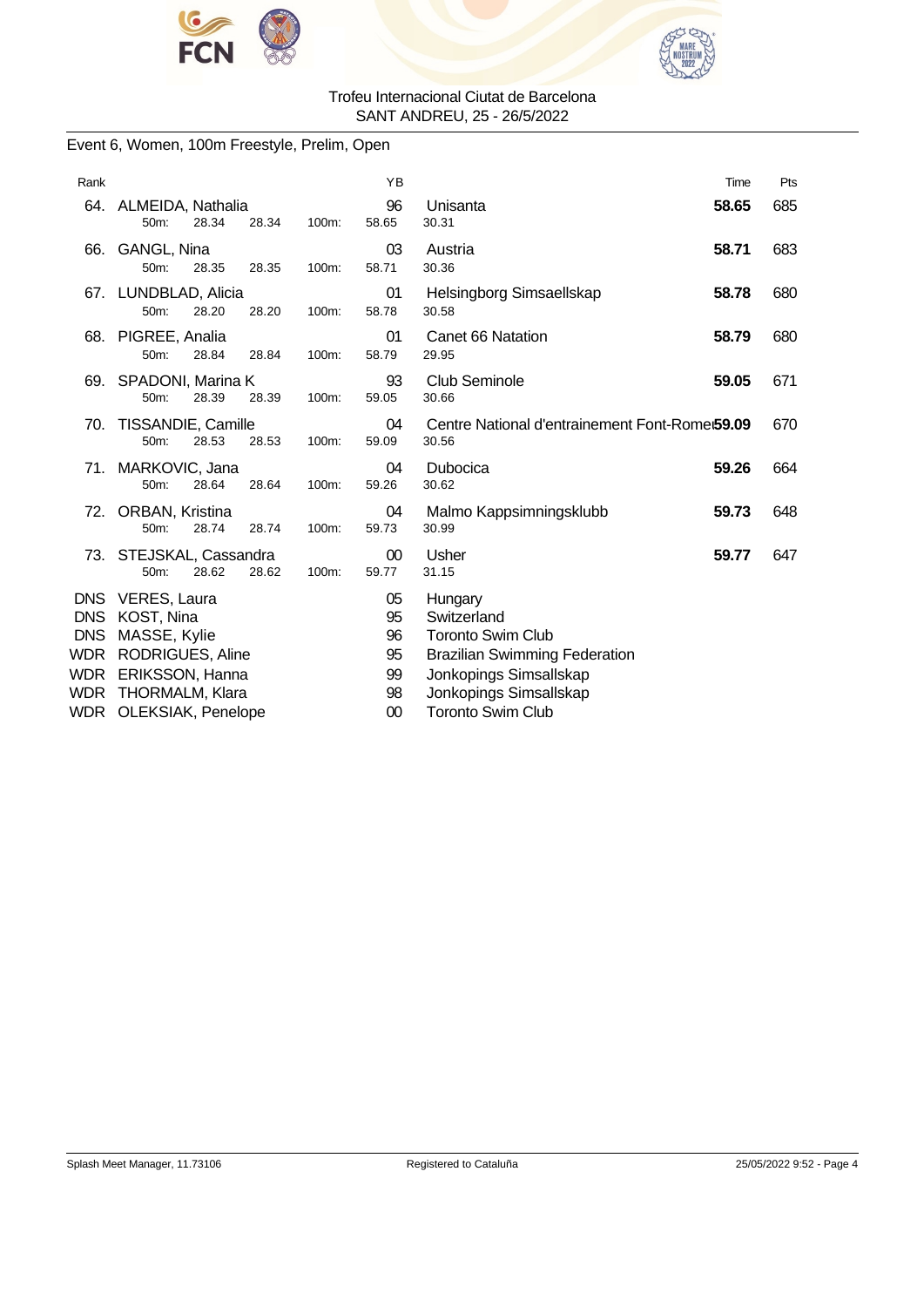Trofeu Internacional Ciutat de Barcelona
SANT ANDREU, 25 - 26/5/2022

## Event 6, Women, 100m Freestyle, Prelim, Open

| Rank | Name | 50m | | 100m | YB | Club | Time | Pts |
|---|---|---|---|---|---|---|---|---|
| 64. | ALMEIDA, Nathalia | 28.34 | 28.34 | 58.65 | 96 | Unisanta | **58.65** | 685 |
| | | | | | | 30.31 | | |
| 66. | GANGL, Nina | 28.35 | 28.35 | 58.71 | 03 | Austria | **58.71** | 683 |
| | | | | | | 30.36 | | |
| 67. | LUNDBLAD, Alicia | 28.20 | 28.20 | 58.78 | 01 | Helsingborg Simsaellskap | **58.78** | 680 |
| | | | | | | 30.58 | | |
| 68. | PIGREE, Analia | 28.84 | 28.84 | 58.79 | 01 | Canet 66 Natation | **58.79** | 680 |
| | | | | | | 29.95 | | |
| 69. | SPADONI, Marina K | 28.39 | 28.39 | 59.05 | 93 | Club Seminole | **59.05** | 671 |
| | | | | | | 30.66 | | |
| 70. | TISSANDIE, Camille | 28.53 | 28.53 | 59.09 | 04 | Centre National d'entrainement Font-Romeu | **59.09** | 670 |
| | | | | | | 30.56 | | |
| 71. | MARKOVIC, Jana | 28.64 | 28.64 | 59.26 | 04 | Dubocica | **59.26** | 664 |
| | | | | | | 30.62 | | |
| 72. | ORBAN, Kristina | 28.74 | 28.74 | 59.73 | 04 | Malmo Kappsimningsklubb | **59.73** | 648 |
| | | | | | | 30.99 | | |
| 73. | STEJSKAL, Cassandra | 28.62 | 28.62 | 59.77 | 00 | Usher | **59.77** | 647 |
| | | | | | | 31.15 | | |
| DNS | VERES, Laura | | | | 05 | Hungary | | |
| DNS | KOST, Nina | | | | 95 | Switzerland | | |
| DNS | MASSE, Kylie | | | | 96 | Toronto Swim Club | | |
| WDR | RODRIGUES, Aline | | | | 95 | Brazilian Swimming Federation | | |
| WDR | ERIKSSON, Hanna | | | | 99 | Jonkopings Simsallskap | | |
| WDR | THORMALM, Klara | | | | 98 | Jonkopings Simsallskap | | |
| WDR | OLEKSIAK, Penelope | | | | 00 | Toronto Swim Club | | |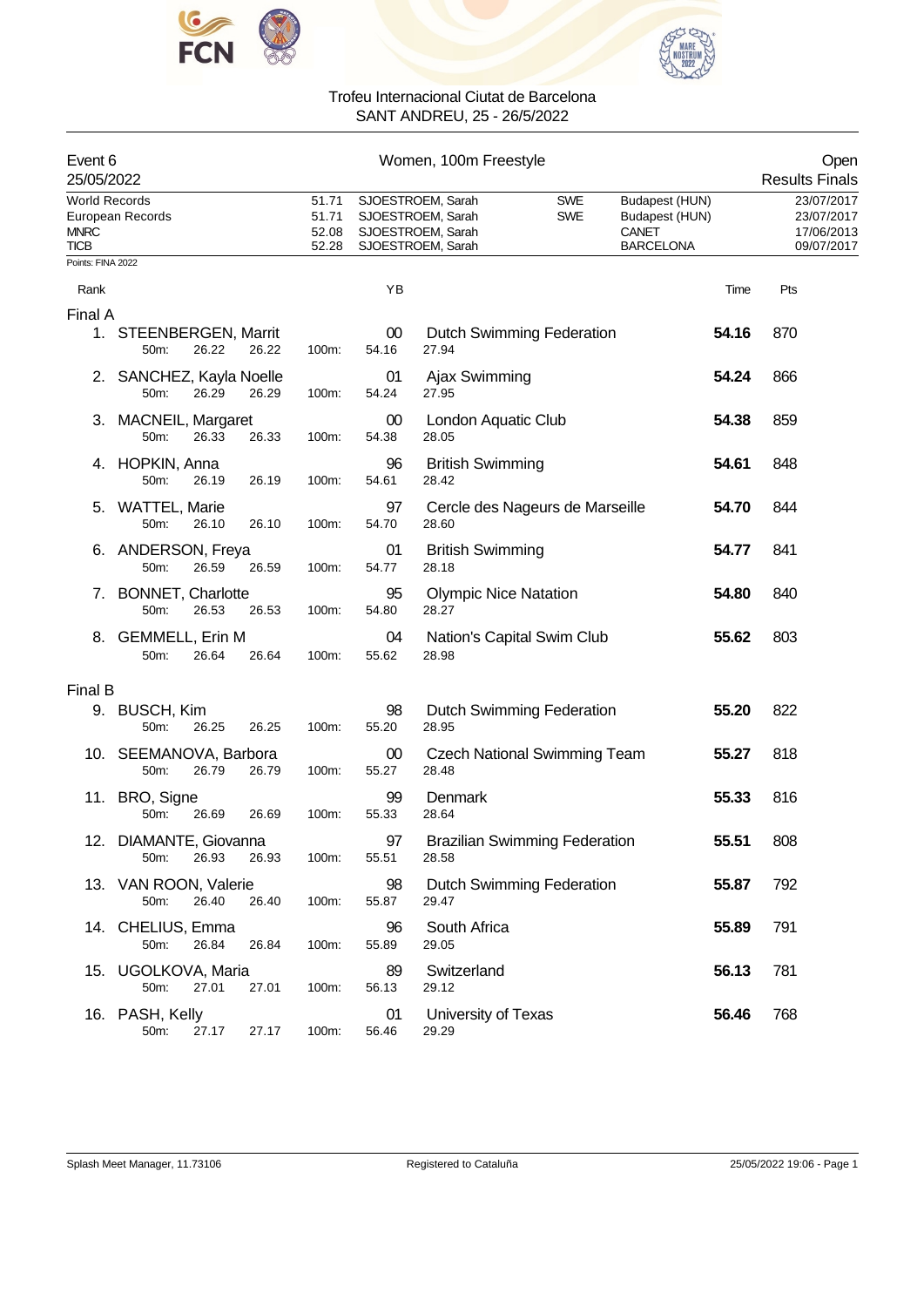Trofeu Internacional Ciutat de Barcelona
SANT ANDREU, 25 - 26/5/2022

| Event 6 | Women, 100m Freestyle | Open |
|---|---|---|
| 25/05/2022 | | Results Finals |

| Records | Time | Name | Nat | Place | Date |
|---|---|---|---|---|---|
| World Records | 51.71 | SJOESTROEM, Sarah | SWE | Budapest (HUN) | 23/07/2017 |
| European Records | 51.71 | SJOESTROEM, Sarah | SWE | Budapest (HUN) | 23/07/2017 |
| MNRC | 52.08 | SJOESTROEM, Sarah | | CANET | 17/06/2013 |
| TICB | 52.28 | SJOESTROEM, Sarah | | BARCELONA | 09/07/2017 |

Points: FINA 2022

| Rank | Name | YB | Club | Time | Pts |
|---|---|---|---|---|---|
| **Final A** | | | | | |
| 1. | STEENBERGEN, Marrit | 00 | Dutch Swimming Federation | **54.16** | 870 |
| | 50m: 26.22 26.22 100m: 54.16 27.94 | | | | |
| 2. | SANCHEZ, Kayla Noelle | 01 | Ajax Swimming | **54.24** | 866 |
| | 50m: 26.29 26.29 100m: 54.24 27.95 | | | | |
| 3. | MACNEIL, Margaret | 00 | London Aquatic Club | **54.38** | 859 |
| | 50m: 26.33 26.33 100m: 54.38 28.05 | | | | |
| 4. | HOPKIN, Anna | 96 | British Swimming | **54.61** | 848 |
| | 50m: 26.19 26.19 100m: 54.61 28.42 | | | | |
| 5. | WATTEL, Marie | 97 | Cercle des Nageurs de Marseille | **54.70** | 844 |
| | 50m: 26.10 26.10 100m: 54.70 28.60 | | | | |
| 6. | ANDERSON, Freya | 01 | British Swimming | **54.77** | 841 |
| | 50m: 26.59 26.59 100m: 54.77 28.18 | | | | |
| 7. | BONNET, Charlotte | 95 | Olympic Nice Natation | **54.80** | 840 |
| | 50m: 26.53 26.53 100m: 54.80 28.27 | | | | |
| 8. | GEMMELL, Erin M | 04 | Nation's Capital Swim Club | **55.62** | 803 |
| | 50m: 26.64 26.64 100m: 55.62 28.98 | | | | |
| **Final B** | | | | | |
| 9. | BUSCH, Kim | 98 | Dutch Swimming Federation | **55.20** | 822 |
| | 50m: 26.25 26.25 100m: 55.20 28.95 | | | | |
| 10. | SEEMANOVA, Barbora | 00 | Czech National Swimming Team | **55.27** | 818 |
| | 50m: 26.79 26.79 100m: 55.27 28.48 | | | | |
| 11. | BRO, Signe | 99 | Denmark | **55.33** | 816 |
| | 50m: 26.69 26.69 100m: 55.33 28.64 | | | | |
| 12. | DIAMANTE, Giovanna | 97 | Brazilian Swimming Federation | **55.51** | 808 |
| | 50m: 26.93 26.93 100m: 55.51 28.58 | | | | |
| 13. | VAN ROON, Valerie | 98 | Dutch Swimming Federation | **55.87** | 792 |
| | 50m: 26.40 26.40 100m: 55.87 29.47 | | | | |
| 14. | CHELIUS, Emma | 96 | South Africa | **55.89** | 791 |
| | 50m: 26.84 26.84 100m: 55.89 29.05 | | | | |
| 15. | UGOLKOVA, Maria | 89 | Switzerland | **56.13** | 781 |
| | 50m: 27.01 27.01 100m: 56.13 29.12 | | | | |
| 16. | PASH, Kelly | 01 | University of Texas | **56.46** | 768 |
| | 50m: 27.17 27.17 100m: 56.46 29.29 | | | | |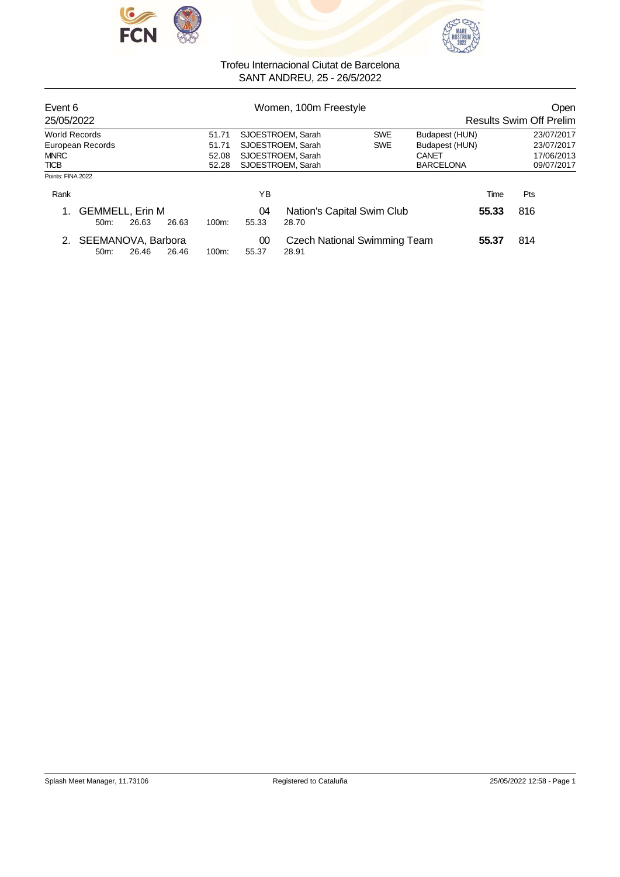Trofeu Internacional Ciutat de Barcelona
SANT ANDREU, 25 - 26/5/2022

**Event 6** — Women, 100m Freestyle — Open

25/05/2022 — Results Swim Off Prelim

| | | | | | |
|---|---|---|---|---|---|
| World Records | 51.71 | SJOESTROEM, Sarah | SWE | Budapest (HUN) | 23/07/2017 |
| European Records | 51.71 | SJOESTROEM, Sarah | SWE | Budapest (HUN) | 23/07/2017 |
| MNRC | 52.08 | SJOESTROEM, Sarah | | CANET | 17/06/2013 |
| TICB | 52.28 | SJOESTROEM, Sarah | | BARCELONA | 09/07/2017 |

Points: FINA 2022

| Rank | Name | YB | Club | Time | Pts |
|---|---|---|---|---|---|
| 1. | GEMMELL, Erin M | 04 | Nation's Capital Swim Club | **55.33** | 816 |
| | 50m: 26.63 26.63 100m: 55.33 28.70 | | | | |
| 2. | SEEMANOVA, Barbora | 00 | Czech National Swimming Team | **55.37** | 814 |
| | 50m: 26.46 26.46 100m: 55.37 28.91 | | | | |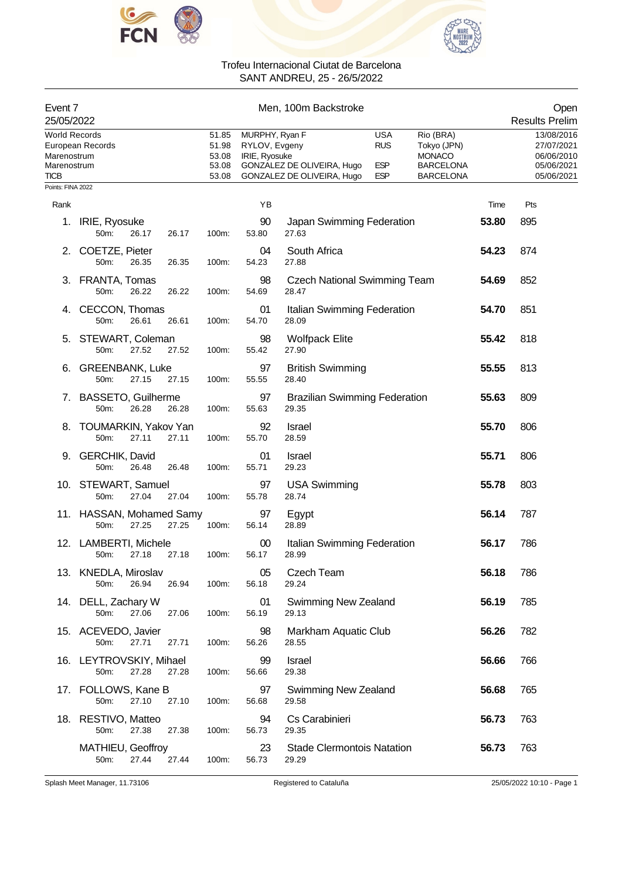Trofeu Internacional Ciutat de Barcelona
SANT ANDREU, 25 - 26/5/2022

| Event 7 | Men, 100m Backstroke | Open |
|---|---|---|
| 25/05/2022 | | Results Prelim |

| Record | Time | Name | Nation | Place | Date |
|---|---|---|---|---|---|
| World Records | 51.85 | MURPHY, Ryan F | USA | Rio (BRA) | 13/08/2016 |
| European Records | 51.98 | RYLOV, Evgeny | RUS | Tokyo (JPN) | 27/07/2021 |
| Marenostrum | 53.08 | IRIE, Ryosuke | | MONACO | 06/06/2010 |
| Marenostrum | 53.08 | GONZALEZ DE OLIVEIRA, Hugo | ESP | BARCELONA | 05/06/2021 |
| TICB | 53.08 | GONZALEZ DE OLIVEIRA, Hugo | ESP | BARCELONA | 05/06/2021 |

Points: FINA 2022

| Rank | Name | YB | Club | Time | Pts | 50m | 100m split |
|---|---|---|---|---|---|---|---|
| 1. | IRIE, Ryosuke | 90 | Japan Swimming Federation | 53.80 | 895 | 26.17 | 27.63 |
| 2. | COETZE, Pieter | 04 | South Africa | 54.23 | 874 | 26.35 | 27.88 |
| 3. | FRANTA, Tomas | 98 | Czech National Swimming Team | 54.69 | 852 | 26.22 | 28.47 |
| 4. | CECCON, Thomas | 01 | Italian Swimming Federation | 54.70 | 851 | 26.61 | 28.09 |
| 5. | STEWART, Coleman | 98 | Wolfpack Elite | 55.42 | 818 | 27.52 | 27.90 |
| 6. | GREENBANK, Luke | 97 | British Swimming | 55.55 | 813 | 27.15 | 28.40 |
| 7. | BASSETO, Guilherme | 97 | Brazilian Swimming Federation | 55.63 | 809 | 26.28 | 29.35 |
| 8. | TOUMARKIN, Yakov Yan | 92 | Israel | 55.70 | 806 | 27.11 | 28.59 |
| 9. | GERCHIK, David | 01 | Israel | 55.71 | 806 | 26.48 | 29.23 |
| 10. | STEWART, Samuel | 97 | USA Swimming | 55.78 | 803 | 27.04 | 28.74 |
| 11. | HASSAN, Mohamed Samy | 97 | Egypt | 56.14 | 787 | 27.25 | 28.89 |
| 12. | LAMBERTI, Michele | 00 | Italian Swimming Federation | 56.17 | 786 | 27.18 | 28.99 |
| 13. | KNEDLA, Miroslav | 05 | Czech Team | 56.18 | 786 | 26.94 | 29.24 |
| 14. | DELL, Zachary W | 01 | Swimming New Zealand | 56.19 | 785 | 27.06 | 29.13 |
| 15. | ACEVEDO, Javier | 98 | Markham Aquatic Club | 56.26 | 782 | 27.71 | 28.55 |
| 16. | LEYTROVSKIY, Mihael | 99 | Israel | 56.66 | 766 | 27.28 | 29.38 |
| 17. | FOLLOWS, Kane B | 97 | Swimming New Zealand | 56.68 | 765 | 27.10 | 29.58 |
| 18. | RESTIVO, Matteo | 94 | Cs Carabinieri | 56.73 | 763 | 27.38 | 29.35 |
| | MATHIEU, Geoffroy | 23 | Stade Clermontois Natation | 56.73 | 763 | 27.44 | 29.29 |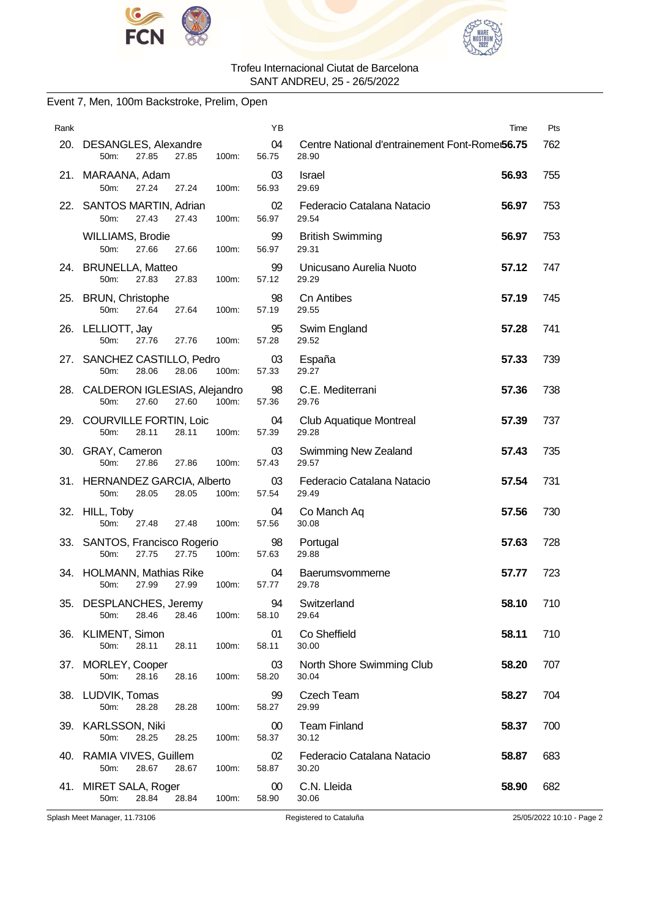Trofeu Internacional Ciutat de Barcelona
SANT ANDREU, 25 - 26/5/2022

## Event 7, Men, 100m Backstroke, Prelim, Open

| Rank | Name | YB | Club | Time | Pts |
|---|---|---|---|---|---|
| 20. | DESANGLES, Alexandre | 04 | Centre National d'entrainement Font-Romeu | 56.75 | 762 |
| | 50m: 27.85 27.85 100m: 56.75 28.90 | | | | |
| 21. | MARAANA, Adam | 03 | Israel | 56.93 | 755 |
| | 50m: 27.24 27.24 100m: 56.93 29.69 | | | | |
| 22. | SANTOS MARTIN, Adrian | 02 | Federacio Catalana Natacio | 56.97 | 753 |
| | 50m: 27.43 27.43 100m: 56.97 29.54 | | | | |
| | WILLIAMS, Brodie | 99 | British Swimming | 56.97 | 753 |
| | 50m: 27.66 27.66 100m: 56.97 29.31 | | | | |
| 24. | BRUNELLA, Matteo | 99 | Unicusano Aurelia Nuoto | 57.12 | 747 |
| | 50m: 27.83 27.83 100m: 57.12 29.29 | | | | |
| 25. | BRUN, Christophe | 98 | Cn Antibes | 57.19 | 745 |
| | 50m: 27.64 27.64 100m: 57.19 29.55 | | | | |
| 26. | LELLIOTT, Jay | 95 | Swim England | 57.28 | 741 |
| | 50m: 27.76 27.76 100m: 57.28 29.52 | | | | |
| 27. | SANCHEZ CASTILLO, Pedro | 03 | España | 57.33 | 739 |
| | 50m: 28.06 28.06 100m: 57.33 29.27 | | | | |
| 28. | CALDERON IGLESIAS, Alejandro | 98 | C.E. Mediterrani | 57.36 | 738 |
| | 50m: 27.60 27.60 100m: 57.36 29.76 | | | | |
| 29. | COURVILLE FORTIN, Loic | 04 | Club Aquatique Montreal | 57.39 | 737 |
| | 50m: 28.11 28.11 100m: 57.39 29.28 | | | | |
| 30. | GRAY, Cameron | 03 | Swimming New Zealand | 57.43 | 735 |
| | 50m: 27.86 27.86 100m: 57.43 29.57 | | | | |
| 31. | HERNANDEZ GARCIA, Alberto | 03 | Federacio Catalana Natacio | 57.54 | 731 |
| | 50m: 28.05 28.05 100m: 57.54 29.49 | | | | |
| 32. | HILL, Toby | 04 | Co Manch Aq | 57.56 | 730 |
| | 50m: 27.48 27.48 100m: 57.56 30.08 | | | | |
| 33. | SANTOS, Francisco Rogerio | 98 | Portugal | 57.63 | 728 |
| | 50m: 27.75 27.75 100m: 57.63 29.88 | | | | |
| 34. | HOLMANN, Mathias Rike | 04 | Baerumsvommerne | 57.77 | 723 |
| | 50m: 27.99 27.99 100m: 57.77 29.78 | | | | |
| 35. | DESPLANCHES, Jeremy | 94 | Switzerland | 58.10 | 710 |
| | 50m: 28.46 28.46 100m: 58.10 29.64 | | | | |
| 36. | KLIMENT, Simon | 01 | Co Sheffield | 58.11 | 710 |
| | 50m: 28.11 28.11 100m: 58.11 30.00 | | | | |
| 37. | MORLEY, Cooper | 03 | North Shore Swimming Club | 58.20 | 707 |
| | 50m: 28.16 28.16 100m: 58.20 30.04 | | | | |
| 38. | LUDVIK, Tomas | 99 | Czech Team | 58.27 | 704 |
| | 50m: 28.28 28.28 100m: 58.27 29.99 | | | | |
| 39. | KARLSSON, Niki | 00 | Team Finland | 58.37 | 700 |
| | 50m: 28.25 28.25 100m: 58.37 30.12 | | | | |
| 40. | RAMIA VIVES, Guillem | 02 | Federacio Catalana Natacio | 58.87 | 683 |
| | 50m: 28.67 28.67 100m: 58.87 30.20 | | | | |
| 41. | MIRET SALA, Roger | 00 | C.N. Lleida | 58.90 | 682 |
| | 50m: 28.84 28.84 100m: 58.90 30.06 | | | | |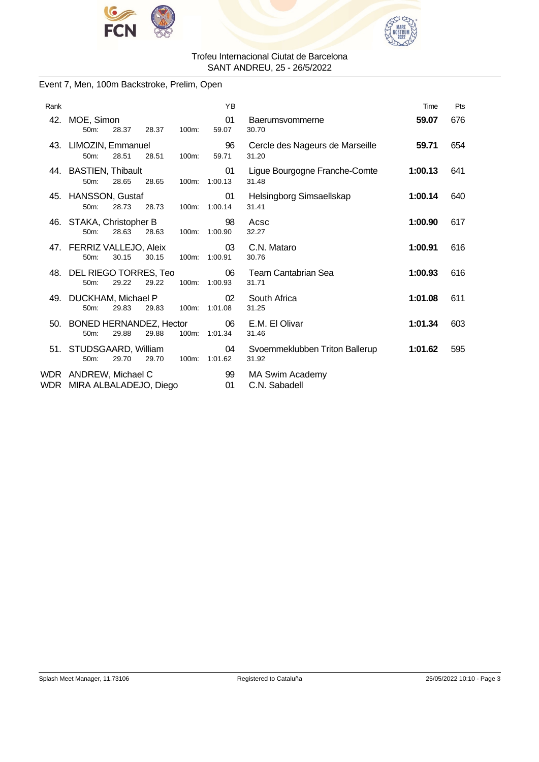Trofeu Internacional Ciutat de Barcelona
SANT ANDREU, 25 - 26/5/2022

## Event 7, Men, 100m Backstroke, Prelim, Open

| Rank | Name | YB | Club | Time | Pts |
|---|---|---|---|---|---|
| 42. | MOE, Simon | 01 | Baerumsvommerne | **59.07** | 676 |
| | 50m: 28.37 28.37 100m: 59.07 30.70 | | | | |
| 43. | LIMOZIN, Emmanuel | 96 | Cercle des Nageurs de Marseille | **59.71** | 654 |
| | 50m: 28.51 28.51 100m: 59.71 31.20 | | | | |
| 44. | BASTIEN, Thibault | 01 | Ligue Bourgogne Franche-Comte | **1:00.13** | 641 |
| | 50m: 28.65 28.65 100m: 1:00.13 31.48 | | | | |
| 45. | HANSSON, Gustaf | 01 | Helsingborg Simsaellskap | **1:00.14** | 640 |
| | 50m: 28.73 28.73 100m: 1:00.14 31.41 | | | | |
| 46. | STAKA, Christopher B | 98 | Acsc | **1:00.90** | 617 |
| | 50m: 28.63 28.63 100m: 1:00.90 32.27 | | | | |
| 47. | FERRIZ VALLEJO, Aleix | 03 | C.N. Mataro | **1:00.91** | 616 |
| | 50m: 30.15 30.15 100m: 1:00.91 30.76 | | | | |
| 48. | DEL RIEGO TORRES, Teo | 06 | Team Cantabrian Sea | **1:00.93** | 616 |
| | 50m: 29.22 29.22 100m: 1:00.93 31.71 | | | | |
| 49. | DUCKHAM, Michael P | 02 | South Africa | **1:01.08** | 611 |
| | 50m: 29.83 29.83 100m: 1:01.08 31.25 | | | | |
| 50. | BONED HERNANDEZ, Hector | 06 | E.M. El Olivar | **1:01.34** | 603 |
| | 50m: 29.88 29.88 100m: 1:01.34 31.46 | | | | |
| 51. | STUDSGAARD, William | 04 | Svoemmeklubben Triton Ballerup | **1:01.62** | 595 |
| | 50m: 29.70 29.70 100m: 1:01.62 31.92 | | | | |
| WDR | ANDREW, Michael C | 99 | MA Swim Academy | | |
| WDR | MIRA ALBALADEJO, Diego | 01 | C.N. Sabadell | | |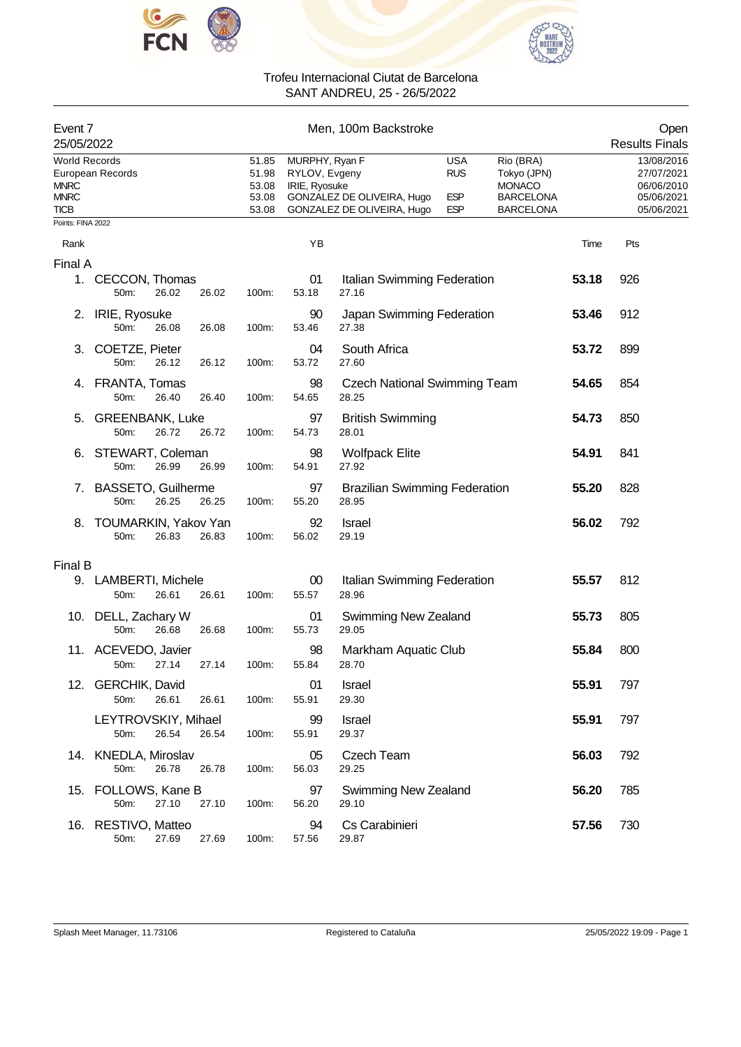Trofeu Internacional Ciutat de Barcelona
SANT ANDREU, 25 - 26/5/2022

## Event 7 — Men, 100m Backstroke — Open

25/05/2022 — Results Finals

| Record | Time | Name | Nat | Place | Date |
|---|---|---|---|---|---|
| World Records | 51.85 | MURPHY, Ryan F | USA | Rio (BRA) | 13/08/2016 |
| European Records | 51.98 | RYLOV, Evgeny | RUS | Tokyo (JPN) | 27/07/2021 |
| MNRC | 53.08 | IRIE, Ryosuke | | MONACO | 06/06/2010 |
| MNRC | 53.08 | GONZALEZ DE OLIVEIRA, Hugo | ESP | BARCELONA | 05/06/2021 |
| TICB | 53.08 | GONZALEZ DE OLIVEIRA, Hugo | ESP | BARCELONA | 05/06/2021 |

Points: FINA 2022

### Final A

| Rank | Name | YB | Club | 50m | 100m | Split | Time | Pts |
|---|---|---|---|---|---|---|---|---|
| 1. | CECCON, Thomas | 01 | Italian Swimming Federation | 26.02 | 53.18 | 27.16 | 53.18 | 926 |
| 2. | IRIE, Ryosuke | 90 | Japan Swimming Federation | 26.08 | 53.46 | 27.38 | 53.46 | 912 |
| 3. | COETZE, Pieter | 04 | South Africa | 26.12 | 53.72 | 27.60 | 53.72 | 899 |
| 4. | FRANTA, Tomas | 98 | Czech National Swimming Team | 26.40 | 54.65 | 28.25 | 54.65 | 854 |
| 5. | GREENBANK, Luke | 97 | British Swimming | 26.72 | 54.73 | 28.01 | 54.73 | 850 |
| 6. | STEWART, Coleman | 98 | Wolfpack Elite | 26.99 | 54.91 | 27.92 | 54.91 | 841 |
| 7. | BASSETO, Guilherme | 97 | Brazilian Swimming Federation | 26.25 | 55.20 | 28.95 | 55.20 | 828 |
| 8. | TOUMARKIN, Yakov Yan | 92 | Israel | 26.83 | 56.02 | 29.19 | 56.02 | 792 |

### Final B

| Rank | Name | YB | Club | 50m | 100m | Split | Time | Pts |
|---|---|---|---|---|---|---|---|---|
| 9. | LAMBERTI, Michele | 00 | Italian Swimming Federation | 26.61 | 55.57 | 28.96 | 55.57 | 812 |
| 10. | DELL, Zachary W | 01 | Swimming New Zealand | 26.68 | 55.73 | 29.05 | 55.73 | 805 |
| 11. | ACEVEDO, Javier | 98 | Markham Aquatic Club | 27.14 | 55.84 | 28.70 | 55.84 | 800 |
| 12. | GERCHIK, David | 01 | Israel | 26.61 | 55.91 | 29.30 | 55.91 | 797 |
| | LEYTROVSKIY, Mihael | 99 | Israel | 26.54 | 55.91 | 29.37 | 55.91 | 797 |
| 14. | KNEDLA, Miroslav | 05 | Czech Team | 26.78 | 56.03 | 29.25 | 56.03 | 792 |
| 15. | FOLLOWS, Kane B | 97 | Swimming New Zealand | 27.10 | 56.20 | 29.10 | 56.20 | 785 |
| 16. | RESTIVO, Matteo | 94 | Cs Carabinieri | 27.69 | 57.56 | 29.87 | 57.56 | 730 |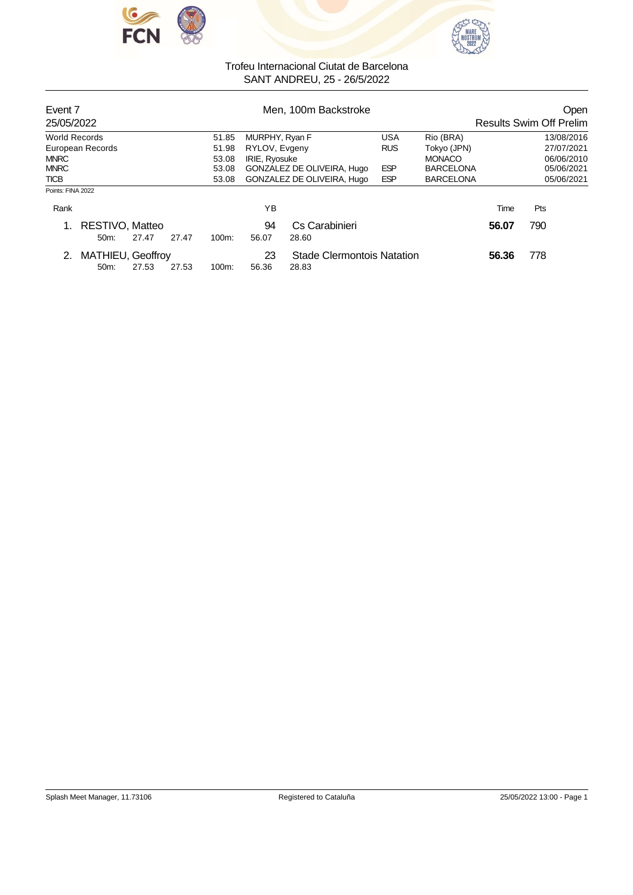Trofeu Internacional Ciutat de Barcelona
SANT ANDREU, 25 - 26/5/2022

**Event 7** — Men, 100m Backstroke — Open

25/05/2022 — Results Swim Off Prelim

| Record | Time | Name | Nation | Place | Date |
|---|---|---|---|---|---|
| World Records | 51.85 | MURPHY, Ryan F | USA | Rio (BRA) | 13/08/2016 |
| European Records | 51.98 | RYLOV, Evgeny | RUS | Tokyo (JPN) | 27/07/2021 |
| MNRC | 53.08 | IRIE, Ryosuke | | MONACO | 06/06/2010 |
| MNRC | 53.08 | GONZALEZ DE OLIVEIRA, Hugo | ESP | BARCELONA | 05/06/2021 |
| TICB | 53.08 | GONZALEZ DE OLIVEIRA, Hugo | ESP | BARCELONA | 05/06/2021 |

Points: FINA 2022

| Rank | Name | YB | Club | Time | Pts |
|---|---|---|---|---|---|
| 1. | RESTIVO, Matteo | 94 | Cs Carabinieri | **56.07** | 790 |
| | 50m: 27.47 27.47 100m: 56.07 28.60 | | | | |
| 2. | MATHIEU, Geoffroy | 23 | Stade Clermontois Natation | **56.36** | 778 |
| | 50m: 27.53 27.53 100m: 56.36 28.83 | | | | |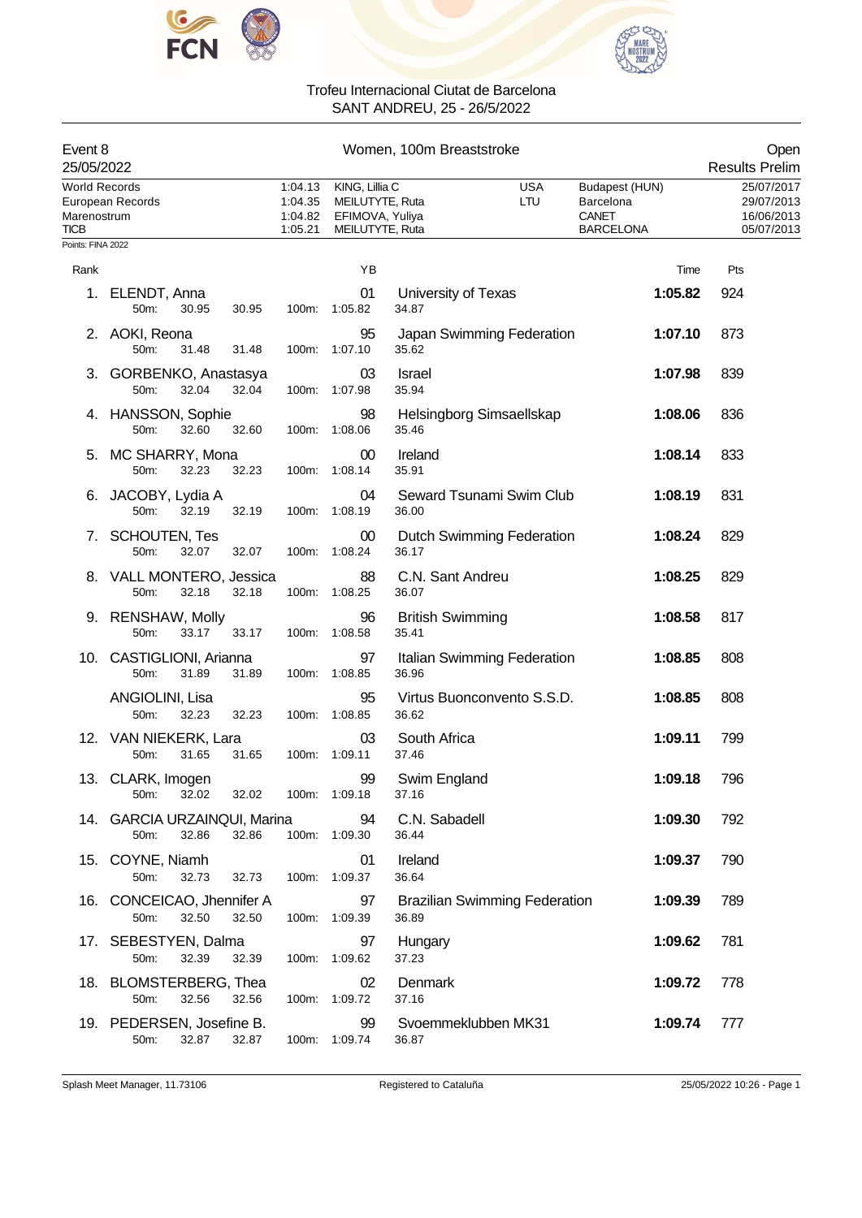Trofeu Internacional Ciutat de Barcelona
SANT ANDREU, 25 - 26/5/2022

| Event 8 | Women, 100m Breaststroke | Open |
|---|---|---|
| 25/05/2022 | | Results Prelim |

| Record | Time | Name | Nation | Place | Date |
|---|---|---|---|---|---|
| World Records | 1:04.13 | KING, Lillia C | USA | Budapest (HUN) | 25/07/2017 |
| European Records | 1:04.35 | MEILUTYTE, Ruta | LTU | Barcelona | 29/07/2013 |
| Marenostrum | 1:04.82 | EFIMOVA, Yuliya | | CANET | 16/06/2013 |
| TICB | 1:05.21 | MEILUTYTE, Ruta | | BARCELONA | 05/07/2013 |

Points: FINA 2022

| Rank | Name | YB | Club | Time | Pts |
|---|---|---|---|---|---|
| 1. | ELENDT, Anna | 01 | University of Texas | 1:05.82 | 924 |
| | 50m: 30.95 30.95 100m: 1:05.82 34.87 | | | | |
| 2. | AOKI, Reona | 95 | Japan Swimming Federation | 1:07.10 | 873 |
| | 50m: 31.48 31.48 100m: 1:07.10 35.62 | | | | |
| 3. | GORBENKO, Anastasya | 03 | Israel | 1:07.98 | 839 |
| | 50m: 32.04 32.04 100m: 1:07.98 35.94 | | | | |
| 4. | HANSSON, Sophie | 98 | Helsingborg Simsaellskap | 1:08.06 | 836 |
| | 50m: 32.60 32.60 100m: 1:08.06 35.46 | | | | |
| 5. | MC SHARRY, Mona | 00 | Ireland | 1:08.14 | 833 |
| | 50m: 32.23 32.23 100m: 1:08.14 35.91 | | | | |
| 6. | JACOBY, Lydia A | 04 | Seward Tsunami Swim Club | 1:08.19 | 831 |
| | 50m: 32.19 32.19 100m: 1:08.19 36.00 | | | | |
| 7. | SCHOUTEN, Tes | 00 | Dutch Swimming Federation | 1:08.24 | 829 |
| | 50m: 32.07 32.07 100m: 1:08.24 36.17 | | | | |
| 8. | VALL MONTERO, Jessica | 88 | C.N. Sant Andreu | 1:08.25 | 829 |
| | 50m: 32.18 32.18 100m: 1:08.25 36.07 | | | | |
| 9. | RENSHAW, Molly | 96 | British Swimming | 1:08.58 | 817 |
| | 50m: 33.17 33.17 100m: 1:08.58 35.41 | | | | |
| 10. | CASTIGLIONI, Arianna | 97 | Italian Swimming Federation | 1:08.85 | 808 |
| | 50m: 31.89 31.89 100m: 1:08.85 36.96 | | | | |
| | ANGIOLINI, Lisa | 95 | Virtus Buonconvento S.S.D. | 1:08.85 | 808 |
| | 50m: 32.23 32.23 100m: 1:08.85 36.62 | | | | |
| 12. | VAN NIEKERK, Lara | 03 | South Africa | 1:09.11 | 799 |
| | 50m: 31.65 31.65 100m: 1:09.11 37.46 | | | | |
| 13. | CLARK, Imogen | 99 | Swim England | 1:09.18 | 796 |
| | 50m: 32.02 32.02 100m: 1:09.18 37.16 | | | | |
| 14. | GARCIA URZAINQUI, Marina | 94 | C.N. Sabadell | 1:09.30 | 792 |
| | 50m: 32.86 32.86 100m: 1:09.30 36.44 | | | | |
| 15. | COYNE, Niamh | 01 | Ireland | 1:09.37 | 790 |
| | 50m: 32.73 32.73 100m: 1:09.37 36.64 | | | | |
| 16. | CONCEICAO, Jhennifer A | 97 | Brazilian Swimming Federation | 1:09.39 | 789 |
| | 50m: 32.50 32.50 100m: 1:09.39 36.89 | | | | |
| 17. | SEBESTYEN, Dalma | 97 | Hungary | 1:09.62 | 781 |
| | 50m: 32.39 32.39 100m: 1:09.62 37.23 | | | | |
| 18. | BLOMSTERBERG, Thea | 02 | Denmark | 1:09.72 | 778 |
| | 50m: 32.56 32.56 100m: 1:09.72 37.16 | | | | |
| 19. | PEDERSEN, Josefine B. | 99 | Svoemmeklubben MK31 | 1:09.74 | 777 |
| | 50m: 32.87 32.87 100m: 1:09.74 36.87 | | | | |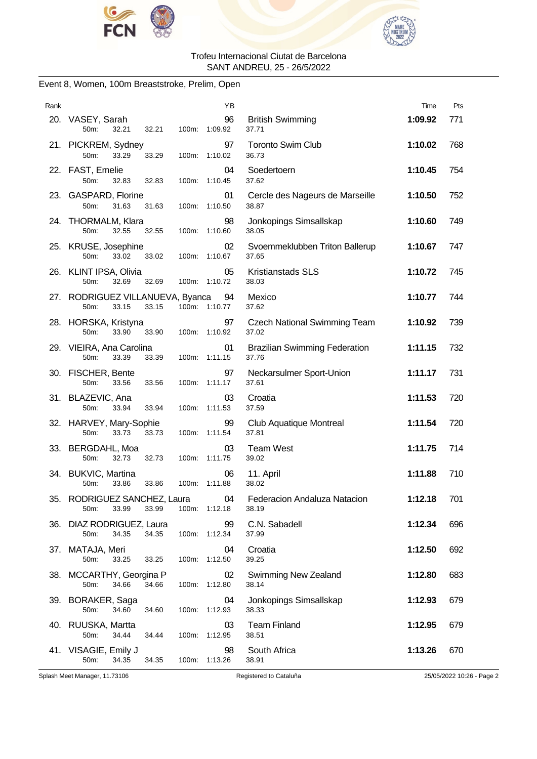Trofeu Internacional Ciutat de Barcelona
SANT ANDREU, 25 - 26/5/2022

## Event 8, Women, 100m Breaststroke, Prelim, Open

| Rank | Name | YB | Club | Time | Pts |
|---|---|---|---|---|---|
| 20. | VASEY, Sarah<br>50m: 32.21 32.21 100m: 1:09.92 37.71 | 96 | British Swimming | **1:09.92** | 771 |
| 21. | PICKREM, Sydney<br>50m: 33.29 33.29 100m: 1:10.02 36.73 | 97 | Toronto Swim Club | **1:10.02** | 768 |
| 22. | FAST, Emelie<br>50m: 32.83 32.83 100m: 1:10.45 37.62 | 04 | Soedertoern | **1:10.45** | 754 |
| 23. | GASPARD, Florine<br>50m: 31.63 31.63 100m: 1:10.50 38.87 | 01 | Cercle des Nageurs de Marseille | **1:10.50** | 752 |
| 24. | THORMALM, Klara<br>50m: 32.55 32.55 100m: 1:10.60 38.05 | 98 | Jonkopings Simsallskap | **1:10.60** | 749 |
| 25. | KRUSE, Josephine<br>50m: 33.02 33.02 100m: 1:10.67 37.65 | 02 | Svoemmeklubben Triton Ballerup | **1:10.67** | 747 |
| 26. | KLINT IPSA, Olivia<br>50m: 32.69 32.69 100m: 1:10.72 38.03 | 05 | Kristianstads SLS | **1:10.72** | 745 |
| 27. | RODRIGUEZ VILLANUEVA, Byanca<br>50m: 33.15 33.15 100m: 1:10.77 37.62 | 94 | Mexico | **1:10.77** | 744 |
| 28. | HORSKA, Kristyna<br>50m: 33.90 33.90 100m: 1:10.92 37.02 | 97 | Czech National Swimming Team | **1:10.92** | 739 |
| 29. | VIEIRA, Ana Carolina<br>50m: 33.39 33.39 100m: 1:11.15 37.76 | 01 | Brazilian Swimming Federation | **1:11.15** | 732 |
| 30. | FISCHER, Bente<br>50m: 33.56 33.56 100m: 1:11.17 37.61 | 97 | Neckarsulmer Sport-Union | **1:11.17** | 731 |
| 31. | BLAZEVIC, Ana<br>50m: 33.94 33.94 100m: 1:11.53 37.59 | 03 | Croatia | **1:11.53** | 720 |
| 32. | HARVEY, Mary-Sophie<br>50m: 33.73 33.73 100m: 1:11.54 37.81 | 99 | Club Aquatique Montreal | **1:11.54** | 720 |
| 33. | BERGDAHL, Moa<br>50m: 32.73 32.73 100m: 1:11.75 39.02 | 03 | Team West | **1:11.75** | 714 |
| 34. | BUKVIC, Martina<br>50m: 33.86 33.86 100m: 1:11.88 38.02 | 06 | 11. April | **1:11.88** | 710 |
| 35. | RODRIGUEZ SANCHEZ, Laura<br>50m: 33.99 33.99 100m: 1:12.18 38.19 | 04 | Federacion Andaluza Natacion | **1:12.18** | 701 |
| 36. | DIAZ RODRIGUEZ, Laura<br>50m: 34.35 34.35 100m: 1:12.34 37.99 | 99 | C.N. Sabadell | **1:12.34** | 696 |
| 37. | MATAJA, Meri<br>50m: 33.25 33.25 100m: 1:12.50 39.25 | 04 | Croatia | **1:12.50** | 692 |
| 38. | MCCARTHY, Georgina P<br>50m: 34.66 34.66 100m: 1:12.80 38.14 | 02 | Swimming New Zealand | **1:12.80** | 683 |
| 39. | BORAKER, Saga<br>50m: 34.60 34.60 100m: 1:12.93 38.33 | 04 | Jonkopings Simsallskap | **1:12.93** | 679 |
| 40. | RUUSKA, Martta<br>50m: 34.44 34.44 100m: 1:12.95 38.51 | 03 | Team Finland | **1:12.95** | 679 |
| 41. | VISAGIE, Emily J<br>50m: 34.35 34.35 100m: 1:13.26 38.91 | 98 | South Africa | **1:13.26** | 670 |

Splash Meet Manager, 11.73106 — Registered to Cataluña — 25/05/2022 10:26 - Page 2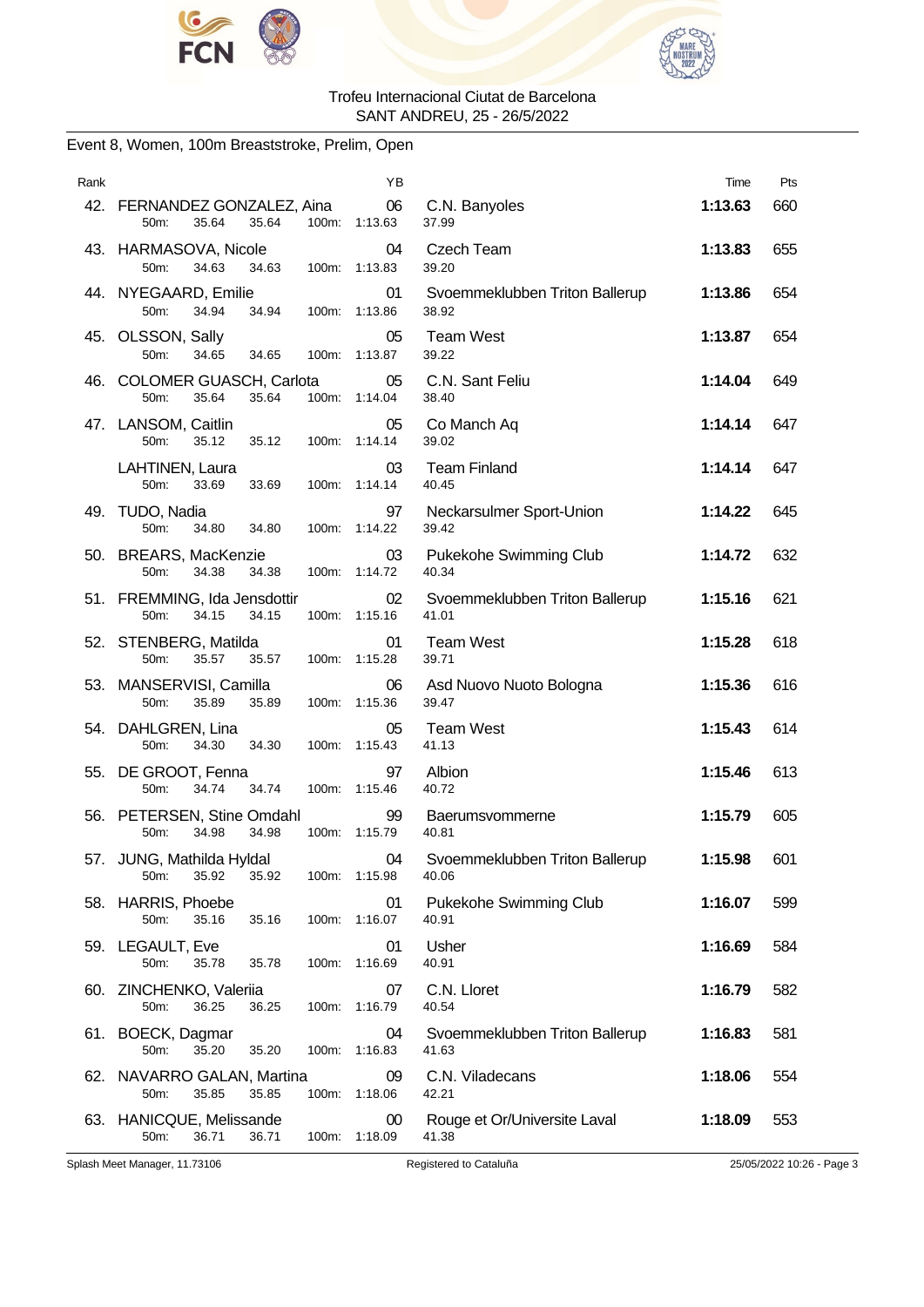Trofeu Internacional Ciutat de Barcelona
SANT ANDREU, 25 - 26/5/2022

Event 8, Women, 100m Breaststroke, Prelim, Open

| Rank | Name | YB | Club | Time | Pts |
|---|---|---|---|---|---|
| 42. | FERNANDEZ GONZALEZ, Aina | 06 | C.N. Banyoles | **1:13.63** | 660 |
| | 50m: 35.64 35.64 100m: 1:13.63 | | 37.99 | | |
| 43. | HARMASOVA, Nicole | 04 | Czech Team | **1:13.83** | 655 |
| | 50m: 34.63 34.63 100m: 1:13.83 | | 39.20 | | |
| 44. | NYEGAARD, Emilie | 01 | Svoemmeklubben Triton Ballerup | **1:13.86** | 654 |
| | 50m: 34.94 34.94 100m: 1:13.86 | | 38.92 | | |
| 45. | OLSSON, Sally | 05 | Team West | **1:13.87** | 654 |
| | 50m: 34.65 34.65 100m: 1:13.87 | | 39.22 | | |
| 46. | COLOMER GUASCH, Carlota | 05 | C.N. Sant Feliu | **1:14.04** | 649 |
| | 50m: 35.64 35.64 100m: 1:14.04 | | 38.40 | | |
| 47. | LANSOM, Caitlin | 05 | Co Manch Aq | **1:14.14** | 647 |
| | 50m: 35.12 35.12 100m: 1:14.14 | | 39.02 | | |
| | LAHTINEN, Laura | 03 | Team Finland | **1:14.14** | 647 |
| | 50m: 33.69 33.69 100m: 1:14.14 | | 40.45 | | |
| 49. | TUDO, Nadia | 97 | Neckarsulmer Sport-Union | **1:14.22** | 645 |
| | 50m: 34.80 34.80 100m: 1:14.22 | | 39.42 | | |
| 50. | BREARS, MacKenzie | 03 | Pukekohe Swimming Club | **1:14.72** | 632 |
| | 50m: 34.38 34.38 100m: 1:14.72 | | 40.34 | | |
| 51. | FREMMING, Ida Jensdottir | 02 | Svoemmeklubben Triton Ballerup | **1:15.16** | 621 |
| | 50m: 34.15 34.15 100m: 1:15.16 | | 41.01 | | |
| 52. | STENBERG, Matilda | 01 | Team West | **1:15.28** | 618 |
| | 50m: 35.57 35.57 100m: 1:15.28 | | 39.71 | | |
| 53. | MANSERVISI, Camilla | 06 | Asd Nuovo Nuoto Bologna | **1:15.36** | 616 |
| | 50m: 35.89 35.89 100m: 1:15.36 | | 39.47 | | |
| 54. | DAHLGREN, Lina | 05 | Team West | **1:15.43** | 614 |
| | 50m: 34.30 34.30 100m: 1:15.43 | | 41.13 | | |
| 55. | DE GROOT, Fenna | 97 | Albion | **1:15.46** | 613 |
| | 50m: 34.74 34.74 100m: 1:15.46 | | 40.72 | | |
| 56. | PETERSEN, Stine Omdahl | 99 | Baerumsvommerne | **1:15.79** | 605 |
| | 50m: 34.98 34.98 100m: 1:15.79 | | 40.81 | | |
| 57. | JUNG, Mathilda Hyldal | 04 | Svoemmeklubben Triton Ballerup | **1:15.98** | 601 |
| | 50m: 35.92 35.92 100m: 1:15.98 | | 40.06 | | |
| 58. | HARRIS, Phoebe | 01 | Pukekohe Swimming Club | **1:16.07** | 599 |
| | 50m: 35.16 35.16 100m: 1:16.07 | | 40.91 | | |
| 59. | LEGAULT, Eve | 01 | Usher | **1:16.69** | 584 |
| | 50m: 35.78 35.78 100m: 1:16.69 | | 40.91 | | |
| 60. | ZINCHENKO, Valeriia | 07 | C.N. Lloret | **1:16.79** | 582 |
| | 50m: 36.25 36.25 100m: 1:16.79 | | 40.54 | | |
| 61. | BOECK, Dagmar | 04 | Svoemmeklubben Triton Ballerup | **1:16.83** | 581 |
| | 50m: 35.20 35.20 100m: 1:16.83 | | 41.63 | | |
| 62. | NAVARRO GALAN, Martina | 09 | C.N. Viladecans | **1:18.06** | 554 |
| | 50m: 35.85 35.85 100m: 1:18.06 | | 42.21 | | |
| 63. | HANICQUE, Melissande | 00 | Rouge et Or/Universite Laval | **1:18.09** | 553 |
| | 50m: 36.71 36.71 100m: 1:18.09 | | 41.38 | | |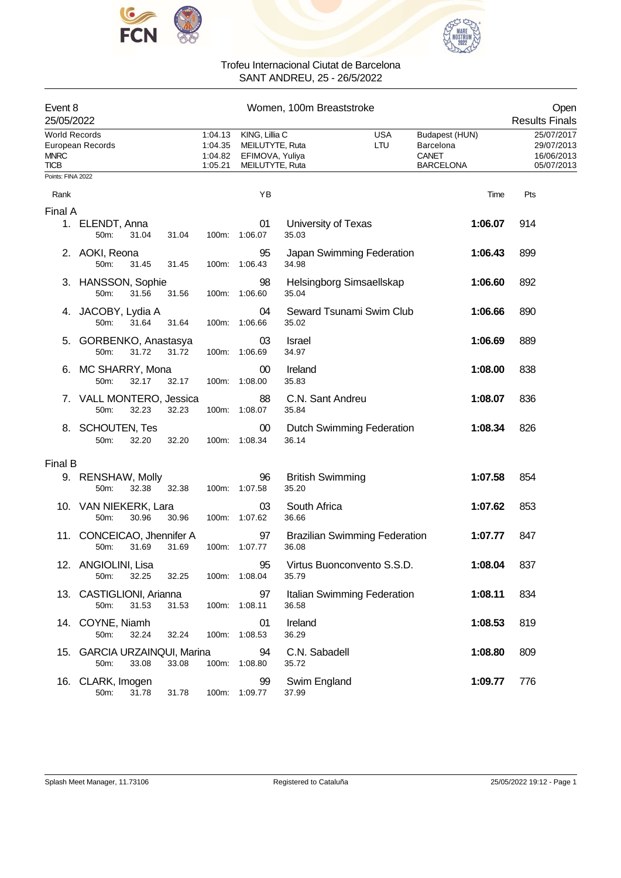Trofeu Internacional Ciutat de Barcelona
SANT ANDREU, 25 - 26/5/2022

Event 8 — Women, 100m Breaststroke — Open
25/05/2022 — Results Finals

| Records | Time | Name | Nation | Location | Date |
|---|---|---|---|---|---|
| World Records | 1:04.13 | KING, Lillia C | USA | Budapest (HUN) | 25/07/2017 |
| European Records | 1:04.35 | MEILUTYTE, Ruta | LTU | Barcelona | 29/07/2013 |
| MNRC | 1:04.82 | EFIMOVA, Yuliya | | CANET | 16/06/2013 |
| TICB | 1:05.21 | MEILUTYTE, Ruta | | BARCELONA | 05/07/2013 |

Points: FINA 2022

## Final A

| Rank | Name | YB | Club | Time | Pts | 50m | 100m |
|---|---|---|---|---|---|---|---|
| 1. | ELENDT, Anna | 01 | University of Texas | 1:06.07 | 914 | 31.04 (31.04) | 1:06.07 (35.03) |
| 2. | AOKI, Reona | 95 | Japan Swimming Federation | 1:06.43 | 899 | 31.45 (31.45) | 1:06.43 (34.98) |
| 3. | HANSSON, Sophie | 98 | Helsingborg Simsaellskap | 1:06.60 | 892 | 31.56 (31.56) | 1:06.60 (35.04) |
| 4. | JACOBY, Lydia A | 04 | Seward Tsunami Swim Club | 1:06.66 | 890 | 31.64 (31.64) | 1:06.66 (35.02) |
| 5. | GORBENKO, Anastasya | 03 | Israel | 1:06.69 | 889 | 31.72 (31.72) | 1:06.69 (34.97) |
| 6. | MC SHARRY, Mona | 00 | Ireland | 1:08.00 | 838 | 32.17 (32.17) | 1:08.00 (35.83) |
| 7. | VALL MONTERO, Jessica | 88 | C.N. Sant Andreu | 1:08.07 | 836 | 32.23 (32.23) | 1:08.07 (35.84) |
| 8. | SCHOUTEN, Tes | 00 | Dutch Swimming Federation | 1:08.34 | 826 | 32.20 (32.20) | 1:08.34 (36.14) |

## Final B

| Rank | Name | YB | Club | Time | Pts | 50m | 100m |
|---|---|---|---|---|---|---|---|
| 9. | RENSHAW, Molly | 96 | British Swimming | 1:07.58 | 854 | 32.38 (32.38) | 1:07.58 (35.20) |
| 10. | VAN NIEKERK, Lara | 03 | South Africa | 1:07.62 | 853 | 30.96 (30.96) | 1:07.62 (36.66) |
| 11. | CONCEICAO, Jhennifer A | 97 | Brazilian Swimming Federation | 1:07.77 | 847 | 31.69 (31.69) | 1:07.77 (36.08) |
| 12. | ANGIOLINI, Lisa | 95 | Virtus Buonconvento S.S.D. | 1:08.04 | 837 | 32.25 (32.25) | 1:08.04 (35.79) |
| 13. | CASTIGLIONI, Arianna | 97 | Italian Swimming Federation | 1:08.11 | 834 | 31.53 (31.53) | 1:08.11 (36.58) |
| 14. | COYNE, Niamh | 01 | Ireland | 1:08.53 | 819 | 32.24 (32.24) | 1:08.53 (36.29) |
| 15. | GARCIA URZAINQUI, Marina | 94 | C.N. Sabadell | 1:08.80 | 809 | 33.08 (33.08) | 1:08.80 (35.72) |
| 16. | CLARK, Imogen | 99 | Swim England | 1:09.77 | 776 | 31.78 (31.78) | 1:09.77 (37.99) |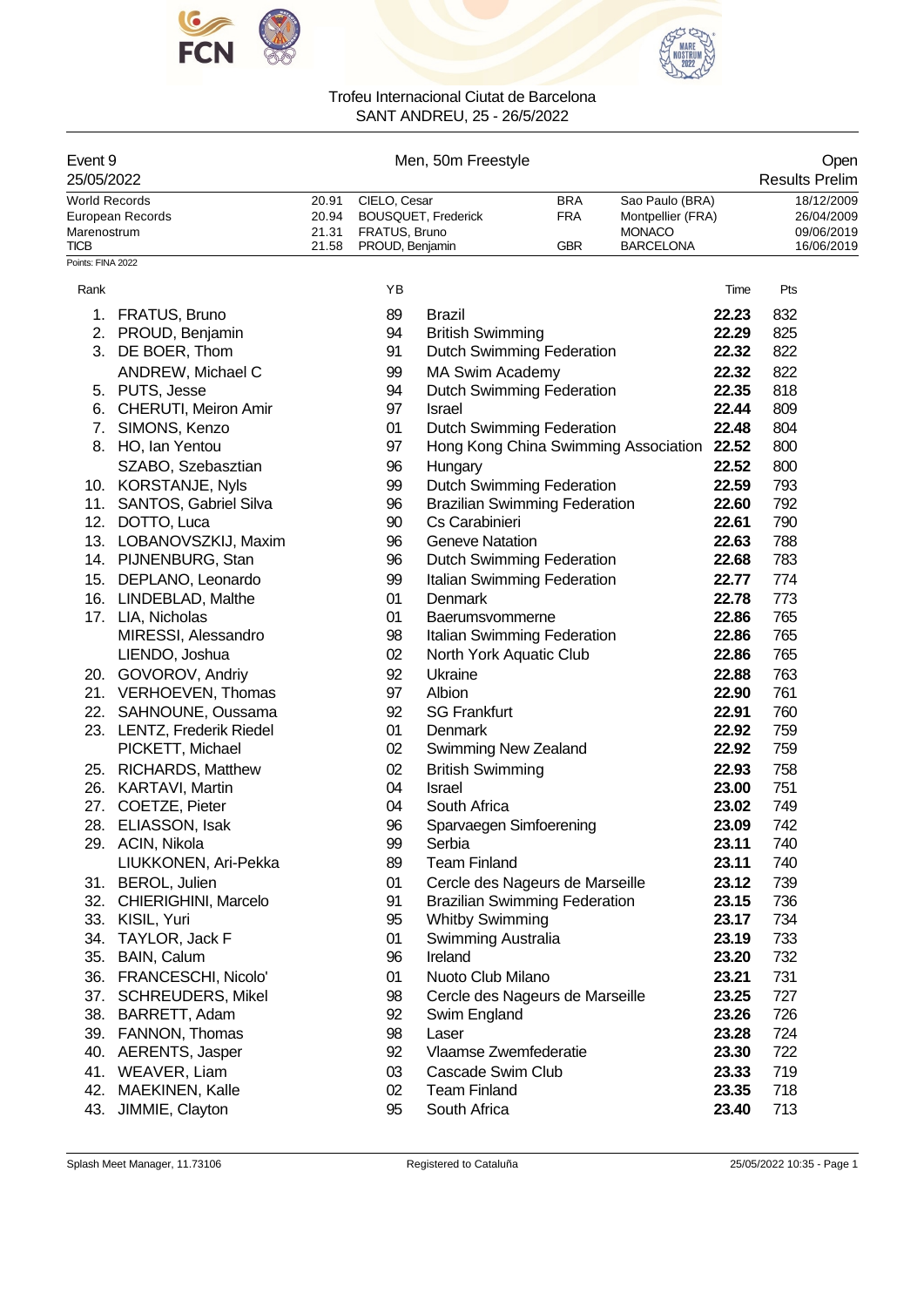Trofeu Internacional Ciutat de Barcelona
SANT ANDREU, 25 - 26/5/2022

Event 9 — Men, 50m Freestyle — Open
25/05/2022 — Results Prelim

| Record | Time | Name | Nat | Place | Date |
|---|---|---|---|---|---|
| World Records | 20.91 | CIELO, Cesar | BRA | Sao Paulo (BRA) | 18/12/2009 |
| European Records | 20.94 | BOUSQUET, Frederick | FRA | Montpellier (FRA) | 26/04/2009 |
| Marenostrum | 21.31 | FRATUS, Bruno | | MONACO | 09/06/2019 |
| TICB | 21.58 | PROUD, Benjamin | GBR | BARCELONA | 16/06/2019 |

Points: FINA 2022

| Rank | Name | YB | Club | Time | Pts |
|---|---|---|---|---|---|
| 1. | FRATUS, Bruno | 89 | Brazil | **22.23** | 832 |
| 2. | PROUD, Benjamin | 94 | British Swimming | **22.29** | 825 |
| 3. | DE BOER, Thom | 91 | Dutch Swimming Federation | **22.32** | 822 |
| | ANDREW, Michael C | 99 | MA Swim Academy | **22.32** | 822 |
| 5. | PUTS, Jesse | 94 | Dutch Swimming Federation | **22.35** | 818 |
| 6. | CHERUTI, Meiron Amir | 97 | Israel | **22.44** | 809 |
| 7. | SIMONS, Kenzo | 01 | Dutch Swimming Federation | **22.48** | 804 |
| 8. | HO, Ian Yentou | 97 | Hong Kong China Swimming Association | **22.52** | 800 |
| | SZABO, Szebasztian | 96 | Hungary | **22.52** | 800 |
| 10. | KORSTANJE, Nyls | 99 | Dutch Swimming Federation | **22.59** | 793 |
| 11. | SANTOS, Gabriel Silva | 96 | Brazilian Swimming Federation | **22.60** | 792 |
| 12. | DOTTO, Luca | 90 | Cs Carabinieri | **22.61** | 790 |
| 13. | LOBANOVSZKIJ, Maxim | 96 | Geneve Natation | **22.63** | 788 |
| 14. | PIJNENBURG, Stan | 96 | Dutch Swimming Federation | **22.68** | 783 |
| 15. | DEPLANO, Leonardo | 99 | Italian Swimming Federation | **22.77** | 774 |
| 16. | LINDEBLAD, Malthe | 01 | Denmark | **22.78** | 773 |
| 17. | LIA, Nicholas | 01 | Baerumsvommerne | **22.86** | 765 |
| | MIRESSI, Alessandro | 98 | Italian Swimming Federation | **22.86** | 765 |
| | LIENDO, Joshua | 02 | North York Aquatic Club | **22.86** | 765 |
| 20. | GOVOROV, Andriy | 92 | Ukraine | **22.88** | 763 |
| 21. | VERHOEVEN, Thomas | 97 | Albion | **22.90** | 761 |
| 22. | SAHNOUNE, Oussama | 92 | SG Frankfurt | **22.91** | 760 |
| 23. | LENTZ, Frederik Riedel | 01 | Denmark | **22.92** | 759 |
| | PICKETT, Michael | 02 | Swimming New Zealand | **22.92** | 759 |
| 25. | RICHARDS, Matthew | 02 | British Swimming | **22.93** | 758 |
| 26. | KARTAVI, Martin | 04 | Israel | **23.00** | 751 |
| 27. | COETZE, Pieter | 04 | South Africa | **23.02** | 749 |
| 28. | ELIASSON, Isak | 96 | Sparvaegen Simfoerening | **23.09** | 742 |
| 29. | ACIN, Nikola | 99 | Serbia | **23.11** | 740 |
| | LIUKKONEN, Ari-Pekka | 89 | Team Finland | **23.11** | 740 |
| 31. | BEROL, Julien | 01 | Cercle des Nageurs de Marseille | **23.12** | 739 |
| 32. | CHIERIGHINI, Marcelo | 91 | Brazilian Swimming Federation | **23.15** | 736 |
| 33. | KISIL, Yuri | 95 | Whitby Swimming | **23.17** | 734 |
| 34. | TAYLOR, Jack F | 01 | Swimming Australia | **23.19** | 733 |
| 35. | BAIN, Calum | 96 | Ireland | **23.20** | 732 |
| 36. | FRANCESCHI, Nicolo' | 01 | Nuoto Club Milano | **23.21** | 731 |
| 37. | SCHREUDERS, Mikel | 98 | Cercle des Nageurs de Marseille | **23.25** | 727 |
| 38. | BARRETT, Adam | 92 | Swim England | **23.26** | 726 |
| 39. | FANNON, Thomas | 98 | Laser | **23.28** | 724 |
| 40. | AERENTS, Jasper | 92 | Vlaamse Zwemfederatie | **23.30** | 722 |
| 41. | WEAVER, Liam | 03 | Cascade Swim Club | **23.33** | 719 |
| 42. | MAEKINEN, Kalle | 02 | Team Finland | **23.35** | 718 |
| 43. | JIMMIE, Clayton | 95 | South Africa | **23.40** | 713 |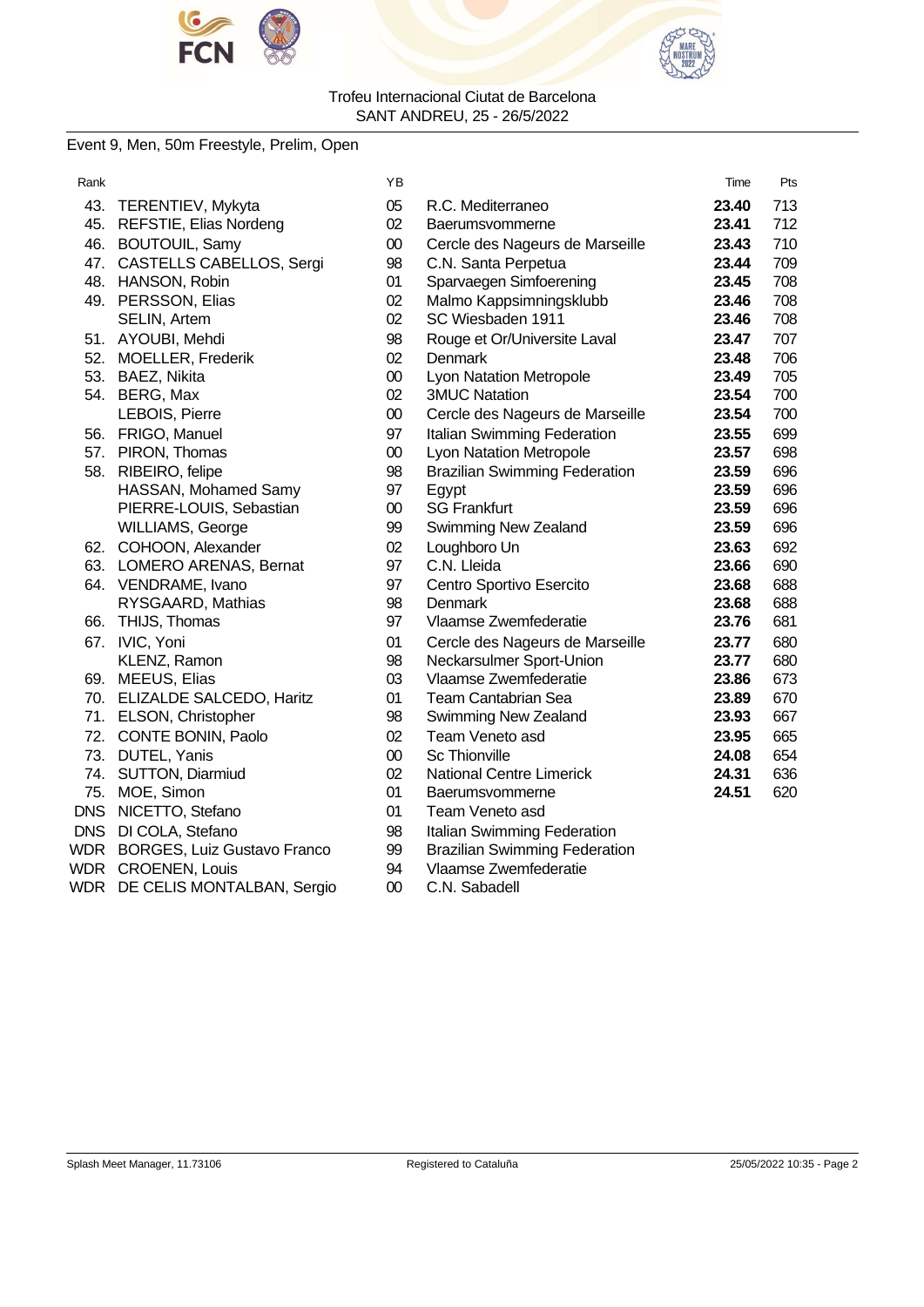Trofeu Internacional Ciutat de Barcelona
SANT ANDREU, 25 - 26/5/2022

Event 9, Men, 50m Freestyle, Prelim, Open

| Rank | | YB | | Time | Pts |
|---|---|---|---|---|---|
| 43. | TERENTIEV, Mykyta | 05 | R.C. Mediterraneo | **23.40** | 713 |
| 45. | REFSTIE, Elias Nordeng | 02 | Baerumsvommerne | **23.41** | 712 |
| 46. | BOUTOUIL, Samy | 00 | Cercle des Nageurs de Marseille | **23.43** | 710 |
| 47. | CASTELLS CABELLOS, Sergi | 98 | C.N. Santa Perpetua | **23.44** | 709 |
| 48. | HANSON, Robin | 01 | Sparvaegen Simfoerening | **23.45** | 708 |
| 49. | PERSSON, Elias | 02 | Malmo Kappsimningsklubb | **23.46** | 708 |
| | SELIN, Artem | 02 | SC Wiesbaden 1911 | **23.46** | 708 |
| 51. | AYOUBI, Mehdi | 98 | Rouge et Or/Universite Laval | **23.47** | 707 |
| 52. | MOELLER, Frederik | 02 | Denmark | **23.48** | 706 |
| 53. | BAEZ, Nikita | 00 | Lyon Natation Metropole | **23.49** | 705 |
| 54. | BERG, Max | 02 | 3MUC Natation | **23.54** | 700 |
| | LEBOIS, Pierre | 00 | Cercle des Nageurs de Marseille | **23.54** | 700 |
| 56. | FRIGO, Manuel | 97 | Italian Swimming Federation | **23.55** | 699 |
| 57. | PIRON, Thomas | 00 | Lyon Natation Metropole | **23.57** | 698 |
| 58. | RIBEIRO, felipe | 98 | Brazilian Swimming Federation | **23.59** | 696 |
| | HASSAN, Mohamed Samy | 97 | Egypt | **23.59** | 696 |
| | PIERRE-LOUIS, Sebastian | 00 | SG Frankfurt | **23.59** | 696 |
| | WILLIAMS, George | 99 | Swimming New Zealand | **23.59** | 696 |
| 62. | COHOON, Alexander | 02 | Loughboro Un | **23.63** | 692 |
| 63. | LOMERO ARENAS, Bernat | 97 | C.N. Lleida | **23.66** | 690 |
| 64. | VENDRAME, Ivano | 97 | Centro Sportivo Esercito | **23.68** | 688 |
| | RYSGAARD, Mathias | 98 | Denmark | **23.68** | 688 |
| 66. | THIJS, Thomas | 97 | Vlaamse Zwemfederatie | **23.76** | 681 |
| 67. | IVIC, Yoni | 01 | Cercle des Nageurs de Marseille | **23.77** | 680 |
| | KLENZ, Ramon | 98 | Neckarsulmer Sport-Union | **23.77** | 680 |
| 69. | MEEUS, Elias | 03 | Vlaamse Zwemfederatie | **23.86** | 673 |
| 70. | ELIZALDE SALCEDO, Haritz | 01 | Team Cantabrian Sea | **23.89** | 670 |
| 71. | ELSON, Christopher | 98 | Swimming New Zealand | **23.93** | 667 |
| 72. | CONTE BONIN, Paolo | 02 | Team Veneto asd | **23.95** | 665 |
| 73. | DUTEL, Yanis | 00 | Sc Thionville | **24.08** | 654 |
| 74. | SUTTON, Diarmiud | 02 | National Centre Limerick | **24.31** | 636 |
| 75. | MOE, Simon | 01 | Baerumsvommerne | **24.51** | 620 |
| DNS | NICETTO, Stefano | 01 | Team Veneto asd | | |
| DNS | DI COLA, Stefano | 98 | Italian Swimming Federation | | |
| WDR | BORGES, Luiz Gustavo Franco | 99 | Brazilian Swimming Federation | | |
| WDR | CROENEN, Louis | 94 | Vlaamse Zwemfederatie | | |
| WDR | DE CELIS MONTALBAN, Sergio | 00 | C.N. Sabadell | | |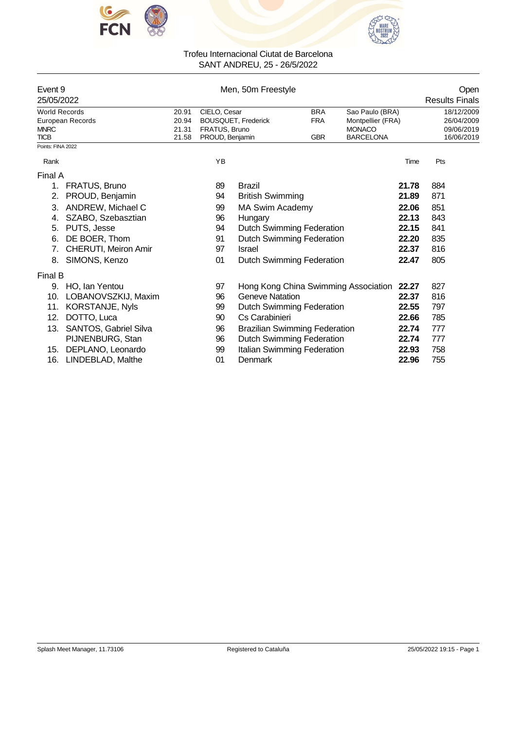Trofeu Internacional Ciutat de Barcelona
SANT ANDREU, 25 - 26/5/2022

## Event 9 — Men, 50m Freestyle — Open

25/05/2022 — Results Finals

| Record | Time | Name | Nation | Place | Date |
|---|---|---|---|---|---|
| World Records | 20.91 | CIELO, Cesar | BRA | Sao Paulo (BRA) | 18/12/2009 |
| European Records | 20.94 | BOUSQUET, Frederick | FRA | Montpellier (FRA) | 26/04/2009 |
| MNRC | 21.31 | FRATUS, Bruno | | MONACO | 09/06/2019 |
| TICB | 21.58 | PROUD, Benjamin | GBR | BARCELONA | 16/06/2019 |

Points: FINA 2022

| Rank | Name | YB | Club | Time | Pts |
|---|---|---|---|---|---|
| **Final A** | | | | | |
| 1. | FRATUS, Bruno | 89 | Brazil | **21.78** | 884 |
| 2. | PROUD, Benjamin | 94 | British Swimming | **21.89** | 871 |
| 3. | ANDREW, Michael C | 99 | MA Swim Academy | **22.06** | 851 |
| 4. | SZABO, Szebasztian | 96 | Hungary | **22.13** | 843 |
| 5. | PUTS, Jesse | 94 | Dutch Swimming Federation | **22.15** | 841 |
| 6. | DE BOER, Thom | 91 | Dutch Swimming Federation | **22.20** | 835 |
| 7. | CHERUTI, Meiron Amir | 97 | Israel | **22.37** | 816 |
| 8. | SIMONS, Kenzo | 01 | Dutch Swimming Federation | **22.47** | 805 |
| **Final B** | | | | | |
| 9. | HO, Ian Yentou | 97 | Hong Kong China Swimming Association | **22.27** | 827 |
| 10. | LOBANOVSZKIJ, Maxim | 96 | Geneve Natation | **22.37** | 816 |
| 11. | KORSTANJE, Nyls | 99 | Dutch Swimming Federation | **22.55** | 797 |
| 12. | DOTTO, Luca | 90 | Cs Carabinieri | **22.66** | 785 |
| 13. | SANTOS, Gabriel Silva | 96 | Brazilian Swimming Federation | **22.74** | 777 |
| | PIJNENBURG, Stan | 96 | Dutch Swimming Federation | **22.74** | 777 |
| 15. | DEPLANO, Leonardo | 99 | Italian Swimming Federation | **22.93** | 758 |
| 16. | LINDEBLAD, Malthe | 01 | Denmark | **22.96** | 755 |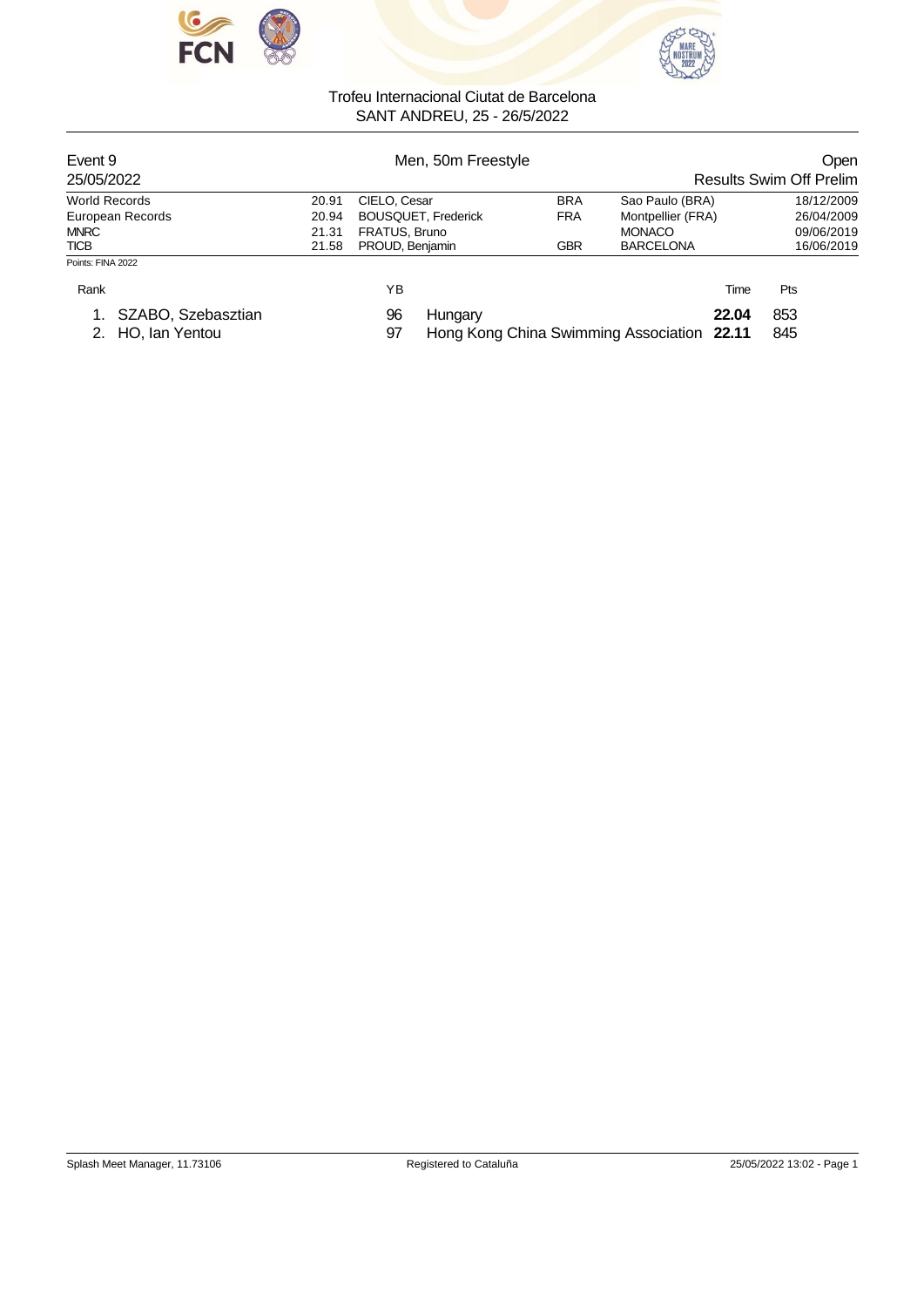Trofeu Internacional Ciutat de Barcelona
SANT ANDREU, 25 - 26/5/2022

| Event 9 | | Men, 50m Freestyle | | | Open |
|---|---|---|---|---|---|
| 25/05/2022 | | | | | Results Swim Off Prelim |
| World Records | 20.91 | CIELO, Cesar | BRA | Sao Paulo (BRA) | 18/12/2009 |
| European Records | 20.94 | BOUSQUET, Frederick | FRA | Montpellier (FRA) | 26/04/2009 |
| MNRC | 21.31 | FRATUS, Bruno | | MONACO | 09/06/2019 |
| TICB | 21.58 | PROUD, Benjamin | GBR | BARCELONA | 16/06/2019 |

Points: FINA 2022

| Rank | | YB | | Time | Pts |
|---|---|---|---|---|---|
| 1. | SZABO, Szebasztian | 96 | Hungary | **22.04** | 853 |
| 2. | HO, Ian Yentou | 97 | Hong Kong China Swimming Association | **22.11** | 845 |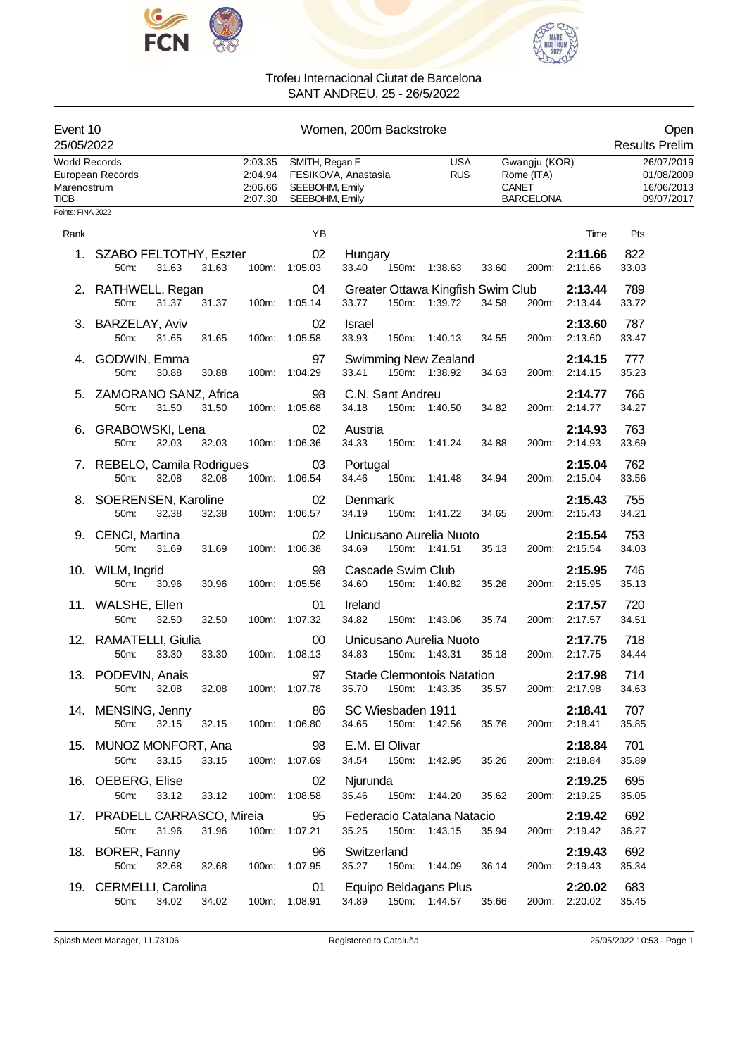Trofeu Internacional Ciutat de Barcelona
SANT ANDREU, 25 - 26/5/2022

Event 10 — Women, 200m Backstroke — Open
25/05/2022 — Results Prelim

| Record | Time | Name | Nation | Place | Date |
|---|---|---|---|---|---|
| World Records | 2:03.35 | SMITH, Regan E | USA | Gwangju (KOR) | 26/07/2019 |
| European Records | 2:04.94 | FESIKOVA, Anastasia | RUS | Rome (ITA) | 01/08/2009 |
| Marenostrum | 2:06.66 | SEEBOHM, Emily | | CANET | 16/06/2013 |
| TICB | 2:07.30 | SEEBOHM, Emily | | BARCELONA | 09/07/2017 |

Points: FINA 2022

| Rank | Name | YB | Club | Time | Pts |
|---|---|---|---|---|---|
| 1. | SZABO FELTOTHY, Eszter | 02 | Hungary | 2:11.66 | 822 |
| | 50m: 31.63 31.63 | 100m: 1:05.03 | 33.40 150m: 1:38.63 33.60 | 200m: 2:11.66 | 33.03 |
| 2. | RATHWELL, Regan | 04 | Greater Ottawa Kingfish Swim Club | 2:13.44 | 789 |
| | 50m: 31.37 31.37 | 100m: 1:05.14 | 33.77 150m: 1:39.72 34.58 | 200m: 2:13.44 | 33.72 |
| 3. | BARZELAY, Aviv | 02 | Israel | 2:13.60 | 787 |
| | 50m: 31.65 31.65 | 100m: 1:05.58 | 33.93 150m: 1:40.13 34.55 | 200m: 2:13.60 | 33.47 |
| 4. | GODWIN, Emma | 97 | Swimming New Zealand | 2:14.15 | 777 |
| | 50m: 30.88 30.88 | 100m: 1:04.29 | 33.41 150m: 1:38.92 34.63 | 200m: 2:14.15 | 35.23 |
| 5. | ZAMORANO SANZ, Africa | 98 | C.N. Sant Andreu | 2:14.77 | 766 |
| | 50m: 31.50 31.50 | 100m: 1:05.68 | 34.18 150m: 1:40.50 34.82 | 200m: 2:14.77 | 34.27 |
| 6. | GRABOWSKI, Lena | 02 | Austria | 2:14.93 | 763 |
| | 50m: 32.03 32.03 | 100m: 1:06.36 | 34.33 150m: 1:41.24 34.88 | 200m: 2:14.93 | 33.69 |
| 7. | REBELO, Camila Rodrigues | 03 | Portugal | 2:15.04 | 762 |
| | 50m: 32.08 32.08 | 100m: 1:06.54 | 34.46 150m: 1:41.48 34.94 | 200m: 2:15.04 | 33.56 |
| 8. | SOERENSEN, Karoline | 02 | Denmark | 2:15.43 | 755 |
| | 50m: 32.38 32.38 | 100m: 1:06.57 | 34.19 150m: 1:41.22 34.65 | 200m: 2:15.43 | 34.21 |
| 9. | CENCI, Martina | 02 | Unicusano Aurelia Nuoto | 2:15.54 | 753 |
| | 50m: 31.69 31.69 | 100m: 1:06.38 | 34.69 150m: 1:41.51 35.13 | 200m: 2:15.54 | 34.03 |
| 10. | WILM, Ingrid | 98 | Cascade Swim Club | 2:15.95 | 746 |
| | 50m: 30.96 30.96 | 100m: 1:05.56 | 34.60 150m: 1:40.82 35.26 | 200m: 2:15.95 | 35.13 |
| 11. | WALSHE, Ellen | 01 | Ireland | 2:17.57 | 720 |
| | 50m: 32.50 32.50 | 100m: 1:07.32 | 34.82 150m: 1:43.06 35.74 | 200m: 2:17.57 | 34.51 |
| 12. | RAMATELLI, Giulia | 00 | Unicusano Aurelia Nuoto | 2:17.75 | 718 |
| | 50m: 33.30 33.30 | 100m: 1:08.13 | 34.83 150m: 1:43.31 35.18 | 200m: 2:17.75 | 34.44 |
| 13. | PODEVIN, Anais | 97 | Stade Clermontois Natation | 2:17.98 | 714 |
| | 50m: 32.08 32.08 | 100m: 1:07.78 | 35.70 150m: 1:43.35 35.57 | 200m: 2:17.98 | 34.63 |
| 14. | MENSING, Jenny | 86 | SC Wiesbaden 1911 | 2:18.41 | 707 |
| | 50m: 32.15 32.15 | 100m: 1:06.80 | 34.65 150m: 1:42.56 35.76 | 200m: 2:18.41 | 35.85 |
| 15. | MUNOZ MONFORT, Ana | 98 | E.M. El Olivar | 2:18.84 | 701 |
| | 50m: 33.15 33.15 | 100m: 1:07.69 | 34.54 150m: 1:42.95 35.26 | 200m: 2:18.84 | 35.89 |
| 16. | OEBERG, Elise | 02 | Njurunda | 2:19.25 | 695 |
| | 50m: 33.12 33.12 | 100m: 1:08.58 | 35.46 150m: 1:44.20 35.62 | 200m: 2:19.25 | 35.05 |
| 17. | PRADELL CARRASCO, Mireia | 95 | Federacio Catalana Natacio | 2:19.42 | 692 |
| | 50m: 31.96 31.96 | 100m: 1:07.21 | 35.25 150m: 1:43.15 35.94 | 200m: 2:19.42 | 36.27 |
| 18. | BORER, Fanny | 96 | Switzerland | 2:19.43 | 692 |
| | 50m: 32.68 32.68 | 100m: 1:07.95 | 35.27 150m: 1:44.09 36.14 | 200m: 2:19.43 | 35.34 |
| 19. | CERMELLI, Carolina | 01 | Equipo Beldagans Plus | 2:20.02 | 683 |
| | 50m: 34.02 34.02 | 100m: 1:08.91 | 34.89 150m: 1:44.57 35.66 | 200m: 2:20.02 | 35.45 |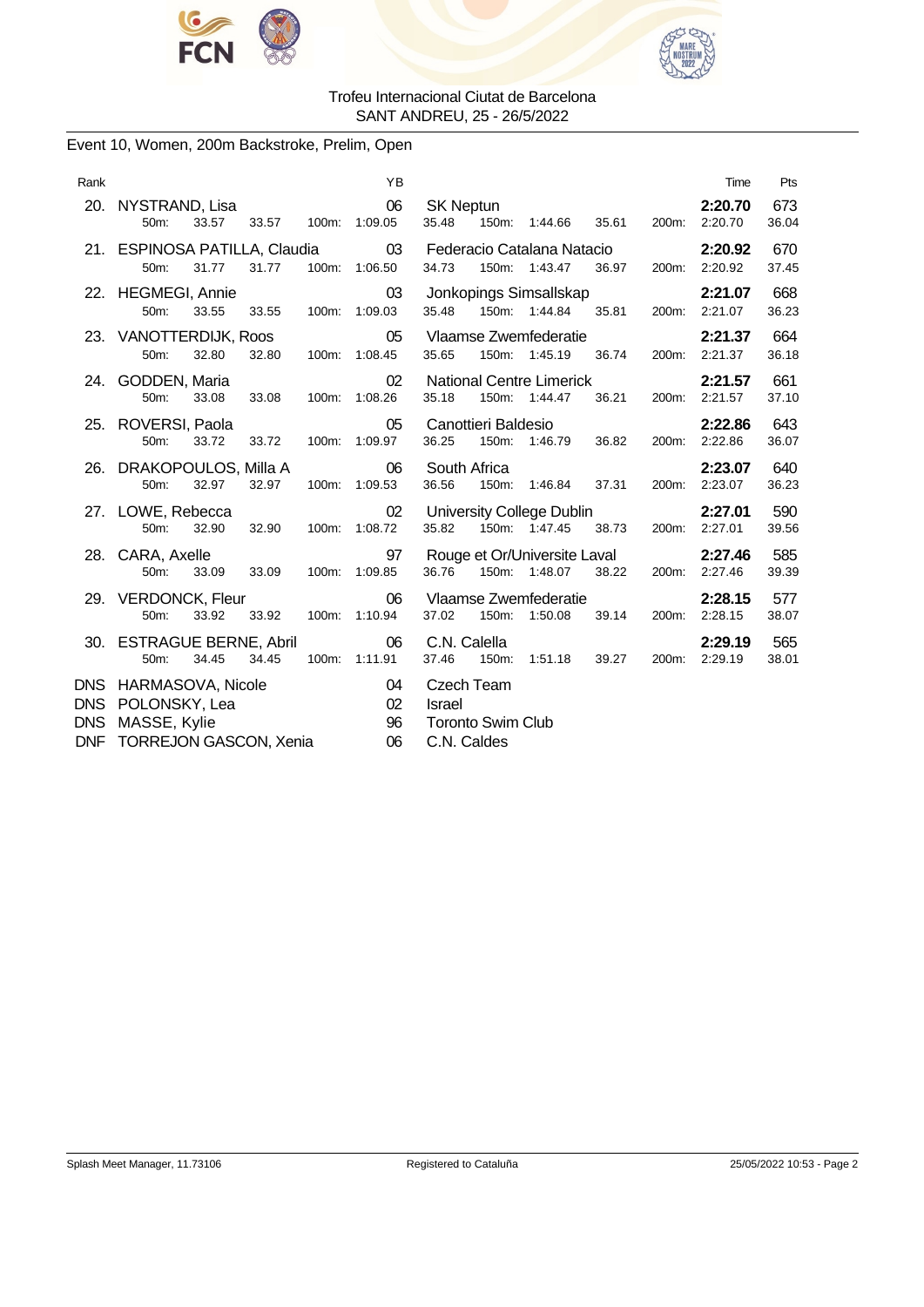Trofeu Internacional Ciutat de Barcelona
SANT ANDREU, 25 - 26/5/2022

## Event 10, Women, 200m Backstroke, Prelim, Open

| Rank | Name | YB | Club | Time | Pts |
|---|---|---|---|---|---|
| 20. | NYSTRAND, Lisa | 06 | SK Neptun | **2:20.70** | 673 |
| | 50m: 33.57 33.57 100m: 1:09.05 | | 35.48 150m: 1:44.66 35.61 200m: 2:20.70 | | 36.04 |
| 21. | ESPINOSA PATILLA, Claudia | 03 | Federacio Catalana Natacio | **2:20.92** | 670 |
| | 50m: 31.77 31.77 100m: 1:06.50 | | 34.73 150m: 1:43.47 36.97 200m: 2:20.92 | | 37.45 |
| 22. | HEGMEGI, Annie | 03 | Jonkopings Simsallskap | **2:21.07** | 668 |
| | 50m: 33.55 33.55 100m: 1:09.03 | | 35.48 150m: 1:44.84 35.81 200m: 2:21.07 | | 36.23 |
| 23. | VANOTTERDIJK, Roos | 05 | Vlaamse Zwemfederatie | **2:21.37** | 664 |
| | 50m: 32.80 32.80 100m: 1:08.45 | | 35.65 150m: 1:45.19 36.74 200m: 2:21.37 | | 36.18 |
| 24. | GODDEN, Maria | 02 | National Centre Limerick | **2:21.57** | 661 |
| | 50m: 33.08 33.08 100m: 1:08.26 | | 35.18 150m: 1:44.47 36.21 200m: 2:21.57 | | 37.10 |
| 25. | ROVERSI, Paola | 05 | Canottieri Baldesio | **2:22.86** | 643 |
| | 50m: 33.72 33.72 100m: 1:09.97 | | 36.25 150m: 1:46.79 36.82 200m: 2:22.86 | | 36.07 |
| 26. | DRAKOPOULOS, Milla A | 06 | South Africa | **2:23.07** | 640 |
| | 50m: 32.97 32.97 100m: 1:09.53 | | 36.56 150m: 1:46.84 37.31 200m: 2:23.07 | | 36.23 |
| 27. | LOWE, Rebecca | 02 | University College Dublin | **2:27.01** | 590 |
| | 50m: 32.90 32.90 100m: 1:08.72 | | 35.82 150m: 1:47.45 38.73 200m: 2:27.01 | | 39.56 |
| 28. | CARA, Axelle | 97 | Rouge et Or/Universite Laval | **2:27.46** | 585 |
| | 50m: 33.09 33.09 100m: 1:09.85 | | 36.76 150m: 1:48.07 38.22 200m: 2:27.46 | | 39.39 |
| 29. | VERDONCK, Fleur | 06 | Vlaamse Zwemfederatie | **2:28.15** | 577 |
| | 50m: 33.92 33.92 100m: 1:10.94 | | 37.02 150m: 1:50.08 39.14 200m: 2:28.15 | | 38.07 |
| 30. | ESTRAGUE BERNE, Abril | 06 | C.N. Calella | **2:29.19** | 565 |
| | 50m: 34.45 34.45 100m: 1:11.91 | | 37.46 150m: 1:51.18 39.27 200m: 2:29.19 | | 38.01 |
| DNS | HARMASOVA, Nicole | 04 | Czech Team | | |
| DNS | POLONSKY, Lea | 02 | Israel | | |
| DNS | MASSE, Kylie | 96 | Toronto Swim Club | | |
| DNF | TORREJON GASCON, Xenia | 06 | C.N. Caldes | | |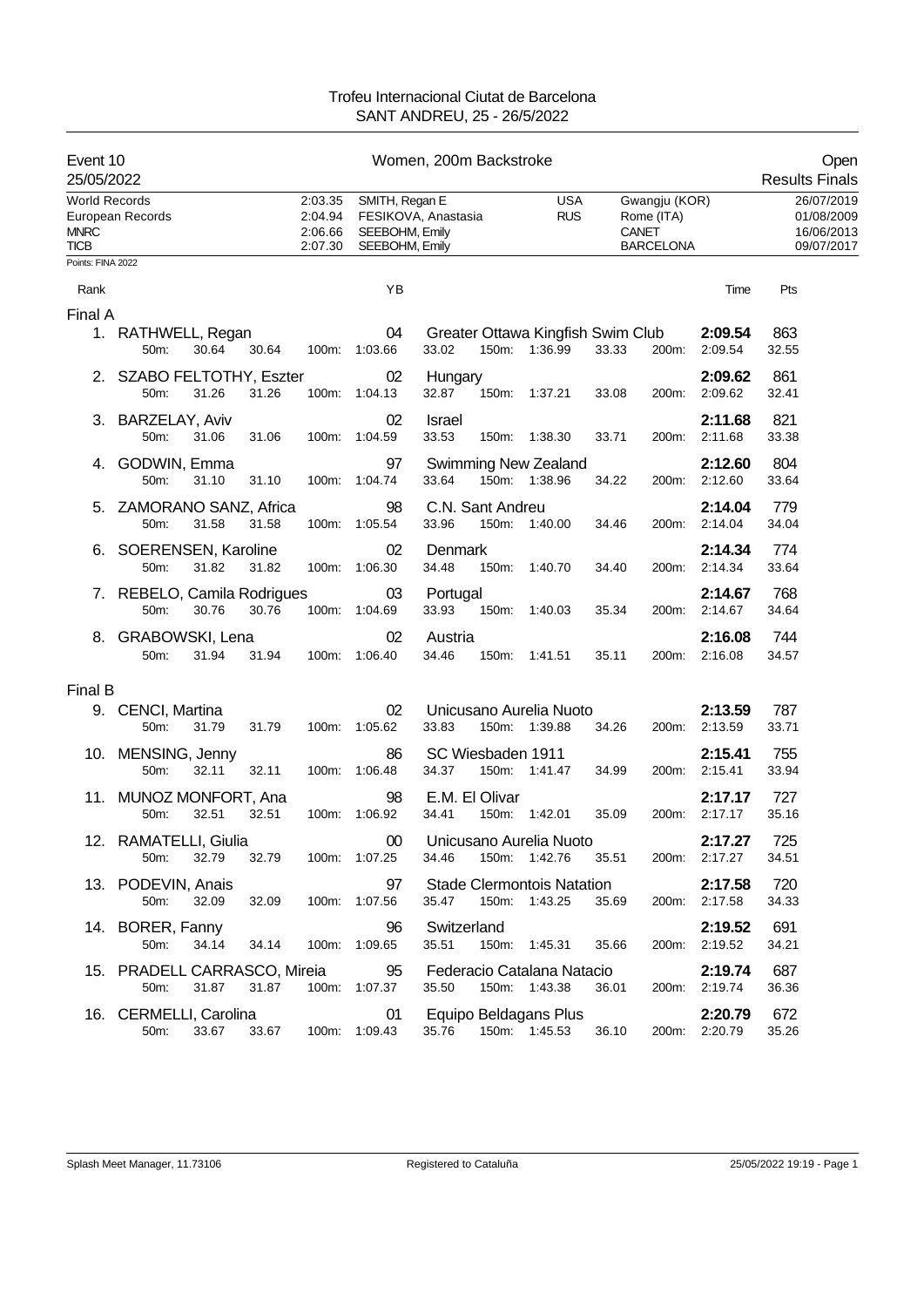Trofeu Internacional Ciutat de Barcelona
SANT ANDREU, 25 - 26/5/2022

## Event 10 — Women, 200m Backstroke — Open

25/05/2022 — Results Finals

| Record | Time | Name | Nation | Place | Date |
|---|---|---|---|---|---|
| World Records | 2:03.35 | SMITH, Regan E | USA | Gwangju (KOR) | 26/07/2019 |
| European Records | 2:04.94 | FESIKOVA, Anastasia | RUS | Rome (ITA) | 01/08/2009 |
| MNRC | 2:06.66 | SEEBOHM, Emily | | CANET | 16/06/2013 |
| TICB | 2:07.30 | SEEBOHM, Emily | | BARCELONA | 09/07/2017 |

Points: FINA 2022

### Final A

| Rank | Name | YB | Club | Time | Pts |
|---|---|---|---|---|---|
| 1. | RATHWELL, Regan | 04 | Greater Ottawa Kingfish Swim Club | **2:09.54** | 863 |
| | 50m: 30.64 30.64 | 100m: 1:03.66 | 33.02 150m: 1:36.99 33.33 | 200m: 2:09.54 | 32.55 |
| 2. | SZABO FELTOTHY, Eszter | 02 | Hungary | **2:09.62** | 861 |
| | 50m: 31.26 31.26 | 100m: 1:04.13 | 32.87 150m: 1:37.21 33.08 | 200m: 2:09.62 | 32.41 |
| 3. | BARZELAY, Aviv | 02 | Israel | **2:11.68** | 821 |
| | 50m: 31.06 31.06 | 100m: 1:04.59 | 33.53 150m: 1:38.30 33.71 | 200m: 2:11.68 | 33.38 |
| 4. | GODWIN, Emma | 97 | Swimming New Zealand | **2:12.60** | 804 |
| | 50m: 31.10 31.10 | 100m: 1:04.74 | 33.64 150m: 1:38.96 34.22 | 200m: 2:12.60 | 33.64 |
| 5. | ZAMORANO SANZ, Africa | 98 | C.N. Sant Andreu | **2:14.04** | 779 |
| | 50m: 31.58 31.58 | 100m: 1:05.54 | 33.96 150m: 1:40.00 34.46 | 200m: 2:14.04 | 34.04 |
| 6. | SOERENSEN, Karoline | 02 | Denmark | **2:14.34** | 774 |
| | 50m: 31.82 31.82 | 100m: 1:06.30 | 34.48 150m: 1:40.70 34.40 | 200m: 2:14.34 | 33.64 |
| 7. | REBELO, Camila Rodrigues | 03 | Portugal | **2:14.67** | 768 |
| | 50m: 30.76 30.76 | 100m: 1:04.69 | 33.93 150m: 1:40.03 35.34 | 200m: 2:14.67 | 34.64 |
| 8. | GRABOWSKI, Lena | 02 | Austria | **2:16.08** | 744 |
| | 50m: 31.94 31.94 | 100m: 1:06.40 | 34.46 150m: 1:41.51 35.11 | 200m: 2:16.08 | 34.57 |

### Final B

| Rank | Name | YB | Club | Time | Pts |
|---|---|---|---|---|---|
| 9. | CENCI, Martina | 02 | Unicusano Aurelia Nuoto | **2:13.59** | 787 |
| | 50m: 31.79 31.79 | 100m: 1:05.62 | 33.83 150m: 1:39.88 34.26 | 200m: 2:13.59 | 33.71 |
| 10. | MENSING, Jenny | 86 | SC Wiesbaden 1911 | **2:15.41** | 755 |
| | 50m: 32.11 32.11 | 100m: 1:06.48 | 34.37 150m: 1:41.47 34.99 | 200m: 2:15.41 | 33.94 |
| 11. | MUNOZ MONFORT, Ana | 98 | E.M. El Olivar | **2:17.17** | 727 |
| | 50m: 32.51 32.51 | 100m: 1:06.92 | 34.41 150m: 1:42.01 35.09 | 200m: 2:17.17 | 35.16 |
| 12. | RAMATELLI, Giulia | 00 | Unicusano Aurelia Nuoto | **2:17.27** | 725 |
| | 50m: 32.79 32.79 | 100m: 1:07.25 | 34.46 150m: 1:42.76 35.51 | 200m: 2:17.27 | 34.51 |
| 13. | PODEVIN, Anais | 97 | Stade Clermontois Natation | **2:17.58** | 720 |
| | 50m: 32.09 32.09 | 100m: 1:07.56 | 35.47 150m: 1:43.25 35.69 | 200m: 2:17.58 | 34.33 |
| 14. | BORER, Fanny | 96 | Switzerland | **2:19.52** | 691 |
| | 50m: 34.14 34.14 | 100m: 1:09.65 | 35.51 150m: 1:45.31 35.66 | 200m: 2:19.52 | 34.21 |
| 15. | PRADELL CARRASCO, Mireia | 95 | Federacio Catalana Natacio | **2:19.74** | 687 |
| | 50m: 31.87 31.87 | 100m: 1:07.37 | 35.50 150m: 1:43.38 36.01 | 200m: 2:19.74 | 36.36 |
| 16. | CERMELLI, Carolina | 01 | Equipo Beldagans Plus | **2:20.79** | 672 |
| | 50m: 33.67 33.67 | 100m: 1:09.43 | 35.76 150m: 1:45.53 36.10 | 200m: 2:20.79 | 35.26 |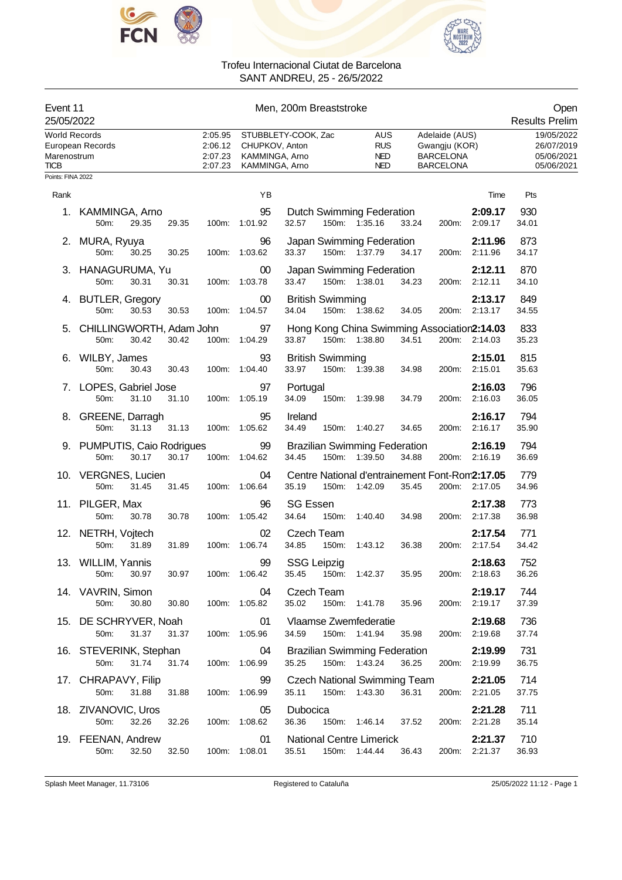Trofeu Internacional Ciutat de Barcelona
SANT ANDREU, 25 - 26/5/2022

## Event 11 — Men, 200m Breaststroke — Open

25/05/2022 — Results Prelim

| Record | Time | Name | Nat | Place | Date |
|---|---|---|---|---|---|
| World Records | 2:05.95 | STUBBLETY-COOK, Zac | AUS | Adelaide (AUS) | 19/05/2022 |
| European Records | 2:06.12 | CHUPKOV, Anton | RUS | Gwangju (KOR) | 26/07/2019 |
| Marenostrum | 2:07.23 | KAMMINGA, Arno | NED | BARCELONA | 05/06/2021 |
| TICB | 2:07.23 | KAMMINGA, Arno | NED | BARCELONA | 05/06/2021 |

Points: FINA 2022

| Rank | Name | YB | Club | Time | Pts | 50m | 100m | 150m | 200m |
|---|---|---|---|---|---|---|---|---|---|
| 1. | KAMMINGA, Arno | 95 | Dutch Swimming Federation | 2:09.17 | 930 | 29.35 (29.35) | 1:01.92 (32.57) | 1:35.16 (33.24) | 2:09.17 (34.01) |
| 2. | MURA, Ryuya | 96 | Japan Swimming Federation | 2:11.96 | 873 | 30.25 (30.25) | 1:03.62 (33.37) | 1:37.79 (34.17) | 2:11.96 (34.17) |
| 3. | HANAGURUMA, Yu | 00 | Japan Swimming Federation | 2:12.11 | 870 | 30.31 (30.31) | 1:03.78 (33.47) | 1:38.01 (34.23) | 2:12.11 (34.10) |
| 4. | BUTLER, Gregory | 00 | British Swimming | 2:13.17 | 849 | 30.53 (30.53) | 1:04.57 (34.04) | 1:38.62 (34.05) | 2:13.17 (34.55) |
| 5. | CHILLINGWORTH, Adam John | 97 | Hong Kong China Swimming Association | 2:14.03 | 833 | 30.42 (30.42) | 1:04.29 (33.87) | 1:38.80 (34.51) | 2:14.03 (35.23) |
| 6. | WILBY, James | 93 | British Swimming | 2:15.01 | 815 | 30.43 (30.43) | 1:04.40 (33.97) | 1:39.38 (34.98) | 2:15.01 (35.63) |
| 7. | LOPES, Gabriel Jose | 97 | Portugal | 2:16.03 | 796 | 31.10 (31.10) | 1:05.19 (34.09) | 1:39.98 (34.79) | 2:16.03 (36.05) |
| 8. | GREENE, Darragh | 95 | Ireland | 2:16.17 | 794 | 31.13 (31.13) | 1:05.62 (34.49) | 1:40.27 (34.65) | 2:16.17 (35.90) |
| 9. | PUMPUTIS, Caio Rodrigues | 99 | Brazilian Swimming Federation | 2:16.19 | 794 | 30.17 (30.17) | 1:04.62 (34.45) | 1:39.50 (34.88) | 2:16.19 (36.69) |
| 10. | VERGNES, Lucien | 04 | Centre National d'entrainement Font-Rom | 2:17.05 | 779 | 31.45 (31.45) | 1:06.64 (35.19) | 1:42.09 (35.45) | 2:17.05 (34.96) |
| 11. | PILGER, Max | 96 | SG Essen | 2:17.38 | 773 | 30.78 (30.78) | 1:05.42 (34.64) | 1:40.40 (34.98) | 2:17.38 (36.98) |
| 12. | NETRH, Vojtech | 02 | Czech Team | 2:17.54 | 771 | 31.89 (31.89) | 1:06.74 (34.85) | 1:43.12 (36.38) | 2:17.54 (34.42) |
| 13. | WILLIM, Yannis | 99 | SSG Leipzig | 2:18.63 | 752 | 30.97 (30.97) | 1:06.42 (35.45) | 1:42.37 (35.95) | 2:18.63 (36.26) |
| 14. | VAVRIN, Simon | 04 | Czech Team | 2:19.17 | 744 | 30.80 (30.80) | 1:05.82 (35.02) | 1:41.78 (35.96) | 2:19.17 (37.39) |
| 15. | DE SCHRYVER, Noah | 01 | Vlaamse Zwemfederatie | 2:19.68 | 736 | 31.37 (31.37) | 1:05.96 (34.59) | 1:41.94 (35.98) | 2:19.68 (37.74) |
| 16. | STEVERINK, Stephan | 04 | Brazilian Swimming Federation | 2:19.99 | 731 | 31.74 (31.74) | 1:06.99 (35.25) | 1:43.24 (36.25) | 2:19.99 (36.75) |
| 17. | CHRAPAVY, Filip | 99 | Czech National Swimming Team | 2:21.05 | 714 | 31.88 (31.88) | 1:06.99 (35.11) | 1:43.30 (36.31) | 2:21.05 (37.75) |
| 18. | ZIVANOVIC, Uros | 05 | Dubocica | 2:21.28 | 711 | 32.26 (32.26) | 1:08.62 (36.36) | 1:46.14 (37.52) | 2:21.28 (35.14) |
| 19. | FEENAN, Andrew | 01 | National Centre Limerick | 2:21.37 | 710 | 32.50 (32.50) | 1:08.01 (35.51) | 1:44.44 (36.43) | 2:21.37 (36.93) |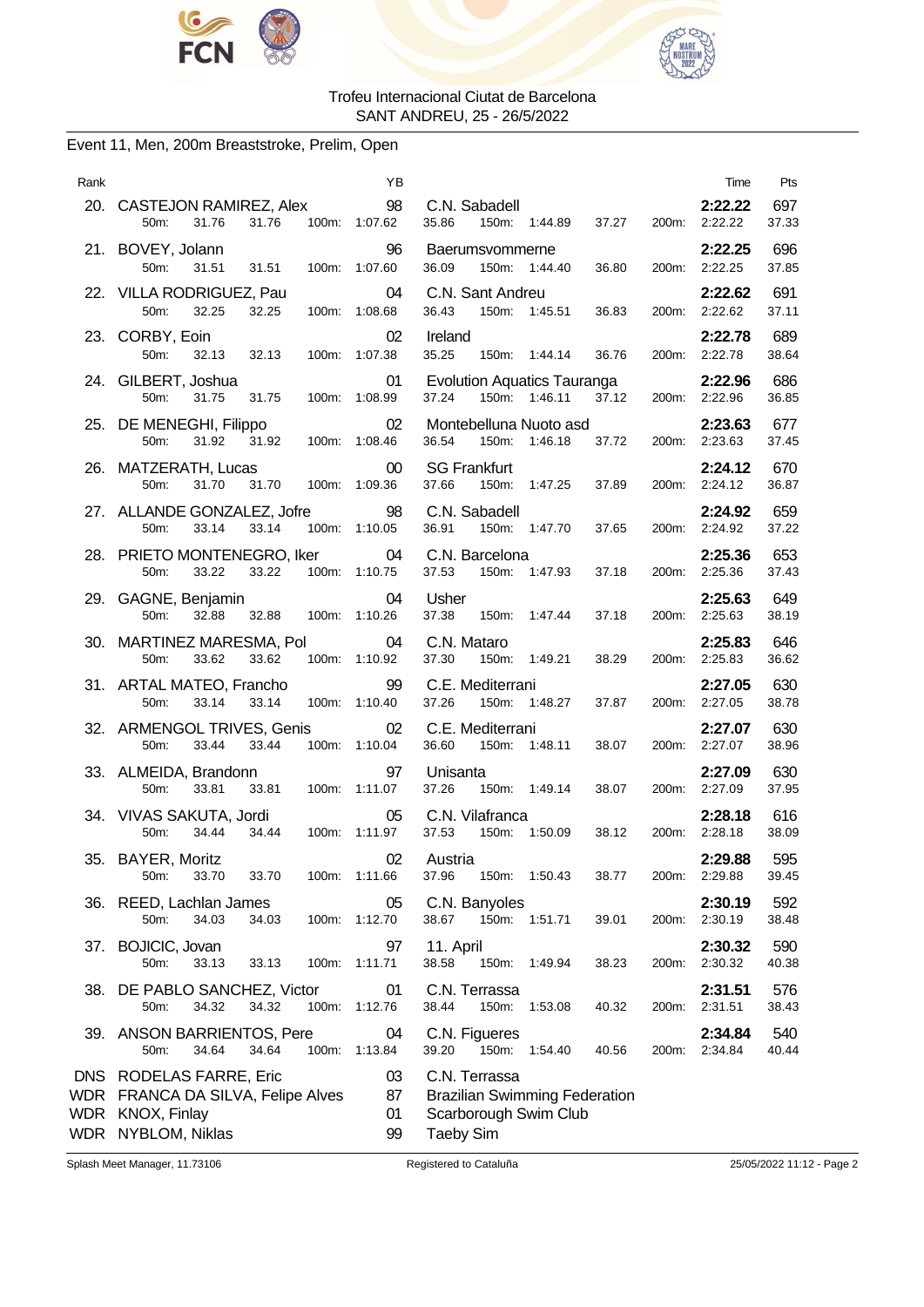Trofeu Internacional Ciutat de Barcelona
SANT ANDREU, 25 - 26/5/2022

## Event 11, Men, 200m Breaststroke, Prelim, Open

| Rank | | YB | | Time | Pts |
|---|---|---|---|---|---|
| 20. | CASTEJON RAMIREZ, Alex | 98 | C.N. Sabadell | **2:22.22** | 697 |
| | 50m: 31.76 31.76 100m: 1:07.62 | | 35.86 150m: 1:44.89 37.27 200m: 2:22.22 | | 37.33 |
| 21. | BOVEY, Jolann | 96 | Baerumsvommerne | **2:22.25** | 696 |
| | 50m: 31.51 31.51 100m: 1:07.60 | | 36.09 150m: 1:44.40 36.80 200m: 2:22.25 | | 37.85 |
| 22. | VILLA RODRIGUEZ, Pau | 04 | C.N. Sant Andreu | **2:22.62** | 691 |
| | 50m: 32.25 32.25 100m: 1:08.68 | | 36.43 150m: 1:45.51 36.83 200m: 2:22.62 | | 37.11 |
| 23. | CORBY, Eoin | 02 | Ireland | **2:22.78** | 689 |
| | 50m: 32.13 32.13 100m: 1:07.38 | | 35.25 150m: 1:44.14 36.76 200m: 2:22.78 | | 38.64 |
| 24. | GILBERT, Joshua | 01 | Evolution Aquatics Tauranga | **2:22.96** | 686 |
| | 50m: 31.75 31.75 100m: 1:08.99 | | 37.24 150m: 1:46.11 37.12 200m: 2:22.96 | | 36.85 |
| 25. | DE MENEGHI, Filippo | 02 | Montebelluna Nuoto asd | **2:23.63** | 677 |
| | 50m: 31.92 31.92 100m: 1:08.46 | | 36.54 150m: 1:46.18 37.72 200m: 2:23.63 | | 37.45 |
| 26. | MATZERATH, Lucas | 00 | SG Frankfurt | **2:24.12** | 670 |
| | 50m: 31.70 31.70 100m: 1:09.36 | | 37.66 150m: 1:47.25 37.89 200m: 2:24.12 | | 36.87 |
| 27. | ALLANDE GONZALEZ, Jofre | 98 | C.N. Sabadell | **2:24.92** | 659 |
| | 50m: 33.14 33.14 100m: 1:10.05 | | 36.91 150m: 1:47.70 37.65 200m: 2:24.92 | | 37.22 |
| 28. | PRIETO MONTENEGRO, Iker | 04 | C.N. Barcelona | **2:25.36** | 653 |
| | 50m: 33.22 33.22 100m: 1:10.75 | | 37.53 150m: 1:47.93 37.18 200m: 2:25.36 | | 37.43 |
| 29. | GAGNE, Benjamin | 04 | Usher | **2:25.63** | 649 |
| | 50m: 32.88 32.88 100m: 1:10.26 | | 37.38 150m: 1:47.44 37.18 200m: 2:25.63 | | 38.19 |
| 30. | MARTINEZ MARESMA, Pol | 04 | C.N. Mataro | **2:25.83** | 646 |
| | 50m: 33.62 33.62 100m: 1:10.92 | | 37.30 150m: 1:49.21 38.29 200m: 2:25.83 | | 36.62 |
| 31. | ARTAL MATEO, Francho | 99 | C.E. Mediterrani | **2:27.05** | 630 |
| | 50m: 33.14 33.14 100m: 1:10.40 | | 37.26 150m: 1:48.27 37.87 200m: 2:27.05 | | 38.78 |
| 32. | ARMENGOL TRIVES, Genis | 02 | C.E. Mediterrani | **2:27.07** | 630 |
| | 50m: 33.44 33.44 100m: 1:10.04 | | 36.60 150m: 1:48.11 38.07 200m: 2:27.07 | | 38.96 |
| 33. | ALMEIDA, Brandonn | 97 | Unisanta | **2:27.09** | 630 |
| | 50m: 33.81 33.81 100m: 1:11.07 | | 37.26 150m: 1:49.14 38.07 200m: 2:27.09 | | 37.95 |
| 34. | VIVAS SAKUTA, Jordi | 05 | C.N. Vilafranca | **2:28.18** | 616 |
| | 50m: 34.44 34.44 100m: 1:11.97 | | 37.53 150m: 1:50.09 38.12 200m: 2:28.18 | | 38.09 |
| 35. | BAYER, Moritz | 02 | Austria | **2:29.88** | 595 |
| | 50m: 33.70 33.70 100m: 1:11.66 | | 37.96 150m: 1:50.43 38.77 200m: 2:29.88 | | 39.45 |
| 36. | REED, Lachlan James | 05 | C.N. Banyoles | **2:30.19** | 592 |
| | 50m: 34.03 34.03 100m: 1:12.70 | | 38.67 150m: 1:51.71 39.01 200m: 2:30.19 | | 38.48 |
| 37. | BOJICIC, Jovan | 97 | 11. April | **2:30.32** | 590 |
| | 50m: 33.13 33.13 100m: 1:11.71 | | 38.58 150m: 1:49.94 38.23 200m: 2:30.32 | | 40.38 |
| 38. | DE PABLO SANCHEZ, Victor | 01 | C.N. Terrassa | **2:31.51** | 576 |
| | 50m: 34.32 34.32 100m: 1:12.76 | | 38.44 150m: 1:53.08 40.32 200m: 2:31.51 | | 38.43 |
| 39. | ANSON BARRIENTOS, Pere | 04 | C.N. Figueres | **2:34.84** | 540 |
| | 50m: 34.64 34.64 100m: 1:13.84 | | 39.20 150m: 1:54.40 40.56 200m: 2:34.84 | | 40.44 |
| DNS | RODELAS FARRE, Eric | 03 | C.N. Terrassa | | |
| WDR | FRANCA DA SILVA, Felipe Alves | 87 | Brazilian Swimming Federation | | |
| WDR | KNOX, Finlay | 01 | Scarborough Swim Club | | |
| WDR | NYBLOM, Niklas | 99 | Taeby Sim | | |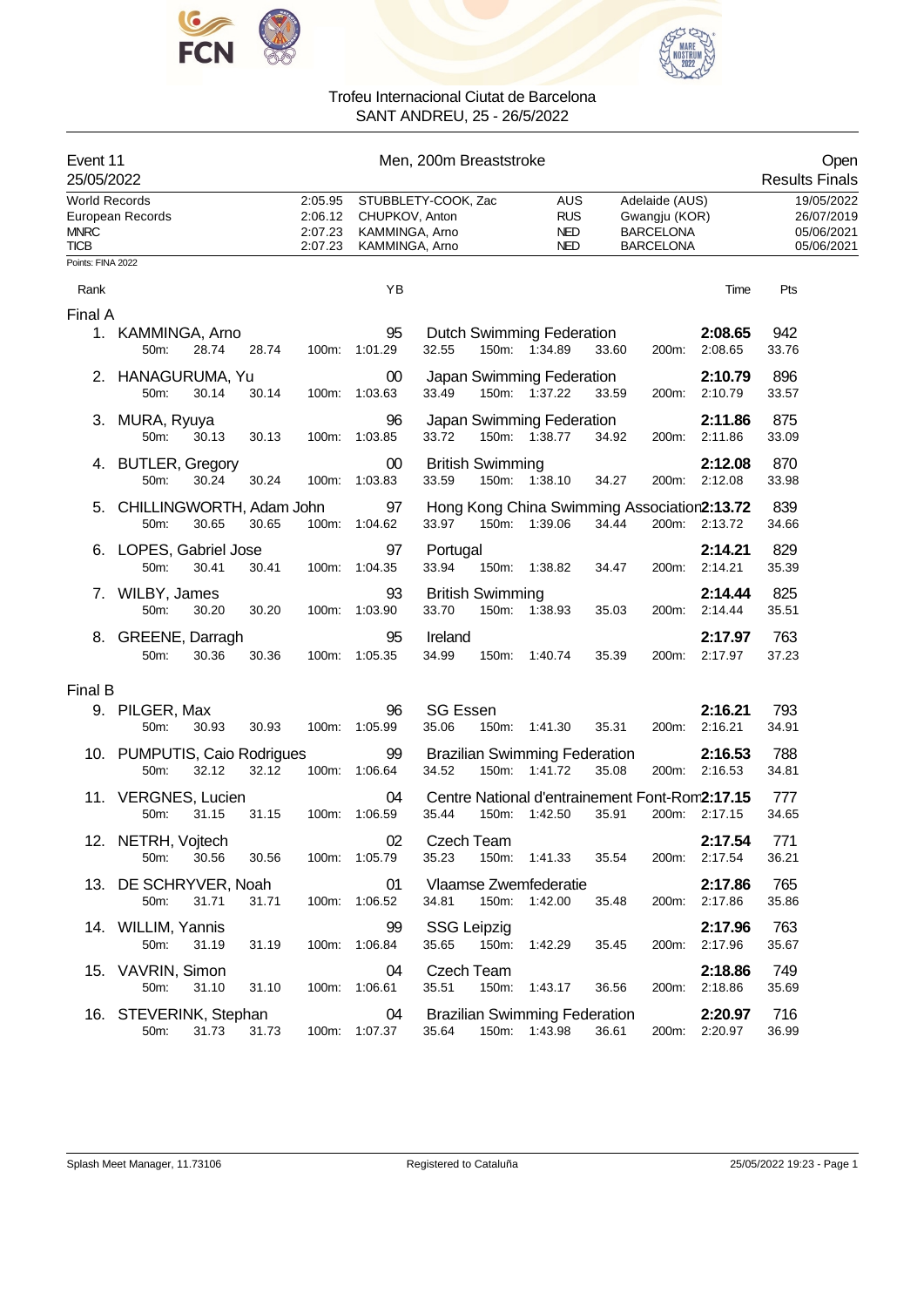Trofeu Internacional Ciutat de Barcelona
SANT ANDREU, 25 - 26/5/2022

**Event 11** — Men, 200m Breaststroke — Open
25/05/2022 — Results Finals

| Record | Time | Name | Nat | Place | Date |
|---|---|---|---|---|---|
| World Records | 2:05.95 | STUBBLETY-COOK, Zac | AUS | Adelaide (AUS) | 19/05/2022 |
| European Records | 2:06.12 | CHUPKOV, Anton | RUS | Gwangju (KOR) | 26/07/2019 |
| MNRC | 2:07.23 | KAMMINGA, Arno | NED | BARCELONA | 05/06/2021 |
| TICB | 2:07.23 | KAMMINGA, Arno | NED | BARCELONA | 05/06/2021 |

Points: FINA 2022

## Final A

| Rank | Name | YB | Club | Time | Pts |
|---|---|---|---|---|---|
| 1. | KAMMINGA, Arno | 95 | Dutch Swimming Federation | 2:08.65 | 942 |
| | 50m: 28.74 28.74 | 100m: 1:01.29 32.55 | 150m: 1:34.89 33.60 | 200m: 2:08.65 | 33.76 |
| 2. | HANAGURUMA, Yu | 00 | Japan Swimming Federation | 2:10.79 | 896 |
| | 50m: 30.14 30.14 | 100m: 1:03.63 33.49 | 150m: 1:37.22 33.59 | 200m: 2:10.79 | 33.57 |
| 3. | MURA, Ryuya | 96 | Japan Swimming Federation | 2:11.86 | 875 |
| | 50m: 30.13 30.13 | 100m: 1:03.85 33.72 | 150m: 1:38.77 34.92 | 200m: 2:11.86 | 33.09 |
| 4. | BUTLER, Gregory | 00 | British Swimming | 2:12.08 | 870 |
| | 50m: 30.24 30.24 | 100m: 1:03.83 33.59 | 150m: 1:38.10 34.27 | 200m: 2:12.08 | 33.98 |
| 5. | CHILLINGWORTH, Adam John | 97 | Hong Kong China Swimming Association | 2:13.72 | 839 |
| | 50m: 30.65 30.65 | 100m: 1:04.62 33.97 | 150m: 1:39.06 34.44 | 200m: 2:13.72 | 34.66 |
| 6. | LOPES, Gabriel Jose | 97 | Portugal | 2:14.21 | 829 |
| | 50m: 30.41 30.41 | 100m: 1:04.35 33.94 | 150m: 1:38.82 34.47 | 200m: 2:14.21 | 35.39 |
| 7. | WILBY, James | 93 | British Swimming | 2:14.44 | 825 |
| | 50m: 30.20 30.20 | 100m: 1:03.90 33.70 | 150m: 1:38.93 35.03 | 200m: 2:14.44 | 35.51 |
| 8. | GREENE, Darragh | 95 | Ireland | 2:17.97 | 763 |
| | 50m: 30.36 30.36 | 100m: 1:05.35 34.99 | 150m: 1:40.74 35.39 | 200m: 2:17.97 | 37.23 |

## Final B

| Rank | Name | YB | Club | Time | Pts |
|---|---|---|---|---|---|
| 9. | PILGER, Max | 96 | SG Essen | 2:16.21 | 793 |
| | 50m: 30.93 30.93 | 100m: 1:05.99 35.06 | 150m: 1:41.30 35.31 | 200m: 2:16.21 | 34.91 |
| 10. | PUMPUTIS, Caio Rodrigues | 99 | Brazilian Swimming Federation | 2:16.53 | 788 |
| | 50m: 32.12 32.12 | 100m: 1:06.64 34.52 | 150m: 1:41.72 35.08 | 200m: 2:16.53 | 34.81 |
| 11. | VERGNES, Lucien | 04 | Centre National d'entrainement Font-Rom | 2:17.15 | 777 |
| | 50m: 31.15 31.15 | 100m: 1:06.59 35.44 | 150m: 1:42.50 35.91 | 200m: 2:17.15 | 34.65 |
| 12. | NETRH, Vojtech | 02 | Czech Team | 2:17.54 | 771 |
| | 50m: 30.56 30.56 | 100m: 1:05.79 35.23 | 150m: 1:41.33 35.54 | 200m: 2:17.54 | 36.21 |
| 13. | DE SCHRYVER, Noah | 01 | Vlaamse Zwemfederatie | 2:17.86 | 765 |
| | 50m: 31.71 31.71 | 100m: 1:06.52 34.81 | 150m: 1:42.00 35.48 | 200m: 2:17.86 | 35.86 |
| 14. | WILLIM, Yannis | 99 | SSG Leipzig | 2:17.96 | 763 |
| | 50m: 31.19 31.19 | 100m: 1:06.84 35.65 | 150m: 1:42.29 35.45 | 200m: 2:17.96 | 35.67 |
| 15. | VAVRIN, Simon | 04 | Czech Team | 2:18.86 | 749 |
| | 50m: 31.10 31.10 | 100m: 1:06.61 35.51 | 150m: 1:43.17 36.56 | 200m: 2:18.86 | 35.69 |
| 16. | STEVERINK, Stephan | 04 | Brazilian Swimming Federation | 2:20.97 | 716 |
| | 50m: 31.73 31.73 | 100m: 1:07.37 35.64 | 150m: 1:43.98 36.61 | 200m: 2:20.97 | 36.99 |

Splash Meet Manager, 11.73106 — Registered to Cataluña — 25/05/2022 19:23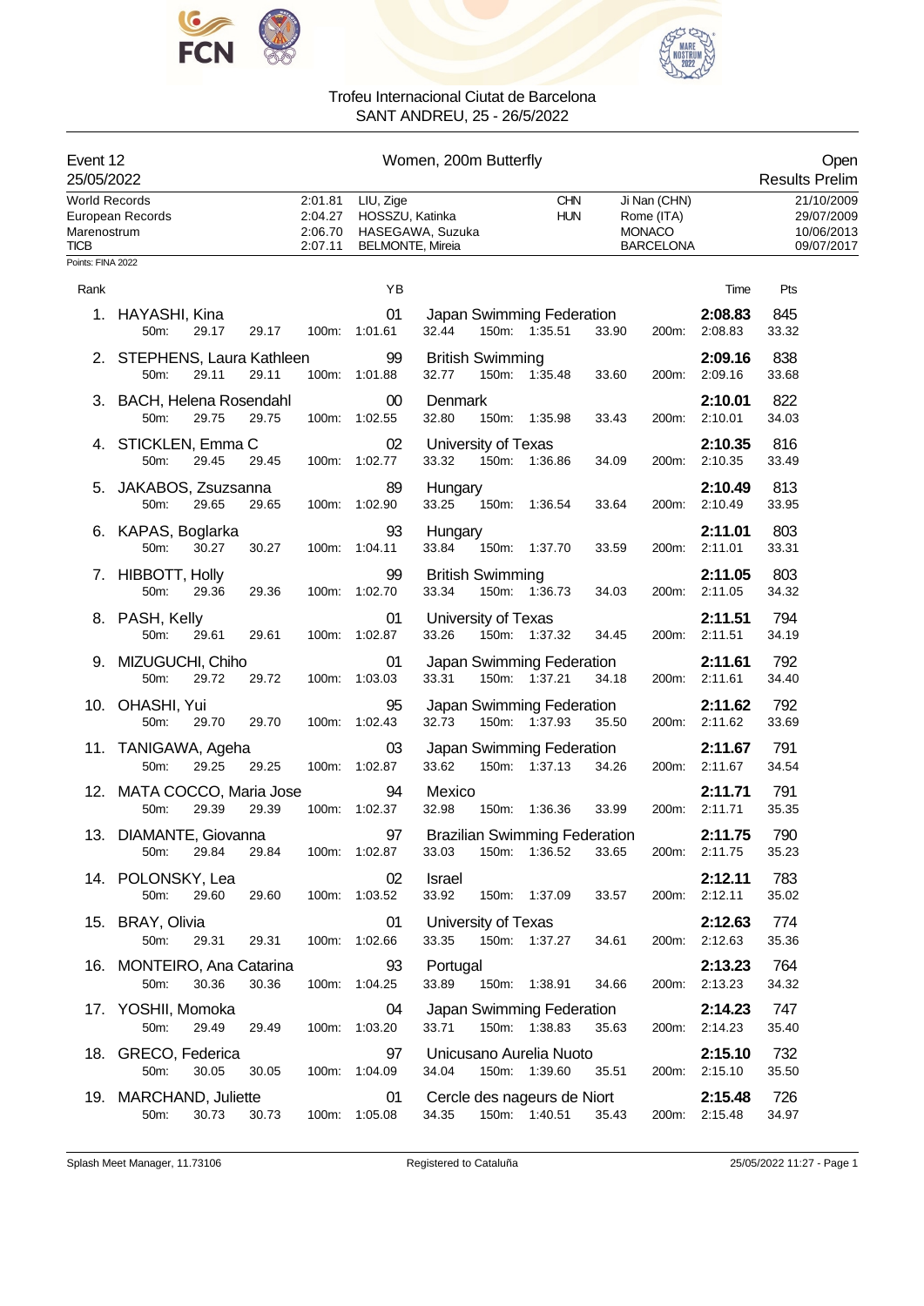Trofeu Internacional Ciutat de Barcelona
SANT ANDREU, 25 - 26/5/2022

## Event 12 — Women, 200m Butterfly — Open

25/05/2022 — Results Prelim

| Record | Time | Name | Nat | Place | Date |
|---|---|---|---|---|---|
| World Records | 2:01.81 | LIU, Zige | CHN | Ji Nan (CHN) | 21/10/2009 |
| European Records | 2:04.27 | HOSSZU, Katinka | HUN | Rome (ITA) | 29/07/2009 |
| Marenostrum | 2:06.70 | HASEGAWA, Suzuka | | MONACO | 10/06/2013 |
| TICB | 2:07.11 | BELMONTE, Mireia | | BARCELONA | 09/07/2017 |

Points: FINA 2022

| Rank | Name | YB | Club | Time | Pts | 50m | 100m | 150m | 200m |
|---|---|---|---|---|---|---|---|---|---|
| 1. | HAYASHI, Kina | 01 | Japan Swimming Federation | 2:08.83 | 845 | 29.17 (29.17) | 1:01.61 (32.44) | 1:35.51 (33.90) | 2:08.83 (33.32) |
| 2. | STEPHENS, Laura Kathleen | 99 | British Swimming | 2:09.16 | 838 | 29.11 (29.11) | 1:01.88 (32.77) | 1:35.48 (33.60) | 2:09.16 (33.68) |
| 3. | BACH, Helena Rosendahl | 00 | Denmark | 2:10.01 | 822 | 29.75 (29.75) | 1:02.55 (32.80) | 1:35.98 (33.43) | 2:10.01 (34.03) |
| 4. | STICKLEN, Emma C | 02 | University of Texas | 2:10.35 | 816 | 29.45 (29.45) | 1:02.77 (33.32) | 1:36.86 (34.09) | 2:10.35 (33.49) |
| 5. | JAKABOS, Zsuzsanna | 89 | Hungary | 2:10.49 | 813 | 29.65 (29.65) | 1:02.90 (33.25) | 1:36.54 (33.64) | 2:10.49 (33.95) |
| 6. | KAPAS, Boglarka | 93 | Hungary | 2:11.01 | 803 | 30.27 (30.27) | 1:04.11 (33.84) | 1:37.70 (33.59) | 2:11.01 (33.31) |
| 7. | HIBBOTT, Holly | 99 | British Swimming | 2:11.05 | 803 | 29.36 (29.36) | 1:02.70 (33.34) | 1:36.73 (34.03) | 2:11.05 (34.32) |
| 8. | PASH, Kelly | 01 | University of Texas | 2:11.51 | 794 | 29.61 (29.61) | 1:02.87 (33.26) | 1:37.32 (34.45) | 2:11.51 (34.19) |
| 9. | MIZUGUCHI, Chiho | 01 | Japan Swimming Federation | 2:11.61 | 792 | 29.72 (29.72) | 1:03.03 (33.31) | 1:37.21 (34.18) | 2:11.61 (34.40) |
| 10. | OHASHI, Yui | 95 | Japan Swimming Federation | 2:11.62 | 792 | 29.70 (29.70) | 1:02.43 (32.73) | 1:37.93 (35.50) | 2:11.62 (33.69) |
| 11. | TANIGAWA, Ageha | 03 | Japan Swimming Federation | 2:11.67 | 791 | 29.25 (29.25) | 1:02.87 (33.62) | 1:37.13 (34.26) | 2:11.67 (34.54) |
| 12. | MATA COCCO, Maria Jose | 94 | Mexico | 2:11.71 | 791 | 29.39 (29.39) | 1:02.37 (32.98) | 1:36.36 (33.99) | 2:11.71 (35.35) |
| 13. | DIAMANTE, Giovanna | 97 | Brazilian Swimming Federation | 2:11.75 | 790 | 29.84 (29.84) | 1:02.87 (33.03) | 1:36.52 (33.65) | 2:11.75 (35.23) |
| 14. | POLONSKY, Lea | 02 | Israel | 2:12.11 | 783 | 29.60 (29.60) | 1:03.52 (33.92) | 1:37.09 (33.57) | 2:12.11 (35.02) |
| 15. | BRAY, Olivia | 01 | University of Texas | 2:12.63 | 774 | 29.31 (29.31) | 1:02.66 (33.35) | 1:37.27 (34.61) | 2:12.63 (35.36) |
| 16. | MONTEIRO, Ana Catarina | 93 | Portugal | 2:13.23 | 764 | 30.36 (30.36) | 1:04.25 (33.89) | 1:38.91 (34.66) | 2:13.23 (34.32) |
| 17. | YOSHII, Momoka | 04 | Japan Swimming Federation | 2:14.23 | 747 | 29.49 (29.49) | 1:03.20 (33.71) | 1:38.83 (35.63) | 2:14.23 (35.40) |
| 18. | GRECO, Federica | 97 | Unicusano Aurelia Nuoto | 2:15.10 | 732 | 30.05 (30.05) | 1:04.09 (34.04) | 1:39.60 (35.51) | 2:15.10 (35.50) |
| 19. | MARCHAND, Juliette | 01 | Cercle des nageurs de Niort | 2:15.48 | 726 | 30.73 (30.73) | 1:05.08 (34.35) | 1:40.51 (35.43) | 2:15.48 (34.97) |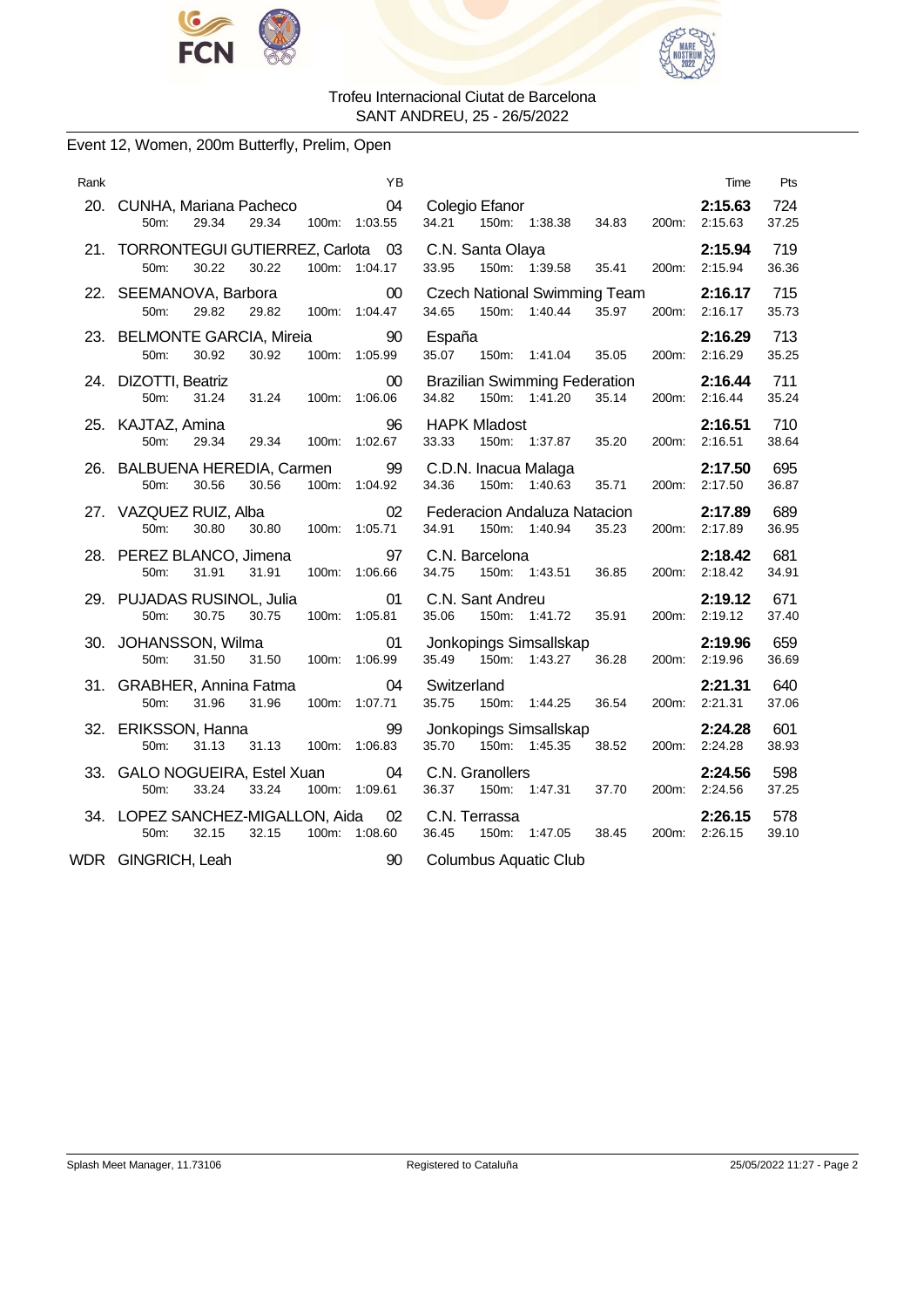Trofeu Internacional Ciutat de Barcelona
SANT ANDREU, 25 - 26/5/2022

### Event 12, Women, 200m Butterfly, Prelim, Open

| Rank | Name | YB | Club | Time | Pts |
|---|---|---|---|---|---|
| 20. | CUNHA, Mariana Pacheco | 04 | Colegio Efanor | **2:15.63** | 724 |
| | 50m: 29.34 29.34 100m: 1:03.55 | | 34.21 150m: 1:38.38 34.83 200m: 2:15.63 | | 37.25 |
| 21. | TORRONTEGUI GUTIERREZ, Carlota | 03 | C.N. Santa Olaya | **2:15.94** | 719 |
| | 50m: 30.22 30.22 100m: 1:04.17 | | 33.95 150m: 1:39.58 35.41 200m: 2:15.94 | | 36.36 |
| 22. | SEEMANOVA, Barbora | 00 | Czech National Swimming Team | **2:16.17** | 715 |
| | 50m: 29.82 29.82 100m: 1:04.47 | | 34.65 150m: 1:40.44 35.97 200m: 2:16.17 | | 35.73 |
| 23. | BELMONTE GARCIA, Mireia | 90 | España | **2:16.29** | 713 |
| | 50m: 30.92 30.92 100m: 1:05.99 | | 35.07 150m: 1:41.04 35.05 200m: 2:16.29 | | 35.25 |
| 24. | DIZOTTI, Beatriz | 00 | Brazilian Swimming Federation | **2:16.44** | 711 |
| | 50m: 31.24 31.24 100m: 1:06.06 | | 34.82 150m: 1:41.20 35.14 200m: 2:16.44 | | 35.24 |
| 25. | KAJTAZ, Amina | 96 | HAPK Mladost | **2:16.51** | 710 |
| | 50m: 29.34 29.34 100m: 1:02.67 | | 33.33 150m: 1:37.87 35.20 200m: 2:16.51 | | 38.64 |
| 26. | BALBUENA HEREDIA, Carmen | 99 | C.D.N. Inacua Malaga | **2:17.50** | 695 |
| | 50m: 30.56 30.56 100m: 1:04.92 | | 34.36 150m: 1:40.63 35.71 200m: 2:17.50 | | 36.87 |
| 27. | VAZQUEZ RUIZ, Alba | 02 | Federacion Andaluza Natacion | **2:17.89** | 689 |
| | 50m: 30.80 30.80 100m: 1:05.71 | | 34.91 150m: 1:40.94 35.23 200m: 2:17.89 | | 36.95 |
| 28. | PEREZ BLANCO, Jimena | 97 | C.N. Barcelona | **2:18.42** | 681 |
| | 50m: 31.91 31.91 100m: 1:06.66 | | 34.75 150m: 1:43.51 36.85 200m: 2:18.42 | | 34.91 |
| 29. | PUJADAS RUSINOL, Julia | 01 | C.N. Sant Andreu | **2:19.12** | 671 |
| | 50m: 30.75 30.75 100m: 1:05.81 | | 35.06 150m: 1:41.72 35.91 200m: 2:19.12 | | 37.40 |
| 30. | JOHANSSON, Wilma | 01 | Jonkopings Simsallskap | **2:19.96** | 659 |
| | 50m: 31.50 31.50 100m: 1:06.99 | | 35.49 150m: 1:43.27 36.28 200m: 2:19.96 | | 36.69 |
| 31. | GRABHER, Annina Fatma | 04 | Switzerland | **2:21.31** | 640 |
| | 50m: 31.96 31.96 100m: 1:07.71 | | 35.75 150m: 1:44.25 36.54 200m: 2:21.31 | | 37.06 |
| 32. | ERIKSSON, Hanna | 99 | Jonkopings Simsallskap | **2:24.28** | 601 |
| | 50m: 31.13 31.13 100m: 1:06.83 | | 35.70 150m: 1:45.35 38.52 200m: 2:24.28 | | 38.93 |
| 33. | GALO NOGUEIRA, Estel Xuan | 04 | C.N. Granollers | **2:24.56** | 598 |
| | 50m: 33.24 33.24 100m: 1:09.61 | | 36.37 150m: 1:47.31 37.70 200m: 2:24.56 | | 37.25 |
| 34. | LOPEZ SANCHEZ-MIGALLON, Aida | 02 | C.N. Terrassa | **2:26.15** | 578 |
| | 50m: 32.15 32.15 100m: 1:08.60 | | 36.45 150m: 1:47.05 38.45 200m: 2:26.15 | | 39.10 |
| WDR | GINGRICH, Leah | 90 | Columbus Aquatic Club | | |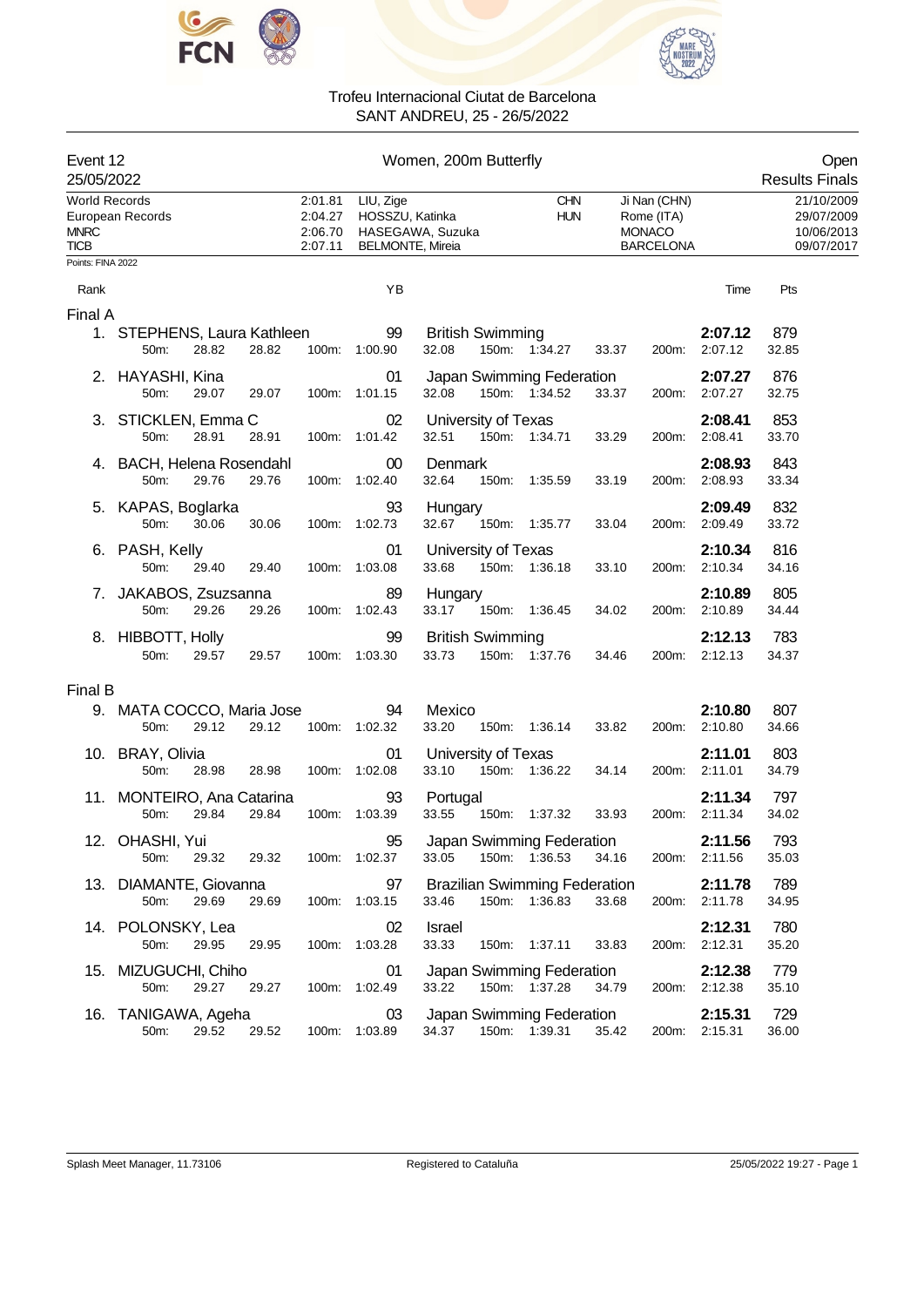Trofeu Internacional Ciutat de Barcelona
SANT ANDREU, 25 - 26/5/2022

## Event 12 — Women, 200m Butterfly — Open

25/05/2022 — Results Finals

| Record | Time | Name | Nation | Place | Date |
|---|---|---|---|---|---|
| World Records | 2:01.81 | LIU, Zige | CHN | Ji Nan (CHN) | 21/10/2009 |
| European Records | 2:04.27 | HOSSZU, Katinka | HUN | Rome (ITA) | 29/07/2009 |
| MNRC | 2:06.70 | HASEGAWA, Suzuka | | MONACO | 10/06/2013 |
| TICB | 2:07.11 | BELMONTE, Mireia | | BARCELONA | 09/07/2017 |

Points: FINA 2022

### Final A

| Rank | Name | YB | Club | Time | Pts |
|---|---|---|---|---|---|
| 1. | STEPHENS, Laura Kathleen | 99 | British Swimming | **2:07.12** | 879 |
| | 50m: 28.82 28.82 | 100m: 1:00.90 32.08 | 150m: 1:34.27 33.37 | 200m: 2:07.12 | 32.85 |
| 2. | HAYASHI, Kina | 01 | Japan Swimming Federation | **2:07.27** | 876 |
| | 50m: 29.07 29.07 | 100m: 1:01.15 32.08 | 150m: 1:34.52 33.37 | 200m: 2:07.27 | 32.75 |
| 3. | STICKLEN, Emma C | 02 | University of Texas | **2:08.41** | 853 |
| | 50m: 28.91 28.91 | 100m: 1:01.42 32.51 | 150m: 1:34.71 33.29 | 200m: 2:08.41 | 33.70 |
| 4. | BACH, Helena Rosendahl | 00 | Denmark | **2:08.93** | 843 |
| | 50m: 29.76 29.76 | 100m: 1:02.40 32.64 | 150m: 1:35.59 33.19 | 200m: 2:08.93 | 33.34 |
| 5. | KAPAS, Boglarka | 93 | Hungary | **2:09.49** | 832 |
| | 50m: 30.06 30.06 | 100m: 1:02.73 32.67 | 150m: 1:35.77 33.04 | 200m: 2:09.49 | 33.72 |
| 6. | PASH, Kelly | 01 | University of Texas | **2:10.34** | 816 |
| | 50m: 29.40 29.40 | 100m: 1:03.08 33.68 | 150m: 1:36.18 33.10 | 200m: 2:10.34 | 34.16 |
| 7. | JAKABOS, Zsuzsanna | 89 | Hungary | **2:10.89** | 805 |
| | 50m: 29.26 29.26 | 100m: 1:02.43 33.17 | 150m: 1:36.45 34.02 | 200m: 2:10.89 | 34.44 |
| 8. | HIBBOTT, Holly | 99 | British Swimming | **2:12.13** | 783 |
| | 50m: 29.57 29.57 | 100m: 1:03.30 33.73 | 150m: 1:37.76 34.46 | 200m: 2:12.13 | 34.37 |

### Final B

| Rank | Name | YB | Club | Time | Pts |
|---|---|---|---|---|---|
| 9. | MATA COCCO, Maria Jose | 94 | Mexico | **2:10.80** | 807 |
| | 50m: 29.12 29.12 | 100m: 1:02.32 33.20 | 150m: 1:36.14 33.82 | 200m: 2:10.80 | 34.66 |
| 10. | BRAY, Olivia | 01 | University of Texas | **2:11.01** | 803 |
| | 50m: 28.98 28.98 | 100m: 1:02.08 33.10 | 150m: 1:36.22 34.14 | 200m: 2:11.01 | 34.79 |
| 11. | MONTEIRO, Ana Catarina | 93 | Portugal | **2:11.34** | 797 |
| | 50m: 29.84 29.84 | 100m: 1:03.39 33.55 | 150m: 1:37.32 33.93 | 200m: 2:11.34 | 34.02 |
| 12. | OHASHI, Yui | 95 | Japan Swimming Federation | **2:11.56** | 793 |
| | 50m: 29.32 29.32 | 100m: 1:02.37 33.05 | 150m: 1:36.53 34.16 | 200m: 2:11.56 | 35.03 |
| 13. | DIAMANTE, Giovanna | 97 | Brazilian Swimming Federation | **2:11.78** | 789 |
| | 50m: 29.69 29.69 | 100m: 1:03.15 33.46 | 150m: 1:36.83 33.68 | 200m: 2:11.78 | 34.95 |
| 14. | POLONSKY, Lea | 02 | Israel | **2:12.31** | 780 |
| | 50m: 29.95 29.95 | 100m: 1:03.28 33.33 | 150m: 1:37.11 33.83 | 200m: 2:12.31 | 35.20 |
| 15. | MIZUGUCHI, Chiho | 01 | Japan Swimming Federation | **2:12.38** | 779 |
| | 50m: 29.27 29.27 | 100m: 1:02.49 33.22 | 150m: 1:37.28 34.79 | 200m: 2:12.38 | 35.10 |
| 16. | TANIGAWA, Ageha | 03 | Japan Swimming Federation | **2:15.31** | 729 |
| | 50m: 29.52 29.52 | 100m: 1:03.89 34.37 | 150m: 1:39.31 35.42 | 200m: 2:15.31 | 36.00 |

Splash Meet Manager, 11.73106 — Registered to Cataluña — 25/05/2022 19:27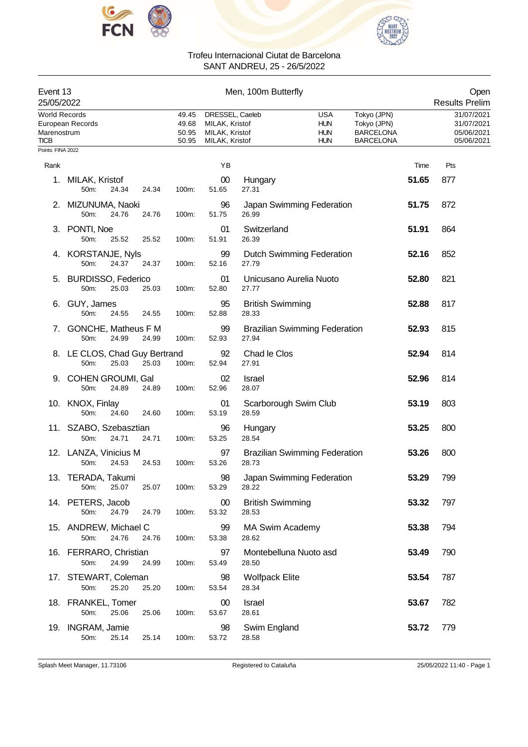Trofeu Internacional Ciutat de Barcelona
SANT ANDREU, 25 - 26/5/2022

| Event 13 | Men, 100m Butterfly | Open |
|---|---|---|
| 25/05/2022 | | Results Prelim |

| | | | | | |
|---|---|---|---|---|---|
| World Records | 49.45 | DRESSEL, Caeleb | USA | Tokyo (JPN) | 31/07/2021 |
| European Records | 49.68 | MILAK, Kristof | HUN | Tokyo (JPN) | 31/07/2021 |
| Marenostrum | 50.95 | MILAK, Kristof | HUN | BARCELONA | 05/06/2021 |
| TICB | 50.95 | MILAK, Kristof | HUN | BARCELONA | 05/06/2021 |

Points: FINA 2022

| Rank | Name | YB | Club | Time | Pts |
|---|---|---|---|---|---|
| 1. | MILAK, Kristof | 00 | Hungary | 51.65 | 877 |
| | 50m: 24.34 24.34 100m: 51.65 27.31 | | | | |
| 2. | MIZUNUMA, Naoki | 96 | Japan Swimming Federation | 51.75 | 872 |
| | 50m: 24.76 24.76 100m: 51.75 26.99 | | | | |
| 3. | PONTI, Noe | 01 | Switzerland | 51.91 | 864 |
| | 50m: 25.52 25.52 100m: 51.91 26.39 | | | | |
| 4. | KORSTANJE, Nyls | 99 | Dutch Swimming Federation | 52.16 | 852 |
| | 50m: 24.37 24.37 100m: 52.16 27.79 | | | | |
| 5. | BURDISSO, Federico | 01 | Unicusano Aurelia Nuoto | 52.80 | 821 |
| | 50m: 25.03 25.03 100m: 52.80 27.77 | | | | |
| 6. | GUY, James | 95 | British Swimming | 52.88 | 817 |
| | 50m: 24.55 24.55 100m: 52.88 28.33 | | | | |
| 7. | GONCHE, Matheus F M | 99 | Brazilian Swimming Federation | 52.93 | 815 |
| | 50m: 24.99 24.99 100m: 52.93 27.94 | | | | |
| 8. | LE CLOS, Chad Guy Bertrand | 92 | Chad le Clos | 52.94 | 814 |
| | 50m: 25.03 25.03 100m: 52.94 27.91 | | | | |
| 9. | COHEN GROUMI, Gal | 02 | Israel | 52.96 | 814 |
| | 50m: 24.89 24.89 100m: 52.96 28.07 | | | | |
| 10. | KNOX, Finlay | 01 | Scarborough Swim Club | 53.19 | 803 |
| | 50m: 24.60 24.60 100m: 53.19 28.59 | | | | |
| 11. | SZABO, Szebasztian | 96 | Hungary | 53.25 | 800 |
| | 50m: 24.71 24.71 100m: 53.25 28.54 | | | | |
| 12. | LANZA, Vinicius M | 97 | Brazilian Swimming Federation | 53.26 | 800 |
| | 50m: 24.53 24.53 100m: 53.26 28.73 | | | | |
| 13. | TERADA, Takumi | 98 | Japan Swimming Federation | 53.29 | 799 |
| | 50m: 25.07 25.07 100m: 53.29 28.22 | | | | |
| 14. | PETERS, Jacob | 00 | British Swimming | 53.32 | 797 |
| | 50m: 24.79 24.79 100m: 53.32 28.53 | | | | |
| 15. | ANDREW, Michael C | 99 | MA Swim Academy | 53.38 | 794 |
| | 50m: 24.76 24.76 100m: 53.38 28.62 | | | | |
| 16. | FERRARO, Christian | 97 | Montebelluna Nuoto asd | 53.49 | 790 |
| | 50m: 24.99 24.99 100m: 53.49 28.50 | | | | |
| 17. | STEWART, Coleman | 98 | Wolfpack Elite | 53.54 | 787 |
| | 50m: 25.20 25.20 100m: 53.54 28.34 | | | | |
| 18. | FRANKEL, Tomer | 00 | Israel | 53.67 | 782 |
| | 50m: 25.06 25.06 100m: 53.67 28.61 | | | | |
| 19. | INGRAM, Jamie | 98 | Swim England | 53.72 | 779 |
| | 50m: 25.14 25.14 100m: 53.72 28.58 | | | | |

Splash Meet Manager, 11.73106 — Registered to Cataluña — 25/05/2022 11:40 - Page 1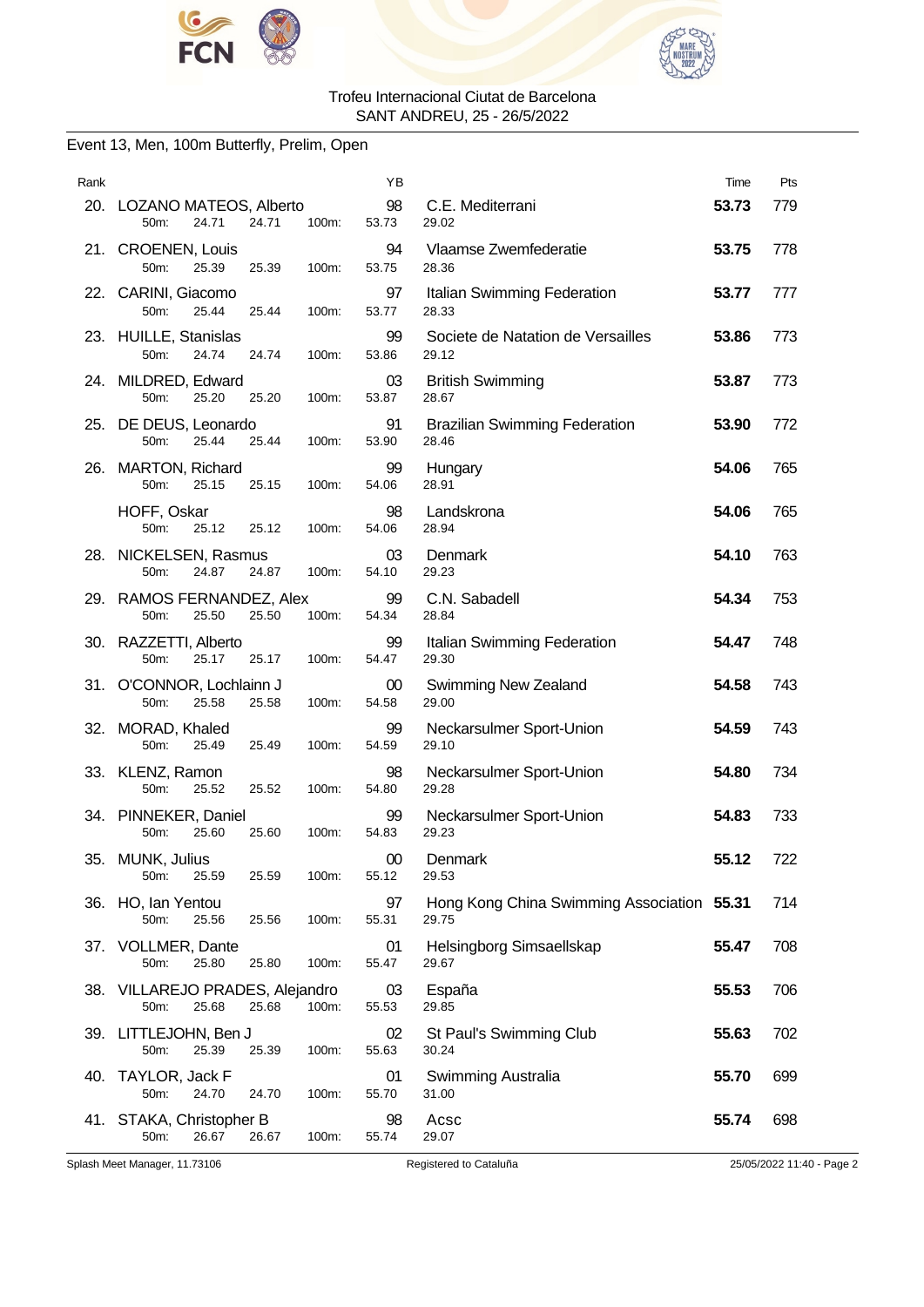Trofeu Internacional Ciutat de Barcelona
SANT ANDREU, 25 - 26/5/2022

Event 13, Men, 100m Butterfly, Prelim, Open

| Rank | Name | YB | Club | Time | Pts |
|---|---|---|---|---|---|
| 20. | LOZANO MATEOS, Alberto | 98 | C.E. Mediterrani | **53.73** | 779 |
| | 50m: 24.71 24.71 100m: 53.73 29.02 | | | | |
| 21. | CROENEN, Louis | 94 | Vlaamse Zwemfederatie | **53.75** | 778 |
| | 50m: 25.39 25.39 100m: 53.75 28.36 | | | | |
| 22. | CARINI, Giacomo | 97 | Italian Swimming Federation | **53.77** | 777 |
| | 50m: 25.44 25.44 100m: 53.77 28.33 | | | | |
| 23. | HUILLE, Stanislas | 99 | Societe de Natation de Versailles | **53.86** | 773 |
| | 50m: 24.74 24.74 100m: 53.86 29.12 | | | | |
| 24. | MILDRED, Edward | 03 | British Swimming | **53.87** | 773 |
| | 50m: 25.20 25.20 100m: 53.87 28.67 | | | | |
| 25. | DE DEUS, Leonardo | 91 | Brazilian Swimming Federation | **53.90** | 772 |
| | 50m: 25.44 25.44 100m: 53.90 28.46 | | | | |
| 26. | MARTON, Richard | 99 | Hungary | **54.06** | 765 |
| | 50m: 25.15 25.15 100m: 54.06 28.91 | | | | |
| | HOFF, Oskar | 98 | Landskrona | **54.06** | 765 |
| | 50m: 25.12 25.12 100m: 54.06 28.94 | | | | |
| 28. | NICKELSEN, Rasmus | 03 | Denmark | **54.10** | 763 |
| | 50m: 24.87 24.87 100m: 54.10 29.23 | | | | |
| 29. | RAMOS FERNANDEZ, Alex | 99 | C.N. Sabadell | **54.34** | 753 |
| | 50m: 25.50 25.50 100m: 54.34 28.84 | | | | |
| 30. | RAZZETTI, Alberto | 99 | Italian Swimming Federation | **54.47** | 748 |
| | 50m: 25.17 25.17 100m: 54.47 29.30 | | | | |
| 31. | O'CONNOR, Lochlainn J | 00 | Swimming New Zealand | **54.58** | 743 |
| | 50m: 25.58 25.58 100m: 54.58 29.00 | | | | |
| 32. | MORAD, Khaled | 99 | Neckarsulmer Sport-Union | **54.59** | 743 |
| | 50m: 25.49 25.49 100m: 54.59 29.10 | | | | |
| 33. | KLENZ, Ramon | 98 | Neckarsulmer Sport-Union | **54.80** | 734 |
| | 50m: 25.52 25.52 100m: 54.80 29.28 | | | | |
| 34. | PINNEKER, Daniel | 99 | Neckarsulmer Sport-Union | **54.83** | 733 |
| | 50m: 25.60 25.60 100m: 54.83 29.23 | | | | |
| 35. | MUNK, Julius | 00 | Denmark | **55.12** | 722 |
| | 50m: 25.59 25.59 100m: 55.12 29.53 | | | | |
| 36. | HO, Ian Yentou | 97 | Hong Kong China Swimming Association | **55.31** | 714 |
| | 50m: 25.56 25.56 100m: 55.31 29.75 | | | | |
| 37. | VOLLMER, Dante | 01 | Helsingborg Simsaellskap | **55.47** | 708 |
| | 50m: 25.80 25.80 100m: 55.47 29.67 | | | | |
| 38. | VILLAREJO PRADES, Alejandro | 03 | España | **55.53** | 706 |
| | 50m: 25.68 25.68 100m: 55.53 29.85 | | | | |
| 39. | LITTLEJOHN, Ben J | 02 | St Paul's Swimming Club | **55.63** | 702 |
| | 50m: 25.39 25.39 100m: 55.63 30.24 | | | | |
| 40. | TAYLOR, Jack F | 01 | Swimming Australia | **55.70** | 699 |
| | 50m: 24.70 24.70 100m: 55.70 31.00 | | | | |
| 41. | STAKA, Christopher B | 98 | Acsc | **55.74** | 698 |
| | 50m: 26.67 26.67 100m: 55.74 29.07 | | | | |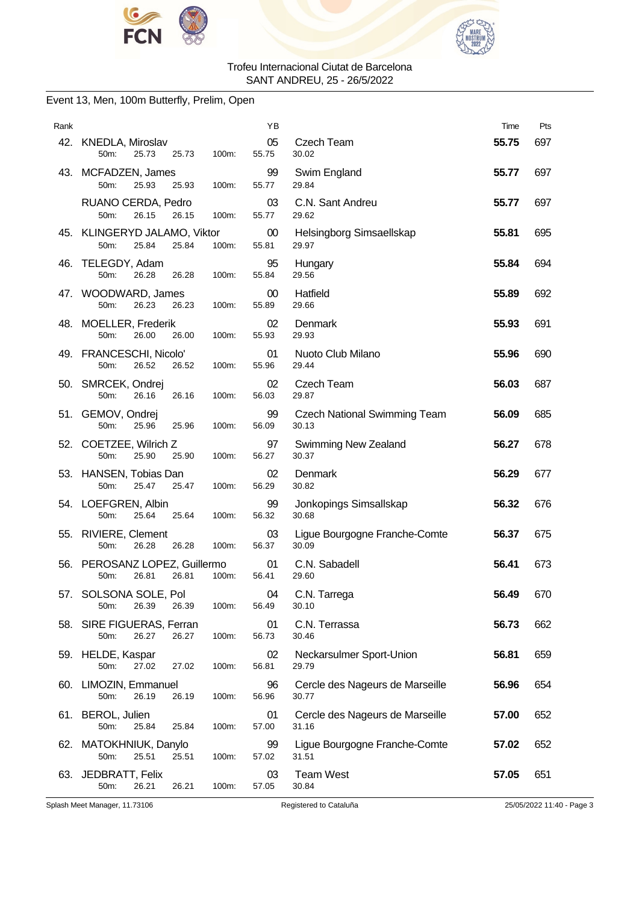Trofeu Internacional Ciutat de Barcelona
SANT ANDREU, 25 - 26/5/2022

## Event 13, Men, 100m Butterfly, Prelim, Open

| Rank | Name | YB | Club | Time | Pts |
|---|---|---|---|---|---|
| 42. | KNEDLA, Miroslav | 05 | Czech Team | **55.75** | 697 |
| | 50m: 25.73 25.73 100m: 55.75 30.02 | | | | |
| 43. | MCFADZEN, James | 99 | Swim England | **55.77** | 697 |
| | 50m: 25.93 25.93 100m: 55.77 29.84 | | | | |
| | RUANO CERDA, Pedro | 03 | C.N. Sant Andreu | **55.77** | 697 |
| | 50m: 26.15 26.15 100m: 55.77 29.62 | | | | |
| 45. | KLINGERYD JALAMO, Viktor | 00 | Helsingborg Simsaellskap | **55.81** | 695 |
| | 50m: 25.84 25.84 100m: 55.81 29.97 | | | | |
| 46. | TELEGDY, Adam | 95 | Hungary | **55.84** | 694 |
| | 50m: 26.28 26.28 100m: 55.84 29.56 | | | | |
| 47. | WOODWARD, James | 00 | Hatfield | **55.89** | 692 |
| | 50m: 26.23 26.23 100m: 55.89 29.66 | | | | |
| 48. | MOELLER, Frederik | 02 | Denmark | **55.93** | 691 |
| | 50m: 26.00 26.00 100m: 55.93 29.93 | | | | |
| 49. | FRANCESCHI, Nicolo' | 01 | Nuoto Club Milano | **55.96** | 690 |
| | 50m: 26.52 26.52 100m: 55.96 29.44 | | | | |
| 50. | SMRCEK, Ondrej | 02 | Czech Team | **56.03** | 687 |
| | 50m: 26.16 26.16 100m: 56.03 29.87 | | | | |
| 51. | GEMOV, Ondrej | 99 | Czech National Swimming Team | **56.09** | 685 |
| | 50m: 25.96 25.96 100m: 56.09 30.13 | | | | |
| 52. | COETZEE, Wilrich Z | 97 | Swimming New Zealand | **56.27** | 678 |
| | 50m: 25.90 25.90 100m: 56.27 30.37 | | | | |
| 53. | HANSEN, Tobias Dan | 02 | Denmark | **56.29** | 677 |
| | 50m: 25.47 25.47 100m: 56.29 30.82 | | | | |
| 54. | LOEFGREN, Albin | 99 | Jonkopings Simsallskap | **56.32** | 676 |
| | 50m: 25.64 25.64 100m: 56.32 30.68 | | | | |
| 55. | RIVIERE, Clement | 03 | Ligue Bourgogne Franche-Comte | **56.37** | 675 |
| | 50m: 26.28 26.28 100m: 56.37 30.09 | | | | |
| 56. | PEROSANZ LOPEZ, Guillermo | 01 | C.N. Sabadell | **56.41** | 673 |
| | 50m: 26.81 26.81 100m: 56.41 29.60 | | | | |
| 57. | SOLSONA SOLE, Pol | 04 | C.N. Tarrega | **56.49** | 670 |
| | 50m: 26.39 26.39 100m: 56.49 30.10 | | | | |
| 58. | SIRE FIGUERAS, Ferran | 01 | C.N. Terrassa | **56.73** | 662 |
| | 50m: 26.27 26.27 100m: 56.73 30.46 | | | | |
| 59. | HELDE, Kaspar | 02 | Neckarsulmer Sport-Union | **56.81** | 659 |
| | 50m: 27.02 27.02 100m: 56.81 29.79 | | | | |
| 60. | LIMOZIN, Emmanuel | 96 | Cercle des Nageurs de Marseille | **56.96** | 654 |
| | 50m: 26.19 26.19 100m: 56.96 30.77 | | | | |
| 61. | BEROL, Julien | 01 | Cercle des Nageurs de Marseille | **57.00** | 652 |
| | 50m: 25.84 25.84 100m: 57.00 31.16 | | | | |
| 62. | MATOKHNIUK, Danylo | 99 | Ligue Bourgogne Franche-Comte | **57.02** | 652 |
| | 50m: 25.51 25.51 100m: 57.02 31.51 | | | | |
| 63. | JEDBRATT, Felix | 03 | Team West | **57.05** | 651 |
| | 50m: 26.21 26.21 100m: 57.05 30.84 | | | | |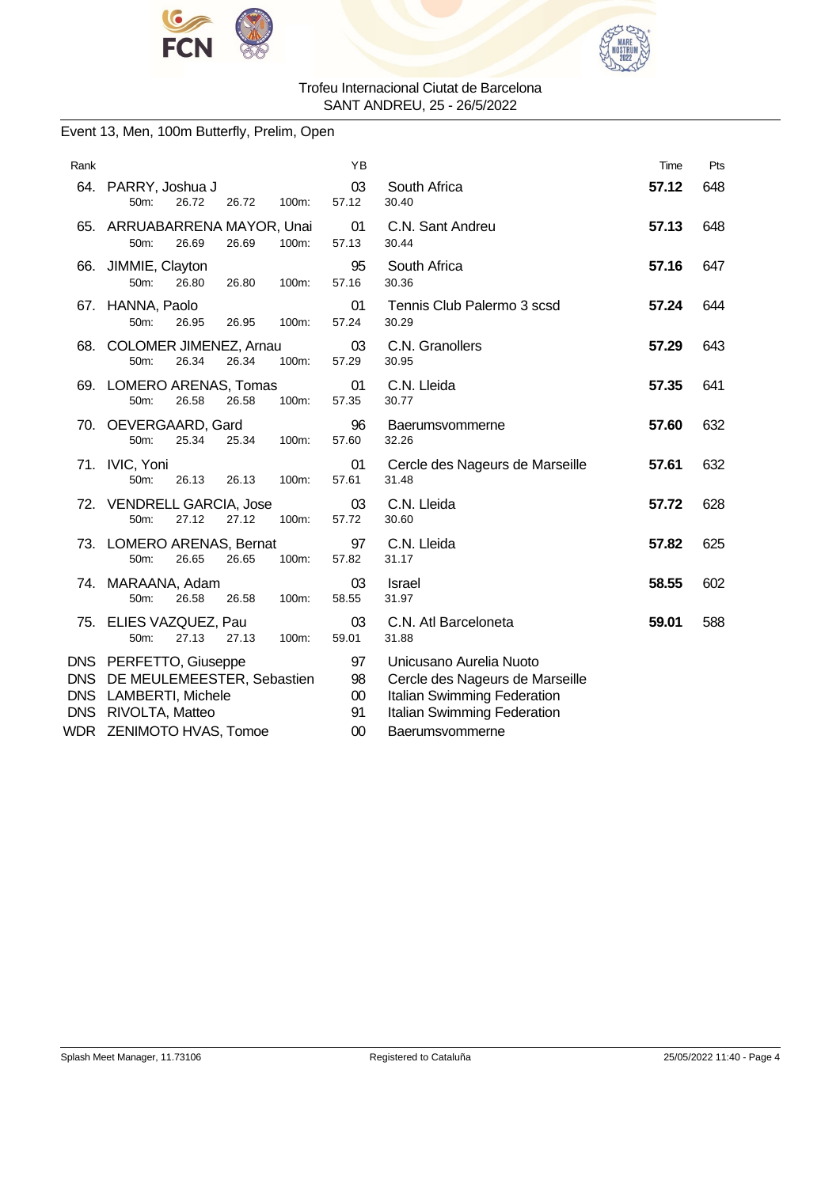Trofeu Internacional Ciutat de Barcelona
SANT ANDREU, 25 - 26/5/2022

## Event 13, Men, 100m Butterfly, Prelim, Open

| Rank | Name | YB | Club | Time | Pts |
|---|---|---|---|---|---|
| 64. | PARRY, Joshua J | 03 | South Africa | **57.12** | 648 |
| | 50m: 26.72 26.72 100m: 57.12 30.40 | | | | |
| 65. | ARRUABARRENA MAYOR, Unai | 01 | C.N. Sant Andreu | **57.13** | 648 |
| | 50m: 26.69 26.69 100m: 57.13 30.44 | | | | |
| 66. | JIMMIE, Clayton | 95 | South Africa | **57.16** | 647 |
| | 50m: 26.80 26.80 100m: 57.16 30.36 | | | | |
| 67. | HANNA, Paolo | 01 | Tennis Club Palermo 3 scsd | **57.24** | 644 |
| | 50m: 26.95 26.95 100m: 57.24 30.29 | | | | |
| 68. | COLOMER JIMENEZ, Arnau | 03 | C.N. Granollers | **57.29** | 643 |
| | 50m: 26.34 26.34 100m: 57.29 30.95 | | | | |
| 69. | LOMERO ARENAS, Tomas | 01 | C.N. Lleida | **57.35** | 641 |
| | 50m: 26.58 26.58 100m: 57.35 30.77 | | | | |
| 70. | OEVERGAARD, Gard | 96 | Baerumsvommerne | **57.60** | 632 |
| | 50m: 25.34 25.34 100m: 57.60 32.26 | | | | |
| 71. | IVIC, Yoni | 01 | Cercle des Nageurs de Marseille | **57.61** | 632 |
| | 50m: 26.13 26.13 100m: 57.61 31.48 | | | | |
| 72. | VENDRELL GARCIA, Jose | 03 | C.N. Lleida | **57.72** | 628 |
| | 50m: 27.12 27.12 100m: 57.72 30.60 | | | | |
| 73. | LOMERO ARENAS, Bernat | 97 | C.N. Lleida | **57.82** | 625 |
| | 50m: 26.65 26.65 100m: 57.82 31.17 | | | | |
| 74. | MARAANA, Adam | 03 | Israel | **58.55** | 602 |
| | 50m: 26.58 26.58 100m: 58.55 31.97 | | | | |
| 75. | ELIES VAZQUEZ, Pau | 03 | C.N. Atl Barceloneta | **59.01** | 588 |
| | 50m: 27.13 27.13 100m: 59.01 31.88 | | | | |
| DNS | PERFETTO, Giuseppe | 97 | Unicusano Aurelia Nuoto | | |
| DNS | DE MEULEMEESTER, Sebastien | 98 | Cercle des Nageurs de Marseille | | |
| DNS | LAMBERTI, Michele | 00 | Italian Swimming Federation | | |
| DNS | RIVOLTA, Matteo | 91 | Italian Swimming Federation | | |
| WDR | ZENIMOTO HVAS, Tomoe | 00 | Baerumsvommerne | | |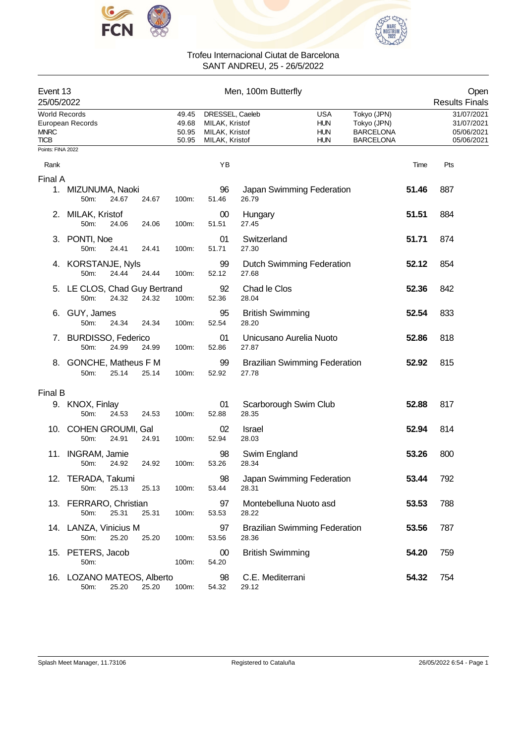Trofeu Internacional Ciutat de Barcelona
SANT ANDREU, 25 - 26/5/2022

**Event 13** — Men, 100m Butterfly — Open
25/05/2022 — Results Finals

| Record | Time | Name | Nation | Location | Date |
|---|---|---|---|---|---|
| World Records | 49.45 | DRESSEL, Caeleb | USA | Tokyo (JPN) | 31/07/2021 |
| European Records | 49.68 | MILAK, Kristof | HUN | Tokyo (JPN) | 31/07/2021 |
| MNRC | 50.95 | MILAK, Kristof | HUN | BARCELONA | 05/06/2021 |
| TICB | 50.95 | MILAK, Kristof | HUN | BARCELONA | 05/06/2021 |

Points: FINA 2022

## Final A

| Rank | Name | YB | Club | Time | Pts | 50m | 100m | Split |
|---|---|---|---|---|---|---|---|---|
| 1. | MIZUNUMA, Naoki | 96 | Japan Swimming Federation | **51.46** | 887 | 24.67 | 51.46 | 26.79 |
| 2. | MILAK, Kristof | 00 | Hungary | **51.51** | 884 | 24.06 | 51.51 | 27.45 |
| 3. | PONTI, Noe | 01 | Switzerland | **51.71** | 874 | 24.41 | 51.71 | 27.30 |
| 4. | KORSTANJE, Nyls | 99 | Dutch Swimming Federation | **52.12** | 854 | 24.44 | 52.12 | 27.68 |
| 5. | LE CLOS, Chad Guy Bertrand | 92 | Chad le Clos | **52.36** | 842 | 24.32 | 52.36 | 28.04 |
| 6. | GUY, James | 95 | British Swimming | **52.54** | 833 | 24.34 | 52.54 | 28.20 |
| 7. | BURDISSO, Federico | 01 | Unicusano Aurelia Nuoto | **52.86** | 818 | 24.99 | 52.86 | 27.87 |
| 8. | GONCHE, Matheus F M | 99 | Brazilian Swimming Federation | **52.92** | 815 | 25.14 | 52.92 | 27.78 |

## Final B

| Rank | Name | YB | Club | Time | Pts | 50m | 100m | Split |
|---|---|---|---|---|---|---|---|---|
| 9. | KNOX, Finlay | 01 | Scarborough Swim Club | **52.88** | 817 | 24.53 | 52.88 | 28.35 |
| 10. | COHEN GROUMI, Gal | 02 | Israel | **52.94** | 814 | 24.91 | 52.94 | 28.03 |
| 11. | INGRAM, Jamie | 98 | Swim England | **53.26** | 800 | 24.92 | 53.26 | 28.34 |
| 12. | TERADA, Takumi | 98 | Japan Swimming Federation | **53.44** | 792 | 25.13 | 53.44 | 28.31 |
| 13. | FERRARO, Christian | 97 | Montebelluna Nuoto asd | **53.53** | 788 | 25.31 | 53.53 | 28.22 |
| 14. | LANZA, Vinicius M | 97 | Brazilian Swimming Federation | **53.56** | 787 | 25.20 | 53.56 | 28.36 |
| 15. | PETERS, Jacob | 00 | British Swimming | **54.20** | 759 | | 54.20 | |
| 16. | LOZANO MATEOS, Alberto | 98 | C.E. Mediterrani | **54.32** | 754 | 25.20 | 54.32 | 29.12 |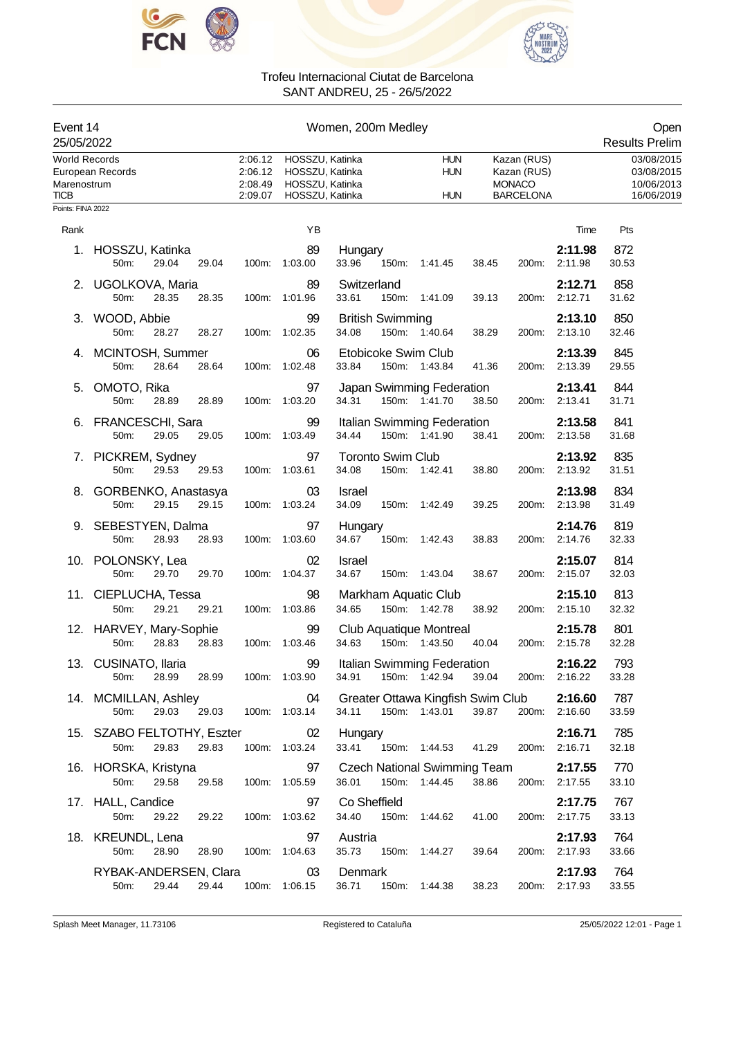Trofeu Internacional Ciutat de Barcelona
SANT ANDREU, 25 - 26/5/2022

## Event 14 — Women, 200m Medley — Open

25/05/2022 — Results Prelim

| Record | Time | Name | Nation | Place | Date |
|---|---|---|---|---|---|
| World Records | 2:06.12 | HOSSZU, Katinka | HUN | Kazan (RUS) | 03/08/2015 |
| European Records | 2:06.12 | HOSSZU, Katinka | HUN | Kazan (RUS) | 03/08/2015 |
| Marenostrum | 2:08.49 | HOSSZU, Katinka | | MONACO | 10/06/2013 |
| TICB | 2:09.07 | HOSSZU, Katinka | HUN | BARCELONA | 16/06/2019 |

Points: FINA 2022

| Rank | Name | YB | Club | Time | Pts | 50m | 100m | 150m | 200m |
|---|---|---|---|---|---|---|---|---|---|
| 1. | HOSSZU, Katinka | 89 | Hungary | 2:11.98 | 872 | 29.04 (29.04) | 1:03.00 (33.96) | 1:41.45 (38.45) | 2:11.98 (30.53) |
| 2. | UGOLKOVA, Maria | 89 | Switzerland | 2:12.71 | 858 | 28.35 (28.35) | 1:01.96 (33.61) | 1:41.09 (39.13) | 2:12.71 (31.62) |
| 3. | WOOD, Abbie | 99 | British Swimming | 2:13.10 | 850 | 28.27 (28.27) | 1:02.35 (34.08) | 1:40.64 (38.29) | 2:13.10 (32.46) |
| 4. | MCINTOSH, Summer | 06 | Etobicoke Swim Club | 2:13.39 | 845 | 28.64 (28.64) | 1:02.48 (33.84) | 1:43.84 (41.36) | 2:13.39 (29.55) |
| 5. | OMOTO, Rika | 97 | Japan Swimming Federation | 2:13.41 | 844 | 28.89 (28.89) | 1:03.20 (34.31) | 1:41.70 (38.50) | 2:13.41 (31.71) |
| 6. | FRANCESCHI, Sara | 99 | Italian Swimming Federation | 2:13.58 | 841 | 29.05 (29.05) | 1:03.49 (34.44) | 1:41.90 (38.41) | 2:13.58 (31.68) |
| 7. | PICKREM, Sydney | 97 | Toronto Swim Club | 2:13.92 | 835 | 29.53 (29.53) | 1:03.61 (34.08) | 1:42.41 (38.80) | 2:13.92 (31.51) |
| 8. | GORBENKO, Anastasya | 03 | Israel | 2:13.98 | 834 | 29.15 (29.15) | 1:03.24 (34.09) | 1:42.49 (39.25) | 2:13.98 (31.49) |
| 9. | SEBESTYEN, Dalma | 97 | Hungary | 2:14.76 | 819 | 28.93 (28.93) | 1:03.60 (34.67) | 1:42.43 (38.83) | 2:14.76 (32.33) |
| 10. | POLONSKY, Lea | 02 | Israel | 2:15.07 | 814 | 29.70 (29.70) | 1:04.37 (34.67) | 1:43.04 (38.67) | 2:15.07 (32.03) |
| 11. | CIEPLUCHA, Tessa | 98 | Markham Aquatic Club | 2:15.10 | 813 | 29.21 (29.21) | 1:03.86 (34.65) | 1:42.78 (38.92) | 2:15.10 (32.32) |
| 12. | HARVEY, Mary-Sophie | 99 | Club Aquatique Montreal | 2:15.78 | 801 | 28.83 (28.83) | 1:03.46 (34.63) | 1:43.50 (40.04) | 2:15.78 (32.28) |
| 13. | CUSINATO, Ilaria | 99 | Italian Swimming Federation | 2:16.22 | 793 | 28.99 (28.99) | 1:03.90 (34.91) | 1:42.94 (39.04) | 2:16.22 (33.28) |
| 14. | MCMILLAN, Ashley | 04 | Greater Ottawa Kingfish Swim Club | 2:16.60 | 787 | 29.03 (29.03) | 1:03.14 (34.11) | 1:43.01 (39.87) | 2:16.60 (33.59) |
| 15. | SZABO FELTOTHY, Eszter | 02 | Hungary | 2:16.71 | 785 | 29.83 (29.83) | 1:03.24 (33.41) | 1:44.53 (41.29) | 2:16.71 (32.18) |
| 16. | HORSKA, Kristyna | 97 | Czech National Swimming Team | 2:17.55 | 770 | 29.58 (29.58) | 1:05.59 (36.01) | 1:44.45 (38.86) | 2:17.55 (33.10) |
| 17. | HALL, Candice | 97 | Co Sheffield | 2:17.75 | 767 | 29.22 (29.22) | 1:03.62 (34.40) | 1:44.62 (41.00) | 2:17.75 (33.13) |
| 18. | KREUNDL, Lena | 97 | Austria | 2:17.93 | 764 | 28.90 (28.90) | 1:04.63 (35.73) | 1:44.27 (39.64) | 2:17.93 (33.66) |
| | RYBAK-ANDERSEN, Clara | 03 | Denmark | 2:17.93 | 764 | 29.44 (29.44) | 1:06.15 (36.71) | 1:44.38 (38.23) | 2:17.93 (33.55) |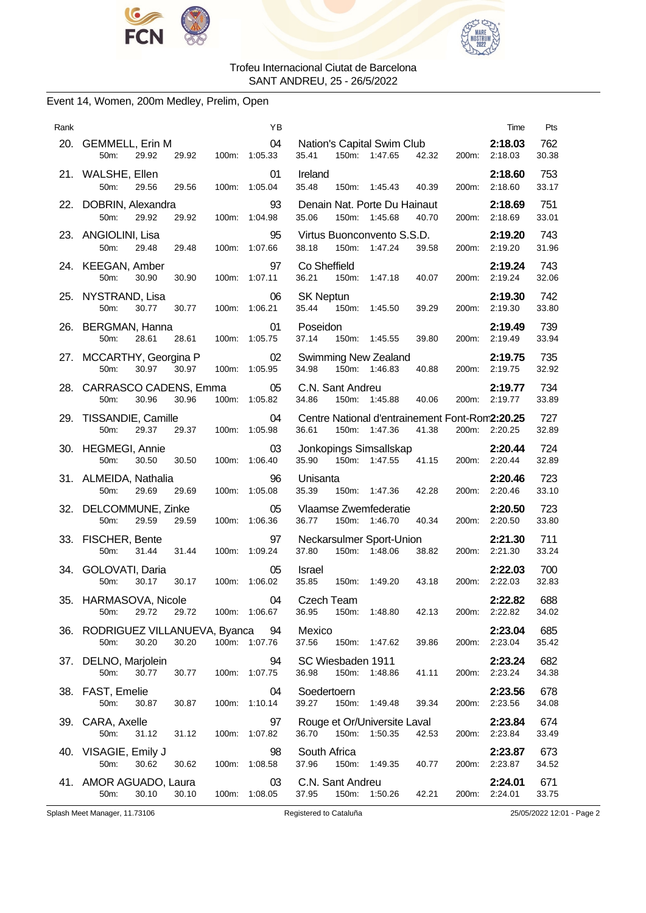Trofeu Internacional Ciutat de Barcelona
SANT ANDREU, 25 - 26/5/2022

## Event 14, Women, 200m Medley, Prelim, Open

| Rank | Name | YB | Club | Time | Pts |
|---|---|---|---|---|---|
| 20. | GEMMELL, Erin M | 04 | Nation's Capital Swim Club | 2:18.03 | 762 |
| | 50m: 29.92 29.92 100m: 1:05.33 | | 35.41 150m: 1:47.65 42.32 200m: 2:18.03 | | 30.38 |
| 21. | WALSHE, Ellen | 01 | Ireland | 2:18.60 | 753 |
| | 50m: 29.56 29.56 100m: 1:05.04 | | 35.48 150m: 1:45.43 40.39 200m: 2:18.60 | | 33.17 |
| 22. | DOBRIN, Alexandra | 93 | Denain Nat. Porte Du Hainaut | 2:18.69 | 751 |
| | 50m: 29.92 29.92 100m: 1:04.98 | | 35.06 150m: 1:45.68 40.70 200m: 2:18.69 | | 33.01 |
| 23. | ANGIOLINI, Lisa | 95 | Virtus Buonconvento S.S.D. | 2:19.20 | 743 |
| | 50m: 29.48 29.48 100m: 1:07.66 | | 38.18 150m: 1:47.24 39.58 200m: 2:19.20 | | 31.96 |
| 24. | KEEGAN, Amber | 97 | Co Sheffield | 2:19.24 | 743 |
| | 50m: 30.90 30.90 100m: 1:07.11 | | 36.21 150m: 1:47.18 40.07 200m: 2:19.24 | | 32.06 |
| 25. | NYSTRAND, Lisa | 06 | SK Neptun | 2:19.30 | 742 |
| | 50m: 30.77 30.77 100m: 1:06.21 | | 35.44 150m: 1:45.50 39.29 200m: 2:19.30 | | 33.80 |
| 26. | BERGMAN, Hanna | 01 | Poseidon | 2:19.49 | 739 |
| | 50m: 28.61 28.61 100m: 1:05.75 | | 37.14 150m: 1:45.55 39.80 200m: 2:19.49 | | 33.94 |
| 27. | MCCARTHY, Georgina P | 02 | Swimming New Zealand | 2:19.75 | 735 |
| | 50m: 30.97 30.97 100m: 1:05.95 | | 34.98 150m: 1:46.83 40.88 200m: 2:19.75 | | 32.92 |
| 28. | CARRASCO CADENS, Emma | 05 | C.N. Sant Andreu | 2:19.77 | 734 |
| | 50m: 30.96 30.96 100m: 1:05.82 | | 34.86 150m: 1:45.88 40.06 200m: 2:19.77 | | 33.89 |
| 29. | TISSANDIE, Camille | 04 | Centre National d'entrainement Font-Rom | 2:20.25 | 727 |
| | 50m: 29.37 29.37 100m: 1:05.98 | | 36.61 150m: 1:47.36 41.38 200m: 2:20.25 | | 32.89 |
| 30. | HEGMEGI, Annie | 03 | Jonkopings Simsallskap | 2:20.44 | 724 |
| | 50m: 30.50 30.50 100m: 1:06.40 | | 35.90 150m: 1:47.55 41.15 200m: 2:20.44 | | 32.89 |
| 31. | ALMEIDA, Nathalia | 96 | Unisanta | 2:20.46 | 723 |
| | 50m: 29.69 29.69 100m: 1:05.08 | | 35.39 150m: 1:47.36 42.28 200m: 2:20.46 | | 33.10 |
| 32. | DELCOMMUNE, Zinke | 05 | Vlaamse Zwemfederatie | 2:20.50 | 723 |
| | 50m: 29.59 29.59 100m: 1:06.36 | | 36.77 150m: 1:46.70 40.34 200m: 2:20.50 | | 33.80 |
| 33. | FISCHER, Bente | 97 | Neckarsulmer Sport-Union | 2:21.30 | 711 |
| | 50m: 31.44 31.44 100m: 1:09.24 | | 37.80 150m: 1:48.06 38.82 200m: 2:21.30 | | 33.24 |
| 34. | GOLOVATI, Daria | 05 | Israel | 2:22.03 | 700 |
| | 50m: 30.17 30.17 100m: 1:06.02 | | 35.85 150m: 1:49.20 43.18 200m: 2:22.03 | | 32.83 |
| 35. | HARMASOVA, Nicole | 04 | Czech Team | 2:22.82 | 688 |
| | 50m: 29.72 29.72 100m: 1:06.67 | | 36.95 150m: 1:48.80 42.13 200m: 2:22.82 | | 34.02 |
| 36. | RODRIGUEZ VILLANUEVA, Byanca | 94 | Mexico | 2:23.04 | 685 |
| | 50m: 30.20 30.20 100m: 1:07.76 | | 37.56 150m: 1:47.62 39.86 200m: 2:23.04 | | 35.42 |
| 37. | DELNO, Marjolein | 94 | SC Wiesbaden 1911 | 2:23.24 | 682 |
| | 50m: 30.77 30.77 100m: 1:07.75 | | 36.98 150m: 1:48.86 41.11 200m: 2:23.24 | | 34.38 |
| 38. | FAST, Emelie | 04 | Soedertoern | 2:23.56 | 678 |
| | 50m: 30.87 30.87 100m: 1:10.14 | | 39.27 150m: 1:49.48 39.34 200m: 2:23.56 | | 34.08 |
| 39. | CARA, Axelle | 97 | Rouge et Or/Universite Laval | 2:23.84 | 674 |
| | 50m: 31.12 31.12 100m: 1:07.82 | | 36.70 150m: 1:50.35 42.53 200m: 2:23.84 | | 33.49 |
| 40. | VISAGIE, Emily J | 98 | South Africa | 2:23.87 | 673 |
| | 50m: 30.62 30.62 100m: 1:08.58 | | 37.96 150m: 1:49.35 40.77 200m: 2:23.87 | | 34.52 |
| 41. | AMOR AGUADO, Laura | 03 | C.N. Sant Andreu | 2:24.01 | 671 |
| | 50m: 30.10 30.10 100m: 1:08.05 | | 37.95 150m: 1:50.26 42.21 200m: 2:24.01 | | 33.75 |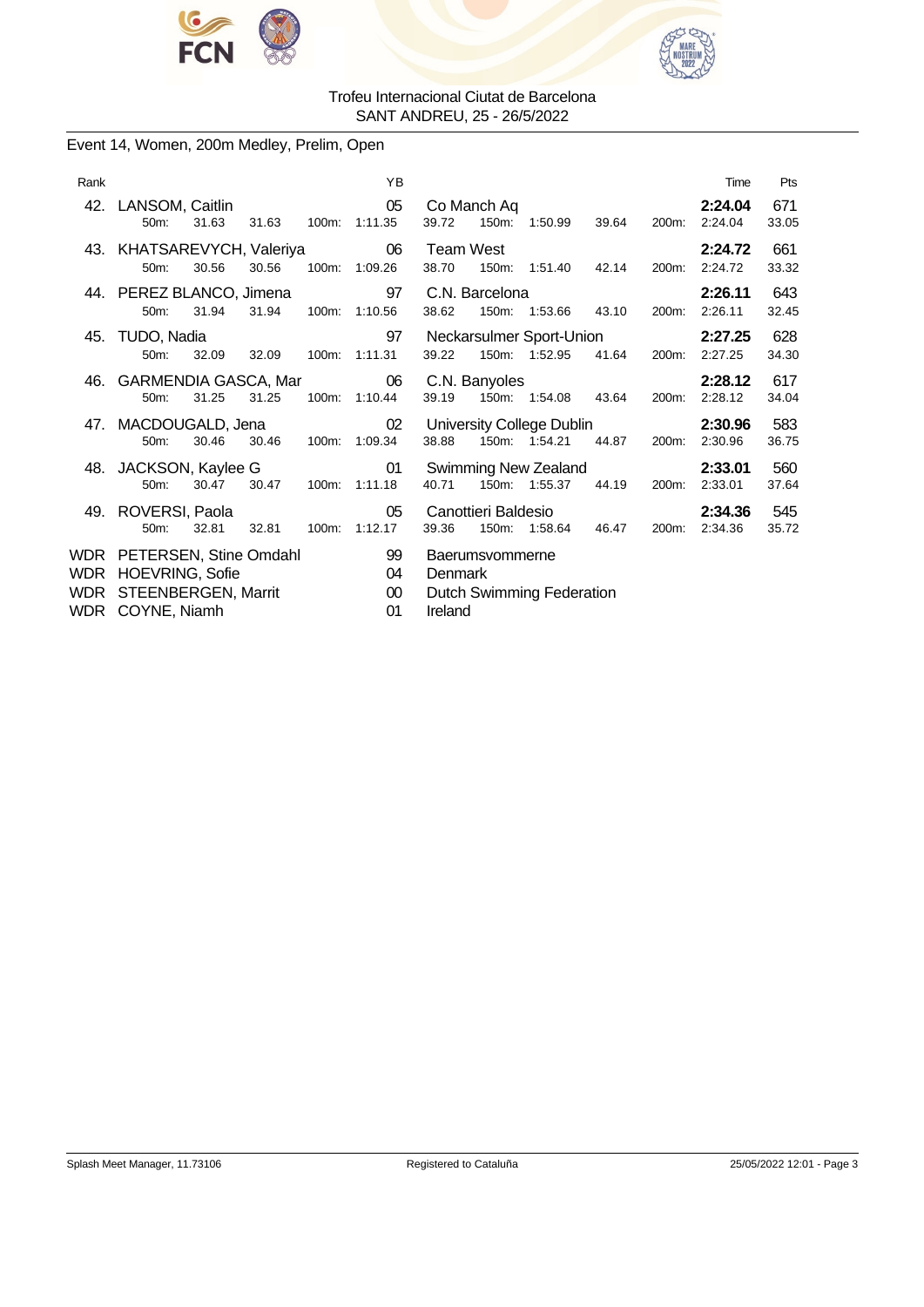Trofeu Internacional Ciutat de Barcelona
SANT ANDREU, 25 - 26/5/2022

## Event 14, Women, 200m Medley, Prelim, Open

| Rank | Name | YB | Club | Time | Pts |
|---|---|---|---|---|---|
| 42. | LANSOM, Caitlin | 05 | Co Manch Aq | **2:24.04** | 671 |
| | 50m: 31.63 31.63 100m: 1:11.35 39.72 150m: 1:50.99 39.64 200m: 2:24.04 33.05 | | | | |
| 43. | KHATSAREVYCH, Valeriya | 06 | Team West | **2:24.72** | 661 |
| | 50m: 30.56 30.56 100m: 1:09.26 38.70 150m: 1:51.40 42.14 200m: 2:24.72 33.32 | | | | |
| 44. | PEREZ BLANCO, Jimena | 97 | C.N. Barcelona | **2:26.11** | 643 |
| | 50m: 31.94 31.94 100m: 1:10.56 38.62 150m: 1:53.66 43.10 200m: 2:26.11 32.45 | | | | |
| 45. | TUDO, Nadia | 97 | Neckarsulmer Sport-Union | **2:27.25** | 628 |
| | 50m: 32.09 32.09 100m: 1:11.31 39.22 150m: 1:52.95 41.64 200m: 2:27.25 34.30 | | | | |
| 46. | GARMENDIA GASCA, Mar | 06 | C.N. Banyoles | **2:28.12** | 617 |
| | 50m: 31.25 31.25 100m: 1:10.44 39.19 150m: 1:54.08 43.64 200m: 2:28.12 34.04 | | | | |
| 47. | MACDOUGALD, Jena | 02 | University College Dublin | **2:30.96** | 583 |
| | 50m: 30.46 30.46 100m: 1:09.34 38.88 150m: 1:54.21 44.87 200m: 2:30.96 36.75 | | | | |
| 48. | JACKSON, Kaylee G | 01 | Swimming New Zealand | **2:33.01** | 560 |
| | 50m: 30.47 30.47 100m: 1:11.18 40.71 150m: 1:55.37 44.19 200m: 2:33.01 37.64 | | | | |
| 49. | ROVERSI, Paola | 05 | Canottieri Baldesio | **2:34.36** | 545 |
| | 50m: 32.81 32.81 100m: 1:12.17 39.36 150m: 1:58.64 46.47 200m: 2:34.36 35.72 | | | | |
| WDR | PETERSEN, Stine Omdahl | 99 | Baerumsvommerne | | |
| WDR | HOEVRING, Sofie | 04 | Denmark | | |
| WDR | STEENBERGEN, Marrit | 00 | Dutch Swimming Federation | | |
| WDR | COYNE, Niamh | 01 | Ireland | | |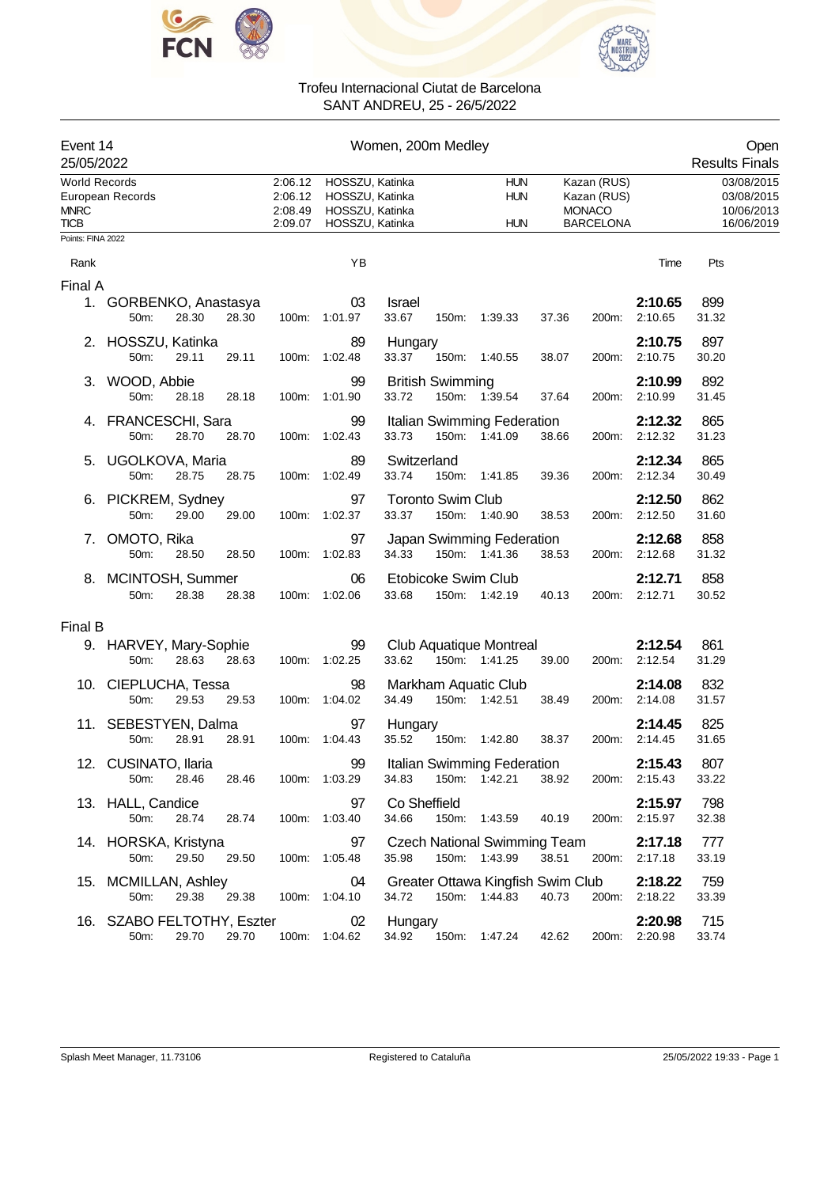Trofeu Internacional Ciutat de Barcelona
SANT ANDREU, 25 - 26/5/2022

## Event 14 — Women, 200m Medley — Open

25/05/2022 — Results Finals

| | Time | Name | Nat | Place | Date |
|---|---|---|---|---|---|
| World Records | 2:06.12 | HOSSZU, Katinka | HUN | Kazan (RUS) | 03/08/2015 |
| European Records | 2:06.12 | HOSSZU, Katinka | HUN | Kazan (RUS) | 03/08/2015 |
| MNRC | 2:08.49 | HOSSZU, Katinka | | MONACO | 10/06/2013 |
| TICB | 2:09.07 | HOSSZU, Katinka | HUN | BARCELONA | 16/06/2019 |

Points: FINA 2022

### Final A

| Rank | Name | YB | Club | Time | Pts |
|---|---|---|---|---|---|
| 1. | GORBENKO, Anastasya | 03 | Israel | 2:10.65 | 899 |
| | 50m: 28.30 28.30 | 100m: 1:01.97 | 33.67 150m: 1:39.33 37.36 | 200m: 2:10.65 | 31.32 |
| 2. | HOSSZU, Katinka | 89 | Hungary | 2:10.75 | 897 |
| | 50m: 29.11 29.11 | 100m: 1:02.48 | 33.37 150m: 1:40.55 38.07 | 200m: 2:10.75 | 30.20 |
| 3. | WOOD, Abbie | 99 | British Swimming | 2:10.99 | 892 |
| | 50m: 28.18 28.18 | 100m: 1:01.90 | 33.72 150m: 1:39.54 37.64 | 200m: 2:10.99 | 31.45 |
| 4. | FRANCESCHI, Sara | 99 | Italian Swimming Federation | 2:12.32 | 865 |
| | 50m: 28.70 28.70 | 100m: 1:02.43 | 33.73 150m: 1:41.09 38.66 | 200m: 2:12.32 | 31.23 |
| 5. | UGOLKOVA, Maria | 89 | Switzerland | 2:12.34 | 865 |
| | 50m: 28.75 28.75 | 100m: 1:02.49 | 33.74 150m: 1:41.85 39.36 | 200m: 2:12.34 | 30.49 |
| 6. | PICKREM, Sydney | 97 | Toronto Swim Club | 2:12.50 | 862 |
| | 50m: 29.00 29.00 | 100m: 1:02.37 | 33.37 150m: 1:40.90 38.53 | 200m: 2:12.50 | 31.60 |
| 7. | OMOTO, Rika | 97 | Japan Swimming Federation | 2:12.68 | 858 |
| | 50m: 28.50 28.50 | 100m: 1:02.83 | 34.33 150m: 1:41.36 38.53 | 200m: 2:12.68 | 31.32 |
| 8. | MCINTOSH, Summer | 06 | Etobicoke Swim Club | 2:12.71 | 858 |
| | 50m: 28.38 28.38 | 100m: 1:02.06 | 33.68 150m: 1:42.19 40.13 | 200m: 2:12.71 | 30.52 |

### Final B

| Rank | Name | YB | Club | Time | Pts |
|---|---|---|---|---|---|
| 9. | HARVEY, Mary-Sophie | 99 | Club Aquatique Montreal | 2:12.54 | 861 |
| | 50m: 28.63 28.63 | 100m: 1:02.25 | 33.62 150m: 1:41.25 39.00 | 200m: 2:12.54 | 31.29 |
| 10. | CIEPLUCHA, Tessa | 98 | Markham Aquatic Club | 2:14.08 | 832 |
| | 50m: 29.53 29.53 | 100m: 1:04.02 | 34.49 150m: 1:42.51 38.49 | 200m: 2:14.08 | 31.57 |
| 11. | SEBESTYEN, Dalma | 97 | Hungary | 2:14.45 | 825 |
| | 50m: 28.91 28.91 | 100m: 1:04.43 | 35.52 150m: 1:42.80 38.37 | 200m: 2:14.45 | 31.65 |
| 12. | CUSINATO, Ilaria | 99 | Italian Swimming Federation | 2:15.43 | 807 |
| | 50m: 28.46 28.46 | 100m: 1:03.29 | 34.83 150m: 1:42.21 38.92 | 200m: 2:15.43 | 33.22 |
| 13. | HALL, Candice | 97 | Co Sheffield | 2:15.97 | 798 |
| | 50m: 28.74 28.74 | 100m: 1:03.40 | 34.66 150m: 1:43.59 40.19 | 200m: 2:15.97 | 32.38 |
| 14. | HORSKA, Kristyna | 97 | Czech National Swimming Team | 2:17.18 | 777 |
| | 50m: 29.50 29.50 | 100m: 1:05.48 | 35.98 150m: 1:43.99 38.51 | 200m: 2:17.18 | 33.19 |
| 15. | MCMILLAN, Ashley | 04 | Greater Ottawa Kingfish Swim Club | 2:18.22 | 759 |
| | 50m: 29.38 29.38 | 100m: 1:04.10 | 34.72 150m: 1:44.83 40.73 | 200m: 2:18.22 | 33.39 |
| 16. | SZABO FELTOTHY, Eszter | 02 | Hungary | 2:20.98 | 715 |
| | 50m: 29.70 29.70 | 100m: 1:04.62 | 34.92 150m: 1:47.24 42.62 | 200m: 2:20.98 | 33.74 |

Splash Meet Manager, 11.73106 — Registered to Cataluña — 25/05/2022 19:33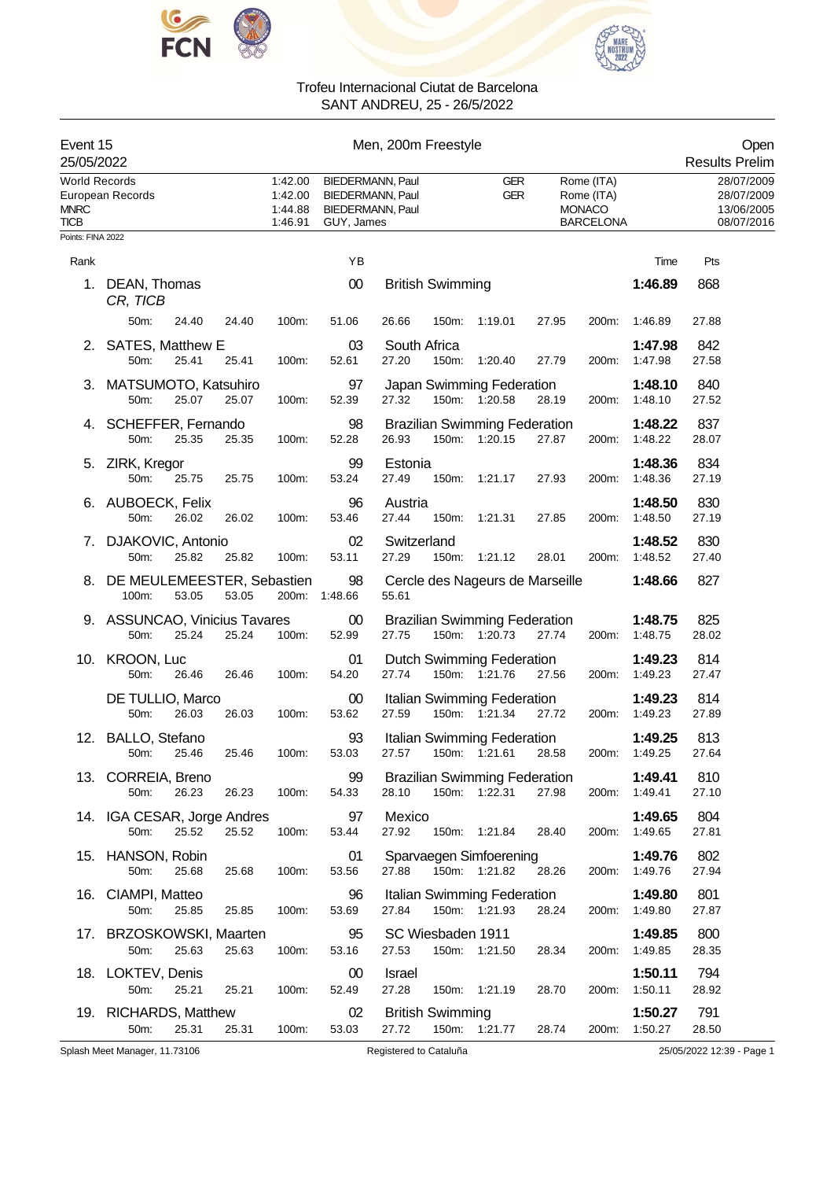Trofeu Internacional Ciutat de Barcelona
SANT ANDREU, 25 - 26/5/2022

**Event 15** — Men, 200m Freestyle — Open
25/05/2022 — Results Prelim

| | | | | | |
|---|---|---|---|---|---|
| World Records | 1:42.00 | BIEDERMANN, Paul | GER | Rome (ITA) | 28/07/2009 |
| European Records | 1:42.00 | BIEDERMANN, Paul | GER | Rome (ITA) | 28/07/2009 |
| MNRC | 1:44.88 | BIEDERMANN, Paul | | MONACO | 13/06/2005 |
| TICB | 1:46.91 | GUY, James | | BARCELONA | 08/07/2016 |

Points: FINA 2022

| Rank | Name | YB | Club | Time | Pts |
|---|---|---|---|---|---|
| 1. | DEAN, Thomas (CR, TICB) | 00 | British Swimming | **1:46.89** | 868 |
| | 50m: 24.40 24.40 — 100m: 51.06 26.66 — 150m: 1:19.01 27.95 — 200m: 1:46.89 27.88 | | | | |
| 2. | SATES, Matthew E | 03 | South Africa | **1:47.98** | 842 |
| | 50m: 25.41 25.41 — 100m: 52.61 27.20 — 150m: 1:20.40 27.79 — 200m: 1:47.98 27.58 | | | | |
| 3. | MATSUMOTO, Katsuhiro | 97 | Japan Swimming Federation | **1:48.10** | 840 |
| | 50m: 25.07 25.07 — 100m: 52.39 27.32 — 150m: 1:20.58 28.19 — 200m: 1:48.10 27.52 | | | | |
| 4. | SCHEFFER, Fernando | 98 | Brazilian Swimming Federation | **1:48.22** | 837 |
| | 50m: 25.35 25.35 — 100m: 52.28 26.93 — 150m: 1:20.15 27.87 — 200m: 1:48.22 28.07 | | | | |
| 5. | ZIRK, Kregor | 99 | Estonia | **1:48.36** | 834 |
| | 50m: 25.75 25.75 — 100m: 53.24 27.49 — 150m: 1:21.17 27.93 — 200m: 1:48.36 27.19 | | | | |
| 6. | AUBOECK, Felix | 96 | Austria | **1:48.50** | 830 |
| | 50m: 26.02 26.02 — 100m: 53.46 27.44 — 150m: 1:21.31 27.85 — 200m: 1:48.50 27.19 | | | | |
| 7. | DJAKOVIC, Antonio | 02 | Switzerland | **1:48.52** | 830 |
| | 50m: 25.82 25.82 — 100m: 53.11 27.29 — 150m: 1:21.12 28.01 — 200m: 1:48.52 27.40 | | | | |
| 8. | DE MEULEMEESTER, Sebastien | 98 | Cercle des Nageurs de Marseille | **1:48.66** | 827 |
| | 100m: 53.05 53.05 — 200m: 1:48.66 55.61 | | | | |
| 9. | ASSUNCAO, Vinicius Tavares | 00 | Brazilian Swimming Federation | **1:48.75** | 825 |
| | 50m: 25.24 25.24 — 100m: 52.99 27.75 — 150m: 1:20.73 27.74 — 200m: 1:48.75 28.02 | | | | |
| 10. | KROON, Luc | 01 | Dutch Swimming Federation | **1:49.23** | 814 |
| | 50m: 26.46 26.46 — 100m: 54.20 27.74 — 150m: 1:21.76 27.56 — 200m: 1:49.23 27.47 | | | | |
| | DE TULLIO, Marco | 00 | Italian Swimming Federation | **1:49.23** | 814 |
| | 50m: 26.03 26.03 — 100m: 53.62 27.59 — 150m: 1:21.34 27.72 — 200m: 1:49.23 27.89 | | | | |
| 12. | BALLO, Stefano | 93 | Italian Swimming Federation | **1:49.25** | 813 |
| | 50m: 25.46 25.46 — 100m: 53.03 27.57 — 150m: 1:21.61 28.58 — 200m: 1:49.25 27.64 | | | | |
| 13. | CORREIA, Breno | 99 | Brazilian Swimming Federation | **1:49.41** | 810 |
| | 50m: 26.23 26.23 — 100m: 54.33 28.10 — 150m: 1:22.31 27.98 — 200m: 1:49.41 27.10 | | | | |
| 14. | IGA CESAR, Jorge Andres | 97 | Mexico | **1:49.65** | 804 |
| | 50m: 25.52 25.52 — 100m: 53.44 27.92 — 150m: 1:21.84 28.40 — 200m: 1:49.65 27.81 | | | | |
| 15. | HANSON, Robin | 01 | Sparvaegen Simfoerening | **1:49.76** | 802 |
| | 50m: 25.68 25.68 — 100m: 53.56 27.88 — 150m: 1:21.82 28.26 — 200m: 1:49.76 27.94 | | | | |
| 16. | CIAMPI, Matteo | 96 | Italian Swimming Federation | **1:49.80** | 801 |
| | 50m: 25.85 25.85 — 100m: 53.69 27.84 — 150m: 1:21.93 28.24 — 200m: 1:49.80 27.87 | | | | |
| 17. | BRZOSKOWSKI, Maarten | 95 | SC Wiesbaden 1911 | **1:49.85** | 800 |
| | 50m: 25.63 25.63 — 100m: 53.16 27.53 — 150m: 1:21.50 28.34 — 200m: 1:49.85 28.35 | | | | |
| 18. | LOKTEV, Denis | 00 | Israel | **1:50.11** | 794 |
| | 50m: 25.21 25.21 — 100m: 52.49 27.28 — 150m: 1:21.19 28.70 — 200m: 1:50.11 28.92 | | | | |
| 19. | RICHARDS, Matthew | 02 | British Swimming | **1:50.27** | 791 |
| | 50m: 25.31 25.31 — 100m: 53.03 27.72 — 150m: 1:21.77 28.74 — 200m: 1:50.27 28.50 | | | | |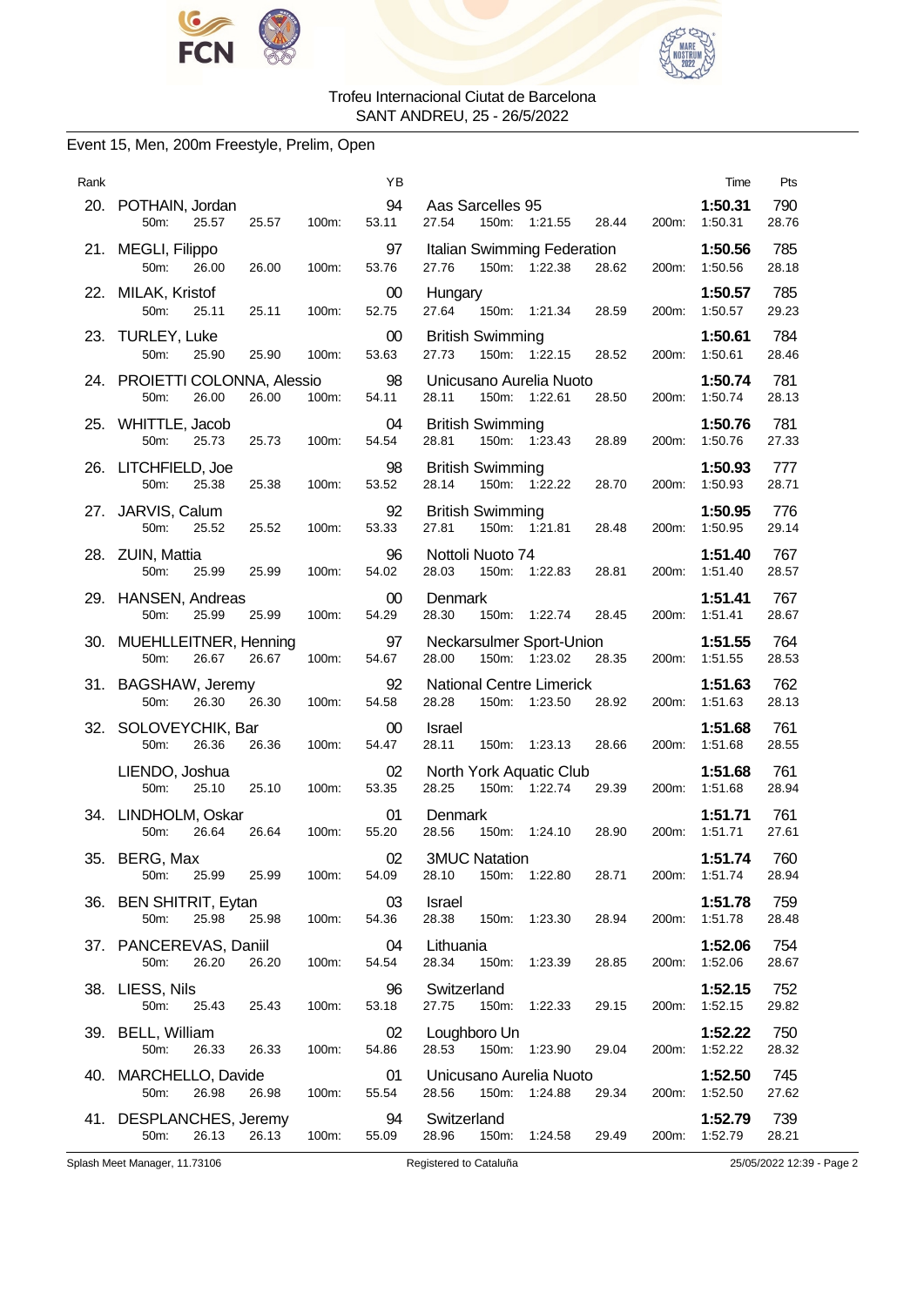Trofeu Internacional Ciutat de Barcelona
SANT ANDREU, 25 - 26/5/2022

## Event 15, Men, 200m Freestyle, Prelim, Open

| Rank | Name | YB | Club | Time | Pts |
|---|---|---|---|---|---|
| 20. | POTHAIN, Jordan | 94 | Aas Sarcelles 95 | 1:50.31 | 790 |
| | 50m: 25.57 25.57 100m: 53.11 27.54 150m: 1:21.55 28.44 200m: 1:50.31 28.76 | | | | |
| 21. | MEGLI, Filippo | 97 | Italian Swimming Federation | 1:50.56 | 785 |
| | 50m: 26.00 26.00 100m: 53.76 27.76 150m: 1:22.38 28.62 200m: 1:50.56 28.18 | | | | |
| 22. | MILAK, Kristof | 00 | Hungary | 1:50.57 | 785 |
| | 50m: 25.11 25.11 100m: 52.75 27.64 150m: 1:21.34 28.59 200m: 1:50.57 29.23 | | | | |
| 23. | TURLEY, Luke | 00 | British Swimming | 1:50.61 | 784 |
| | 50m: 25.90 25.90 100m: 53.63 27.73 150m: 1:22.15 28.52 200m: 1:50.61 28.46 | | | | |
| 24. | PROIETTI COLONNA, Alessio | 98 | Unicusano Aurelia Nuoto | 1:50.74 | 781 |
| | 50m: 26.00 26.00 100m: 54.11 28.11 150m: 1:22.61 28.50 200m: 1:50.74 28.13 | | | | |
| 25. | WHITTLE, Jacob | 04 | British Swimming | 1:50.76 | 781 |
| | 50m: 25.73 25.73 100m: 54.54 28.81 150m: 1:23.43 28.89 200m: 1:50.76 27.33 | | | | |
| 26. | LITCHFIELD, Joe | 98 | British Swimming | 1:50.93 | 777 |
| | 50m: 25.38 25.38 100m: 53.52 28.14 150m: 1:22.22 28.70 200m: 1:50.93 28.71 | | | | |
| 27. | JARVIS, Calum | 92 | British Swimming | 1:50.95 | 776 |
| | 50m: 25.52 25.52 100m: 53.33 27.81 150m: 1:21.81 28.48 200m: 1:50.95 29.14 | | | | |
| 28. | ZUIN, Mattia | 96 | Nottoli Nuoto 74 | 1:51.40 | 767 |
| | 50m: 25.99 25.99 100m: 54.02 28.03 150m: 1:22.83 28.81 200m: 1:51.40 28.57 | | | | |
| 29. | HANSEN, Andreas | 00 | Denmark | 1:51.41 | 767 |
| | 50m: 25.99 25.99 100m: 54.29 28.30 150m: 1:22.74 28.45 200m: 1:51.41 28.67 | | | | |
| 30. | MUEHLLEITNER, Henning | 97 | Neckarsulmer Sport-Union | 1:51.55 | 764 |
| | 50m: 26.67 26.67 100m: 54.67 28.00 150m: 1:23.02 28.35 200m: 1:51.55 28.53 | | | | |
| 31. | BAGSHAW, Jeremy | 92 | National Centre Limerick | 1:51.63 | 762 |
| | 50m: 26.30 26.30 100m: 54.58 28.28 150m: 1:23.50 28.92 200m: 1:51.63 28.13 | | | | |
| 32. | SOLOVEYCHIK, Bar | 00 | Israel | 1:51.68 | 761 |
| | 50m: 26.36 26.36 100m: 54.47 28.11 150m: 1:23.13 28.66 200m: 1:51.68 28.55 | | | | |
| | LIENDO, Joshua | 02 | North York Aquatic Club | 1:51.68 | 761 |
| | 50m: 25.10 25.10 100m: 53.35 28.25 150m: 1:22.74 29.39 200m: 1:51.68 28.94 | | | | |
| 34. | LINDHOLM, Oskar | 01 | Denmark | 1:51.71 | 761 |
| | 50m: 26.64 26.64 100m: 55.20 28.56 150m: 1:24.10 28.90 200m: 1:51.71 27.61 | | | | |
| 35. | BERG, Max | 02 | 3MUC Natation | 1:51.74 | 760 |
| | 50m: 25.99 25.99 100m: 54.09 28.10 150m: 1:22.80 28.71 200m: 1:51.74 28.94 | | | | |
| 36. | BEN SHITRIT, Eytan | 03 | Israel | 1:51.78 | 759 |
| | 50m: 25.98 25.98 100m: 54.36 28.38 150m: 1:23.30 28.94 200m: 1:51.78 28.48 | | | | |
| 37. | PANCEREVAS, Daniil | 04 | Lithuania | 1:52.06 | 754 |
| | 50m: 26.20 26.20 100m: 54.54 28.34 150m: 1:23.39 28.85 200m: 1:52.06 28.67 | | | | |
| 38. | LIESS, Nils | 96 | Switzerland | 1:52.15 | 752 |
| | 50m: 25.43 25.43 100m: 53.18 27.75 150m: 1:22.33 29.15 200m: 1:52.15 29.82 | | | | |
| 39. | BELL, William | 02 | Loughboro Un | 1:52.22 | 750 |
| | 50m: 26.33 26.33 100m: 54.86 28.53 150m: 1:23.90 29.04 200m: 1:52.22 28.32 | | | | |
| 40. | MARCHELLO, Davide | 01 | Unicusano Aurelia Nuoto | 1:52.50 | 745 |
| | 50m: 26.98 26.98 100m: 55.54 28.56 150m: 1:24.88 29.34 200m: 1:52.50 27.62 | | | | |
| 41. | DESPLANCHES, Jeremy | 94 | Switzerland | 1:52.79 | 739 |
| | 50m: 26.13 26.13 100m: 55.09 28.96 150m: 1:24.58 29.49 200m: 1:52.79 28.21 | | | | |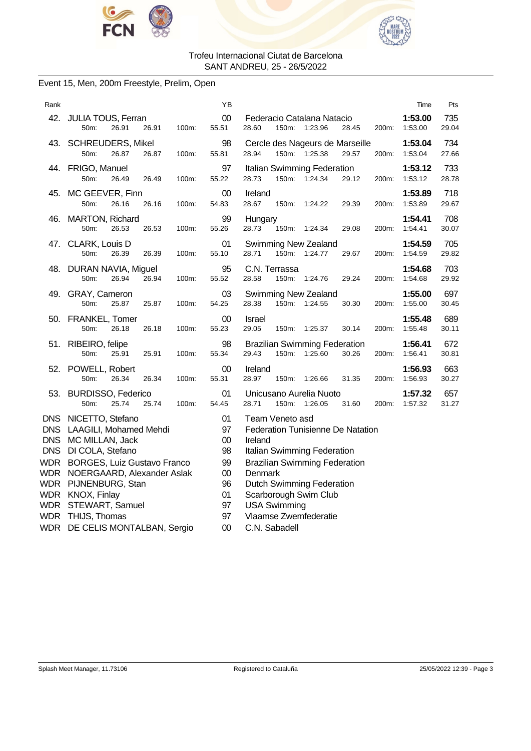Trofeu Internacional Ciutat de Barcelona
SANT ANDREU, 25 - 26/5/2022

## Event 15, Men, 200m Freestyle, Prelim, Open

| Rank | Name | YB | Club | Time | Pts |
|---|---|---|---|---|---|
| 42. | JULIA TOUS, Ferran | 00 | Federacio Catalana Natacio | **1:53.00** | 735 |
| | 50m: 26.91 26.91 100m: 55.51 28.60 150m: 1:23.96 28.45 200m: 1:53.00 29.04 | | | | |
| 43. | SCHREUDERS, Mikel | 98 | Cercle des Nageurs de Marseille | **1:53.04** | 734 |
| | 50m: 26.87 26.87 100m: 55.81 28.94 150m: 1:25.38 29.57 200m: 1:53.04 27.66 | | | | |
| 44. | FRIGO, Manuel | 97 | Italian Swimming Federation | **1:53.12** | 733 |
| | 50m: 26.49 26.49 100m: 55.22 28.73 150m: 1:24.34 29.12 200m: 1:53.12 28.78 | | | | |
| 45. | MC GEEVER, Finn | 00 | Ireland | **1:53.89** | 718 |
| | 50m: 26.16 26.16 100m: 54.83 28.67 150m: 1:24.22 29.39 200m: 1:53.89 29.67 | | | | |
| 46. | MARTON, Richard | 99 | Hungary | **1:54.41** | 708 |
| | 50m: 26.53 26.53 100m: 55.26 28.73 150m: 1:24.34 29.08 200m: 1:54.41 30.07 | | | | |
| 47. | CLARK, Louis D | 01 | Swimming New Zealand | **1:54.59** | 705 |
| | 50m: 26.39 26.39 100m: 55.10 28.71 150m: 1:24.77 29.67 200m: 1:54.59 29.82 | | | | |
| 48. | DURAN NAVIA, Miguel | 95 | C.N. Terrassa | **1:54.68** | 703 |
| | 50m: 26.94 26.94 100m: 55.52 28.58 150m: 1:24.76 29.24 200m: 1:54.68 29.92 | | | | |
| 49. | GRAY, Cameron | 03 | Swimming New Zealand | **1:55.00** | 697 |
| | 50m: 25.87 25.87 100m: 54.25 28.38 150m: 1:24.55 30.30 200m: 1:55.00 30.45 | | | | |
| 50. | FRANKEL, Tomer | 00 | Israel | **1:55.48** | 689 |
| | 50m: 26.18 26.18 100m: 55.23 29.05 150m: 1:25.37 30.14 200m: 1:55.48 30.11 | | | | |
| 51. | RIBEIRO, felipe | 98 | Brazilian Swimming Federation | **1:56.41** | 672 |
| | 50m: 25.91 25.91 100m: 55.34 29.43 150m: 1:25.60 30.26 200m: 1:56.41 30.81 | | | | |
| 52. | POWELL, Robert | 00 | Ireland | **1:56.93** | 663 |
| | 50m: 26.34 26.34 100m: 55.31 28.97 150m: 1:26.66 31.35 200m: 1:56.93 30.27 | | | | |
| 53. | BURDISSO, Federico | 01 | Unicusano Aurelia Nuoto | **1:57.32** | 657 |
| | 50m: 25.74 25.74 100m: 54.45 28.71 150m: 1:26.05 31.60 200m: 1:57.32 31.27 | | | | |
| DNS | NICETTO, Stefano | 01 | Team Veneto asd | | |
| DNS | LAAGILI, Mohamed Mehdi | 97 | Federation Tunisienne De Natation | | |
| DNS | MC MILLAN, Jack | 00 | Ireland | | |
| DNS | DI COLA, Stefano | 98 | Italian Swimming Federation | | |
| WDR | BORGES, Luiz Gustavo Franco | 99 | Brazilian Swimming Federation | | |
| WDR | NOERGAARD, Alexander Aslak | 00 | Denmark | | |
| WDR | PIJNENBURG, Stan | 96 | Dutch Swimming Federation | | |
| WDR | KNOX, Finlay | 01 | Scarborough Swim Club | | |
| WDR | STEWART, Samuel | 97 | USA Swimming | | |
| WDR | THIJS, Thomas | 97 | Vlaamse Zwemfederatie | | |
| WDR | DE CELIS MONTALBAN, Sergio | 00 | C.N. Sabadell | | |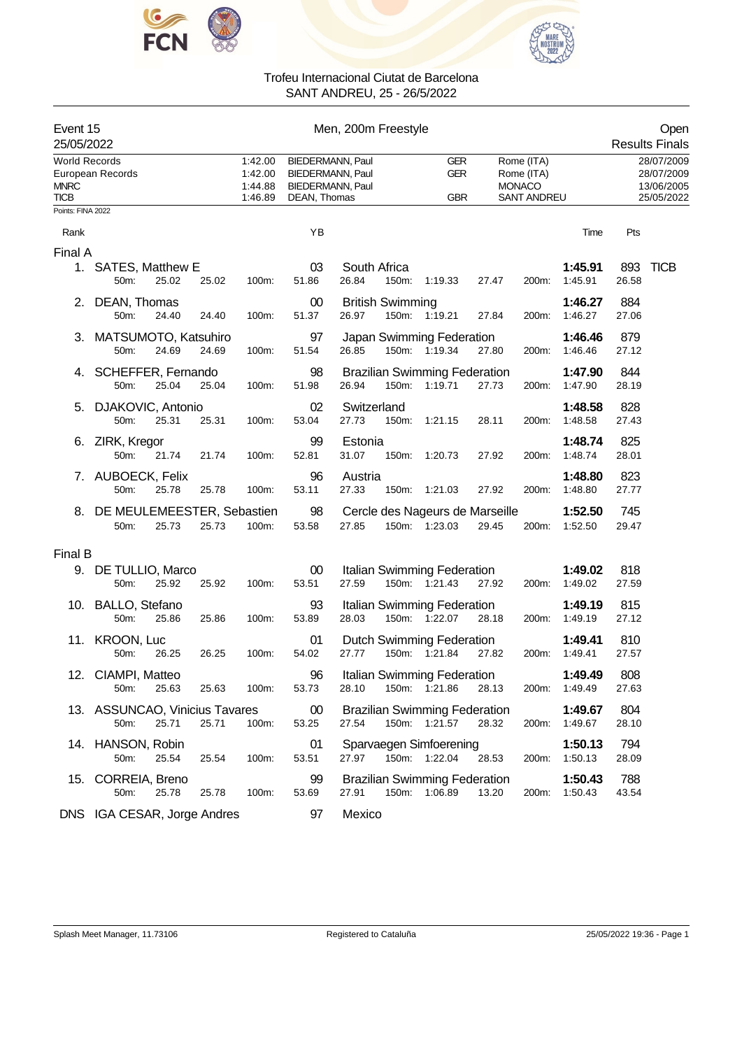Trofeu Internacional Ciutat de Barcelona
SANT ANDREU, 25 - 26/5/2022

| Event 15 | Men, 200m Freestyle | Open |
|---|---|---|
| 25/05/2022 | | Results Finals |

| | | | | | |
|---|---|---|---|---|---|
| World Records | 1:42.00 | BIEDERMANN, Paul | GER | Rome (ITA) | 28/07/2009 |
| European Records | 1:42.00 | BIEDERMANN, Paul | GER | Rome (ITA) | 28/07/2009 |
| MNRC | 1:44.88 | BIEDERMANN, Paul | | MONACO | 13/06/2005 |
| TICB | 1:46.89 | DEAN, Thomas | GBR | SANT ANDREU | 25/05/2022 |

Points: FINA 2022

| Rank | Name | YB | Club | Time | Pts | |
|---|---|---|---|---|---|---|
| **Final A** | | | | | | |
| 1. | SATES, Matthew E | 03 | South Africa | **1:45.91** | 893 | TICB |
| | 50m: 25.02 25.02 100m: 51.86 26.84 150m: 1:19.33 27.47 200m: 1:45.91 26.58 | | | | | |
| 2. | DEAN, Thomas | 00 | British Swimming | **1:46.27** | 884 | |
| | 50m: 24.40 24.40 100m: 51.37 26.97 150m: 1:19.21 27.84 200m: 1:46.27 27.06 | | | | | |
| 3. | MATSUMOTO, Katsuhiro | 97 | Japan Swimming Federation | **1:46.46** | 879 | |
| | 50m: 24.69 24.69 100m: 51.54 26.85 150m: 1:19.34 27.80 200m: 1:46.46 27.12 | | | | | |
| 4. | SCHEFFER, Fernando | 98 | Brazilian Swimming Federation | **1:47.90** | 844 | |
| | 50m: 25.04 25.04 100m: 51.98 26.94 150m: 1:19.71 27.73 200m: 1:47.90 28.19 | | | | | |
| 5. | DJAKOVIC, Antonio | 02 | Switzerland | **1:48.58** | 828 | |
| | 50m: 25.31 25.31 100m: 53.04 27.73 150m: 1:21.15 28.11 200m: 1:48.58 27.43 | | | | | |
| 6. | ZIRK, Kregor | 99 | Estonia | **1:48.74** | 825 | |
| | 50m: 21.74 21.74 100m: 52.81 31.07 150m: 1:20.73 27.92 200m: 1:48.74 28.01 | | | | | |
| 7. | AUBOECK, Felix | 96 | Austria | **1:48.80** | 823 | |
| | 50m: 25.78 25.78 100m: 53.11 27.33 150m: 1:21.03 27.92 200m: 1:48.80 27.77 | | | | | |
| 8. | DE MEULEMEESTER, Sebastien | 98 | Cercle des Nageurs de Marseille | **1:52.50** | 745 | |
| | 50m: 25.73 25.73 100m: 53.58 27.85 150m: 1:23.03 29.45 200m: 1:52.50 29.47 | | | | | |
| **Final B** | | | | | | |
| 9. | DE TULLIO, Marco | 00 | Italian Swimming Federation | **1:49.02** | 818 | |
| | 50m: 25.92 25.92 100m: 53.51 27.59 150m: 1:21.43 27.92 200m: 1:49.02 27.59 | | | | | |
| 10. | BALLO, Stefano | 93 | Italian Swimming Federation | **1:49.19** | 815 | |
| | 50m: 25.86 25.86 100m: 53.89 28.03 150m: 1:22.07 28.18 200m: 1:49.19 27.12 | | | | | |
| 11. | KROON, Luc | 01 | Dutch Swimming Federation | **1:49.41** | 810 | |
| | 50m: 26.25 26.25 100m: 54.02 27.77 150m: 1:21.84 27.82 200m: 1:49.41 27.57 | | | | | |
| 12. | CIAMPI, Matteo | 96 | Italian Swimming Federation | **1:49.49** | 808 | |
| | 50m: 25.63 25.63 100m: 53.73 28.10 150m: 1:21.86 28.13 200m: 1:49.49 27.63 | | | | | |
| 13. | ASSUNCAO, Vinicius Tavares | 00 | Brazilian Swimming Federation | **1:49.67** | 804 | |
| | 50m: 25.71 25.71 100m: 53.25 27.54 150m: 1:21.57 28.32 200m: 1:49.67 28.10 | | | | | |
| 14. | HANSON, Robin | 01 | Sparvaegen Simfoerening | **1:50.13** | 794 | |
| | 50m: 25.54 25.54 100m: 53.51 27.97 150m: 1:22.04 28.53 200m: 1:50.13 28.09 | | | | | |
| 15. | CORREIA, Breno | 99 | Brazilian Swimming Federation | **1:50.43** | 788 | |
| | 50m: 25.78 25.78 100m: 53.69 27.91 150m: 1:06.89 13.20 200m: 1:50.43 43.54 | | | | | |
| DNS | IGA CESAR, Jorge Andres | 97 | Mexico | | | |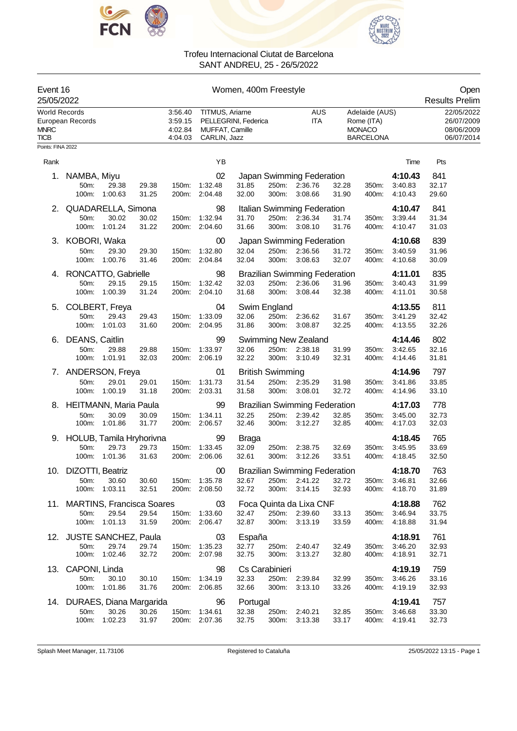# Trofeu Internacional Ciutat de Barcelona

SANT ANDREU, 25 - 26/5/2022

**Event 16** — Women, 400m Freestyle — Open

25/05/2022 — Results Prelim

| Record | Time | Name | Nation | Place | Date |
|---|---|---|---|---|---|
| World Records | 3:56.40 | TITMUS, Ariarne | AUS | Adelaide (AUS) | 22/05/2022 |
| European Records | 3:59.15 | PELLEGRINI, Federica | ITA | Rome (ITA) | 26/07/2009 |
| MNRC | 4:02.84 | MUFFAT, Camille | | MONACO | 08/06/2009 |
| TICB | 4:04.03 | CARLIN, Jazz | | BARCELONA | 06/07/2014 |

Points: FINA 2022

| Rank | Name | YB | Club | Time | Pts |
|---|---|---|---|---|---|
| 1. | NAMBA, Miyu | 02 | Japan Swimming Federation | 4:10.43 | 841 |
| | 50m: 29.38 29.38 / 100m: 1:00.63 31.25 / 150m: 1:32.48 31.85 / 200m: 2:04.48 32.00 / 250m: 2:36.76 32.28 / 300m: 3:08.66 31.90 / 350m: 3:40.83 32.17 / 400m: 4:10.43 29.60 | | | | |
| 2. | QUADARELLA, Simona | 98 | Italian Swimming Federation | 4:10.47 | 841 |
| | 50m: 30.02 30.02 / 100m: 1:01.24 31.22 / 150m: 1:32.94 31.70 / 200m: 2:04.60 31.66 / 250m: 2:36.34 31.74 / 300m: 3:08.10 31.76 / 350m: 3:39.44 31.34 / 400m: 4:10.47 31.03 | | | | |
| 3. | KOBORI, Waka | 00 | Japan Swimming Federation | 4:10.68 | 839 |
| | 50m: 29.30 29.30 / 100m: 1:00.76 31.46 / 150m: 1:32.80 32.04 / 200m: 2:04.84 32.04 / 250m: 2:36.56 31.72 / 300m: 3:08.63 32.07 / 350m: 3:40.59 31.96 / 400m: 4:10.68 30.09 | | | | |
| 4. | RONCATTO, Gabrielle | 98 | Brazilian Swimming Federation | 4:11.01 | 835 |
| | 50m: 29.15 29.15 / 100m: 1:00.39 31.24 / 150m: 1:32.42 32.03 / 200m: 2:04.10 31.68 / 250m: 2:36.06 31.96 / 300m: 3:08.44 32.38 / 350m: 3:40.43 31.99 / 400m: 4:11.01 30.58 | | | | |
| 5. | COLBERT, Freya | 04 | Swim England | 4:13.55 | 811 |
| | 50m: 29.43 29.43 / 100m: 1:01.03 31.60 / 150m: 1:33.09 32.06 / 200m: 2:04.95 31.86 / 250m: 2:36.62 31.67 / 300m: 3:08.87 32.25 / 350m: 3:41.29 32.42 / 400m: 4:13.55 32.26 | | | | |
| 6. | DEANS, Caitlin | 99 | Swimming New Zealand | 4:14.46 | 802 |
| | 50m: 29.88 29.88 / 100m: 1:01.91 32.03 / 150m: 1:33.97 32.06 / 200m: 2:06.19 32.22 / 250m: 2:38.18 31.99 / 300m: 3:10.49 32.31 / 350m: 3:42.65 32.16 / 400m: 4:14.46 31.81 | | | | |
| 7. | ANDERSON, Freya | 01 | British Swimming | 4:14.96 | 797 |
| | 50m: 29.01 29.01 / 100m: 1:00.19 31.18 / 150m: 1:31.73 31.54 / 200m: 2:03.31 31.58 / 250m: 2:35.29 31.98 / 300m: 3:08.01 32.72 / 350m: 3:41.86 33.85 / 400m: 4:14.96 33.10 | | | | |
| 8. | HEITMANN, Maria Paula | 99 | Brazilian Swimming Federation | 4:17.03 | 778 |
| | 50m: 30.09 30.09 / 100m: 1:01.86 31.77 / 150m: 1:34.11 32.25 / 200m: 2:06.57 32.46 / 250m: 2:39.42 32.85 / 300m: 3:12.27 32.85 / 350m: 3:45.00 32.73 / 400m: 4:17.03 32.03 | | | | |
| 9. | HOLUB, Tamila Hryhorivna | 99 | Braga | 4:18.45 | 765 |
| | 50m: 29.73 29.73 / 100m: 1:01.36 31.63 / 150m: 1:33.45 32.09 / 200m: 2:06.06 32.61 / 250m: 2:38.75 32.69 / 300m: 3:12.26 33.51 / 350m: 3:45.95 33.69 / 400m: 4:18.45 32.50 | | | | |
| 10. | DIZOTTI, Beatriz | 00 | Brazilian Swimming Federation | 4:18.70 | 763 |
| | 50m: 30.60 30.60 / 100m: 1:03.11 32.51 / 150m: 1:35.78 32.67 / 200m: 2:08.50 32.72 / 250m: 2:41.22 32.72 / 300m: 3:14.15 32.93 / 350m: 3:46.81 32.66 / 400m: 4:18.70 31.89 | | | | |
| 11. | MARTINS, Francisca Soares | 03 | Foca Quinta da Lixa CNF | 4:18.88 | 762 |
| | 50m: 29.54 29.54 / 100m: 1:01.13 31.59 / 150m: 1:33.60 32.47 / 200m: 2:06.47 32.87 / 250m: 2:39.60 33.13 / 300m: 3:13.19 33.59 / 350m: 3:46.94 33.75 / 400m: 4:18.88 31.94 | | | | |
| 12. | JUSTE SANCHEZ, Paula | 03 | España | 4:18.91 | 761 |
| | 50m: 29.74 29.74 / 100m: 1:02.46 32.72 / 150m: 1:35.23 32.77 / 200m: 2:07.98 32.75 / 250m: 2:40.47 32.49 / 300m: 3:13.27 32.80 / 350m: 3:46.20 32.93 / 400m: 4:18.91 32.71 | | | | |
| 13. | CAPONI, Linda | 98 | Cs Carabinieri | 4:19.19 | 759 |
| | 50m: 30.10 30.10 / 100m: 1:01.86 31.76 / 150m: 1:34.19 32.33 / 200m: 2:06.85 32.66 / 250m: 2:39.84 32.99 / 300m: 3:13.10 33.26 / 350m: 3:46.26 33.16 / 400m: 4:19.19 32.93 | | | | |
| 14. | DURAES, Diana Margarida | 96 | Portugal | 4:19.41 | 757 |
| | 50m: 30.26 30.26 / 100m: 1:02.23 31.97 / 150m: 1:34.61 32.38 / 200m: 2:07.36 32.75 / 250m: 2:40.21 32.85 / 300m: 3:13.38 33.17 / 350m: 3:46.68 33.30 / 400m: 4:19.41 32.73 | | | | |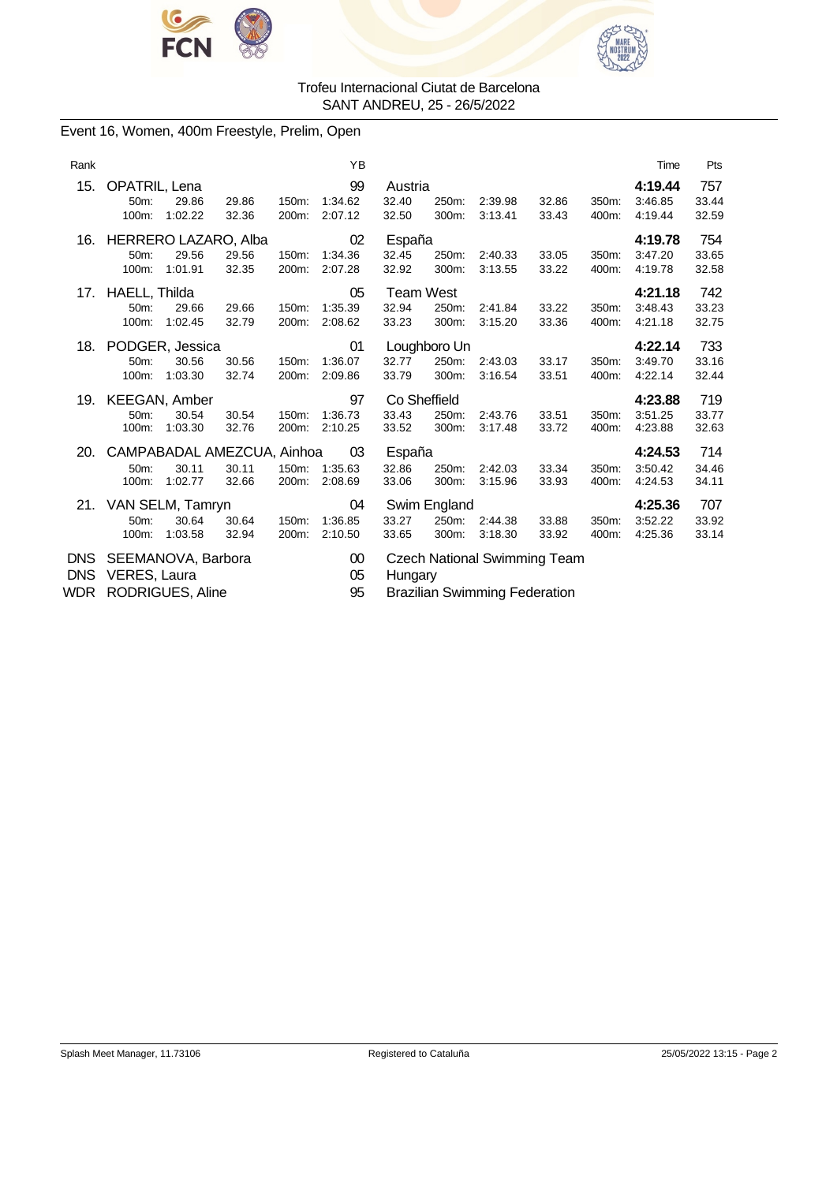Trofeu Internacional Ciutat de Barcelona
SANT ANDREU, 25 - 26/5/2022

## Event 16, Women, 400m Freestyle, Prelim, Open

| Rank | Name | YB | Club | Time | Pts |
|---|---|---|---|---|---|
| 15. | OPATRIL, Lena | 99 | Austria | **4:19.44** | 757 |
| | 50m: 29.86 29.86 / 100m: 1:02.22 32.36 / 150m: 1:34.62 32.40 / 200m: 2:07.12 32.50 / 250m: 2:39.98 32.86 / 300m: 3:13.41 33.43 / 350m: 3:46.85 33.44 / 400m: 4:19.44 32.59 | | | | |
| 16. | HERRERO LAZARO, Alba | 02 | España | **4:19.78** | 754 |
| | 50m: 29.56 29.56 / 100m: 1:01.91 32.35 / 150m: 1:34.36 32.45 / 200m: 2:07.28 32.92 / 250m: 2:40.33 33.05 / 300m: 3:13.55 33.22 / 350m: 3:47.20 33.65 / 400m: 4:19.78 32.58 | | | | |
| 17. | HAELL, Thilda | 05 | Team West | **4:21.18** | 742 |
| | 50m: 29.66 29.66 / 100m: 1:02.45 32.79 / 150m: 1:35.39 32.94 / 200m: 2:08.62 33.23 / 250m: 2:41.84 33.22 / 300m: 3:15.20 33.36 / 350m: 3:48.43 33.23 / 400m: 4:21.18 32.75 | | | | |
| 18. | PODGER, Jessica | 01 | Loughboro Un | **4:22.14** | 733 |
| | 50m: 30.56 30.56 / 100m: 1:03.30 32.74 / 150m: 1:36.07 32.77 / 200m: 2:09.86 33.79 / 250m: 2:43.03 33.17 / 300m: 3:16.54 33.51 / 350m: 3:49.70 33.16 / 400m: 4:22.14 32.44 | | | | |
| 19. | KEEGAN, Amber | 97 | Co Sheffield | **4:23.88** | 719 |
| | 50m: 30.54 30.54 / 100m: 1:03.30 32.76 / 150m: 1:36.73 33.43 / 200m: 2:10.25 33.52 / 250m: 2:43.76 33.51 / 300m: 3:17.48 33.72 / 350m: 3:51.25 33.77 / 400m: 4:23.88 32.63 | | | | |
| 20. | CAMPABADAL AMEZCUA, Ainhoa | 03 | España | **4:24.53** | 714 |
| | 50m: 30.11 30.11 / 100m: 1:02.77 32.66 / 150m: 1:35.63 32.86 / 200m: 2:08.69 33.06 / 250m: 2:42.03 33.34 / 300m: 3:15.96 33.93 / 350m: 3:50.42 34.46 / 400m: 4:24.53 34.11 | | | | |
| 21. | VAN SELM, Tamryn | 04 | Swim England | **4:25.36** | 707 |
| | 50m: 30.64 30.64 / 100m: 1:03.58 32.94 / 150m: 1:36.85 33.27 / 200m: 2:10.50 33.65 / 250m: 2:44.38 33.88 / 300m: 3:18.30 33.92 / 350m: 3:52.22 33.92 / 400m: 4:25.36 33.14 | | | | |
| DNS | SEEMANOVA, Barbora | 00 | Czech National Swimming Team | | |
| DNS | VERES, Laura | 05 | Hungary | | |
| WDR | RODRIGUES, Aline | 95 | Brazilian Swimming Federation | | |

Splash Meet Manager, 11.73106 — Registered to Cataluña — 25/05/2022 13:15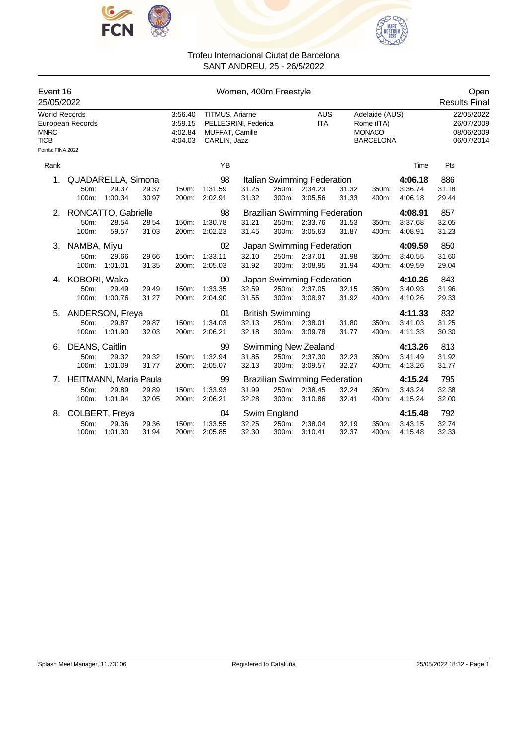Trofeu Internacional Ciutat de Barcelona
SANT ANDREU, 25 - 26/5/2022

**Event 16** — **Women, 400m Freestyle** — **Open**
25/05/2022 — **Results Final**

| Record | Time | Name | Nation | Place | Date |
|---|---|---|---|---|---|
| World Records | 3:56.40 | TITMUS, Ariarne | AUS | Adelaide (AUS) | 22/05/2022 |
| European Records | 3:59.15 | PELLEGRINI, Federica | ITA | Rome (ITA) | 26/07/2009 |
| MNRC | 4:02.84 | MUFFAT, Camille | | MONACO | 08/06/2009 |
| TICB | 4:04.03 | CARLIN, Jazz | | BARCELONA | 06/07/2014 |

Points: FINA 2022

| Rank | Name | YB | Club | Time | Pts |
|---|---|---|---|---|---|
| 1. | QUADARELLA, Simona | 98 | Italian Swimming Federation | 4:06.18 | 886 |
| | 50m: 29.37 29.37 / 100m: 1:00.34 30.97 / 150m: 1:31.59 31.25 / 200m: 2:02.91 31.32 / 250m: 2:34.23 31.32 / 300m: 3:05.56 31.33 / 350m: 3:36.74 31.18 / 400m: 4:06.18 29.44 | | | | |
| 2. | RONCATTO, Gabrielle | 98 | Brazilian Swimming Federation | 4:08.91 | 857 |
| | 50m: 28.54 28.54 / 100m: 59.57 31.03 / 150m: 1:30.78 31.21 / 200m: 2:02.23 31.45 / 250m: 2:33.76 31.53 / 300m: 3:05.63 31.87 / 350m: 3:37.68 32.05 / 400m: 4:08.91 31.23 | | | | |
| 3. | NAMBA, Miyu | 02 | Japan Swimming Federation | 4:09.59 | 850 |
| | 50m: 29.66 29.66 / 100m: 1:01.01 31.35 / 150m: 1:33.11 32.10 / 200m: 2:05.03 31.92 / 250m: 2:37.01 31.98 / 300m: 3:08.95 31.94 / 350m: 3:40.55 31.60 / 400m: 4:09.59 29.04 | | | | |
| 4. | KOBORI, Waka | 00 | Japan Swimming Federation | 4:10.26 | 843 |
| | 50m: 29.49 29.49 / 100m: 1:00.76 31.27 / 150m: 1:33.35 32.59 / 200m: 2:04.90 31.55 / 250m: 2:37.05 32.15 / 300m: 3:08.97 31.92 / 350m: 3:40.93 31.96 / 400m: 4:10.26 29.33 | | | | |
| 5. | ANDERSON, Freya | 01 | British Swimming | 4:11.33 | 832 |
| | 50m: 29.87 29.87 / 100m: 1:01.90 32.03 / 150m: 1:34.03 32.13 / 200m: 2:06.21 32.18 / 250m: 2:38.01 31.80 / 300m: 3:09.78 31.77 / 350m: 3:41.03 31.25 / 400m: 4:11.33 30.30 | | | | |
| 6. | DEANS, Caitlin | 99 | Swimming New Zealand | 4:13.26 | 813 |
| | 50m: 29.32 29.32 / 100m: 1:01.09 31.77 / 150m: 1:32.94 31.85 / 200m: 2:05.07 32.13 / 250m: 2:37.30 32.23 / 300m: 3:09.57 32.27 / 350m: 3:41.49 31.92 / 400m: 4:13.26 31.77 | | | | |
| 7. | HEITMANN, Maria Paula | 99 | Brazilian Swimming Federation | 4:15.24 | 795 |
| | 50m: 29.89 29.89 / 100m: 1:01.94 32.05 / 150m: 1:33.93 31.99 / 200m: 2:06.21 32.28 / 250m: 2:38.45 32.24 / 300m: 3:10.86 32.41 / 350m: 3:43.24 32.38 / 400m: 4:15.24 32.00 | | | | |
| 8. | COLBERT, Freya | 04 | Swim England | 4:15.48 | 792 |
| | 50m: 29.36 29.36 / 100m: 1:01.30 31.94 / 150m: 1:33.55 32.25 / 200m: 2:05.85 32.30 / 250m: 2:38.04 32.19 / 300m: 3:10.41 32.37 / 350m: 3:43.15 32.74 / 400m: 4:15.48 32.33 | | | | |

Splash Meet Manager, 11.73106 — Registered to Cataluña — 25/05/2022 18:32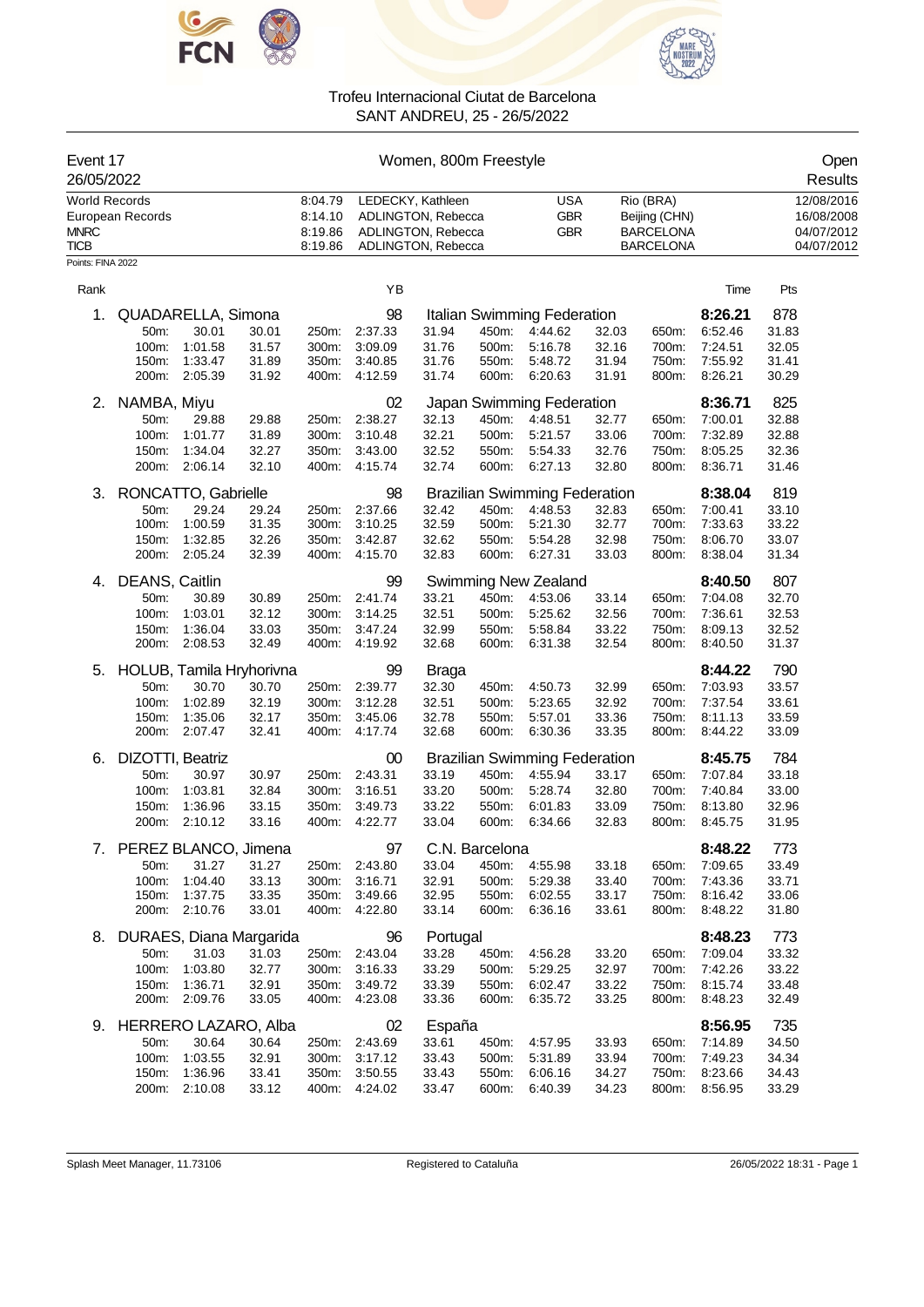# Trofeu Internacional Ciutat de Barcelona
SANT ANDREU, 25 - 26/5/2022

**Event 17** — Women, 800m Freestyle — Open
26/05/2022 — Results

| | | | | | |
|---|---|---|---|---|---|
| World Records | 8:04.79 | LEDECKY, Kathleen | USA | Rio (BRA) | 12/08/2016 |
| European Records | 8:14.10 | ADLINGTON, Rebecca | GBR | Beijing (CHN) | 16/08/2008 |
| MNRC | 8:19.86 | ADLINGTON, Rebecca | GBR | BARCELONA | 04/07/2012 |
| TICB | 8:19.86 | ADLINGTON, Rebecca | GBR | BARCELONA | 04/07/2012 |

Points: FINA 2022

| Rank | Name | YB | Club | Time | Pts |
|---|---|---|---|---|---|
| 1. | QUADARELLA, Simona | 98 | Italian Swimming Federation | 8:26.21 | 878 |
| 2. | NAMBA, Miyu | 02 | Japan Swimming Federation | 8:36.71 | 825 |
| 3. | RONCATTO, Gabrielle | 98 | Brazilian Swimming Federation | 8:38.04 | 819 |
| 4. | DEANS, Caitlin | 99 | Swimming New Zealand | 8:40.50 | 807 |
| 5. | HOLUB, Tamila Hryhorivna | 99 | Braga | 8:44.22 | 790 |
| 6. | DIZOTTI, Beatriz | 00 | Brazilian Swimming Federation | 8:45.75 | 784 |
| 7. | PEREZ BLANCO, Jimena | 97 | C.N. Barcelona | 8:48.22 | 773 |
| 8. | DURAES, Diana Margarida | 96 | Portugal | 8:48.23 | 773 |
| 9. | HERRERO LAZARO, Alba | 02 | España | 8:56.95 | 735 |

**Splits**

1. QUADARELLA, Simona

| Dist | Time | Split | Dist | Time | Split | Dist | Time | Split | Dist | Time | Split |
|---|---|---|---|---|---|---|---|---|---|---|---|
| 50m: | 30.01 | 30.01 | 250m: | 2:37.33 | 31.94 | 450m: | 4:44.62 | 32.03 | 650m: | 6:52.46 | 31.83 |
| 100m: | 1:01.58 | 31.57 | 300m: | 3:09.09 | 31.76 | 500m: | 5:16.78 | 32.16 | 700m: | 7:24.51 | 32.05 |
| 150m: | 1:33.47 | 31.89 | 350m: | 3:40.85 | 31.76 | 550m: | 5:48.72 | 31.94 | 750m: | 7:55.92 | 31.41 |
| 200m: | 2:05.39 | 31.92 | 400m: | 4:12.59 | 31.74 | 600m: | 6:20.63 | 31.91 | 800m: | 8:26.21 | 30.29 |

2. NAMBA, Miyu

| Dist | Time | Split | Dist | Time | Split | Dist | Time | Split | Dist | Time | Split |
|---|---|---|---|---|---|---|---|---|---|---|---|
| 50m: | 29.88 | 29.88 | 250m: | 2:38.27 | 32.13 | 450m: | 4:48.51 | 32.77 | 650m: | 7:00.01 | 32.88 |
| 100m: | 1:01.77 | 31.89 | 300m: | 3:10.48 | 32.21 | 500m: | 5:21.57 | 33.06 | 700m: | 7:32.89 | 32.88 |
| 150m: | 1:34.04 | 32.27 | 350m: | 3:43.00 | 32.52 | 550m: | 5:54.33 | 32.76 | 750m: | 8:05.25 | 32.36 |
| 200m: | 2:06.14 | 32.10 | 400m: | 4:15.74 | 32.74 | 600m: | 6:27.13 | 32.80 | 800m: | 8:36.71 | 31.46 |

3. RONCATTO, Gabrielle

| Dist | Time | Split | Dist | Time | Split | Dist | Time | Split | Dist | Time | Split |
|---|---|---|---|---|---|---|---|---|---|---|---|
| 50m: | 29.24 | 29.24 | 250m: | 2:37.66 | 32.42 | 450m: | 4:48.53 | 32.83 | 650m: | 7:00.41 | 33.10 |
| 100m: | 1:00.59 | 31.35 | 300m: | 3:10.25 | 32.59 | 500m: | 5:21.30 | 32.77 | 700m: | 7:33.63 | 33.22 |
| 150m: | 1:32.85 | 32.26 | 350m: | 3:42.87 | 32.62 | 550m: | 5:54.28 | 32.98 | 750m: | 8:06.70 | 33.07 |
| 200m: | 2:05.24 | 32.39 | 400m: | 4:15.70 | 32.83 | 600m: | 6:27.31 | 33.03 | 800m: | 8:38.04 | 31.34 |

4. DEANS, Caitlin

| Dist | Time | Split | Dist | Time | Split | Dist | Time | Split | Dist | Time | Split |
|---|---|---|---|---|---|---|---|---|---|---|---|
| 50m: | 30.89 | 30.89 | 250m: | 2:41.74 | 33.21 | 450m: | 4:53.06 | 33.14 | 650m: | 7:04.08 | 32.70 |
| 100m: | 1:03.01 | 32.12 | 300m: | 3:14.25 | 32.51 | 500m: | 5:25.62 | 32.56 | 700m: | 7:36.61 | 32.53 |
| 150m: | 1:36.04 | 33.03 | 350m: | 3:47.24 | 32.99 | 550m: | 5:58.84 | 33.22 | 750m: | 8:09.13 | 32.52 |
| 200m: | 2:08.53 | 32.49 | 400m: | 4:19.92 | 32.68 | 600m: | 6:31.38 | 32.54 | 800m: | 8:40.50 | 31.37 |

5. HOLUB, Tamila Hryhorivna

| Dist | Time | Split | Dist | Time | Split | Dist | Time | Split | Dist | Time | Split |
|---|---|---|---|---|---|---|---|---|---|---|---|
| 50m: | 30.70 | 30.70 | 250m: | 2:39.77 | 32.30 | 450m: | 4:50.73 | 32.99 | 650m: | 7:03.93 | 33.57 |
| 100m: | 1:02.89 | 32.19 | 300m: | 3:12.28 | 32.51 | 500m: | 5:23.65 | 32.92 | 700m: | 7:37.54 | 33.61 |
| 150m: | 1:35.06 | 32.17 | 350m: | 3:45.06 | 32.78 | 550m: | 5:57.01 | 33.36 | 750m: | 8:11.13 | 33.59 |
| 200m: | 2:07.47 | 32.41 | 400m: | 4:17.74 | 32.68 | 600m: | 6:30.36 | 33.35 | 800m: | 8:44.22 | 33.09 |

6. DIZOTTI, Beatriz

| Dist | Time | Split | Dist | Time | Split | Dist | Time | Split | Dist | Time | Split |
|---|---|---|---|---|---|---|---|---|---|---|---|
| 50m: | 30.97 | 30.97 | 250m: | 2:43.31 | 33.19 | 450m: | 4:55.94 | 33.17 | 650m: | 7:07.84 | 33.18 |
| 100m: | 1:03.81 | 32.84 | 300m: | 3:16.51 | 33.20 | 500m: | 5:28.74 | 32.80 | 700m: | 7:40.84 | 33.00 |
| 150m: | 1:36.96 | 33.15 | 350m: | 3:49.73 | 33.22 | 550m: | 6:01.83 | 33.09 | 750m: | 8:13.80 | 32.96 |
| 200m: | 2:10.12 | 33.16 | 400m: | 4:22.77 | 33.04 | 600m: | 6:34.66 | 32.83 | 800m: | 8:45.75 | 31.95 |

7. PEREZ BLANCO, Jimena

| Dist | Time | Split | Dist | Time | Split | Dist | Time | Split | Dist | Time | Split |
|---|---|---|---|---|---|---|---|---|---|---|---|
| 50m: | 31.27 | 31.27 | 250m: | 2:43.80 | 33.04 | 450m: | 4:55.98 | 33.18 | 650m: | 7:09.65 | 33.49 |
| 100m: | 1:04.40 | 33.13 | 300m: | 3:16.71 | 32.91 | 500m: | 5:29.38 | 33.40 | 700m: | 7:43.36 | 33.71 |
| 150m: | 1:37.75 | 33.35 | 350m: | 3:49.66 | 32.95 | 550m: | 6:02.55 | 33.17 | 750m: | 8:16.42 | 33.06 |
| 200m: | 2:10.76 | 33.01 | 400m: | 4:22.80 | 33.14 | 600m: | 6:36.16 | 33.61 | 800m: | 8:48.22 | 31.80 |

8. DURAES, Diana Margarida

| Dist | Time | Split | Dist | Time | Split | Dist | Time | Split | Dist | Time | Split |
|---|---|---|---|---|---|---|---|---|---|---|---|
| 50m: | 31.03 | 31.03 | 250m: | 2:43.04 | 33.28 | 450m: | 4:56.28 | 33.20 | 650m: | 7:09.04 | 33.32 |
| 100m: | 1:03.80 | 32.77 | 300m: | 3:16.33 | 33.29 | 500m: | 5:29.25 | 32.97 | 700m: | 7:42.26 | 33.22 |
| 150m: | 1:36.71 | 32.91 | 350m: | 3:49.72 | 33.39 | 550m: | 6:02.47 | 33.22 | 750m: | 8:15.74 | 33.48 |
| 200m: | 2:09.76 | 33.05 | 400m: | 4:23.08 | 33.36 | 600m: | 6:35.72 | 33.25 | 800m: | 8:48.23 | 32.49 |

9. HERRERO LAZARO, Alba

| Dist | Time | Split | Dist | Time | Split | Dist | Time | Split | Dist | Time | Split |
|---|---|---|---|---|---|---|---|---|---|---|---|
| 50m: | 30.64 | 30.64 | 250m: | 2:43.69 | 33.61 | 450m: | 4:57.95 | 33.93 | 650m: | 7:14.89 | 34.50 |
| 100m: | 1:03.55 | 32.91 | 300m: | 3:17.12 | 33.43 | 500m: | 5:31.89 | 33.94 | 700m: | 7:49.23 | 34.34 |
| 150m: | 1:36.96 | 33.41 | 350m: | 3:50.55 | 33.43 | 550m: | 6:06.16 | 34.27 | 750m: | 8:23.66 | 34.43 |
| 200m: | 2:10.08 | 33.12 | 400m: | 4:24.02 | 33.47 | 600m: | 6:40.39 | 34.23 | 800m: | 8:56.95 | 33.29 |

Splash Meet Manager, 11.73106 — Registered to Cataluña — 26/05/2022 18:31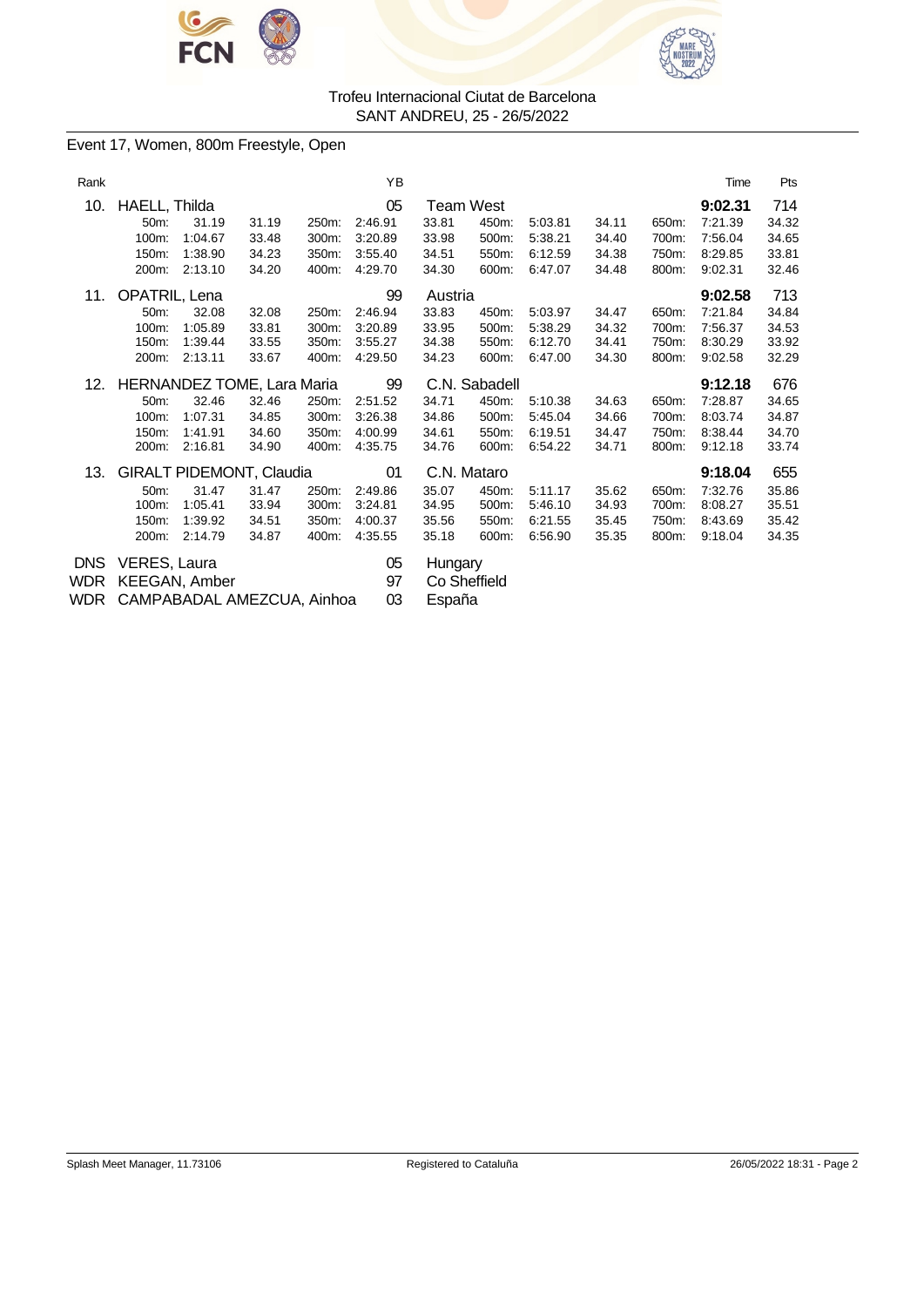Trofeu Internacional Ciutat de Barcelona
SANT ANDREU, 25 - 26/5/2022

## Event 17, Women, 800m Freestyle, Open

| Rank | | | | | YB | | | | | | Time | Pts |
|---|---|---|---|---|---|---|---|---|---|---|---|---|
| 10. | HAELL, Thilda | | | | 05 | Team West | | | | | **9:02.31** | 714 |
| | 50m: | 31.19 | 31.19 | 250m: | 2:46.91 | 33.81 | 450m: | 5:03.81 | 34.11 | 650m: | 7:21.39 | 34.32 |
| | 100m: | 1:04.67 | 33.48 | 300m: | 3:20.89 | 33.98 | 500m: | 5:38.21 | 34.40 | 700m: | 7:56.04 | 34.65 |
| | 150m: | 1:38.90 | 34.23 | 350m: | 3:55.40 | 34.51 | 550m: | 6:12.59 | 34.38 | 750m: | 8:29.85 | 33.81 |
| | 200m: | 2:13.10 | 34.20 | 400m: | 4:29.70 | 34.30 | 600m: | 6:47.07 | 34.48 | 800m: | 9:02.31 | 32.46 |
| 11. | OPATRIL, Lena | | | | 99 | Austria | | | | | **9:02.58** | 713 |
| | 50m: | 32.08 | 32.08 | 250m: | 2:46.94 | 33.83 | 450m: | 5:03.97 | 34.47 | 650m: | 7:21.84 | 34.84 |
| | 100m: | 1:05.89 | 33.81 | 300m: | 3:20.89 | 33.95 | 500m: | 5:38.29 | 34.32 | 700m: | 7:56.37 | 34.53 |
| | 150m: | 1:39.44 | 33.55 | 350m: | 3:55.27 | 34.38 | 550m: | 6:12.70 | 34.41 | 750m: | 8:30.29 | 33.92 |
| | 200m: | 2:13.11 | 33.67 | 400m: | 4:29.50 | 34.23 | 600m: | 6:47.00 | 34.30 | 800m: | 9:02.58 | 32.29 |
| 12. | HERNANDEZ TOME, Lara Maria | | | | 99 | C.N. Sabadell | | | | | **9:12.18** | 676 |
| | 50m: | 32.46 | 32.46 | 250m: | 2:51.52 | 34.71 | 450m: | 5:10.38 | 34.63 | 650m: | 7:28.87 | 34.65 |
| | 100m: | 1:07.31 | 34.85 | 300m: | 3:26.38 | 34.86 | 500m: | 5:45.04 | 34.66 | 700m: | 8:03.74 | 34.87 |
| | 150m: | 1:41.91 | 34.60 | 350m: | 4:00.99 | 34.61 | 550m: | 6:19.51 | 34.47 | 750m: | 8:38.44 | 34.70 |
| | 200m: | 2:16.81 | 34.90 | 400m: | 4:35.75 | 34.76 | 600m: | 6:54.22 | 34.71 | 800m: | 9:12.18 | 33.74 |
| 13. | GIRALT PIDEMONT, Claudia | | | | 01 | C.N. Mataro | | | | | **9:18.04** | 655 |
| | 50m: | 31.47 | 31.47 | 250m: | 2:49.86 | 35.07 | 450m: | 5:11.17 | 35.62 | 650m: | 7:32.76 | 35.86 |
| | 100m: | 1:05.41 | 33.94 | 300m: | 3:24.81 | 34.95 | 500m: | 5:46.10 | 34.93 | 700m: | 8:08.27 | 35.51 |
| | 150m: | 1:39.92 | 34.51 | 350m: | 4:00.37 | 35.56 | 550m: | 6:21.55 | 35.45 | 750m: | 8:43.69 | 35.42 |
| | 200m: | 2:14.79 | 34.87 | 400m: | 4:35.55 | 35.18 | 600m: | 6:56.90 | 35.35 | 800m: | 9:18.04 | 34.35 |
| DNS | VERES, Laura | | | | 05 | Hungary | | | | | | |
| WDR | KEEGAN, Amber | | | | 97 | Co Sheffield | | | | | | |
| WDR | CAMPABADAL AMEZCUA, Ainhoa | | | | 03 | España | | | | | | |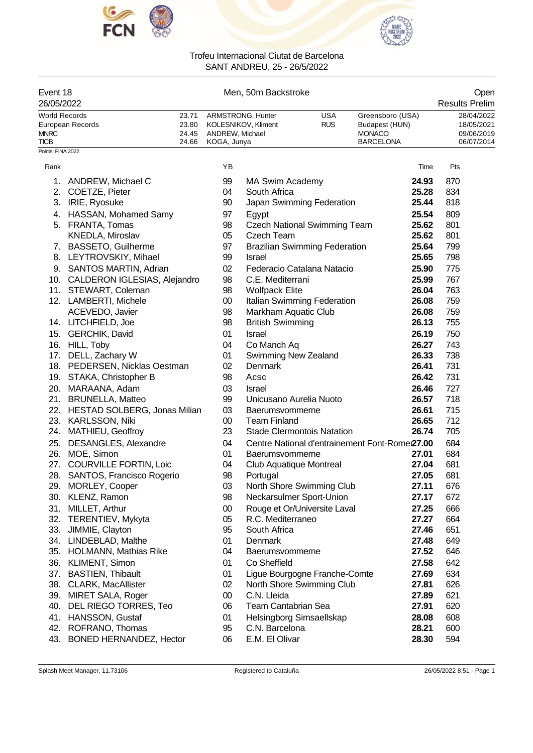Trofeu Internacional Ciutat de Barcelona
SANT ANDREU, 25 - 26/5/2022

| Event 18 | Men, 50m Backstroke | Open |
|---|---|---|
| 26/05/2022 | | Results Prelim |

| | | | | | |
|---|---|---|---|---|---|
| World Records | 23.71 | ARMSTRONG, Hunter | USA | Greensboro (USA) | 28/04/2022 |
| European Records | 23.80 | KOLESNIKOV, Kliment | RUS | Budapest (HUN) | 18/05/2021 |
| MNRC | 24.45 | ANDREW, Michael | | MONACO | 09/06/2019 |
| TICB | 24.66 | KOGA, Junya | | BARCELONA | 06/07/2014 |

Points: FINA 2022

| Rank | | YB | | Time | Pts |
|---|---|---|---|---|---|
| 1. | ANDREW, Michael C | 99 | MA Swim Academy | **24.93** | 870 |
| 2. | COETZE, Pieter | 04 | South Africa | **25.28** | 834 |
| 3. | IRIE, Ryosuke | 90 | Japan Swimming Federation | **25.44** | 818 |
| 4. | HASSAN, Mohamed Samy | 97 | Egypt | **25.54** | 809 |
| 5. | FRANTA, Tomas | 98 | Czech National Swimming Team | **25.62** | 801 |
| | KNEDLA, Miroslav | 05 | Czech Team | **25.62** | 801 |
| 7. | BASSETO, Guilherme | 97 | Brazilian Swimming Federation | **25.64** | 799 |
| 8. | LEYTROVSKIY, Mihael | 99 | Israel | **25.65** | 798 |
| 9. | SANTOS MARTIN, Adrian | 02 | Federacio Catalana Natacio | **25.90** | 775 |
| 10. | CALDERON IGLESIAS, Alejandro | 98 | C.E. Mediterrani | **25.99** | 767 |
| 11. | STEWART, Coleman | 98 | Wolfpack Elite | **26.04** | 763 |
| 12. | LAMBERTI, Michele | 00 | Italian Swimming Federation | **26.08** | 759 |
| | ACEVEDO, Javier | 98 | Markham Aquatic Club | **26.08** | 759 |
| 14. | LITCHFIELD, Joe | 98 | British Swimming | **26.13** | 755 |
| 15. | GERCHIK, David | 01 | Israel | **26.19** | 750 |
| 16. | HILL, Toby | 04 | Co Manch Aq | **26.27** | 743 |
| 17. | DELL, Zachary W | 01 | Swimming New Zealand | **26.33** | 738 |
| 18. | PEDERSEN, Nicklas Oestman | 02 | Denmark | **26.41** | 731 |
| 19. | STAKA, Christopher B | 98 | Acsc | **26.42** | 731 |
| 20. | MARAANA, Adam | 03 | Israel | **26.46** | 727 |
| 21. | BRUNELLA, Matteo | 99 | Unicusano Aurelia Nuoto | **26.57** | 718 |
| 22. | HESTAD SOLBERG, Jonas Milian | 03 | Baerumsvommerne | **26.61** | 715 |
| 23. | KARLSSON, Niki | 00 | Team Finland | **26.65** | 712 |
| 24. | MATHIEU, Geoffroy | 23 | Stade Clermontois Natation | **26.74** | 705 |
| 25. | DESANGLES, Alexandre | 04 | Centre National d'entrainement Font-Romeu | **27.00** | 684 |
| 26. | MOE, Simon | 01 | Baerumsvommerne | **27.01** | 684 |
| 27. | COURVILLE FORTIN, Loic | 04 | Club Aquatique Montreal | **27.04** | 681 |
| 28. | SANTOS, Francisco Rogerio | 98 | Portugal | **27.05** | 681 |
| 29. | MORLEY, Cooper | 03 | North Shore Swimming Club | **27.11** | 676 |
| 30. | KLENZ, Ramon | 98 | Neckarsulmer Sport-Union | **27.17** | 672 |
| 31. | MILLET, Arthur | 00 | Rouge et Or/Universite Laval | **27.25** | 666 |
| 32. | TERENTIEV, Mykyta | 05 | R.C. Mediterraneo | **27.27** | 664 |
| 33. | JIMMIE, Clayton | 95 | South Africa | **27.46** | 651 |
| 34. | LINDEBLAD, Malthe | 01 | Denmark | **27.48** | 649 |
| 35. | HOLMANN, Mathias Rike | 04 | Baerumsvommerne | **27.52** | 646 |
| 36. | KLIMENT, Simon | 01 | Co Sheffield | **27.58** | 642 |
| 37. | BASTIEN, Thibault | 01 | Ligue Bourgogne Franche-Comte | **27.69** | 634 |
| 38. | CLARK, MacAllister | 02 | North Shore Swimming Club | **27.81** | 626 |
| 39. | MIRET SALA, Roger | 00 | C.N. Lleida | **27.89** | 621 |
| 40. | DEL RIEGO TORRES, Teo | 06 | Team Cantabrian Sea | **27.91** | 620 |
| 41. | HANSSON, Gustaf | 01 | Helsingborg Simsaellskap | **28.08** | 608 |
| 42. | ROFRANO, Thomas | 95 | C.N. Barcelona | **28.21** | 600 |
| 43. | BONED HERNANDEZ, Hector | 06 | E.M. El Olivar | **28.30** | 594 |

Splash Meet Manager, 11.73106 — Registered to Cataluña — 26/05/2022 8:51 - Page 1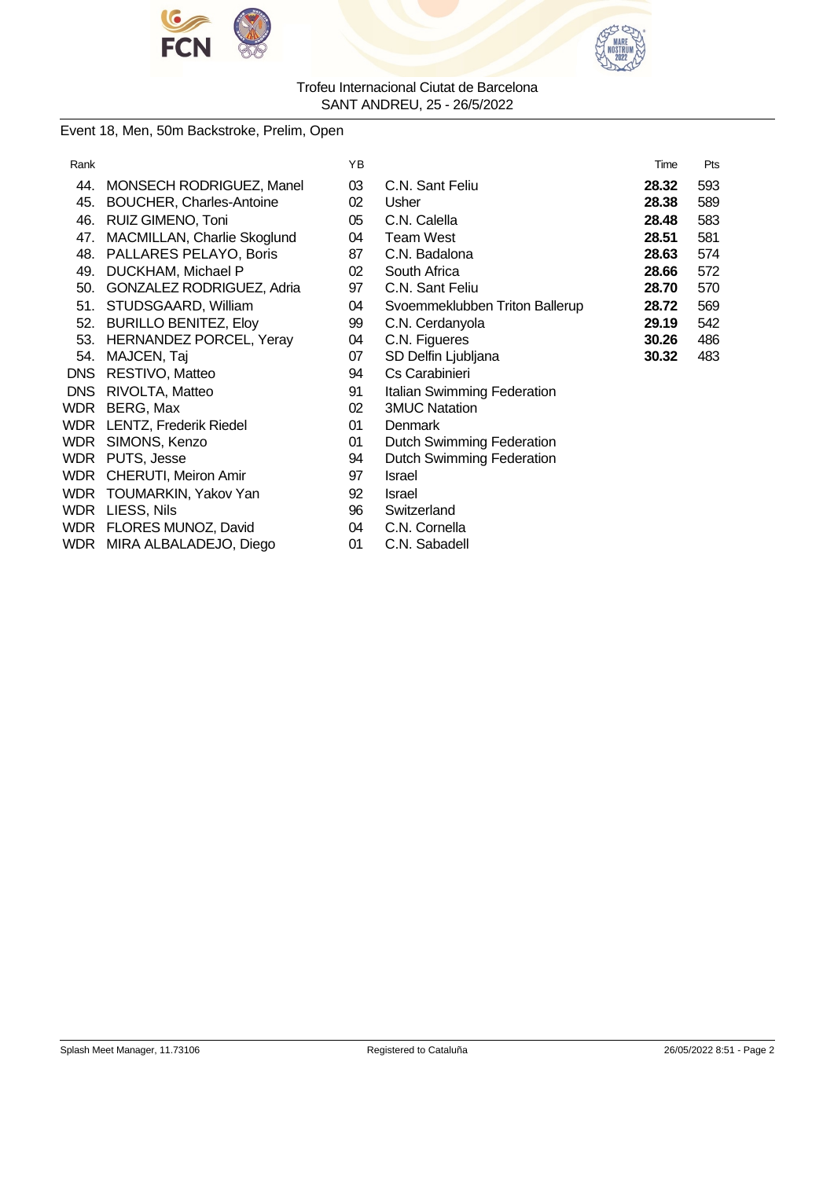Trofeu Internacional Ciutat de Barcelona
SANT ANDREU, 25 - 26/5/2022

Event 18, Men, 50m Backstroke, Prelim, Open

| Rank | | YB | | Time | Pts |
|---|---|---|---|---|---|
| 44. | MONSECH RODRIGUEZ, Manel | 03 | C.N. Sant Feliu | **28.32** | 593 |
| 45. | BOUCHER, Charles-Antoine | 02 | Usher | **28.38** | 589 |
| 46. | RUIZ GIMENO, Toni | 05 | C.N. Calella | **28.48** | 583 |
| 47. | MACMILLAN, Charlie Skoglund | 04 | Team West | **28.51** | 581 |
| 48. | PALLARES PELAYO, Boris | 87 | C.N. Badalona | **28.63** | 574 |
| 49. | DUCKHAM, Michael P | 02 | South Africa | **28.66** | 572 |
| 50. | GONZALEZ RODRIGUEZ, Adria | 97 | C.N. Sant Feliu | **28.70** | 570 |
| 51. | STUDSGAARD, William | 04 | Svoemmeklubben Triton Ballerup | **28.72** | 569 |
| 52. | BURILLO BENITEZ, Eloy | 99 | C.N. Cerdanyola | **29.19** | 542 |
| 53. | HERNANDEZ PORCEL, Yeray | 04 | C.N. Figueres | **30.26** | 486 |
| 54. | MAJCEN, Taj | 07 | SD Delfin Ljubljana | **30.32** | 483 |
| DNS | RESTIVO, Matteo | 94 | Cs Carabinieri | | |
| DNS | RIVOLTA, Matteo | 91 | Italian Swimming Federation | | |
| WDR | BERG, Max | 02 | 3MUC Natation | | |
| WDR | LENTZ, Frederik Riedel | 01 | Denmark | | |
| WDR | SIMONS, Kenzo | 01 | Dutch Swimming Federation | | |
| WDR | PUTS, Jesse | 94 | Dutch Swimming Federation | | |
| WDR | CHERUTI, Meiron Amir | 97 | Israel | | |
| WDR | TOUMARKIN, Yakov Yan | 92 | Israel | | |
| WDR | LIESS, Nils | 96 | Switzerland | | |
| WDR | FLORES MUNOZ, David | 04 | C.N. Cornella | | |
| WDR | MIRA ALBALADEJO, Diego | 01 | C.N. Sabadell | | |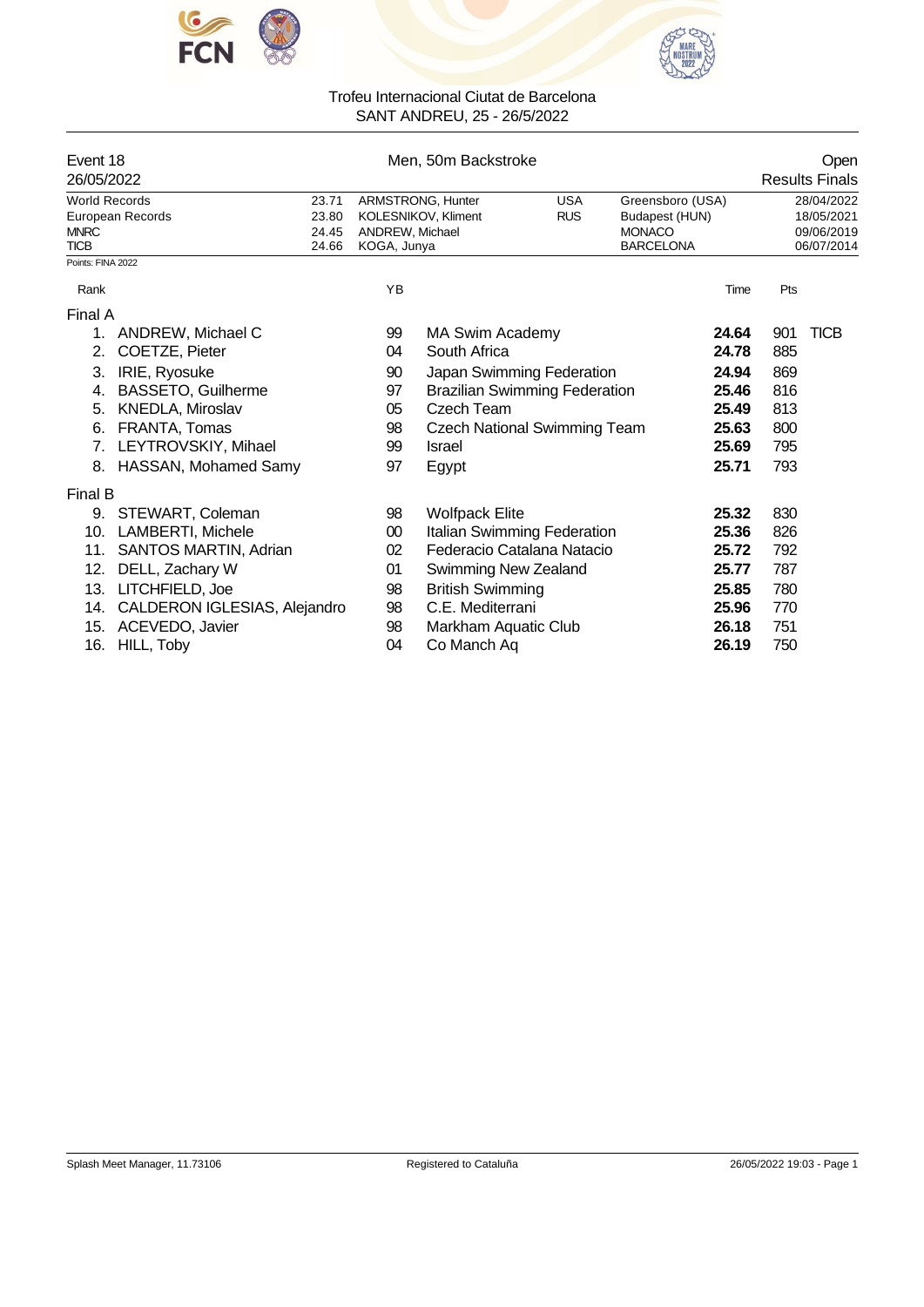Trofeu Internacional Ciutat de Barcelona
SANT ANDREU, 25 - 26/5/2022

## Event 18 — Men, 50m Backstroke — Open

26/05/2022 — Results Finals

| | | | | | |
|---|---|---|---|---|---|
| World Records | 23.71 | ARMSTRONG, Hunter | USA | Greensboro (USA) | 28/04/2022 |
| European Records | 23.80 | KOLESNIKOV, Kliment | RUS | Budapest (HUN) | 18/05/2021 |
| MNRC | 24.45 | ANDREW, Michael | | MONACO | 09/06/2019 |
| TICB | 24.66 | KOGA, Junya | | BARCELONA | 06/07/2014 |

Points: FINA 2022

| Rank | Name | YB | Club | Time | Pts | |
|---|---|---|---|---|---|---|
| **Final A** | | | | | | |
| 1. | ANDREW, Michael C | 99 | MA Swim Academy | **24.64** | 901 | TICB |
| 2. | COETZE, Pieter | 04 | South Africa | **24.78** | 885 | |
| 3. | IRIE, Ryosuke | 90 | Japan Swimming Federation | **24.94** | 869 | |
| 4. | BASSETO, Guilherme | 97 | Brazilian Swimming Federation | **25.46** | 816 | |
| 5. | KNEDLA, Miroslav | 05 | Czech Team | **25.49** | 813 | |
| 6. | FRANTA, Tomas | 98 | Czech National Swimming Team | **25.63** | 800 | |
| 7. | LEYTROVSKIY, Mihael | 99 | Israel | **25.69** | 795 | |
| 8. | HASSAN, Mohamed Samy | 97 | Egypt | **25.71** | 793 | |
| **Final B** | | | | | | |
| 9. | STEWART, Coleman | 98 | Wolfpack Elite | **25.32** | 830 | |
| 10. | LAMBERTI, Michele | 00 | Italian Swimming Federation | **25.36** | 826 | |
| 11. | SANTOS MARTIN, Adrian | 02 | Federacio Catalana Natacio | **25.72** | 792 | |
| 12. | DELL, Zachary W | 01 | Swimming New Zealand | **25.77** | 787 | |
| 13. | LITCHFIELD, Joe | 98 | British Swimming | **25.85** | 780 | |
| 14. | CALDERON IGLESIAS, Alejandro | 98 | C.E. Mediterrani | **25.96** | 770 | |
| 15. | ACEVEDO, Javier | 98 | Markham Aquatic Club | **26.18** | 751 | |
| 16. | HILL, Toby | 04 | Co Manch Aq | **26.19** | 750 | |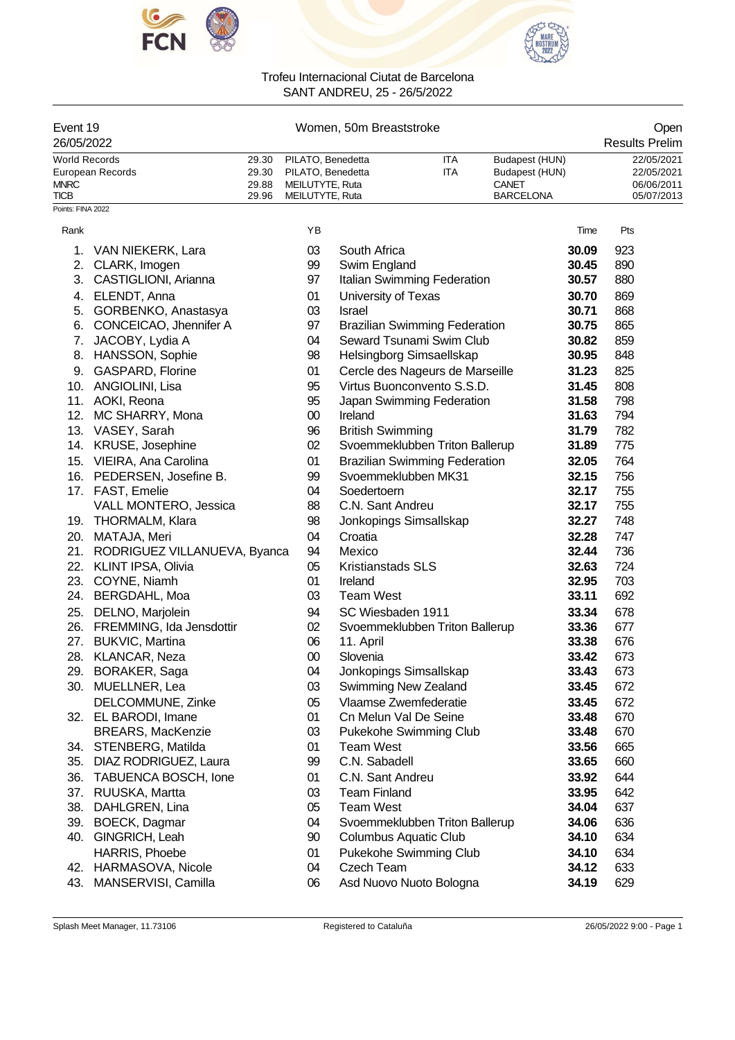Trofeu Internacional Ciutat de Barcelona
SANT ANDREU, 25 - 26/5/2022

| Event 19 | Women, 50m Breaststroke | Open |
|---|---|---|
| 26/05/2022 | | Results Prelim |

| Record | Time | Name | Nat | Place | Date |
|---|---|---|---|---|---|
| World Records | 29.30 | PILATO, Benedetta | ITA | Budapest (HUN) | 22/05/2021 |
| European Records | 29.30 | PILATO, Benedetta | ITA | Budapest (HUN) | 22/05/2021 |
| MNRC | 29.88 | MEILUTYTE, Ruta | | CANET | 06/06/2011 |
| TICB | 29.96 | MEILUTYTE, Ruta | | BARCELONA | 05/07/2013 |

Points: FINA 2022

| Rank | Name | YB | Club | Time | Pts |
|---|---|---|---|---|---|
| 1. | VAN NIEKERK, Lara | 03 | South Africa | **30.09** | 923 |
| 2. | CLARK, Imogen | 99 | Swim England | **30.45** | 890 |
| 3. | CASTIGLIONI, Arianna | 97 | Italian Swimming Federation | **30.57** | 880 |
| 4. | ELENDT, Anna | 01 | University of Texas | **30.70** | 869 |
| 5. | GORBENKO, Anastasya | 03 | Israel | **30.71** | 868 |
| 6. | CONCEICAO, Jhennifer A | 97 | Brazilian Swimming Federation | **30.75** | 865 |
| 7. | JACOBY, Lydia A | 04 | Seward Tsunami Swim Club | **30.82** | 859 |
| 8. | HANSSON, Sophie | 98 | Helsingborg Simsaellskap | **30.95** | 848 |
| 9. | GASPARD, Florine | 01 | Cercle des Nageurs de Marseille | **31.23** | 825 |
| 10. | ANGIOLINI, Lisa | 95 | Virtus Buonconvento S.S.D. | **31.45** | 808 |
| 11. | AOKI, Reona | 95 | Japan Swimming Federation | **31.58** | 798 |
| 12. | MC SHARRY, Mona | 00 | Ireland | **31.63** | 794 |
| 13. | VASEY, Sarah | 96 | British Swimming | **31.79** | 782 |
| 14. | KRUSE, Josephine | 02 | Svoemmeklubben Triton Ballerup | **31.89** | 775 |
| 15. | VIEIRA, Ana Carolina | 01 | Brazilian Swimming Federation | **32.05** | 764 |
| 16. | PEDERSEN, Josefine B. | 99 | Svoemmeklubben MK31 | **32.15** | 756 |
| 17. | FAST, Emelie | 04 | Soedertoern | **32.17** | 755 |
| | VALL MONTERO, Jessica | 88 | C.N. Sant Andreu | **32.17** | 755 |
| 19. | THORMALM, Klara | 98 | Jonkopings Simsallskap | **32.27** | 748 |
| 20. | MATAJA, Meri | 04 | Croatia | **32.28** | 747 |
| 21. | RODRIGUEZ VILLANUEVA, Byanca | 94 | Mexico | **32.44** | 736 |
| 22. | KLINT IPSA, Olivia | 05 | Kristianstads SLS | **32.63** | 724 |
| 23. | COYNE, Niamh | 01 | Ireland | **32.95** | 703 |
| 24. | BERGDAHL, Moa | 03 | Team West | **33.11** | 692 |
| 25. | DELNO, Marjolein | 94 | SC Wiesbaden 1911 | **33.34** | 678 |
| 26. | FREMMING, Ida Jensdottir | 02 | Svoemmeklubben Triton Ballerup | **33.36** | 677 |
| 27. | BUKVIC, Martina | 06 | 11. April | **33.38** | 676 |
| 28. | KLANCAR, Neza | 00 | Slovenia | **33.42** | 673 |
| 29. | BORAKER, Saga | 04 | Jonkopings Simsallskap | **33.43** | 673 |
| 30. | MUELLNER, Lea | 03 | Swimming New Zealand | **33.45** | 672 |
| | DELCOMMUNE, Zinke | 05 | Vlaamse Zwemfederatie | **33.45** | 672 |
| 32. | EL BARODI, Imane | 01 | Cn Melun Val De Seine | **33.48** | 670 |
| | BREARS, MacKenzie | 03 | Pukekohe Swimming Club | **33.48** | 670 |
| 34. | STENBERG, Matilda | 01 | Team West | **33.56** | 665 |
| 35. | DIAZ RODRIGUEZ, Laura | 99 | C.N. Sabadell | **33.65** | 660 |
| 36. | TABUENCA BOSCH, Ione | 01 | C.N. Sant Andreu | **33.92** | 644 |
| 37. | RUUSKA, Martta | 03 | Team Finland | **33.95** | 642 |
| 38. | DAHLGREN, Lina | 05 | Team West | **34.04** | 637 |
| 39. | BOECK, Dagmar | 04 | Svoemmeklubben Triton Ballerup | **34.06** | 636 |
| 40. | GINGRICH, Leah | 90 | Columbus Aquatic Club | **34.10** | 634 |
| | HARRIS, Phoebe | 01 | Pukekohe Swimming Club | **34.10** | 634 |
| 42. | HARMASOVA, Nicole | 04 | Czech Team | **34.12** | 633 |
| 43. | MANSERVISI, Camilla | 06 | Asd Nuovo Nuoto Bologna | **34.19** | 629 |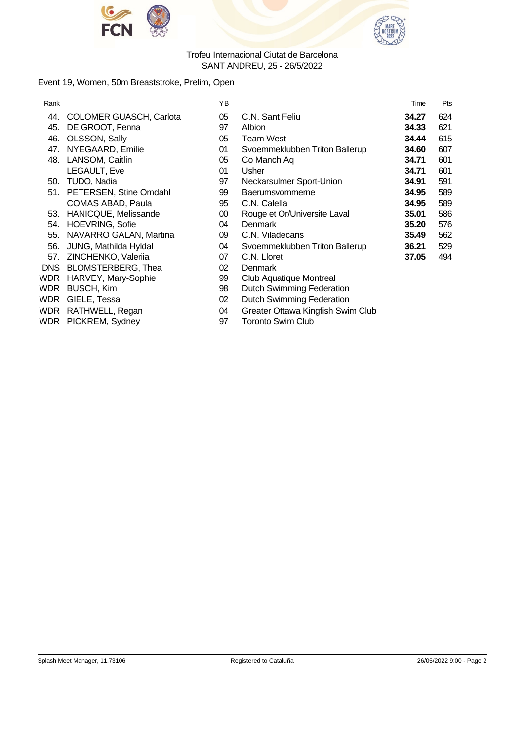Trofeu Internacional Ciutat de Barcelona
SANT ANDREU, 25 - 26/5/2022

Event 19, Women, 50m Breaststroke, Prelim, Open

| Rank | | YB | | Time | Pts |
|---|---|---|---|---|---|
| 44. | COLOMER GUASCH, Carlota | 05 | C.N. Sant Feliu | **34.27** | 624 |
| 45. | DE GROOT, Fenna | 97 | Albion | **34.33** | 621 |
| 46. | OLSSON, Sally | 05 | Team West | **34.44** | 615 |
| 47. | NYEGAARD, Emilie | 01 | Svoemmeklubben Triton Ballerup | **34.60** | 607 |
| 48. | LANSOM, Caitlin | 05 | Co Manch Aq | **34.71** | 601 |
| | LEGAULT, Eve | 01 | Usher | **34.71** | 601 |
| 50. | TUDO, Nadia | 97 | Neckarsulmer Sport-Union | **34.91** | 591 |
| 51. | PETERSEN, Stine Omdahl | 99 | Baerumsvommerne | **34.95** | 589 |
| | COMAS ABAD, Paula | 95 | C.N. Calella | **34.95** | 589 |
| 53. | HANICQUE, Melissande | 00 | Rouge et Or/Universite Laval | **35.01** | 586 |
| 54. | HOEVRING, Sofie | 04 | Denmark | **35.20** | 576 |
| 55. | NAVARRO GALAN, Martina | 09 | C.N. Viladecans | **35.49** | 562 |
| 56. | JUNG, Mathilda Hyldal | 04 | Svoemmeklubben Triton Ballerup | **36.21** | 529 |
| 57. | ZINCHENKO, Valeriia | 07 | C.N. Lloret | **37.05** | 494 |
| DNS | BLOMSTERBERG, Thea | 02 | Denmark | | |
| WDR | HARVEY, Mary-Sophie | 99 | Club Aquatique Montreal | | |
| WDR | BUSCH, Kim | 98 | Dutch Swimming Federation | | |
| WDR | GIELE, Tessa | 02 | Dutch Swimming Federation | | |
| WDR | RATHWELL, Regan | 04 | Greater Ottawa Kingfish Swim Club | | |
| WDR | PICKREM, Sydney | 97 | Toronto Swim Club | | |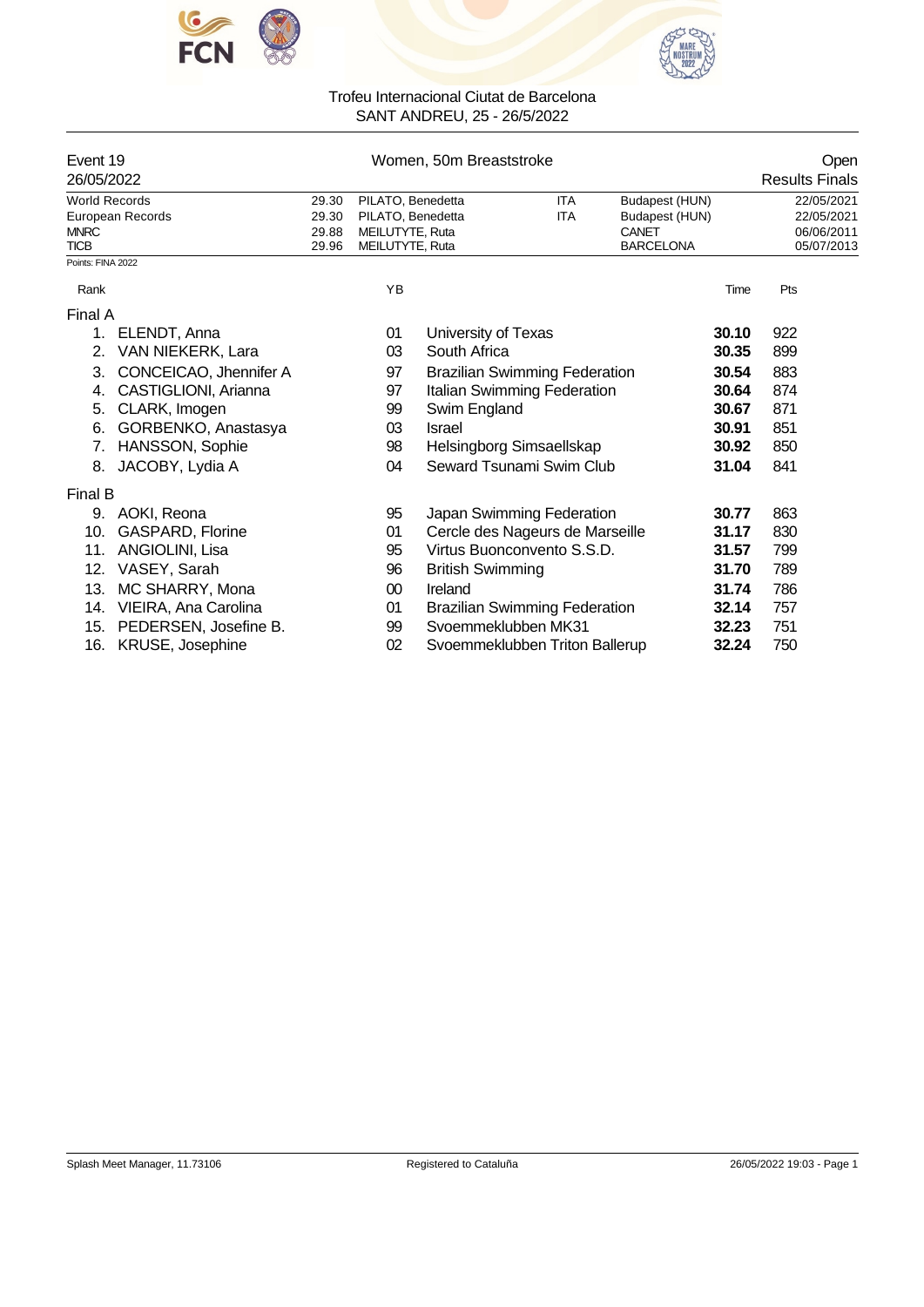Trofeu Internacional Ciutat de Barcelona
SANT ANDREU, 25 - 26/5/2022

## Event 19 — Women, 50m Breaststroke — Open

26/05/2022 — Results Finals

| | | | | | |
|---|---|---|---|---|---|
| World Records | 29.30 | PILATO, Benedetta | ITA | Budapest (HUN) | 22/05/2021 |
| European Records | 29.30 | PILATO, Benedetta | ITA | Budapest (HUN) | 22/05/2021 |
| MNRC | 29.88 | MEILUTYTE, Ruta | | CANET | 06/06/2011 |
| TICB | 29.96 | MEILUTYTE, Ruta | | BARCELONA | 05/07/2013 |

Points: FINA 2022

| Rank | Name | YB | Club | Time | Pts |
|---|---|---|---|---|---|
| **Final A** | | | | | |
| 1. | ELENDT, Anna | 01 | University of Texas | **30.10** | 922 |
| 2. | VAN NIEKERK, Lara | 03 | South Africa | **30.35** | 899 |
| 3. | CONCEICAO, Jhennifer A | 97 | Brazilian Swimming Federation | **30.54** | 883 |
| 4. | CASTIGLIONI, Arianna | 97 | Italian Swimming Federation | **30.64** | 874 |
| 5. | CLARK, Imogen | 99 | Swim England | **30.67** | 871 |
| 6. | GORBENKO, Anastasya | 03 | Israel | **30.91** | 851 |
| 7. | HANSSON, Sophie | 98 | Helsingborg Simsaellskap | **30.92** | 850 |
| 8. | JACOBY, Lydia A | 04 | Seward Tsunami Swim Club | **31.04** | 841 |
| **Final B** | | | | | |
| 9. | AOKI, Reona | 95 | Japan Swimming Federation | **30.77** | 863 |
| 10. | GASPARD, Florine | 01 | Cercle des Nageurs de Marseille | **31.17** | 830 |
| 11. | ANGIOLINI, Lisa | 95 | Virtus Buonconvento S.S.D. | **31.57** | 799 |
| 12. | VASEY, Sarah | 96 | British Swimming | **31.70** | 789 |
| 13. | MC SHARRY, Mona | 00 | Ireland | **31.74** | 786 |
| 14. | VIEIRA, Ana Carolina | 01 | Brazilian Swimming Federation | **32.14** | 757 |
| 15. | PEDERSEN, Josefine B. | 99 | Svoemmeklubben MK31 | **32.23** | 751 |
| 16. | KRUSE, Josephine | 02 | Svoemmeklubben Triton Ballerup | **32.24** | 750 |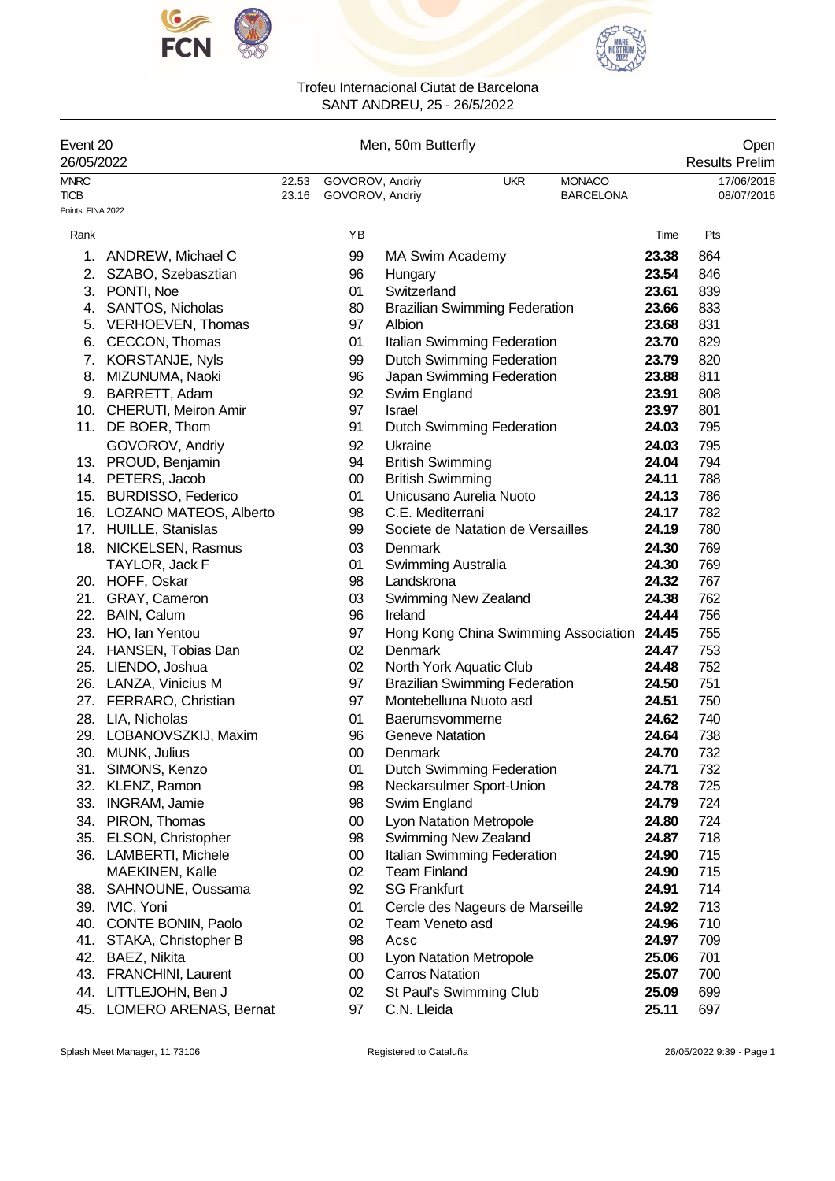Trofeu Internacional Ciutat de Barcelona
SANT ANDREU, 25 - 26/5/2022

| Event 20 | Men, 50m Butterfly | Open |
|---|---|---|
| 26/05/2022 | | Results Prelim |

| | | | | | |
|---|---|---|---|---|---|
| MNRC | 22.53 | GOVOROV, Andriy | UKR | MONACO | 17/06/2018 |
| TICB | 23.16 | GOVOROV, Andriy | | BARCELONA | 08/07/2016 |

Points: FINA 2022

| Rank | | YB | | Time | Pts |
|---|---|---|---|---|---|
| 1. | ANDREW, Michael C | 99 | MA Swim Academy | **23.38** | 864 |
| 2. | SZABO, Szebasztian | 96 | Hungary | **23.54** | 846 |
| 3. | PONTI, Noe | 01 | Switzerland | **23.61** | 839 |
| 4. | SANTOS, Nicholas | 80 | Brazilian Swimming Federation | **23.66** | 833 |
| 5. | VERHOEVEN, Thomas | 97 | Albion | **23.68** | 831 |
| 6. | CECCON, Thomas | 01 | Italian Swimming Federation | **23.70** | 829 |
| 7. | KORSTANJE, Nyls | 99 | Dutch Swimming Federation | **23.79** | 820 |
| 8. | MIZUNUMA, Naoki | 96 | Japan Swimming Federation | **23.88** | 811 |
| 9. | BARRETT, Adam | 92 | Swim England | **23.91** | 808 |
| 10. | CHERUTI, Meiron Amir | 97 | Israel | **23.97** | 801 |
| 11. | DE BOER, Thom | 91 | Dutch Swimming Federation | **24.03** | 795 |
| | GOVOROV, Andriy | 92 | Ukraine | **24.03** | 795 |
| 13. | PROUD, Benjamin | 94 | British Swimming | **24.04** | 794 |
| 14. | PETERS, Jacob | 00 | British Swimming | **24.11** | 788 |
| 15. | BURDISSO, Federico | 01 | Unicusano Aurelia Nuoto | **24.13** | 786 |
| 16. | LOZANO MATEOS, Alberto | 98 | C.E. Mediterrani | **24.17** | 782 |
| 17. | HUILLE, Stanislas | 99 | Societe de Natation de Versailles | **24.19** | 780 |
| 18. | NICKELSEN, Rasmus | 03 | Denmark | **24.30** | 769 |
| | TAYLOR, Jack F | 01 | Swimming Australia | **24.30** | 769 |
| 20. | HOFF, Oskar | 98 | Landskrona | **24.32** | 767 |
| 21. | GRAY, Cameron | 03 | Swimming New Zealand | **24.38** | 762 |
| 22. | BAIN, Calum | 96 | Ireland | **24.44** | 756 |
| 23. | HO, Ian Yentou | 97 | Hong Kong China Swimming Association | **24.45** | 755 |
| 24. | HANSEN, Tobias Dan | 02 | Denmark | **24.47** | 753 |
| 25. | LIENDO, Joshua | 02 | North York Aquatic Club | **24.48** | 752 |
| 26. | LANZA, Vinicius M | 97 | Brazilian Swimming Federation | **24.50** | 751 |
| 27. | FERRARO, Christian | 97 | Montebelluna Nuoto asd | **24.51** | 750 |
| 28. | LIA, Nicholas | 01 | Baerumsvommerne | **24.62** | 740 |
| 29. | LOBANOVSZKIJ, Maxim | 96 | Geneve Natation | **24.64** | 738 |
| 30. | MUNK, Julius | 00 | Denmark | **24.70** | 732 |
| 31. | SIMONS, Kenzo | 01 | Dutch Swimming Federation | **24.71** | 732 |
| 32. | KLENZ, Ramon | 98 | Neckarsulmer Sport-Union | **24.78** | 725 |
| 33. | INGRAM, Jamie | 98 | Swim England | **24.79** | 724 |
| 34. | PIRON, Thomas | 00 | Lyon Natation Metropole | **24.80** | 724 |
| 35. | ELSON, Christopher | 98 | Swimming New Zealand | **24.87** | 718 |
| 36. | LAMBERTI, Michele | 00 | Italian Swimming Federation | **24.90** | 715 |
| | MAEKINEN, Kalle | 02 | Team Finland | **24.90** | 715 |
| 38. | SAHNOUNE, Oussama | 92 | SG Frankfurt | **24.91** | 714 |
| 39. | IVIC, Yoni | 01 | Cercle des Nageurs de Marseille | **24.92** | 713 |
| 40. | CONTE BONIN, Paolo | 02 | Team Veneto asd | **24.96** | 710 |
| 41. | STAKA, Christopher B | 98 | Acsc | **24.97** | 709 |
| 42. | BAEZ, Nikita | 00 | Lyon Natation Metropole | **25.06** | 701 |
| 43. | FRANCHINI, Laurent | 00 | Carros Natation | **25.07** | 700 |
| 44. | LITTLEJOHN, Ben J | 02 | St Paul's Swimming Club | **25.09** | 699 |
| 45. | LOMERO ARENAS, Bernat | 97 | C.N. Lleida | **25.11** | 697 |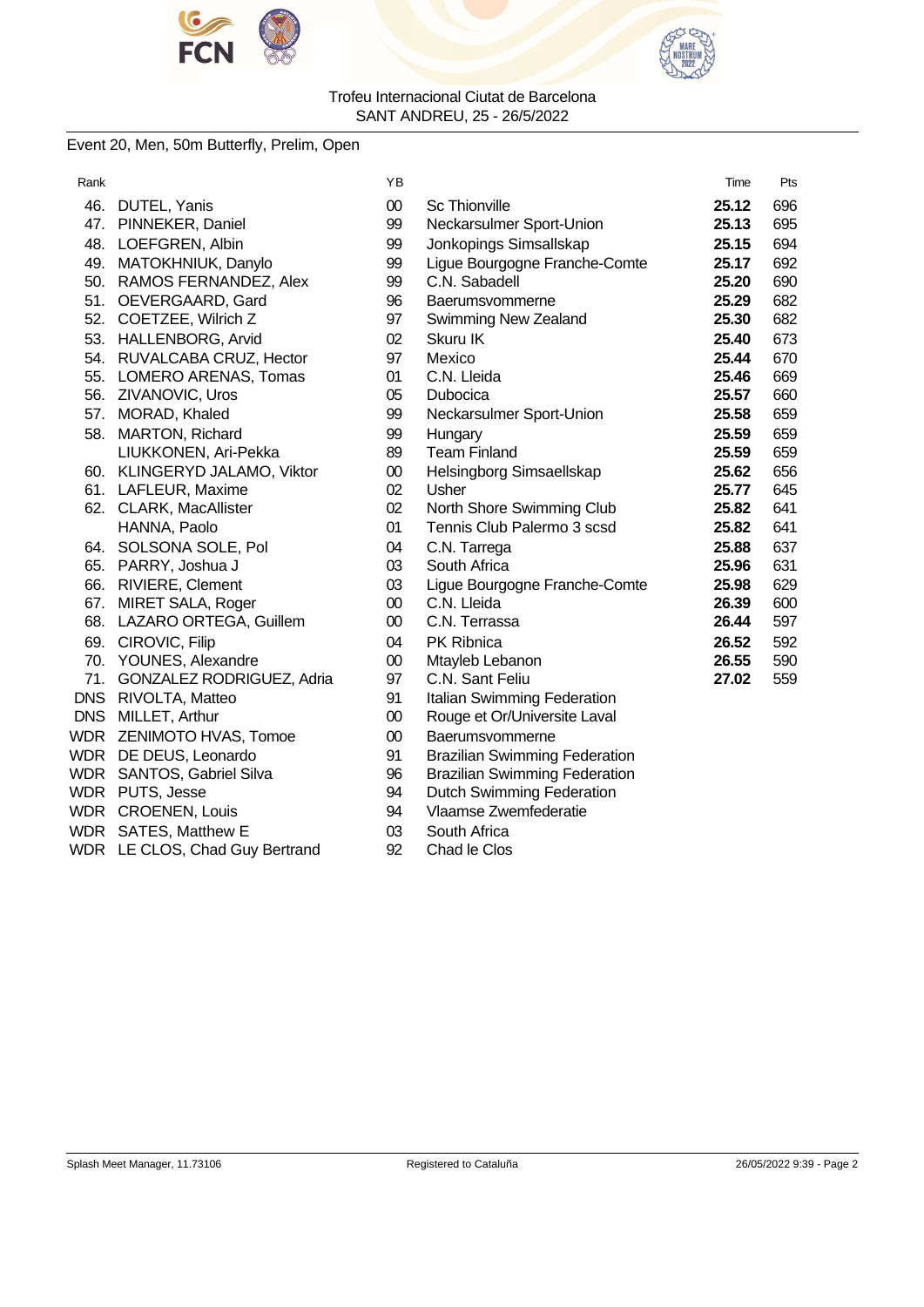Trofeu Internacional Ciutat de Barcelona
SANT ANDREU, 25 - 26/5/2022

Event 20, Men, 50m Butterfly, Prelim, Open

| Rank | | YB | | Time | Pts |
|---|---|---|---|---|---|
| 46. | DUTEL, Yanis | 00 | Sc Thionville | **25.12** | 696 |
| 47. | PINNEKER, Daniel | 99 | Neckarsulmer Sport-Union | **25.13** | 695 |
| 48. | LOEFGREN, Albin | 99 | Jonkopings Simsallskap | **25.15** | 694 |
| 49. | MATOKHNIUK, Danylo | 99 | Ligue Bourgogne Franche-Comte | **25.17** | 692 |
| 50. | RAMOS FERNANDEZ, Alex | 99 | C.N. Sabadell | **25.20** | 690 |
| 51. | OEVERGAARD, Gard | 96 | Baerumsvommerne | **25.29** | 682 |
| 52. | COETZEE, Wilrich Z | 97 | Swimming New Zealand | **25.30** | 682 |
| 53. | HALLENBORG, Arvid | 02 | Skuru IK | **25.40** | 673 |
| 54. | RUVALCABA CRUZ, Hector | 97 | Mexico | **25.44** | 670 |
| 55. | LOMERO ARENAS, Tomas | 01 | C.N. Lleida | **25.46** | 669 |
| 56. | ZIVANOVIC, Uros | 05 | Dubocica | **25.57** | 660 |
| 57. | MORAD, Khaled | 99 | Neckarsulmer Sport-Union | **25.58** | 659 |
| 58. | MARTON, Richard | 99 | Hungary | **25.59** | 659 |
| | LIUKKONEN, Ari-Pekka | 89 | Team Finland | **25.59** | 659 |
| 60. | KLINGERYD JALAMO, Viktor | 00 | Helsingborg Simsaellskap | **25.62** | 656 |
| 61. | LAFLEUR, Maxime | 02 | Usher | **25.77** | 645 |
| 62. | CLARK, MacAllister | 02 | North Shore Swimming Club | **25.82** | 641 |
| | HANNA, Paolo | 01 | Tennis Club Palermo 3 scsd | **25.82** | 641 |
| 64. | SOLSONA SOLE, Pol | 04 | C.N. Tarrega | **25.88** | 637 |
| 65. | PARRY, Joshua J | 03 | South Africa | **25.96** | 631 |
| 66. | RIVIERE, Clement | 03 | Ligue Bourgogne Franche-Comte | **25.98** | 629 |
| 67. | MIRET SALA, Roger | 00 | C.N. Lleida | **26.39** | 600 |
| 68. | LAZARO ORTEGA, Guillem | 00 | C.N. Terrassa | **26.44** | 597 |
| 69. | CIROVIC, Filip | 04 | PK Ribnica | **26.52** | 592 |
| 70. | YOUNES, Alexandre | 00 | Mtayleb Lebanon | **26.55** | 590 |
| 71. | GONZALEZ RODRIGUEZ, Adria | 97 | C.N. Sant Feliu | **27.02** | 559 |
| DNS | RIVOLTA, Matteo | 91 | Italian Swimming Federation | | |
| DNS | MILLET, Arthur | 00 | Rouge et Or/Universite Laval | | |
| WDR | ZENIMOTO HVAS, Tomoe | 00 | Baerumsvommerne | | |
| WDR | DE DEUS, Leonardo | 91 | Brazilian Swimming Federation | | |
| WDR | SANTOS, Gabriel Silva | 96 | Brazilian Swimming Federation | | |
| WDR | PUTS, Jesse | 94 | Dutch Swimming Federation | | |
| WDR | CROENEN, Louis | 94 | Vlaamse Zwemfederatie | | |
| WDR | SATES, Matthew E | 03 | South Africa | | |
| WDR | LE CLOS, Chad Guy Bertrand | 92 | Chad le Clos | | |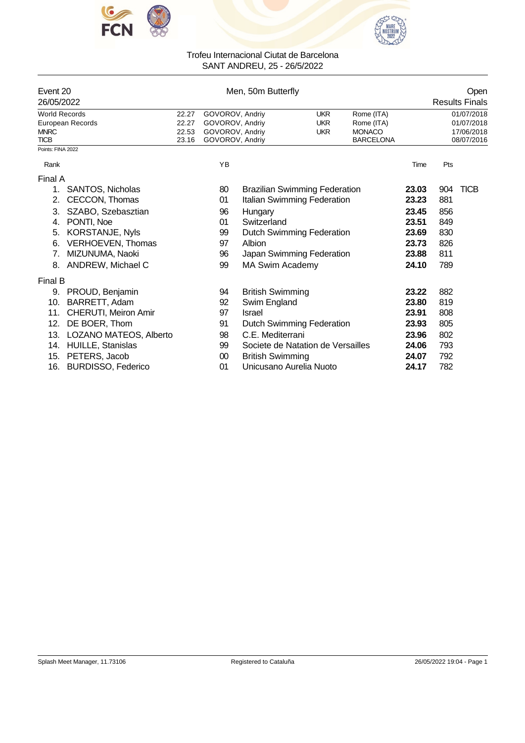Trofeu Internacional Ciutat de Barcelona
SANT ANDREU, 25 - 26/5/2022

| Event 20 | Men, 50m Butterfly | Open |
|---|---|---|
| 26/05/2022 | | Results Finals |

| Record | Time | Name | Nation | Place | Date |
|---|---|---|---|---|---|
| World Records | 22.27 | GOVOROV, Andriy | UKR | Rome (ITA) | 01/07/2018 |
| European Records | 22.27 | GOVOROV, Andriy | UKR | Rome (ITA) | 01/07/2018 |
| MNRC | 22.53 | GOVOROV, Andriy | UKR | MONACO | 17/06/2018 |
| TICB | 23.16 | GOVOROV, Andriy | | BARCELONA | 08/07/2016 |

Points: FINA 2022

| Rank | Name | YB | Club | Time | Pts | |
|---|---|---|---|---|---|---|
| **Final A** | | | | | | |
| 1. | SANTOS, Nicholas | 80 | Brazilian Swimming Federation | **23.03** | 904 | TICB |
| 2. | CECCON, Thomas | 01 | Italian Swimming Federation | **23.23** | 881 | |
| 3. | SZABO, Szebasztian | 96 | Hungary | **23.45** | 856 | |
| 4. | PONTI, Noe | 01 | Switzerland | **23.51** | 849 | |
| 5. | KORSTANJE, Nyls | 99 | Dutch Swimming Federation | **23.69** | 830 | |
| 6. | VERHOEVEN, Thomas | 97 | Albion | **23.73** | 826 | |
| 7. | MIZUNUMA, Naoki | 96 | Japan Swimming Federation | **23.88** | 811 | |
| 8. | ANDREW, Michael C | 99 | MA Swim Academy | **24.10** | 789 | |
| **Final B** | | | | | | |
| 9. | PROUD, Benjamin | 94 | British Swimming | **23.22** | 882 | |
| 10. | BARRETT, Adam | 92 | Swim England | **23.80** | 819 | |
| 11. | CHERUTI, Meiron Amir | 97 | Israel | **23.91** | 808 | |
| 12. | DE BOER, Thom | 91 | Dutch Swimming Federation | **23.93** | 805 | |
| 13. | LOZANO MATEOS, Alberto | 98 | C.E. Mediterrani | **23.96** | 802 | |
| 14. | HUILLE, Stanislas | 99 | Societe de Natation de Versailles | **24.06** | 793 | |
| 15. | PETERS, Jacob | 00 | British Swimming | **24.07** | 792 | |
| 16. | BURDISSO, Federico | 01 | Unicusano Aurelia Nuoto | **24.17** | 782 | |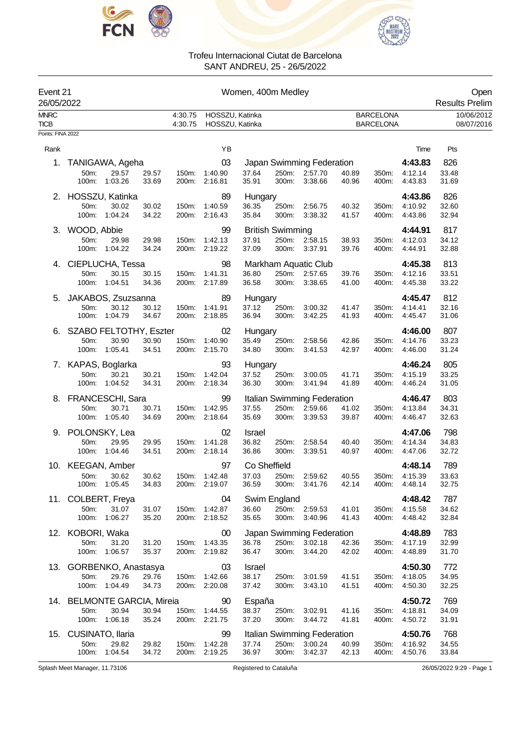# Trofeu Internacional Ciutat de Barcelona

SANT ANDREU, 25 - 26/5/2022

**Event 21** — Women, 400m Medley — Open

26/05/2022 — Results Prelim

| | | | | |
|---|---|---|---|---|
| MNRC | 4:30.75 | HOSSZU, Katinka | BARCELONA | 10/06/2012 |
| TICB | 4:30.75 | HOSSZU, Katinka | BARCELONA | 08/07/2016 |

Points: FINA 2022

| Rank | Name | YB | Club | Time | Pts |
|---|---|---|---|---|---|
| 1. | TANIGAWA, Ageha | 03 | Japan Swimming Federation | 4:43.83 | 826 |
| | 50m: 29.57 29.57 / 100m: 1:03.26 33.69 / 150m: 1:40.90 37.64 / 200m: 2:16.81 35.91 / 250m: 2:57.70 40.89 / 300m: 3:38.66 40.96 / 350m: 4:12.14 33.48 / 400m: 4:43.83 31.69 | | | | |
| 2. | HOSSZU, Katinka | 89 | Hungary | 4:43.86 | 826 |
| | 50m: 30.02 30.02 / 100m: 1:04.24 34.22 / 150m: 1:40.59 36.35 / 200m: 2:16.43 35.84 / 250m: 2:56.75 40.32 / 300m: 3:38.32 41.57 / 350m: 4:10.92 32.60 / 400m: 4:43.86 32.94 | | | | |
| 3. | WOOD, Abbie | 99 | British Swimming | 4:44.91 | 817 |
| | 50m: 29.98 29.98 / 100m: 1:04.22 34.24 / 150m: 1:42.13 37.91 / 200m: 2:19.22 37.09 / 250m: 2:58.15 38.93 / 300m: 3:37.91 39.76 / 350m: 4:12.03 34.12 / 400m: 4:44.91 32.88 | | | | |
| 4. | CIEPLUCHA, Tessa | 98 | Markham Aquatic Club | 4:45.38 | 813 |
| | 50m: 30.15 30.15 / 100m: 1:04.51 34.36 / 150m: 1:41.31 36.80 / 200m: 2:17.89 36.58 / 250m: 2:57.65 39.76 / 300m: 3:38.65 41.00 / 350m: 4:12.16 33.51 / 400m: 4:45.38 33.22 | | | | |
| 5. | JAKABOS, Zsuzsanna | 89 | Hungary | 4:45.47 | 812 |
| | 50m: 30.12 30.12 / 100m: 1:04.79 34.67 / 150m: 1:41.91 37.12 / 200m: 2:18.85 36.94 / 250m: 3:00.32 41.47 / 300m: 3:42.25 41.93 / 350m: 4:14.41 32.16 / 400m: 4:45.47 31.06 | | | | |
| 6. | SZABO FELTOTHY, Eszter | 02 | Hungary | 4:46.00 | 807 |
| | 50m: 30.90 30.90 / 100m: 1:05.41 34.51 / 150m: 1:40.90 35.49 / 200m: 2:15.70 34.80 / 250m: 2:58.56 42.86 / 300m: 3:41.53 42.97 / 350m: 4:14.76 33.23 / 400m: 4:46.00 31.24 | | | | |
| 7. | KAPAS, Boglarka | 93 | Hungary | 4:46.24 | 805 |
| | 50m: 30.21 30.21 / 100m: 1:04.52 34.31 / 150m: 1:42.04 37.52 / 200m: 2:18.34 36.30 / 250m: 3:00.05 41.71 / 300m: 3:41.94 41.89 / 350m: 4:15.19 33.25 / 400m: 4:46.24 31.05 | | | | |
| 8. | FRANCESCHI, Sara | 99 | Italian Swimming Federation | 4:46.47 | 803 |
| | 50m: 30.71 30.71 / 100m: 1:05.40 34.69 / 150m: 1:42.95 37.55 / 200m: 2:18.64 35.69 / 250m: 2:59.66 41.02 / 300m: 3:39.53 39.87 / 350m: 4:13.84 34.31 / 400m: 4:46.47 32.63 | | | | |
| 9. | POLONSKY, Lea | 02 | Israel | 4:47.06 | 798 |
| | 50m: 29.95 29.95 / 100m: 1:04.46 34.51 / 150m: 1:41.28 36.82 / 200m: 2:18.14 36.86 / 250m: 2:58.54 40.40 / 300m: 3:39.51 40.97 / 350m: 4:14.34 34.83 / 400m: 4:47.06 32.72 | | | | |
| 10. | KEEGAN, Amber | 97 | Co Sheffield | 4:48.14 | 789 |
| | 50m: 30.62 30.62 / 100m: 1:05.45 34.83 / 150m: 1:42.48 37.03 / 200m: 2:19.07 36.59 / 250m: 2:59.62 40.55 / 300m: 3:41.76 42.14 / 350m: 4:15.39 33.63 / 400m: 4:48.14 32.75 | | | | |
| 11. | COLBERT, Freya | 04 | Swim England | 4:48.42 | 787 |
| | 50m: 31.07 31.07 / 100m: 1:06.27 35.20 / 150m: 1:42.87 36.60 / 200m: 2:18.52 35.65 / 250m: 2:59.53 41.01 / 300m: 3:40.96 41.43 / 350m: 4:15.58 34.62 / 400m: 4:48.42 32.84 | | | | |
| 12. | KOBORI, Waka | 00 | Japan Swimming Federation | 4:48.89 | 783 |
| | 50m: 31.20 31.20 / 100m: 1:06.57 35.37 / 150m: 1:43.35 36.78 / 200m: 2:19.82 36.47 / 250m: 3:02.18 42.36 / 300m: 3:44.20 42.02 / 350m: 4:17.19 32.99 / 400m: 4:48.89 31.70 | | | | |
| 13. | GORBENKO, Anastasya | 03 | Israel | 4:50.30 | 772 |
| | 50m: 29.76 29.76 / 100m: 1:04.49 34.73 / 150m: 1:42.66 38.17 / 200m: 2:20.08 37.42 / 250m: 3:01.59 41.51 / 300m: 3:43.10 41.51 / 350m: 4:18.05 34.95 / 400m: 4:50.30 32.25 | | | | |
| 14. | BELMONTE GARCIA, Mireia | 90 | España | 4:50.72 | 769 |
| | 50m: 30.94 30.94 / 100m: 1:06.18 35.24 / 150m: 1:44.55 38.37 / 200m: 2:21.75 37.20 / 250m: 3:02.91 41.16 / 300m: 3:44.72 41.81 / 350m: 4:18.81 34.09 / 400m: 4:50.72 31.91 | | | | |
| 15. | CUSINATO, Ilaria | 99 | Italian Swimming Federation | 4:50.76 | 768 |
| | 50m: 29.82 29.82 / 100m: 1:04.54 34.72 / 150m: 1:42.28 37.74 / 200m: 2:19.25 36.97 / 250m: 3:00.24 40.99 / 300m: 3:42.37 42.13 / 350m: 4:16.92 34.55 / 400m: 4:50.76 33.84 | | | | |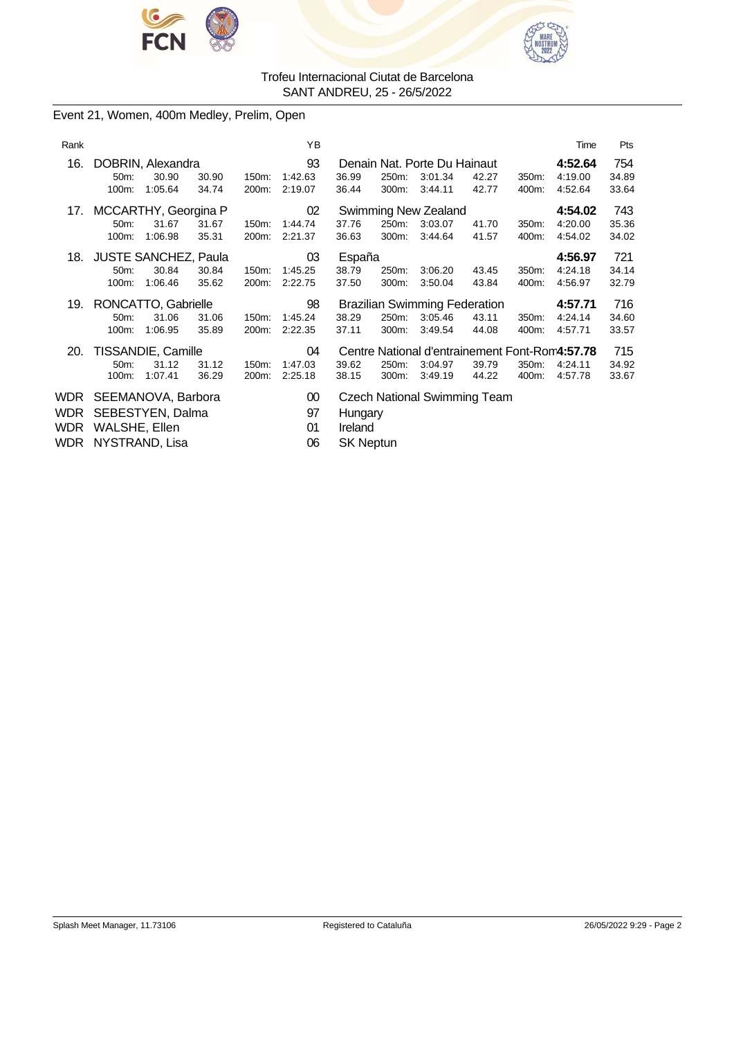Trofeu Internacional Ciutat de Barcelona
SANT ANDREU, 25 - 26/5/2022

## Event 21, Women, 400m Medley, Prelim, Open

| Rank | | | | | YB | | | | | | | Time | Pts |
|---|---|---|---|---|---|---|---|---|---|---|---|---|---|
| 16. | DOBRIN, Alexandra | | | | 93 | Denain Nat. Porte Du Hainaut | | | | | | **4:52.64** | 754 |
| | 50m: | 30.90 | 30.90 | 150m: | 1:42.63 | 36.99 | 250m: | 3:01.34 | 42.27 | 350m: | | 4:19.00 | 34.89 |
| | 100m: | 1:05.64 | 34.74 | 200m: | 2:19.07 | 36.44 | 300m: | 3:44.11 | 42.77 | 400m: | | 4:52.64 | 33.64 |
| 17. | MCCARTHY, Georgina P | | | | 02 | Swimming New Zealand | | | | | | **4:54.02** | 743 |
| | 50m: | 31.67 | 31.67 | 150m: | 1:44.74 | 37.76 | 250m: | 3:03.07 | 41.70 | 350m: | | 4:20.00 | 35.36 |
| | 100m: | 1:06.98 | 35.31 | 200m: | 2:21.37 | 36.63 | 300m: | 3:44.64 | 41.57 | 400m: | | 4:54.02 | 34.02 |
| 18. | JUSTE SANCHEZ, Paula | | | | 03 | España | | | | | | **4:56.97** | 721 |
| | 50m: | 30.84 | 30.84 | 150m: | 1:45.25 | 38.79 | 250m: | 3:06.20 | 43.45 | 350m: | | 4:24.18 | 34.14 |
| | 100m: | 1:06.46 | 35.62 | 200m: | 2:22.75 | 37.50 | 300m: | 3:50.04 | 43.84 | 400m: | | 4:56.97 | 32.79 |
| 19. | RONCATTO, Gabrielle | | | | 98 | Brazilian Swimming Federation | | | | | | **4:57.71** | 716 |
| | 50m: | 31.06 | 31.06 | 150m: | 1:45.24 | 38.29 | 250m: | 3:05.46 | 43.11 | 350m: | | 4:24.14 | 34.60 |
| | 100m: | 1:06.95 | 35.89 | 200m: | 2:22.35 | 37.11 | 300m: | 3:49.54 | 44.08 | 400m: | | 4:57.71 | 33.57 |
| 20. | TISSANDIE, Camille | | | | 04 | Centre National d'entrainement Font-Rom | | | | | | **4:57.78** | 715 |
| | 50m: | 31.12 | 31.12 | 150m: | 1:47.03 | 39.62 | 250m: | 3:04.97 | 39.79 | 350m: | | 4:24.11 | 34.92 |
| | 100m: | 1:07.41 | 36.29 | 200m: | 2:25.18 | 38.15 | 300m: | 3:49.19 | 44.22 | 400m: | | 4:57.78 | 33.67 |
| WDR | SEEMANOVA, Barbora | | | | 00 | Czech National Swimming Team | | | | | | | |
| WDR | SEBESTYEN, Dalma | | | | 97 | Hungary | | | | | | | |
| WDR | WALSHE, Ellen | | | | 01 | Ireland | | | | | | | |
| WDR | NYSTRAND, Lisa | | | | 06 | SK Neptun | | | | | | | |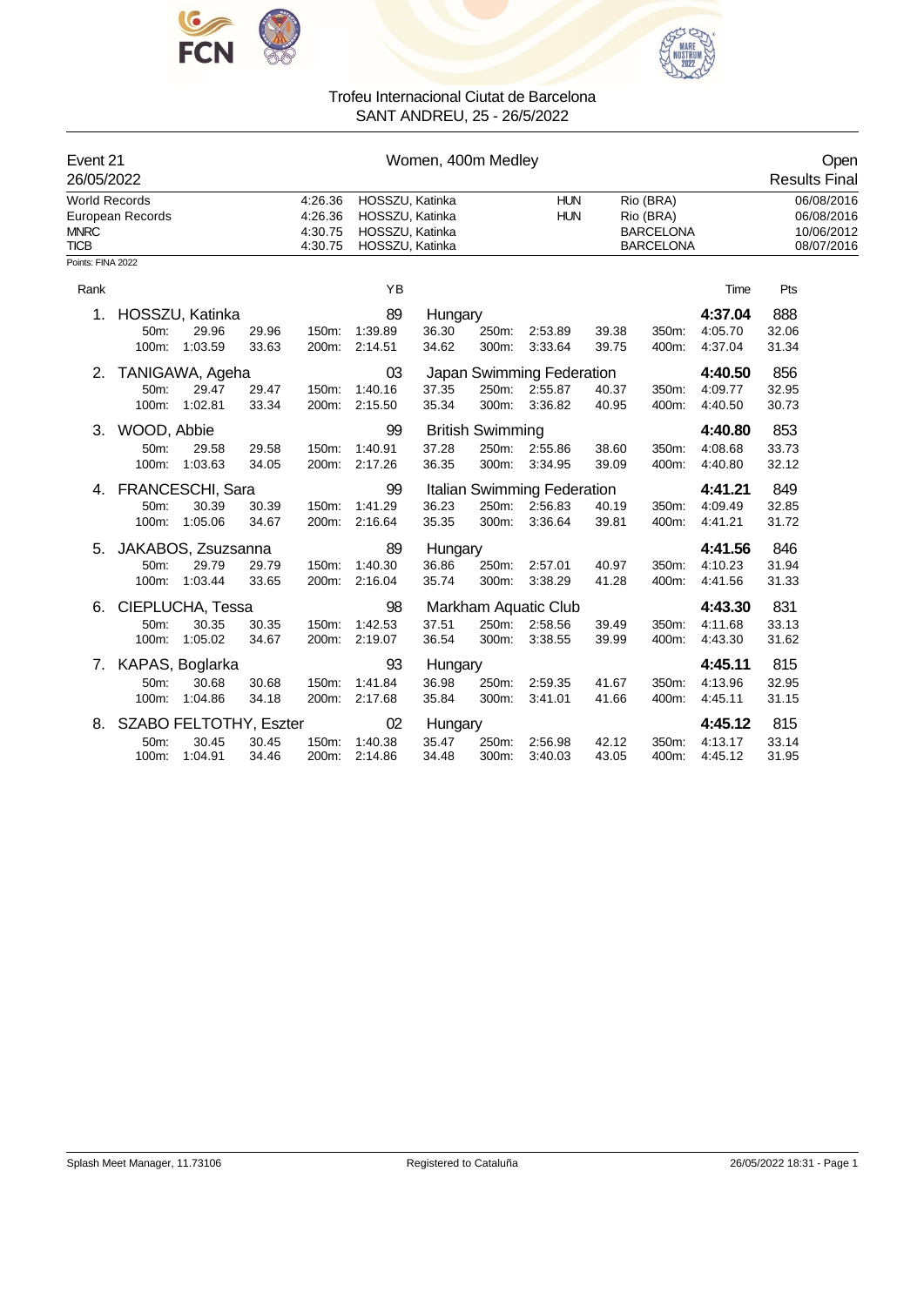# Trofeu Internacional Ciutat de Barcelona

SANT ANDREU, 25 - 26/5/2022

**Event 21** — Women, 400m Medley — Open

26/05/2022 — Results Final

| | | | | | |
|---|---|---|---|---|---|
| World Records | 4:26.36 | HOSSZU, Katinka | HUN | Rio (BRA) | 06/08/2016 |
| European Records | 4:26.36 | HOSSZU, Katinka | HUN | Rio (BRA) | 06/08/2016 |
| MNRC | 4:30.75 | HOSSZU, Katinka | | BARCELONA | 10/06/2012 |
| TICB | 4:30.75 | HOSSZU, Katinka | | BARCELONA | 08/07/2016 |

Points: FINA 2022

| Rank | Name | YB | Club | Time | Pts |
|---|---|---|---|---|---|
| 1. | HOSSZU, Katinka | 89 | Hungary | 4:37.04 | 888 |
| | 50m: 29.96 29.96 / 100m: 1:03.59 33.63 | 150m: 1:39.89 36.30 / 200m: 2:14.51 34.62 | 250m: 2:53.89 39.38 / 300m: 3:33.64 39.75 | 350m: 4:05.70 32.06 / 400m: 4:37.04 31.34 | |
| 2. | TANIGAWA, Ageha | 03 | Japan Swimming Federation | 4:40.50 | 856 |
| | 50m: 29.47 29.47 / 100m: 1:02.81 33.34 | 150m: 1:40.16 37.35 / 200m: 2:15.50 35.34 | 250m: 2:55.87 40.37 / 300m: 3:36.82 40.95 | 350m: 4:09.77 32.95 / 400m: 4:40.50 30.73 | |
| 3. | WOOD, Abbie | 99 | British Swimming | 4:40.80 | 853 |
| | 50m: 29.58 29.58 / 100m: 1:03.63 34.05 | 150m: 1:40.91 37.28 / 200m: 2:17.26 36.35 | 250m: 2:55.86 38.60 / 300m: 3:34.95 39.09 | 350m: 4:08.68 33.73 / 400m: 4:40.80 32.12 | |
| 4. | FRANCESCHI, Sara | 99 | Italian Swimming Federation | 4:41.21 | 849 |
| | 50m: 30.39 30.39 / 100m: 1:05.06 34.67 | 150m: 1:41.29 36.23 / 200m: 2:16.64 35.35 | 250m: 2:56.83 40.19 / 300m: 3:36.64 39.81 | 350m: 4:09.49 32.85 / 400m: 4:41.21 31.72 | |
| 5. | JAKABOS, Zsuzsanna | 89 | Hungary | 4:41.56 | 846 |
| | 50m: 29.79 29.79 / 100m: 1:03.44 33.65 | 150m: 1:40.30 36.86 / 200m: 2:16.04 35.74 | 250m: 2:57.01 40.97 / 300m: 3:38.29 41.28 | 350m: 4:10.23 31.94 / 400m: 4:41.56 31.33 | |
| 6. | CIEPLUCHA, Tessa | 98 | Markham Aquatic Club | 4:43.30 | 831 |
| | 50m: 30.35 30.35 / 100m: 1:05.02 34.67 | 150m: 1:42.53 37.51 / 200m: 2:19.07 36.54 | 250m: 2:58.56 39.49 / 300m: 3:38.55 39.99 | 350m: 4:11.68 33.13 / 400m: 4:43.30 31.62 | |
| 7. | KAPAS, Boglarka | 93 | Hungary | 4:45.11 | 815 |
| | 50m: 30.68 30.68 / 100m: 1:04.86 34.18 | 150m: 1:41.84 36.98 / 200m: 2:17.68 35.84 | 250m: 2:59.35 41.67 / 300m: 3:41.01 41.66 | 350m: 4:13.96 32.95 / 400m: 4:45.11 31.15 | |
| 8. | SZABO FELTOTHY, Eszter | 02 | Hungary | 4:45.12 | 815 |
| | 50m: 30.45 30.45 / 100m: 1:04.91 34.46 | 150m: 1:40.38 35.47 / 200m: 2:14.86 34.48 | 250m: 2:56.98 42.12 / 300m: 3:40.03 43.05 | 350m: 4:13.17 33.14 / 400m: 4:45.12 31.95 | |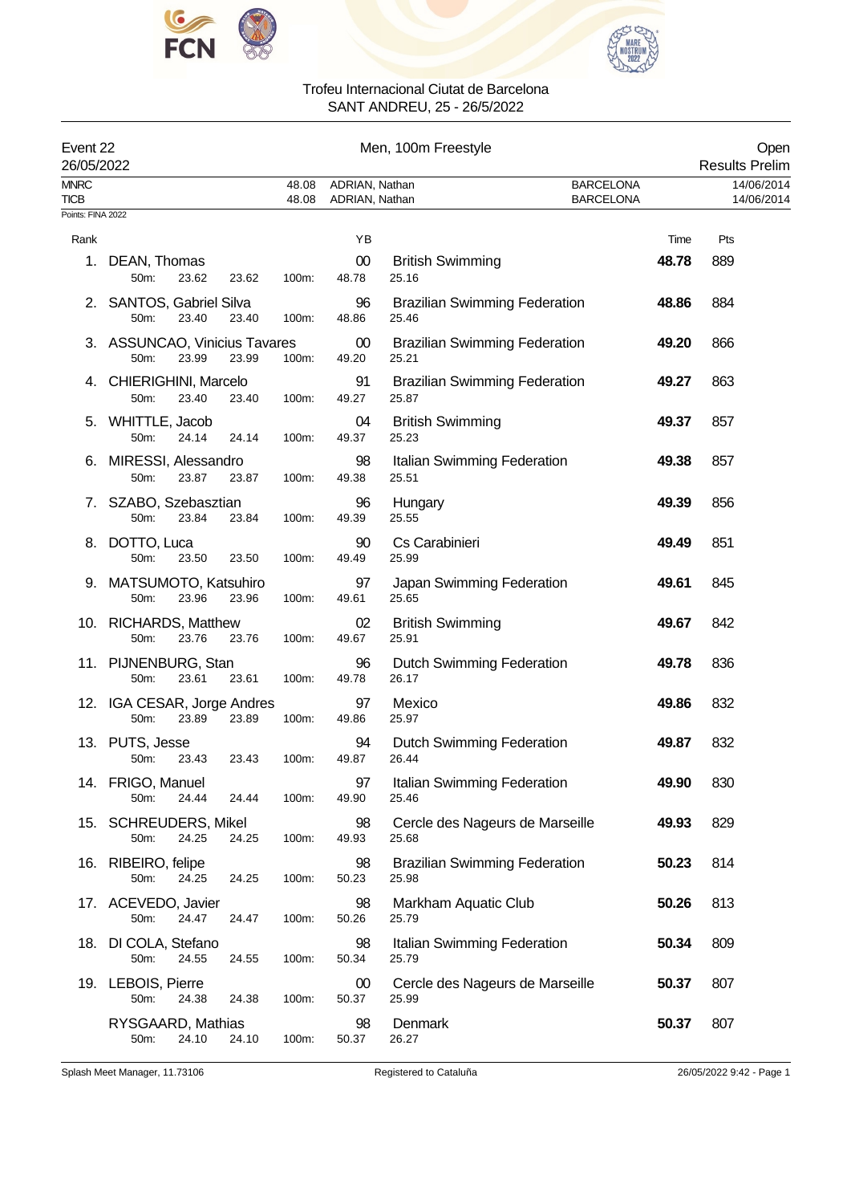Trofeu Internacional Ciutat de Barcelona
SANT ANDREU, 25 - 26/5/2022

| Event 22 | Men, 100m Freestyle | Open |
|---|---|---|
| 26/05/2022 | | Results Prelim |

| | | | | |
|---|---|---|---|---|
| MNRC | 48.08 | ADRIAN, Nathan | BARCELONA | 14/06/2014 |
| TICB | 48.08 | ADRIAN, Nathan | BARCELONA | 14/06/2014 |

Points: FINA 2022

| Rank | Name | YB | Club | Time | Pts |
|---|---|---|---|---|---|
| 1. | DEAN, Thomas | 00 | British Swimming | **48.78** | 889 |
| | 50m: 23.62 23.62 100m: 48.78 25.16 | | | | |
| 2. | SANTOS, Gabriel Silva | 96 | Brazilian Swimming Federation | **48.86** | 884 |
| | 50m: 23.40 23.40 100m: 48.86 25.46 | | | | |
| 3. | ASSUNCAO, Vinicius Tavares | 00 | Brazilian Swimming Federation | **49.20** | 866 |
| | 50m: 23.99 23.99 100m: 49.20 25.21 | | | | |
| 4. | CHIERIGHINI, Marcelo | 91 | Brazilian Swimming Federation | **49.27** | 863 |
| | 50m: 23.40 23.40 100m: 49.27 25.87 | | | | |
| 5. | WHITTLE, Jacob | 04 | British Swimming | **49.37** | 857 |
| | 50m: 24.14 24.14 100m: 49.37 25.23 | | | | |
| 6. | MIRESSI, Alessandro | 98 | Italian Swimming Federation | **49.38** | 857 |
| | 50m: 23.87 23.87 100m: 49.38 25.51 | | | | |
| 7. | SZABO, Szebasztian | 96 | Hungary | **49.39** | 856 |
| | 50m: 23.84 23.84 100m: 49.39 25.55 | | | | |
| 8. | DOTTO, Luca | 90 | Cs Carabinieri | **49.49** | 851 |
| | 50m: 23.50 23.50 100m: 49.49 25.99 | | | | |
| 9. | MATSUMOTO, Katsuhiro | 97 | Japan Swimming Federation | **49.61** | 845 |
| | 50m: 23.96 23.96 100m: 49.61 25.65 | | | | |
| 10. | RICHARDS, Matthew | 02 | British Swimming | **49.67** | 842 |
| | 50m: 23.76 23.76 100m: 49.67 25.91 | | | | |
| 11. | PIJNENBURG, Stan | 96 | Dutch Swimming Federation | **49.78** | 836 |
| | 50m: 23.61 23.61 100m: 49.78 26.17 | | | | |
| 12. | IGA CESAR, Jorge Andres | 97 | Mexico | **49.86** | 832 |
| | 50m: 23.89 23.89 100m: 49.86 25.97 | | | | |
| 13. | PUTS, Jesse | 94 | Dutch Swimming Federation | **49.87** | 832 |
| | 50m: 23.43 23.43 100m: 49.87 26.44 | | | | |
| 14. | FRIGO, Manuel | 97 | Italian Swimming Federation | **49.90** | 830 |
| | 50m: 24.44 24.44 100m: 49.90 25.46 | | | | |
| 15. | SCHREUDERS, Mikel | 98 | Cercle des Nageurs de Marseille | **49.93** | 829 |
| | 50m: 24.25 24.25 100m: 49.93 25.68 | | | | |
| 16. | RIBEIRO, felipe | 98 | Brazilian Swimming Federation | **50.23** | 814 |
| | 50m: 24.25 24.25 100m: 50.23 25.98 | | | | |
| 17. | ACEVEDO, Javier | 98 | Markham Aquatic Club | **50.26** | 813 |
| | 50m: 24.47 24.47 100m: 50.26 25.79 | | | | |
| 18. | DI COLA, Stefano | 98 | Italian Swimming Federation | **50.34** | 809 |
| | 50m: 24.55 24.55 100m: 50.34 25.79 | | | | |
| 19. | LEBOIS, Pierre | 00 | Cercle des Nageurs de Marseille | **50.37** | 807 |
| | 50m: 24.38 24.38 100m: 50.37 25.99 | | | | |
| | RYSGAARD, Mathias | 98 | Denmark | **50.37** | 807 |
| | 50m: 24.10 24.10 100m: 50.37 26.27 | | | | |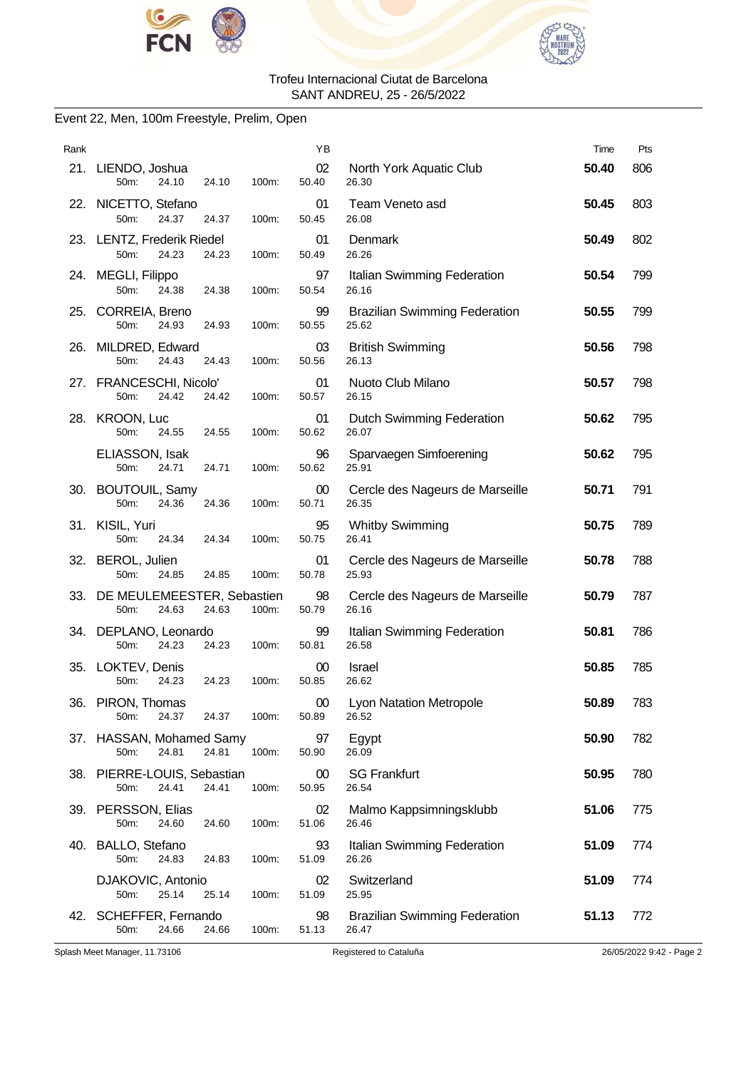Trofeu Internacional Ciutat de Barcelona
SANT ANDREU, 25 - 26/5/2022

## Event 22, Men, 100m Freestyle, Prelim, Open

| Rank | Name | YB | Club | Time | Pts |
|---|---|---|---|---|---|
| 21. | LIENDO, Joshua<br>50m: 24.10 24.10 100m: 50.40 26.30 | 02 | North York Aquatic Club | **50.40** | 806 |
| 22. | NICETTO, Stefano<br>50m: 24.37 24.37 100m: 50.45 26.08 | 01 | Team Veneto asd | **50.45** | 803 |
| 23. | LENTZ, Frederik Riedel<br>50m: 24.23 24.23 100m: 50.49 26.26 | 01 | Denmark | **50.49** | 802 |
| 24. | MEGLI, Filippo<br>50m: 24.38 24.38 100m: 50.54 26.16 | 97 | Italian Swimming Federation | **50.54** | 799 |
| 25. | CORREIA, Breno<br>50m: 24.93 24.93 100m: 50.55 25.62 | 99 | Brazilian Swimming Federation | **50.55** | 799 |
| 26. | MILDRED, Edward<br>50m: 24.43 24.43 100m: 50.56 26.13 | 03 | British Swimming | **50.56** | 798 |
| 27. | FRANCESCHI, Nicolo'<br>50m: 24.42 24.42 100m: 50.57 26.15 | 01 | Nuoto Club Milano | **50.57** | 798 |
| 28. | KROON, Luc<br>50m: 24.55 24.55 100m: 50.62 26.07 | 01 | Dutch Swimming Federation | **50.62** | 795 |
| | ELIASSON, Isak<br>50m: 24.71 24.71 100m: 50.62 25.91 | 96 | Sparvaegen Simfoerening | **50.62** | 795 |
| 30. | BOUTOUIL, Samy<br>50m: 24.36 24.36 100m: 50.71 26.35 | 00 | Cercle des Nageurs de Marseille | **50.71** | 791 |
| 31. | KISIL, Yuri<br>50m: 24.34 24.34 100m: 50.75 26.41 | 95 | Whitby Swimming | **50.75** | 789 |
| 32. | BEROL, Julien<br>50m: 24.85 24.85 100m: 50.78 25.93 | 01 | Cercle des Nageurs de Marseille | **50.78** | 788 |
| 33. | DE MEULEMEESTER, Sebastien<br>50m: 24.63 24.63 100m: 50.79 26.16 | 98 | Cercle des Nageurs de Marseille | **50.79** | 787 |
| 34. | DEPLANO, Leonardo<br>50m: 24.23 24.23 100m: 50.81 26.58 | 99 | Italian Swimming Federation | **50.81** | 786 |
| 35. | LOKTEV, Denis<br>50m: 24.23 24.23 100m: 50.85 26.62 | 00 | Israel | **50.85** | 785 |
| 36. | PIRON, Thomas<br>50m: 24.37 24.37 100m: 50.89 26.52 | 00 | Lyon Natation Metropole | **50.89** | 783 |
| 37. | HASSAN, Mohamed Samy<br>50m: 24.81 24.81 100m: 50.90 26.09 | 97 | Egypt | **50.90** | 782 |
| 38. | PIERRE-LOUIS, Sebastian<br>50m: 24.41 24.41 100m: 50.95 26.54 | 00 | SG Frankfurt | **50.95** | 780 |
| 39. | PERSSON, Elias<br>50m: 24.60 24.60 100m: 51.06 26.46 | 02 | Malmo Kappsimningsklubb | **51.06** | 775 |
| 40. | BALLO, Stefano<br>50m: 24.83 24.83 100m: 51.09 26.26 | 93 | Italian Swimming Federation | **51.09** | 774 |
| | DJAKOVIC, Antonio<br>50m: 25.14 25.14 100m: 51.09 25.95 | 02 | Switzerland | **51.09** | 774 |
| 42. | SCHEFFER, Fernando<br>50m: 24.66 24.66 100m: 51.13 26.47 | 98 | Brazilian Swimming Federation | **51.13** | 772 |

Splash Meet Manager, 11.73106 | Registered to Cataluña | 26/05/2022 9:42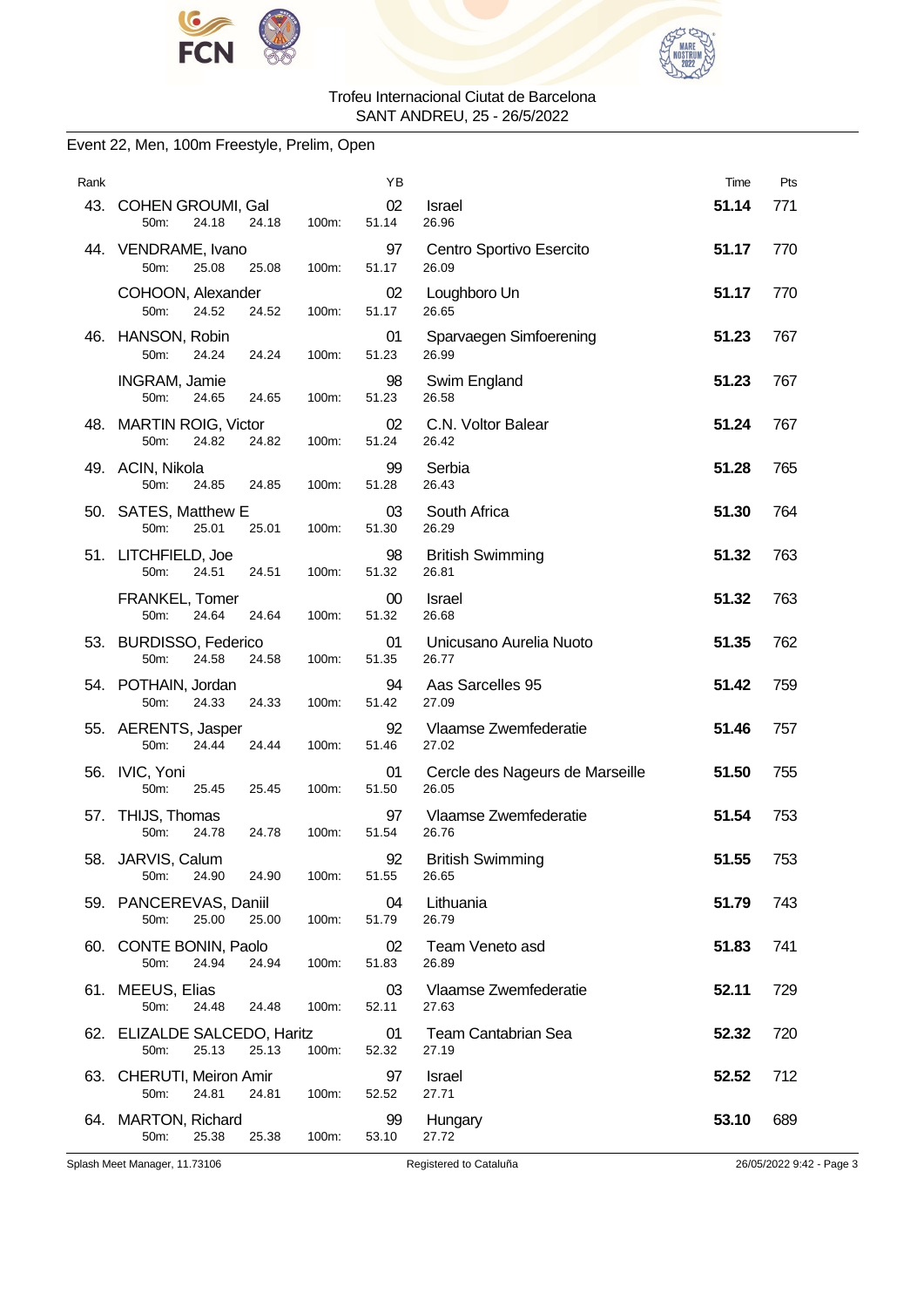Trofeu Internacional Ciutat de Barcelona
SANT ANDREU, 25 - 26/5/2022

## Event 22, Men, 100m Freestyle, Prelim, Open

| Rank | Name | YB | Club | Time | Pts |
|---|---|---|---|---|---|
| 43. | COHEN GROUMI, Gal | 02 | Israel | **51.14** | 771 |
| | 50m: 24.18 24.18 100m: 51.14 26.96 | | | | |
| 44. | VENDRAME, Ivano | 97 | Centro Sportivo Esercito | **51.17** | 770 |
| | 50m: 25.08 25.08 100m: 51.17 26.09 | | | | |
| | COHOON, Alexander | 02 | Loughboro Un | **51.17** | 770 |
| | 50m: 24.52 24.52 100m: 51.17 26.65 | | | | |
| 46. | HANSON, Robin | 01 | Sparvaegen Simfoerening | **51.23** | 767 |
| | 50m: 24.24 24.24 100m: 51.23 26.99 | | | | |
| | INGRAM, Jamie | 98 | Swim England | **51.23** | 767 |
| | 50m: 24.65 24.65 100m: 51.23 26.58 | | | | |
| 48. | MARTIN ROIG, Victor | 02 | C.N. Voltor Balear | **51.24** | 767 |
| | 50m: 24.82 24.82 100m: 51.24 26.42 | | | | |
| 49. | ACIN, Nikola | 99 | Serbia | **51.28** | 765 |
| | 50m: 24.85 24.85 100m: 51.28 26.43 | | | | |
| 50. | SATES, Matthew E | 03 | South Africa | **51.30** | 764 |
| | 50m: 25.01 25.01 100m: 51.30 26.29 | | | | |
| 51. | LITCHFIELD, Joe | 98 | British Swimming | **51.32** | 763 |
| | 50m: 24.51 24.51 100m: 51.32 26.81 | | | | |
| | FRANKEL, Tomer | 00 | Israel | **51.32** | 763 |
| | 50m: 24.64 24.64 100m: 51.32 26.68 | | | | |
| 53. | BURDISSO, Federico | 01 | Unicusano Aurelia Nuoto | **51.35** | 762 |
| | 50m: 24.58 24.58 100m: 51.35 26.77 | | | | |
| 54. | POTHAIN, Jordan | 94 | Aas Sarcelles 95 | **51.42** | 759 |
| | 50m: 24.33 24.33 100m: 51.42 27.09 | | | | |
| 55. | AERENTS, Jasper | 92 | Vlaamse Zwemfederatie | **51.46** | 757 |
| | 50m: 24.44 24.44 100m: 51.46 27.02 | | | | |
| 56. | IVIC, Yoni | 01 | Cercle des Nageurs de Marseille | **51.50** | 755 |
| | 50m: 25.45 25.45 100m: 51.50 26.05 | | | | |
| 57. | THIJS, Thomas | 97 | Vlaamse Zwemfederatie | **51.54** | 753 |
| | 50m: 24.78 24.78 100m: 51.54 26.76 | | | | |
| 58. | JARVIS, Calum | 92 | British Swimming | **51.55** | 753 |
| | 50m: 24.90 24.90 100m: 51.55 26.65 | | | | |
| 59. | PANCEREVAS, Daniil | 04 | Lithuania | **51.79** | 743 |
| | 50m: 25.00 25.00 100m: 51.79 26.79 | | | | |
| 60. | CONTE BONIN, Paolo | 02 | Team Veneto asd | **51.83** | 741 |
| | 50m: 24.94 24.94 100m: 51.83 26.89 | | | | |
| 61. | MEEUS, Elias | 03 | Vlaamse Zwemfederatie | **52.11** | 729 |
| | 50m: 24.48 24.48 100m: 52.11 27.63 | | | | |
| 62. | ELIZALDE SALCEDO, Haritz | 01 | Team Cantabrian Sea | **52.32** | 720 |
| | 50m: 25.13 25.13 100m: 52.32 27.19 | | | | |
| 63. | CHERUTI, Meiron Amir | 97 | Israel | **52.52** | 712 |
| | 50m: 24.81 24.81 100m: 52.52 27.71 | | | | |
| 64. | MARTON, Richard | 99 | Hungary | **53.10** | 689 |
| | 50m: 25.38 25.38 100m: 53.10 27.72 | | | | |

Splash Meet Manager, 11.73106 — Registered to Cataluña — 26/05/2022 9:42 - Page 3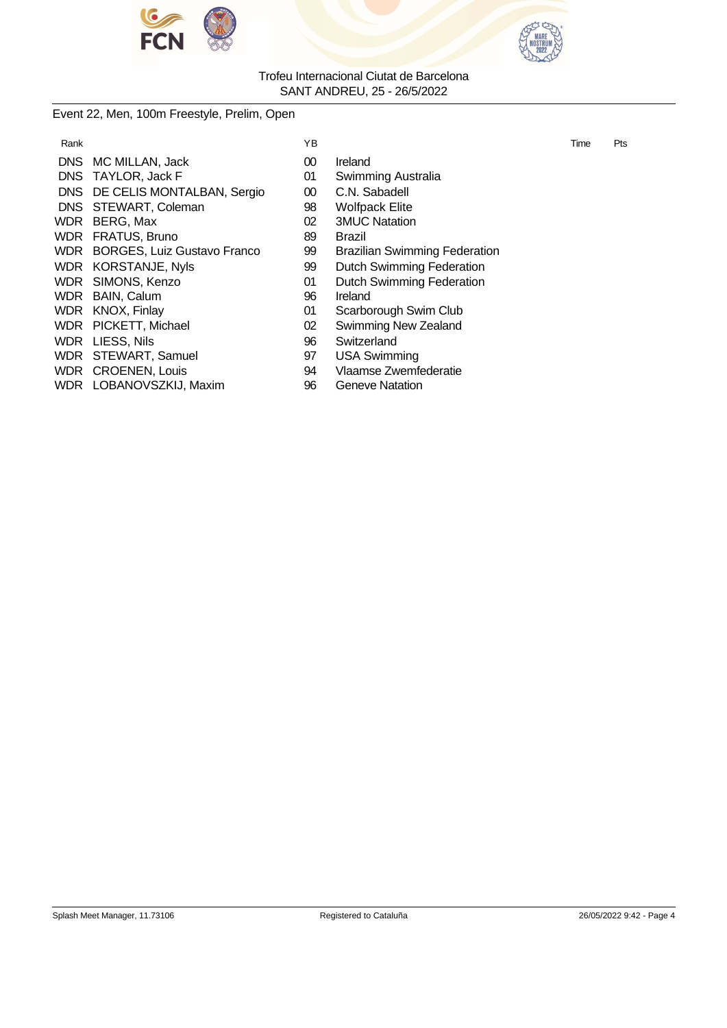Trofeu Internacional Ciutat de Barcelona
SANT ANDREU, 25 - 26/5/2022

## Event 22, Men, 100m Freestyle, Prelim, Open

| Rank | | YB | | Time | Pts |
|---|---|---|---|---|---|
| DNS | MC MILLAN, Jack | 00 | Ireland | | |
| DNS | TAYLOR, Jack F | 01 | Swimming Australia | | |
| DNS | DE CELIS MONTALBAN, Sergio | 00 | C.N. Sabadell | | |
| DNS | STEWART, Coleman | 98 | Wolfpack Elite | | |
| WDR | BERG, Max | 02 | 3MUC Natation | | |
| WDR | FRATUS, Bruno | 89 | Brazil | | |
| WDR | BORGES, Luiz Gustavo Franco | 99 | Brazilian Swimming Federation | | |
| WDR | KORSTANJE, Nyls | 99 | Dutch Swimming Federation | | |
| WDR | SIMONS, Kenzo | 01 | Dutch Swimming Federation | | |
| WDR | BAIN, Calum | 96 | Ireland | | |
| WDR | KNOX, Finlay | 01 | Scarborough Swim Club | | |
| WDR | PICKETT, Michael | 02 | Swimming New Zealand | | |
| WDR | LIESS, Nils | 96 | Switzerland | | |
| WDR | STEWART, Samuel | 97 | USA Swimming | | |
| WDR | CROENEN, Louis | 94 | Vlaamse Zwemfederatie | | |
| WDR | LOBANOVSZKIJ, Maxim | 96 | Geneve Natation | | |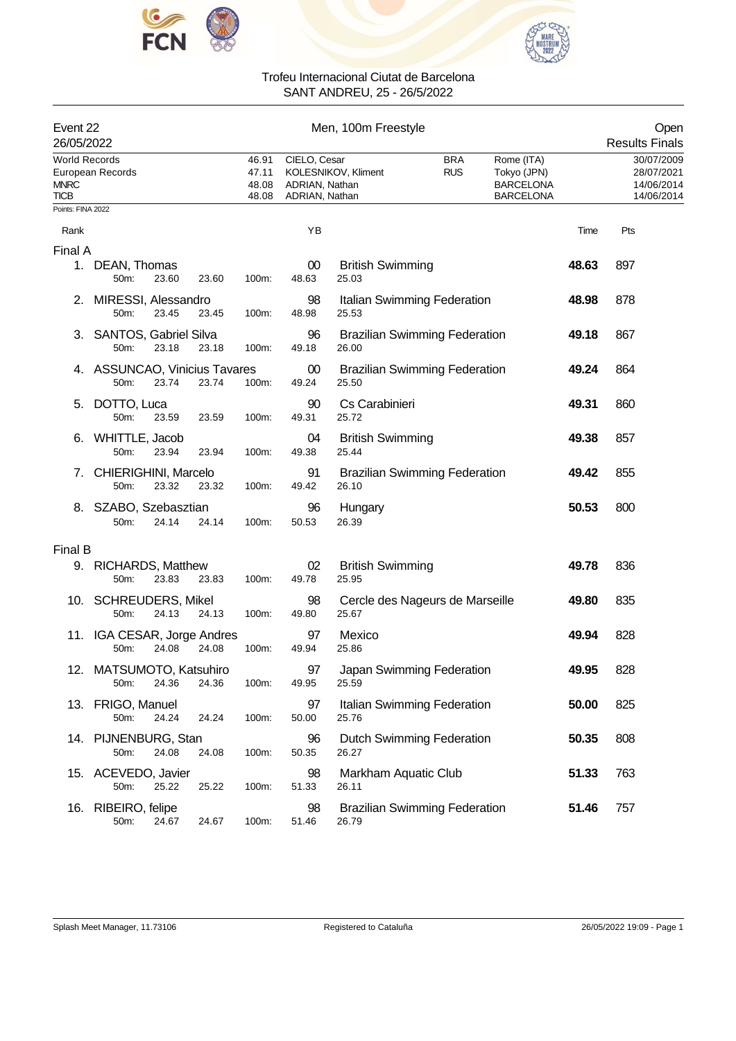Trofeu Internacional Ciutat de Barcelona
SANT ANDREU, 25 - 26/5/2022

| Event 22 | Men, 100m Freestyle | Open |
|---|---|---|
| 26/05/2022 | | Results Finals |

| | | | | | |
|---|---|---|---|---|---|
| World Records | 46.91 | CIELO, Cesar | BRA | Rome (ITA) | 30/07/2009 |
| European Records | 47.11 | KOLESNIKOV, Kliment | RUS | Tokyo (JPN) | 28/07/2021 |
| MNRC | 48.08 | ADRIAN, Nathan | | BARCELONA | 14/06/2014 |
| TICB | 48.08 | ADRIAN, Nathan | | BARCELONA | 14/06/2014 |

Points: FINA 2022

| Rank | Name | YB | Club | Time | Pts |
|---|---|---|---|---|---|
| **Final A** | | | | | |
| 1. | DEAN, Thomas | 00 | British Swimming | **48.63** | 897 |
| | 50m: 23.60 23.60 100m: 48.63 25.03 | | | | |
| 2. | MIRESSI, Alessandro | 98 | Italian Swimming Federation | **48.98** | 878 |
| | 50m: 23.45 23.45 100m: 48.98 25.53 | | | | |
| 3. | SANTOS, Gabriel Silva | 96 | Brazilian Swimming Federation | **49.18** | 867 |
| | 50m: 23.18 23.18 100m: 49.18 26.00 | | | | |
| 4. | ASSUNCAO, Vinicius Tavares | 00 | Brazilian Swimming Federation | **49.24** | 864 |
| | 50m: 23.74 23.74 100m: 49.24 25.50 | | | | |
| 5. | DOTTO, Luca | 90 | Cs Carabinieri | **49.31** | 860 |
| | 50m: 23.59 23.59 100m: 49.31 25.72 | | | | |
| 6. | WHITTLE, Jacob | 04 | British Swimming | **49.38** | 857 |
| | 50m: 23.94 23.94 100m: 49.38 25.44 | | | | |
| 7. | CHIERIGHINI, Marcelo | 91 | Brazilian Swimming Federation | **49.42** | 855 |
| | 50m: 23.32 23.32 100m: 49.42 26.10 | | | | |
| 8. | SZABO, Szebasztian | 96 | Hungary | **50.53** | 800 |
| | 50m: 24.14 24.14 100m: 50.53 26.39 | | | | |
| **Final B** | | | | | |
| 9. | RICHARDS, Matthew | 02 | British Swimming | **49.78** | 836 |
| | 50m: 23.83 23.83 100m: 49.78 25.95 | | | | |
| 10. | SCHREUDERS, Mikel | 98 | Cercle des Nageurs de Marseille | **49.80** | 835 |
| | 50m: 24.13 24.13 100m: 49.80 25.67 | | | | |
| 11. | IGA CESAR, Jorge Andres | 97 | Mexico | **49.94** | 828 |
| | 50m: 24.08 24.08 100m: 49.94 25.86 | | | | |
| 12. | MATSUMOTO, Katsuhiro | 97 | Japan Swimming Federation | **49.95** | 828 |
| | 50m: 24.36 24.36 100m: 49.95 25.59 | | | | |
| 13. | FRIGO, Manuel | 97 | Italian Swimming Federation | **50.00** | 825 |
| | 50m: 24.24 24.24 100m: 50.00 25.76 | | | | |
| 14. | PIJNENBURG, Stan | 96 | Dutch Swimming Federation | **50.35** | 808 |
| | 50m: 24.08 24.08 100m: 50.35 26.27 | | | | |
| 15. | ACEVEDO, Javier | 98 | Markham Aquatic Club | **51.33** | 763 |
| | 50m: 25.22 25.22 100m: 51.33 26.11 | | | | |
| 16. | RIBEIRO, felipe | 98 | Brazilian Swimming Federation | **51.46** | 757 |
| | 50m: 24.67 24.67 100m: 51.46 26.79 | | | | |

Splash Meet Manager, 11.73106 — Registered to Cataluña — 26/05/2022 19:09 - Page 1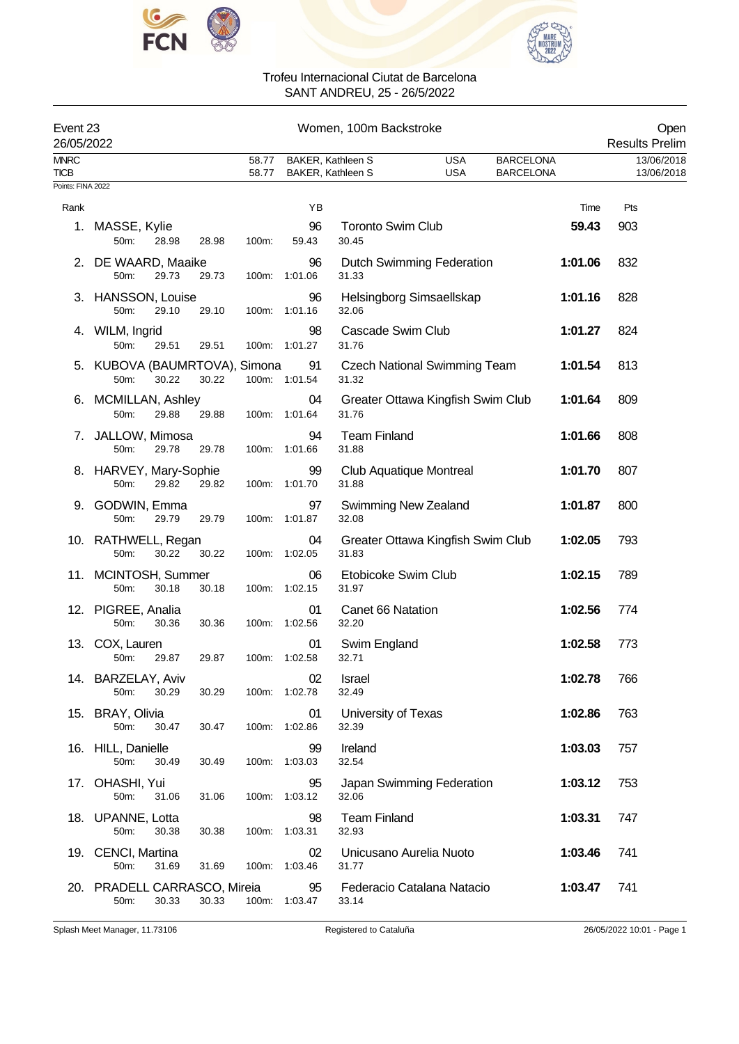Trofeu Internacional Ciutat de Barcelona
SANT ANDREU, 25 - 26/5/2022

| Event 23 | Women, 100m Backstroke | Open |
|---|---|---|
| 26/05/2022 | | Results Prelim |

| | | | | | |
|---|---|---|---|---|---|
| MNRC | 58.77 | BAKER, Kathleen S | USA | BARCELONA | 13/06/2018 |
| TICB | 58.77 | BAKER, Kathleen S | USA | BARCELONA | 13/06/2018 |

Points: FINA 2022

| Rank | Name | YB | Club | Time | Pts |
|---|---|---|---|---|---|
| 1. | MASSE, Kylie | 96 | Toronto Swim Club | **59.43** | 903 |
| | 50m: 28.98 28.98 100m: 59.43 30.45 | | | | |
| 2. | DE WAARD, Maaike | 96 | Dutch Swimming Federation | **1:01.06** | 832 |
| | 50m: 29.73 29.73 100m: 1:01.06 31.33 | | | | |
| 3. | HANSSON, Louise | 96 | Helsingborg Simsaellskap | **1:01.16** | 828 |
| | 50m: 29.10 29.10 100m: 1:01.16 32.06 | | | | |
| 4. | WILM, Ingrid | 98 | Cascade Swim Club | **1:01.27** | 824 |
| | 50m: 29.51 29.51 100m: 1:01.27 31.76 | | | | |
| 5. | KUBOVA (BAUMRTOVA), Simona | 91 | Czech National Swimming Team | **1:01.54** | 813 |
| | 50m: 30.22 30.22 100m: 1:01.54 31.32 | | | | |
| 6. | MCMILLAN, Ashley | 04 | Greater Ottawa Kingfish Swim Club | **1:01.64** | 809 |
| | 50m: 29.88 29.88 100m: 1:01.64 31.76 | | | | |
| 7. | JALLOW, Mimosa | 94 | Team Finland | **1:01.66** | 808 |
| | 50m: 29.78 29.78 100m: 1:01.66 31.88 | | | | |
| 8. | HARVEY, Mary-Sophie | 99 | Club Aquatique Montreal | **1:01.70** | 807 |
| | 50m: 29.82 29.82 100m: 1:01.70 31.88 | | | | |
| 9. | GODWIN, Emma | 97 | Swimming New Zealand | **1:01.87** | 800 |
| | 50m: 29.79 29.79 100m: 1:01.87 32.08 | | | | |
| 10. | RATHWELL, Regan | 04 | Greater Ottawa Kingfish Swim Club | **1:02.05** | 793 |
| | 50m: 30.22 30.22 100m: 1:02.05 31.83 | | | | |
| 11. | MCINTOSH, Summer | 06 | Etobicoke Swim Club | **1:02.15** | 789 |
| | 50m: 30.18 30.18 100m: 1:02.15 31.97 | | | | |
| 12. | PIGREE, Analia | 01 | Canet 66 Natation | **1:02.56** | 774 |
| | 50m: 30.36 30.36 100m: 1:02.56 32.20 | | | | |
| 13. | COX, Lauren | 01 | Swim England | **1:02.58** | 773 |
| | 50m: 29.87 29.87 100m: 1:02.58 32.71 | | | | |
| 14. | BARZELAY, Aviv | 02 | Israel | **1:02.78** | 766 |
| | 50m: 30.29 30.29 100m: 1:02.78 32.49 | | | | |
| 15. | BRAY, Olivia | 01 | University of Texas | **1:02.86** | 763 |
| | 50m: 30.47 30.47 100m: 1:02.86 32.39 | | | | |
| 16. | HILL, Danielle | 99 | Ireland | **1:03.03** | 757 |
| | 50m: 30.49 30.49 100m: 1:03.03 32.54 | | | | |
| 17. | OHASHI, Yui | 95 | Japan Swimming Federation | **1:03.12** | 753 |
| | 50m: 31.06 31.06 100m: 1:03.12 32.06 | | | | |
| 18. | UPANNE, Lotta | 98 | Team Finland | **1:03.31** | 747 |
| | 50m: 30.38 30.38 100m: 1:03.31 32.93 | | | | |
| 19. | CENCI, Martina | 02 | Unicusano Aurelia Nuoto | **1:03.46** | 741 |
| | 50m: 31.69 31.69 100m: 1:03.46 31.77 | | | | |
| 20. | PRADELL CARRASCO, Mireia | 95 | Federacio Catalana Natacio | **1:03.47** | 741 |
| | 50m: 30.33 30.33 100m: 1:03.47 33.14 | | | | |

Splash Meet Manager, 11.73106 — Registered to Cataluña — 26/05/2022 10:01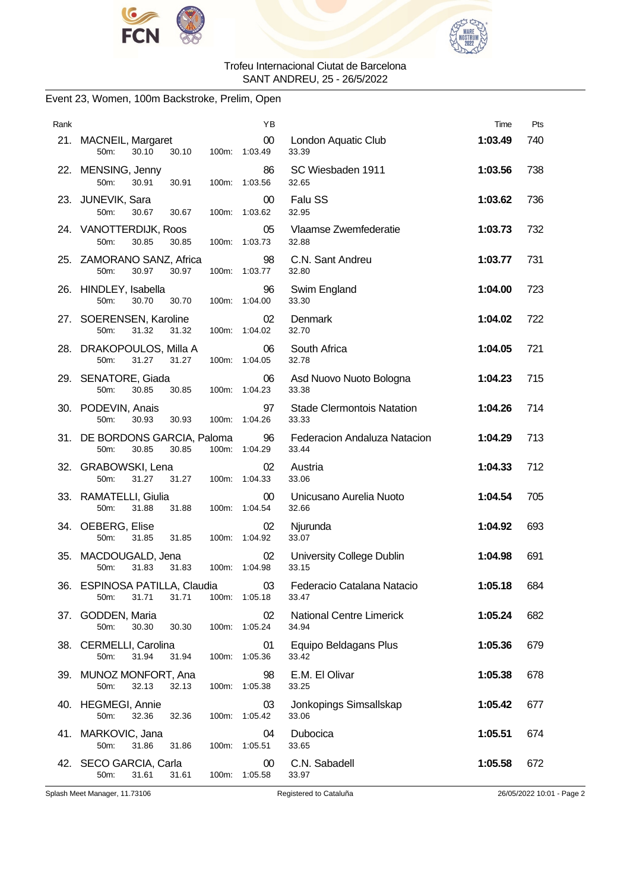Trofeu Internacional Ciutat de Barcelona
SANT ANDREU, 25 - 26/5/2022

## Event 23, Women, 100m Backstroke, Prelim, Open

| Rank | Name | YB | Club | Time | Pts |
|---|---|---|---|---|---|
| 21. | MACNEIL, Margaret | 00 | London Aquatic Club | 1:03.49 | 740 |
| | 50m: 30.10 30.10 100m: 1:03.49 | | 33.39 | | |
| 22. | MENSING, Jenny | 86 | SC Wiesbaden 1911 | 1:03.56 | 738 |
| | 50m: 30.91 30.91 100m: 1:03.56 | | 32.65 | | |
| 23. | JUNEVIK, Sara | 00 | Falu SS | 1:03.62 | 736 |
| | 50m: 30.67 30.67 100m: 1:03.62 | | 32.95 | | |
| 24. | VANOTTERDIJK, Roos | 05 | Vlaamse Zwemfederatie | 1:03.73 | 732 |
| | 50m: 30.85 30.85 100m: 1:03.73 | | 32.88 | | |
| 25. | ZAMORANO SANZ, Africa | 98 | C.N. Sant Andreu | 1:03.77 | 731 |
| | 50m: 30.97 30.97 100m: 1:03.77 | | 32.80 | | |
| 26. | HINDLEY, Isabella | 96 | Swim England | 1:04.00 | 723 |
| | 50m: 30.70 30.70 100m: 1:04.00 | | 33.30 | | |
| 27. | SOERENSEN, Karoline | 02 | Denmark | 1:04.02 | 722 |
| | 50m: 31.32 31.32 100m: 1:04.02 | | 32.70 | | |
| 28. | DRAKOPOULOS, Milla A | 06 | South Africa | 1:04.05 | 721 |
| | 50m: 31.27 31.27 100m: 1:04.05 | | 32.78 | | |
| 29. | SENATORE, Giada | 06 | Asd Nuovo Nuoto Bologna | 1:04.23 | 715 |
| | 50m: 30.85 30.85 100m: 1:04.23 | | 33.38 | | |
| 30. | PODEVIN, Anais | 97 | Stade Clermontois Natation | 1:04.26 | 714 |
| | 50m: 30.93 30.93 100m: 1:04.26 | | 33.33 | | |
| 31. | DE BORDONS GARCIA, Paloma | 96 | Federacion Andaluza Natacion | 1:04.29 | 713 |
| | 50m: 30.85 30.85 100m: 1:04.29 | | 33.44 | | |
| 32. | GRABOWSKI, Lena | 02 | Austria | 1:04.33 | 712 |
| | 50m: 31.27 31.27 100m: 1:04.33 | | 33.06 | | |
| 33. | RAMATELLI, Giulia | 00 | Unicusano Aurelia Nuoto | 1:04.54 | 705 |
| | 50m: 31.88 31.88 100m: 1:04.54 | | 32.66 | | |
| 34. | OEBERG, Elise | 02 | Njurunda | 1:04.92 | 693 |
| | 50m: 31.85 31.85 100m: 1:04.92 | | 33.07 | | |
| 35. | MACDOUGALD, Jena | 02 | University College Dublin | 1:04.98 | 691 |
| | 50m: 31.83 31.83 100m: 1:04.98 | | 33.15 | | |
| 36. | ESPINOSA PATILLA, Claudia | 03 | Federacio Catalana Natacio | 1:05.18 | 684 |
| | 50m: 31.71 31.71 100m: 1:05.18 | | 33.47 | | |
| 37. | GODDEN, Maria | 02 | National Centre Limerick | 1:05.24 | 682 |
| | 50m: 30.30 30.30 100m: 1:05.24 | | 34.94 | | |
| 38. | CERMELLI, Carolina | 01 | Equipo Beldagans Plus | 1:05.36 | 679 |
| | 50m: 31.94 31.94 100m: 1:05.36 | | 33.42 | | |
| 39. | MUNOZ MONFORT, Ana | 98 | E.M. El Olivar | 1:05.38 | 678 |
| | 50m: 32.13 32.13 100m: 1:05.38 | | 33.25 | | |
| 40. | HEGMEGI, Annie | 03 | Jonkopings Simsallskap | 1:05.42 | 677 |
| | 50m: 32.36 32.36 100m: 1:05.42 | | 33.06 | | |
| 41. | MARKOVIC, Jana | 04 | Dubocica | 1:05.51 | 674 |
| | 50m: 31.86 31.86 100m: 1:05.51 | | 33.65 | | |
| 42. | SECO GARCIA, Carla | 00 | C.N. Sabadell | 1:05.58 | 672 |
| | 50m: 31.61 31.61 100m: 1:05.58 | | 33.97 | | |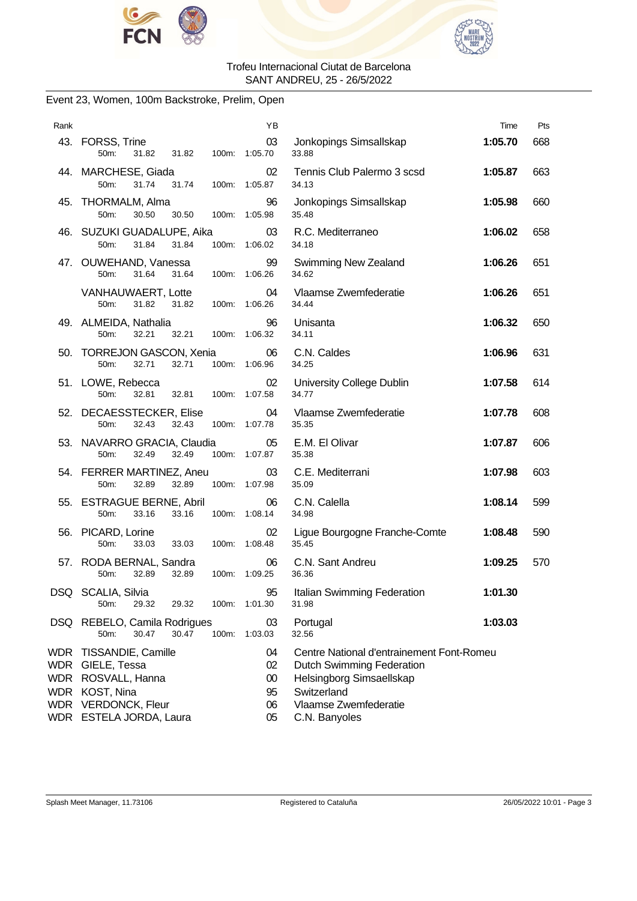Trofeu Internacional Ciutat de Barcelona
SANT ANDREU, 25 - 26/5/2022

## Event 23, Women, 100m Backstroke, Prelim, Open

| Rank | Name | YB | Club | Time | Pts |
|---|---|---|---|---|---|
| 43. | FORSS, Trine | 03 | Jonkopings Simsallskap | **1:05.70** | 668 |
| | 50m: 31.82 31.82 100m: 1:05.70 | | 33.88 | | |
| 44. | MARCHESE, Giada | 02 | Tennis Club Palermo 3 scsd | **1:05.87** | 663 |
| | 50m: 31.74 31.74 100m: 1:05.87 | | 34.13 | | |
| 45. | THORMALM, Alma | 96 | Jonkopings Simsallskap | **1:05.98** | 660 |
| | 50m: 30.50 30.50 100m: 1:05.98 | | 35.48 | | |
| 46. | SUZUKI GUADALUPE, Aika | 03 | R.C. Mediterraneo | **1:06.02** | 658 |
| | 50m: 31.84 31.84 100m: 1:06.02 | | 34.18 | | |
| 47. | OUWEHAND, Vanessa | 99 | Swimming New Zealand | **1:06.26** | 651 |
| | 50m: 31.64 31.64 100m: 1:06.26 | | 34.62 | | |
| | VANHAUWAERT, Lotte | 04 | Vlaamse Zwemfederatie | **1:06.26** | 651 |
| | 50m: 31.82 31.82 100m: 1:06.26 | | 34.44 | | |
| 49. | ALMEIDA, Nathalia | 96 | Unisanta | **1:06.32** | 650 |
| | 50m: 32.21 32.21 100m: 1:06.32 | | 34.11 | | |
| 50. | TORREJON GASCON, Xenia | 06 | C.N. Caldes | **1:06.96** | 631 |
| | 50m: 32.71 32.71 100m: 1:06.96 | | 34.25 | | |
| 51. | LOWE, Rebecca | 02 | University College Dublin | **1:07.58** | 614 |
| | 50m: 32.81 32.81 100m: 1:07.58 | | 34.77 | | |
| 52. | DECAESSTECKER, Elise | 04 | Vlaamse Zwemfederatie | **1:07.78** | 608 |
| | 50m: 32.43 32.43 100m: 1:07.78 | | 35.35 | | |
| 53. | NAVARRO GRACIA, Claudia | 05 | E.M. El Olivar | **1:07.87** | 606 |
| | 50m: 32.49 32.49 100m: 1:07.87 | | 35.38 | | |
| 54. | FERRER MARTINEZ, Aneu | 03 | C.E. Mediterrani | **1:07.98** | 603 |
| | 50m: 32.89 32.89 100m: 1:07.98 | | 35.09 | | |
| 55. | ESTRAGUE BERNE, Abril | 06 | C.N. Calella | **1:08.14** | 599 |
| | 50m: 33.16 33.16 100m: 1:08.14 | | 34.98 | | |
| 56. | PICARD, Lorine | 02 | Ligue Bourgogne Franche-Comte | **1:08.48** | 590 |
| | 50m: 33.03 33.03 100m: 1:08.48 | | 35.45 | | |
| 57. | RODA BERNAL, Sandra | 06 | C.N. Sant Andreu | **1:09.25** | 570 |
| | 50m: 32.89 32.89 100m: 1:09.25 | | 36.36 | | |
| DSQ | SCALIA, Silvia | 95 | Italian Swimming Federation | **1:01.30** | |
| | 50m: 29.32 29.32 100m: 1:01.30 | | 31.98 | | |
| DSQ | REBELO, Camila Rodrigues | 03 | Portugal | **1:03.03** | |
| | 50m: 30.47 30.47 100m: 1:03.03 | | 32.56 | | |
| WDR | TISSANDIE, Camille | 04 | Centre National d'entrainement Font-Romeu | | |
| WDR | GIELE, Tessa | 02 | Dutch Swimming Federation | | |
| WDR | ROSVALL, Hanna | 00 | Helsingborg Simsaellskap | | |
| WDR | KOST, Nina | 95 | Switzerland | | |
| WDR | VERDONCK, Fleur | 06 | Vlaamse Zwemfederatie | | |
| WDR | ESTELA JORDA, Laura | 05 | C.N. Banyoles | | |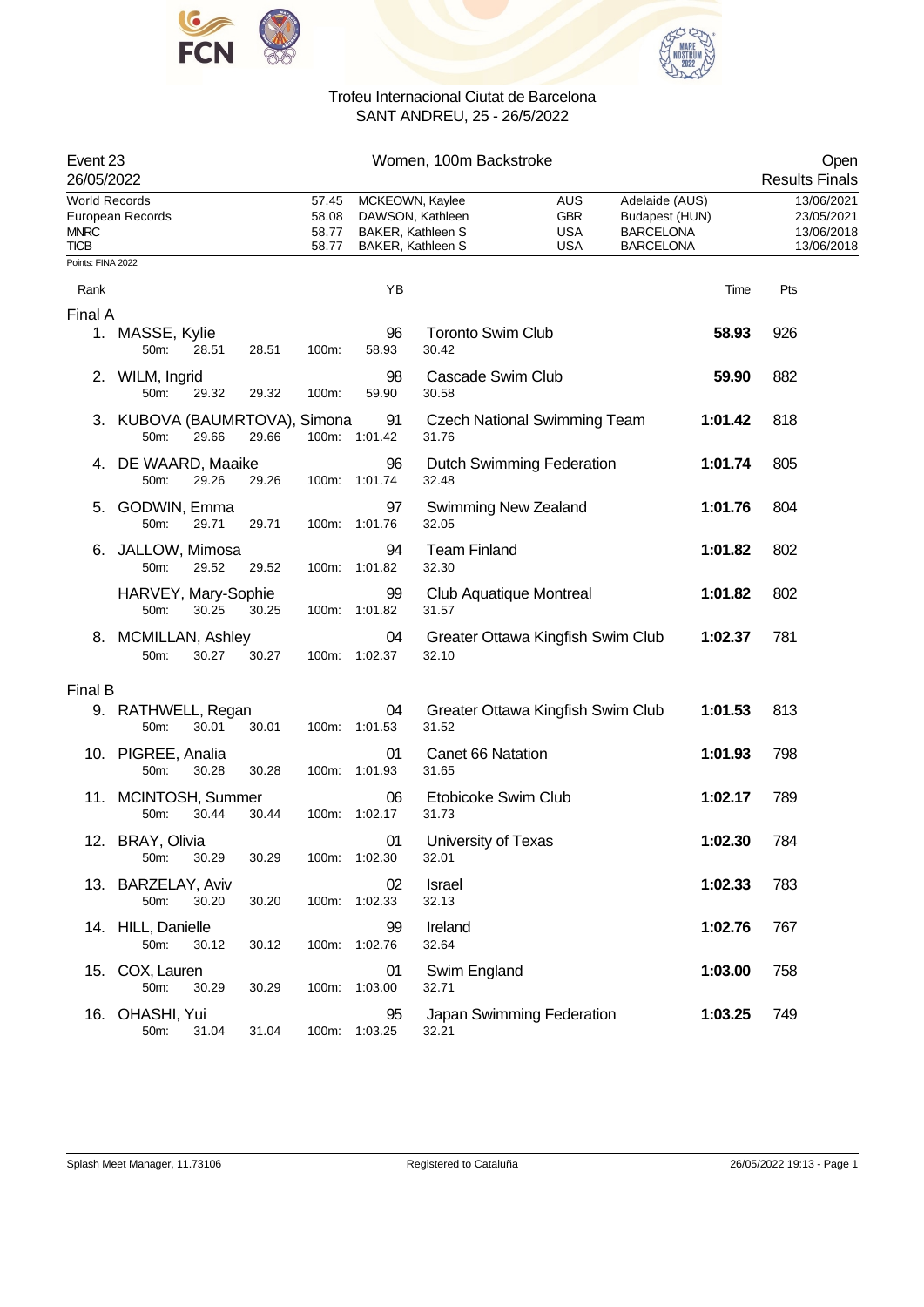Trofeu Internacional Ciutat de Barcelona
SANT ANDREU, 25 - 26/5/2022

| Event 23 | Women, 100m Backstroke | Open |
|---|---|---|
| 26/05/2022 | | Results Finals |

| | | | | | | |
|---|---|---|---|---|---|---|
| World Records | 57.45 | MCKEOWN, Kaylee | AUS | Adelaide (AUS) | | 13/06/2021 |
| European Records | 58.08 | DAWSON, Kathleen | GBR | Budapest (HUN) | | 23/05/2021 |
| MNRC | 58.77 | BAKER, Kathleen S | USA | BARCELONA | | 13/06/2018 |
| TICB | 58.77 | BAKER, Kathleen S | USA | BARCELONA | | 13/06/2018 |

Points: FINA 2022

| Rank | Name | YB | Club | Time | Pts |
|---|---|---|---|---|---|
| **Final A** | | | | | |
| 1. | MASSE, Kylie | 96 | Toronto Swim Club | **58.93** | 926 |
| | 50m: 28.51 28.51 100m: 58.93 30.42 | | | | |
| 2. | WILM, Ingrid | 98 | Cascade Swim Club | **59.90** | 882 |
| | 50m: 29.32 29.32 100m: 59.90 30.58 | | | | |
| 3. | KUBOVA (BAUMRTOVA), Simona | 91 | Czech National Swimming Team | **1:01.42** | 818 |
| | 50m: 29.66 29.66 100m: 1:01.42 31.76 | | | | |
| 4. | DE WAARD, Maaike | 96 | Dutch Swimming Federation | **1:01.74** | 805 |
| | 50m: 29.26 29.26 100m: 1:01.74 32.48 | | | | |
| 5. | GODWIN, Emma | 97 | Swimming New Zealand | **1:01.76** | 804 |
| | 50m: 29.71 29.71 100m: 1:01.76 32.05 | | | | |
| 6. | JALLOW, Mimosa | 94 | Team Finland | **1:01.82** | 802 |
| | 50m: 29.52 29.52 100m: 1:01.82 32.30 | | | | |
| | HARVEY, Mary-Sophie | 99 | Club Aquatique Montreal | **1:01.82** | 802 |
| | 50m: 30.25 30.25 100m: 1:01.82 31.57 | | | | |
| 8. | MCMILLAN, Ashley | 04 | Greater Ottawa Kingfish Swim Club | **1:02.37** | 781 |
| | 50m: 30.27 30.27 100m: 1:02.37 32.10 | | | | |
| **Final B** | | | | | |
| 9. | RATHWELL, Regan | 04 | Greater Ottawa Kingfish Swim Club | **1:01.53** | 813 |
| | 50m: 30.01 30.01 100m: 1:01.53 31.52 | | | | |
| 10. | PIGREE, Analia | 01 | Canet 66 Natation | **1:01.93** | 798 |
| | 50m: 30.28 30.28 100m: 1:01.93 31.65 | | | | |
| 11. | MCINTOSH, Summer | 06 | Etobicoke Swim Club | **1:02.17** | 789 |
| | 50m: 30.44 30.44 100m: 1:02.17 31.73 | | | | |
| 12. | BRAY, Olivia | 01 | University of Texas | **1:02.30** | 784 |
| | 50m: 30.29 30.29 100m: 1:02.30 32.01 | | | | |
| 13. | BARZELAY, Aviv | 02 | Israel | **1:02.33** | 783 |
| | 50m: 30.20 30.20 100m: 1:02.33 32.13 | | | | |
| 14. | HILL, Danielle | 99 | Ireland | **1:02.76** | 767 |
| | 50m: 30.12 30.12 100m: 1:02.76 32.64 | | | | |
| 15. | COX, Lauren | 01 | Swim England | **1:03.00** | 758 |
| | 50m: 30.29 30.29 100m: 1:03.00 32.71 | | | | |
| 16. | OHASHI, Yui | 95 | Japan Swimming Federation | **1:03.25** | 749 |
| | 50m: 31.04 31.04 100m: 1:03.25 32.21 | | | | |

Splash Meet Manager, 11.73106 | Registered to Cataluña | 26/05/2022 19:13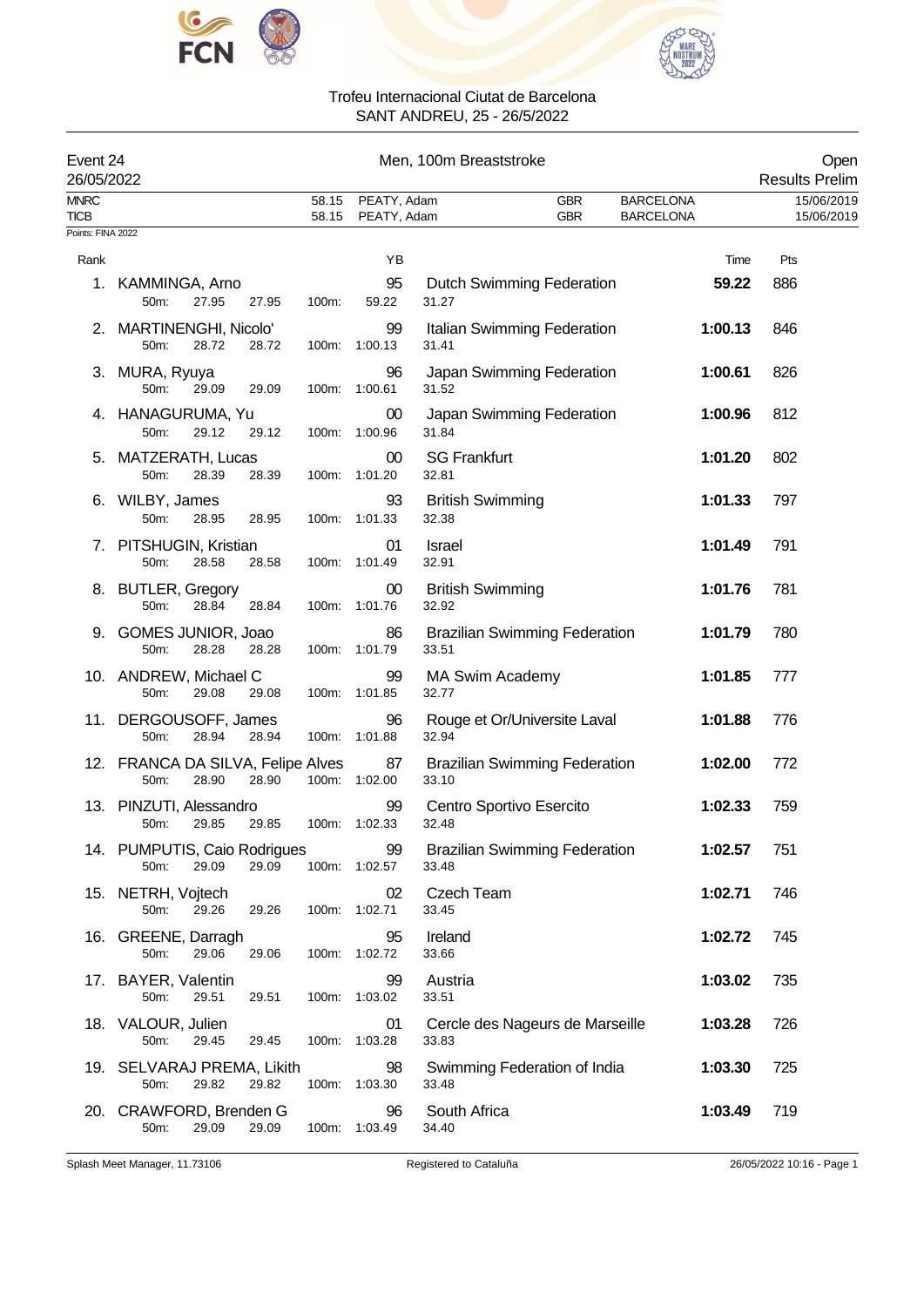Trofeu Internacional Ciutat de Barcelona
SANT ANDREU, 25 - 26/5/2022

**Event 24** — **Men, 100m Breaststroke** — **Open**
26/05/2022 — Results Prelim

| | | | | | |
|---|---|---|---|---|---|
| MNRC | 58.15 | PEATY, Adam | GBR | BARCELONA | 15/06/2019 |
| TICB | 58.15 | PEATY, Adam | GBR | BARCELONA | 15/06/2019 |

Points: FINA 2022

| Rank | Name | YB | Club | Time | Pts |
|---|---|---|---|---|---|
| 1. | KAMMINGA, Arno | 95 | Dutch Swimming Federation | **59.22** | 886 |
| | 50m: 27.95 27.95 100m: 59.22 31.27 | | | | |
| 2. | MARTINENGHI, Nicolo' | 99 | Italian Swimming Federation | **1:00.13** | 846 |
| | 50m: 28.72 28.72 100m: 1:00.13 31.41 | | | | |
| 3. | MURA, Ryuya | 96 | Japan Swimming Federation | **1:00.61** | 826 |
| | 50m: 29.09 29.09 100m: 1:00.61 31.52 | | | | |
| 4. | HANAGURUMA, Yu | 00 | Japan Swimming Federation | **1:00.96** | 812 |
| | 50m: 29.12 29.12 100m: 1:00.96 31.84 | | | | |
| 5. | MATZERATH, Lucas | 00 | SG Frankfurt | **1:01.20** | 802 |
| | 50m: 28.39 28.39 100m: 1:01.20 32.81 | | | | |
| 6. | WILBY, James | 93 | British Swimming | **1:01.33** | 797 |
| | 50m: 28.95 28.95 100m: 1:01.33 32.38 | | | | |
| 7. | PITSHUGIN, Kristian | 01 | Israel | **1:01.49** | 791 |
| | 50m: 28.58 28.58 100m: 1:01.49 32.91 | | | | |
| 8. | BUTLER, Gregory | 00 | British Swimming | **1:01.76** | 781 |
| | 50m: 28.84 28.84 100m: 1:01.76 32.92 | | | | |
| 9. | GOMES JUNIOR, Joao | 86 | Brazilian Swimming Federation | **1:01.79** | 780 |
| | 50m: 28.28 28.28 100m: 1:01.79 33.51 | | | | |
| 10. | ANDREW, Michael C | 99 | MA Swim Academy | **1:01.85** | 777 |
| | 50m: 29.08 29.08 100m: 1:01.85 32.77 | | | | |
| 11. | DERGOUSOFF, James | 96 | Rouge et Or/Universite Laval | **1:01.88** | 776 |
| | 50m: 28.94 28.94 100m: 1:01.88 32.94 | | | | |
| 12. | FRANCA DA SILVA, Felipe Alves | 87 | Brazilian Swimming Federation | **1:02.00** | 772 |
| | 50m: 28.90 28.90 100m: 1:02.00 33.10 | | | | |
| 13. | PINZUTI, Alessandro | 99 | Centro Sportivo Esercito | **1:02.33** | 759 |
| | 50m: 29.85 29.85 100m: 1:02.33 32.48 | | | | |
| 14. | PUMPUTIS, Caio Rodrigues | 99 | Brazilian Swimming Federation | **1:02.57** | 751 |
| | 50m: 29.09 29.09 100m: 1:02.57 33.48 | | | | |
| 15. | NETRH, Vojtech | 02 | Czech Team | **1:02.71** | 746 |
| | 50m: 29.26 29.26 100m: 1:02.71 33.45 | | | | |
| 16. | GREENE, Darragh | 95 | Ireland | **1:02.72** | 745 |
| | 50m: 29.06 29.06 100m: 1:02.72 33.66 | | | | |
| 17. | BAYER, Valentin | 99 | Austria | **1:03.02** | 735 |
| | 50m: 29.51 29.51 100m: 1:03.02 33.51 | | | | |
| 18. | VALOUR, Julien | 01 | Cercle des Nageurs de Marseille | **1:03.28** | 726 |
| | 50m: 29.45 29.45 100m: 1:03.28 33.83 | | | | |
| 19. | SELVARAJ PREMA, Likith | 98 | Swimming Federation of India | **1:03.30** | 725 |
| | 50m: 29.82 29.82 100m: 1:03.30 33.48 | | | | |
| 20. | CRAWFORD, Brenden G | 96 | South Africa | **1:03.49** | 719 |
| | 50m: 29.09 29.09 100m: 1:03.49 34.40 | | | | |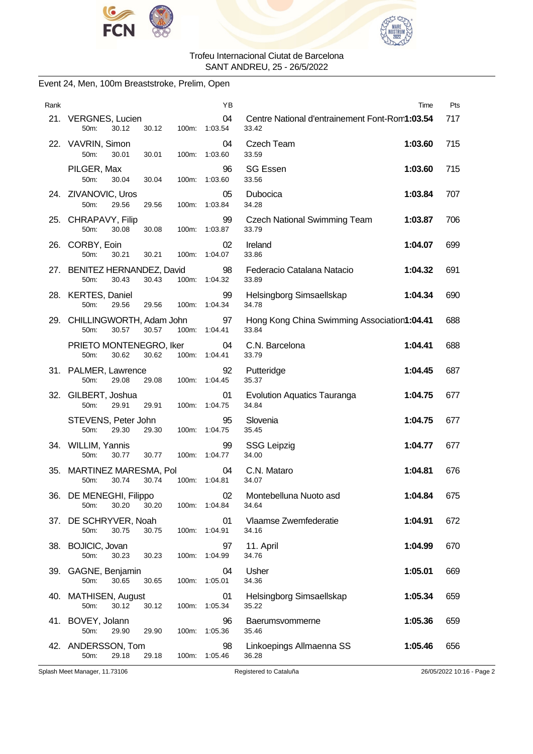Trofeu Internacional Ciutat de Barcelona
SANT ANDREU, 25 - 26/5/2022

Event 24, Men, 100m Breaststroke, Prelim, Open

| Rank | Name | YB | Club | Time | Pts |
|---|---|---|---|---|---|
| 21. | VERGNES, Lucien | 04 | Centre National d'entrainement Font-Rom | 1:03.54 | 717 |
| | 50m: 30.12 30.12 100m: 1:03.54 | | 33.42 | | |
| 22. | VAVRIN, Simon | 04 | Czech Team | 1:03.60 | 715 |
| | 50m: 30.01 30.01 100m: 1:03.60 | | 33.59 | | |
| | PILGER, Max | 96 | SG Essen | 1:03.60 | 715 |
| | 50m: 30.04 30.04 100m: 1:03.60 | | 33.56 | | |
| 24. | ZIVANOVIC, Uros | 05 | Dubocica | 1:03.84 | 707 |
| | 50m: 29.56 29.56 100m: 1:03.84 | | 34.28 | | |
| 25. | CHRAPAVY, Filip | 99 | Czech National Swimming Team | 1:03.87 | 706 |
| | 50m: 30.08 30.08 100m: 1:03.87 | | 33.79 | | |
| 26. | CORBY, Eoin | 02 | Ireland | 1:04.07 | 699 |
| | 50m: 30.21 30.21 100m: 1:04.07 | | 33.86 | | |
| 27. | BENITEZ HERNANDEZ, David | 98 | Federacio Catalana Natacio | 1:04.32 | 691 |
| | 50m: 30.43 30.43 100m: 1:04.32 | | 33.89 | | |
| 28. | KERTES, Daniel | 99 | Helsingborg Simsaellskap | 1:04.34 | 690 |
| | 50m: 29.56 29.56 100m: 1:04.34 | | 34.78 | | |
| 29. | CHILLINGWORTH, Adam John | 97 | Hong Kong China Swimming Association | 1:04.41 | 688 |
| | 50m: 30.57 30.57 100m: 1:04.41 | | 33.84 | | |
| | PRIETO MONTENEGRO, Iker | 04 | C.N. Barcelona | 1:04.41 | 688 |
| | 50m: 30.62 30.62 100m: 1:04.41 | | 33.79 | | |
| 31. | PALMER, Lawrence | 92 | Putteridge | 1:04.45 | 687 |
| | 50m: 29.08 29.08 100m: 1:04.45 | | 35.37 | | |
| 32. | GILBERT, Joshua | 01 | Evolution Aquatics Tauranga | 1:04.75 | 677 |
| | 50m: 29.91 29.91 100m: 1:04.75 | | 34.84 | | |
| | STEVENS, Peter John | 95 | Slovenia | 1:04.75 | 677 |
| | 50m: 29.30 29.30 100m: 1:04.75 | | 35.45 | | |
| 34. | WILLIM, Yannis | 99 | SSG Leipzig | 1:04.77 | 677 |
| | 50m: 30.77 30.77 100m: 1:04.77 | | 34.00 | | |
| 35. | MARTINEZ MARESMA, Pol | 04 | C.N. Mataro | 1:04.81 | 676 |
| | 50m: 30.74 30.74 100m: 1:04.81 | | 34.07 | | |
| 36. | DE MENEGHI, Filippo | 02 | Montebelluna Nuoto asd | 1:04.84 | 675 |
| | 50m: 30.20 30.20 100m: 1:04.84 | | 34.64 | | |
| 37. | DE SCHRYVER, Noah | 01 | Vlaamse Zwemfederatie | 1:04.91 | 672 |
| | 50m: 30.75 30.75 100m: 1:04.91 | | 34.16 | | |
| 38. | BOJICIC, Jovan | 97 | 11. April | 1:04.99 | 670 |
| | 50m: 30.23 30.23 100m: 1:04.99 | | 34.76 | | |
| 39. | GAGNE, Benjamin | 04 | Usher | 1:05.01 | 669 |
| | 50m: 30.65 30.65 100m: 1:05.01 | | 34.36 | | |
| 40. | MATHISEN, August | 01 | Helsingborg Simsaellskap | 1:05.34 | 659 |
| | 50m: 30.12 30.12 100m: 1:05.34 | | 35.22 | | |
| 41. | BOVEY, Jolann | 96 | Baerumsvommerne | 1:05.36 | 659 |
| | 50m: 29.90 29.90 100m: 1:05.36 | | 35.46 | | |
| 42. | ANDERSSON, Tom | 98 | Linkoepings Allmaenna SS | 1:05.46 | 656 |
| | 50m: 29.18 29.18 100m: 1:05.46 | | 36.28 | | |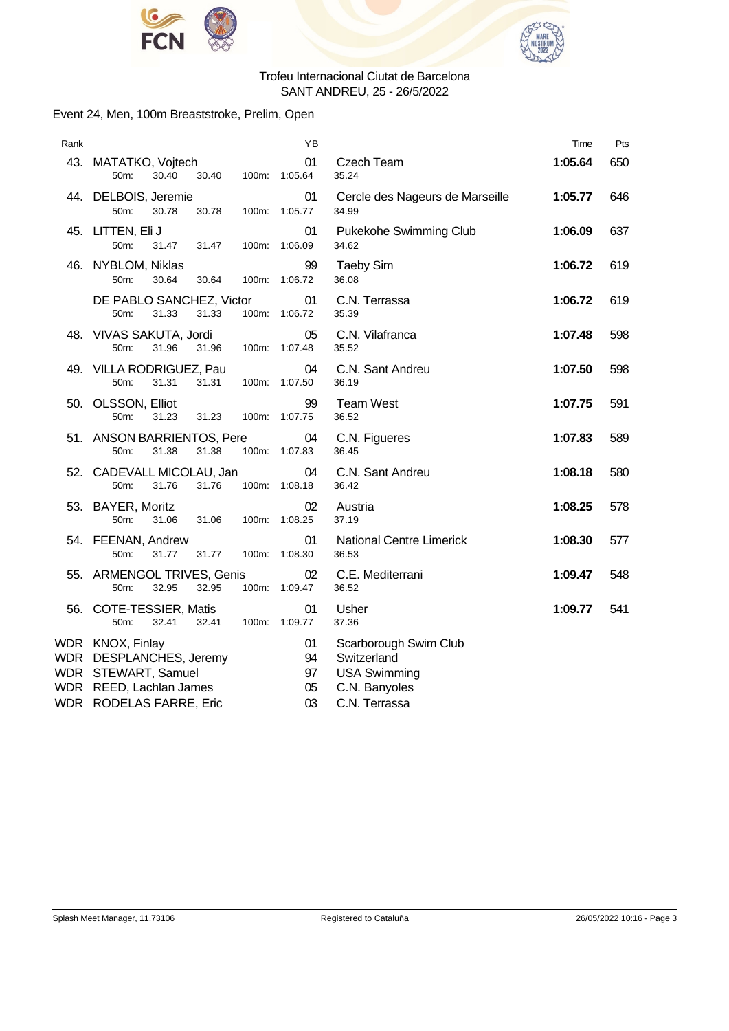Trofeu Internacional Ciutat de Barcelona
SANT ANDREU, 25 - 26/5/2022

## Event 24, Men, 100m Breaststroke, Prelim, Open

| Rank | Name | YB | Club | Time | Pts |
|---|---|---|---|---|---|
| 43. | MATATKO, Vojtech | 01 | Czech Team | **1:05.64** | 650 |
| | 50m: 30.40 30.40 100m: 1:05.64 | | 35.24 | | |
| 44. | DELBOIS, Jeremie | 01 | Cercle des Nageurs de Marseille | **1:05.77** | 646 |
| | 50m: 30.78 30.78 100m: 1:05.77 | | 34.99 | | |
| 45. | LITTEN, Eli J | 01 | Pukekohe Swimming Club | **1:06.09** | 637 |
| | 50m: 31.47 31.47 100m: 1:06.09 | | 34.62 | | |
| 46. | NYBLOM, Niklas | 99 | Taeby Sim | **1:06.72** | 619 |
| | 50m: 30.64 30.64 100m: 1:06.72 | | 36.08 | | |
| | DE PABLO SANCHEZ, Victor | 01 | C.N. Terrassa | **1:06.72** | 619 |
| | 50m: 31.33 31.33 100m: 1:06.72 | | 35.39 | | |
| 48. | VIVAS SAKUTA, Jordi | 05 | C.N. Vilafranca | **1:07.48** | 598 |
| | 50m: 31.96 31.96 100m: 1:07.48 | | 35.52 | | |
| 49. | VILLA RODRIGUEZ, Pau | 04 | C.N. Sant Andreu | **1:07.50** | 598 |
| | 50m: 31.31 31.31 100m: 1:07.50 | | 36.19 | | |
| 50. | OLSSON, Elliot | 99 | Team West | **1:07.75** | 591 |
| | 50m: 31.23 31.23 100m: 1:07.75 | | 36.52 | | |
| 51. | ANSON BARRIENTOS, Pere | 04 | C.N. Figueres | **1:07.83** | 589 |
| | 50m: 31.38 31.38 100m: 1:07.83 | | 36.45 | | |
| 52. | CADEVALL MICOLAU, Jan | 04 | C.N. Sant Andreu | **1:08.18** | 580 |
| | 50m: 31.76 31.76 100m: 1:08.18 | | 36.42 | | |
| 53. | BAYER, Moritz | 02 | Austria | **1:08.25** | 578 |
| | 50m: 31.06 31.06 100m: 1:08.25 | | 37.19 | | |
| 54. | FEENAN, Andrew | 01 | National Centre Limerick | **1:08.30** | 577 |
| | 50m: 31.77 31.77 100m: 1:08.30 | | 36.53 | | |
| 55. | ARMENGOL TRIVES, Genis | 02 | C.E. Mediterrani | **1:09.47** | 548 |
| | 50m: 32.95 32.95 100m: 1:09.47 | | 36.52 | | |
| 56. | COTE-TESSIER, Matis | 01 | Usher | **1:09.77** | 541 |
| | 50m: 32.41 32.41 100m: 1:09.77 | | 37.36 | | |
| WDR | KNOX, Finlay | 01 | Scarborough Swim Club | | |
| WDR | DESPLANCHES, Jeremy | 94 | Switzerland | | |
| WDR | STEWART, Samuel | 97 | USA Swimming | | |
| WDR | REED, Lachlan James | 05 | C.N. Banyoles | | |
| WDR | RODELAS FARRE, Eric | 03 | C.N. Terrassa | | |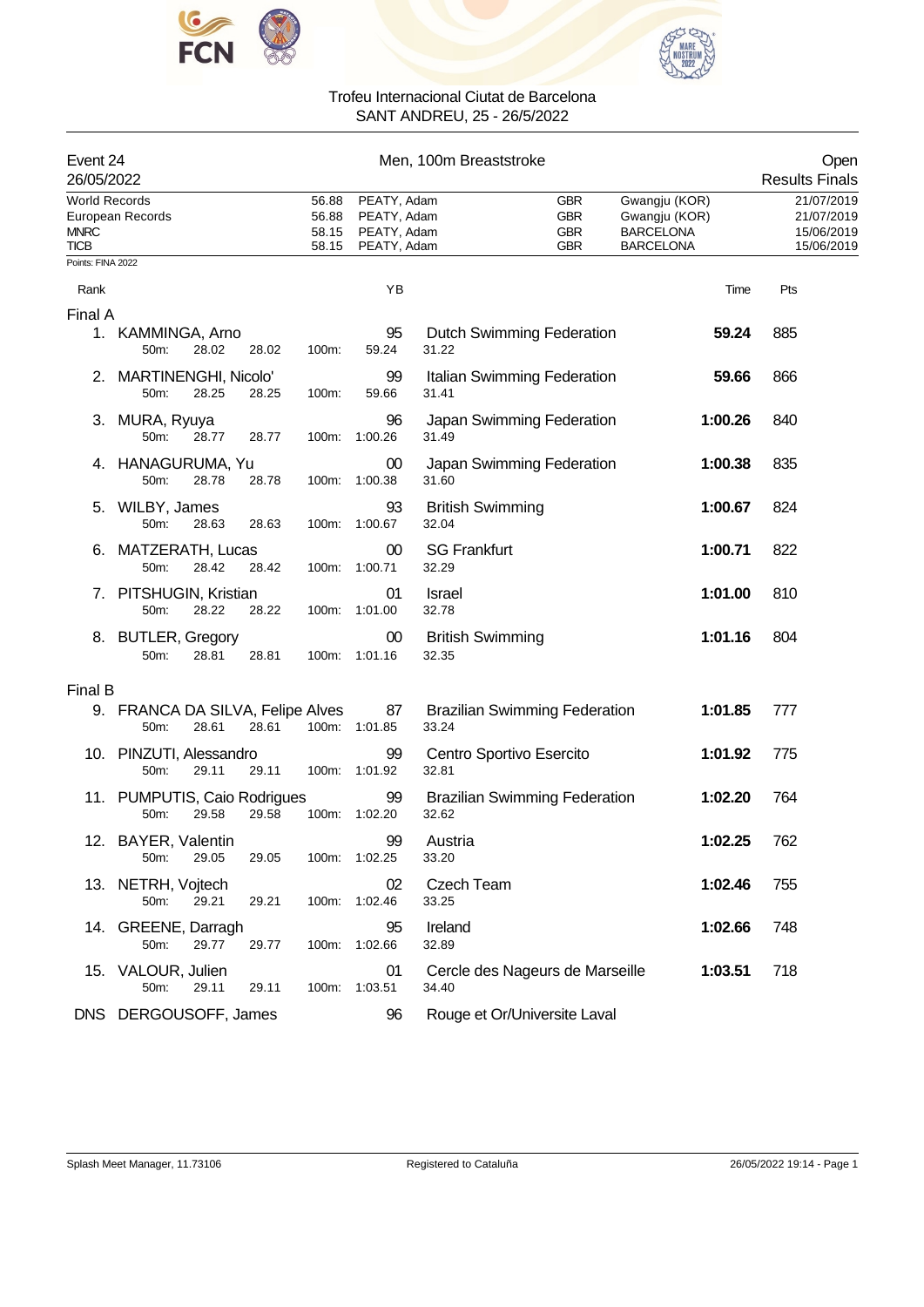Trofeu Internacional Ciutat de Barcelona
SANT ANDREU, 25 - 26/5/2022

## Event 24 — Men, 100m Breaststroke — Open

26/05/2022 — Results Finals

| | | | | | |
|---|---|---|---|---|---|
| World Records | 56.88 | PEATY, Adam | GBR | Gwangju (KOR) | 21/07/2019 |
| European Records | 56.88 | PEATY, Adam | GBR | Gwangju (KOR) | 21/07/2019 |
| MNRC | 58.15 | PEATY, Adam | GBR | BARCELONA | 15/06/2019 |
| TICB | 58.15 | PEATY, Adam | GBR | BARCELONA | 15/06/2019 |

Points: FINA 2022

### Final A

| Rank | Name | YB | Club | 50m | 100m | Split | Time | Pts |
|---|---|---|---|---|---|---|---|---|
| 1. | KAMMINGA, Arno | 95 | Dutch Swimming Federation | 28.02 | 59.24 | 31.22 | **59.24** | 885 |
| 2. | MARTINENGHI, Nicolo' | 99 | Italian Swimming Federation | 28.25 | 59.66 | 31.41 | **59.66** | 866 |
| 3. | MURA, Ryuya | 96 | Japan Swimming Federation | 28.77 | 1:00.26 | 31.49 | **1:00.26** | 840 |
| 4. | HANAGURUMA, Yu | 00 | Japan Swimming Federation | 28.78 | 1:00.38 | 31.60 | **1:00.38** | 835 |
| 5. | WILBY, James | 93 | British Swimming | 28.63 | 1:00.67 | 32.04 | **1:00.67** | 824 |
| 6. | MATZERATH, Lucas | 00 | SG Frankfurt | 28.42 | 1:00.71 | 32.29 | **1:00.71** | 822 |
| 7. | PITSHUGIN, Kristian | 01 | Israel | 28.22 | 1:01.00 | 32.78 | **1:01.00** | 810 |
| 8. | BUTLER, Gregory | 00 | British Swimming | 28.81 | 1:01.16 | 32.35 | **1:01.16** | 804 |

### Final B

| Rank | Name | YB | Club | 50m | 100m | Split | Time | Pts |
|---|---|---|---|---|---|---|---|---|
| 9. | FRANCA DA SILVA, Felipe Alves | 87 | Brazilian Swimming Federation | 28.61 | 1:01.85 | 33.24 | **1:01.85** | 777 |
| 10. | PINZUTI, Alessandro | 99 | Centro Sportivo Esercito | 29.11 | 1:01.92 | 32.81 | **1:01.92** | 775 |
| 11. | PUMPUTIS, Caio Rodrigues | 99 | Brazilian Swimming Federation | 29.58 | 1:02.20 | 32.62 | **1:02.20** | 764 |
| 12. | BAYER, Valentin | 99 | Austria | 29.05 | 1:02.25 | 33.20 | **1:02.25** | 762 |
| 13. | NETRH, Vojtech | 02 | Czech Team | 29.21 | 1:02.46 | 33.25 | **1:02.46** | 755 |
| 14. | GREENE, Darragh | 95 | Ireland | 29.77 | 1:02.66 | 32.89 | **1:02.66** | 748 |
| 15. | VALOUR, Julien | 01 | Cercle des Nageurs de Marseille | 29.11 | 1:03.51 | 34.40 | **1:03.51** | 718 |
| DNS | DERGOUSOFF, James | 96 | Rouge et Or/Universite Laval | | | | | |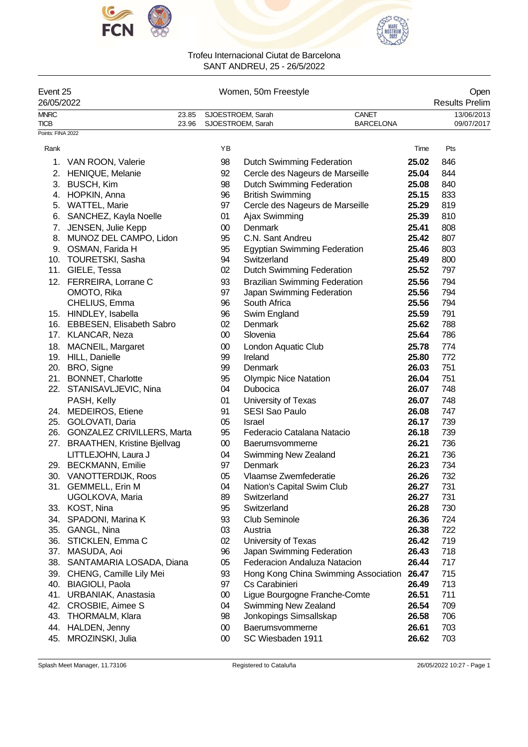Trofeu Internacional Ciutat de Barcelona
SANT ANDREU, 25 - 26/5/2022

Event 25 — Women, 50m Freestyle — Open
26/05/2022 — Results Prelim

| | | | | |
|---|---|---|---|---|
| MNRC | 23.85 | SJOESTROEM, Sarah | CANET | 13/06/2013 |
| TICB | 23.96 | SJOESTROEM, Sarah | BARCELONA | 09/07/2017 |

Points: FINA 2022

| Rank | | YB | | Time | Pts |
|---|---|---|---|---|---|
| 1. | VAN ROON, Valerie | 98 | Dutch Swimming Federation | **25.02** | 846 |
| 2. | HENIQUE, Melanie | 92 | Cercle des Nageurs de Marseille | **25.04** | 844 |
| 3. | BUSCH, Kim | 98 | Dutch Swimming Federation | **25.08** | 840 |
| 4. | HOPKIN, Anna | 96 | British Swimming | **25.15** | 833 |
| 5. | WATTEL, Marie | 97 | Cercle des Nageurs de Marseille | **25.29** | 819 |
| 6. | SANCHEZ, Kayla Noelle | 01 | Ajax Swimming | **25.39** | 810 |
| 7. | JENSEN, Julie Kepp | 00 | Denmark | **25.41** | 808 |
| 8. | MUNOZ DEL CAMPO, Lidon | 95 | C.N. Sant Andreu | **25.42** | 807 |
| 9. | OSMAN, Farida H | 95 | Egyptian Swimming Federation | **25.46** | 803 |
| 10. | TOURETSKI, Sasha | 94 | Switzerland | **25.49** | 800 |
| 11. | GIELE, Tessa | 02 | Dutch Swimming Federation | **25.52** | 797 |
| 12. | FERREIRA, Lorrane C | 93 | Brazilian Swimming Federation | **25.56** | 794 |
| | OMOTO, Rika | 97 | Japan Swimming Federation | **25.56** | 794 |
| | CHELIUS, Emma | 96 | South Africa | **25.56** | 794 |
| 15. | HINDLEY, Isabella | 96 | Swim England | **25.59** | 791 |
| 16. | EBBESEN, Elisabeth Sabro | 02 | Denmark | **25.62** | 788 |
| 17. | KLANCAR, Neza | 00 | Slovenia | **25.64** | 786 |
| 18. | MACNEIL, Margaret | 00 | London Aquatic Club | **25.78** | 774 |
| 19. | HILL, Danielle | 99 | Ireland | **25.80** | 772 |
| 20. | BRO, Signe | 99 | Denmark | **26.03** | 751 |
| 21. | BONNET, Charlotte | 95 | Olympic Nice Natation | **26.04** | 751 |
| 22. | STANISAVLJEVIC, Nina | 04 | Dubocica | **26.07** | 748 |
| | PASH, Kelly | 01 | University of Texas | **26.07** | 748 |
| 24. | MEDEIROS, Etiene | 91 | SESI Sao Paulo | **26.08** | 747 |
| 25. | GOLOVATI, Daria | 05 | Israel | **26.17** | 739 |
| 26. | GONZALEZ CRIVILLERS, Marta | 95 | Federacio Catalana Natacio | **26.18** | 739 |
| 27. | BRAATHEN, Kristine Bjellvag | 00 | Baerumsvommerne | **26.21** | 736 |
| | LITTLEJOHN, Laura J | 04 | Swimming New Zealand | **26.21** | 736 |
| 29. | BECKMANN, Emilie | 97 | Denmark | **26.23** | 734 |
| 30. | VANOTTERDIJK, Roos | 05 | Vlaamse Zwemfederatie | **26.26** | 732 |
| 31. | GEMMELL, Erin M | 04 | Nation's Capital Swim Club | **26.27** | 731 |
| | UGOLKOVA, Maria | 89 | Switzerland | **26.27** | 731 |
| 33. | KOST, Nina | 95 | Switzerland | **26.28** | 730 |
| 34. | SPADONI, Marina K | 93 | Club Seminole | **26.36** | 724 |
| 35. | GANGL, Nina | 03 | Austria | **26.38** | 722 |
| 36. | STICKLEN, Emma C | 02 | University of Texas | **26.42** | 719 |
| 37. | MASUDA, Aoi | 96 | Japan Swimming Federation | **26.43** | 718 |
| 38. | SANTAMARIA LOSADA, Diana | 05 | Federacion Andaluza Natacion | **26.44** | 717 |
| 39. | CHENG, Camille Lily Mei | 93 | Hong Kong China Swimming Association | **26.47** | 715 |
| 40. | BIAGIOLI, Paola | 97 | Cs Carabinieri | **26.49** | 713 |
| 41. | URBANIAK, Anastasia | 00 | Ligue Bourgogne Franche-Comte | **26.51** | 711 |
| 42. | CROSBIE, Aimee S | 04 | Swimming New Zealand | **26.54** | 709 |
| 43. | THORMALM, Klara | 98 | Jonkopings Simsallskap | **26.58** | 706 |
| 44. | HALDEN, Jenny | 00 | Baerumsvommerne | **26.61** | 703 |
| 45. | MROZINSKI, Julia | 00 | SC Wiesbaden 1911 | **26.62** | 703 |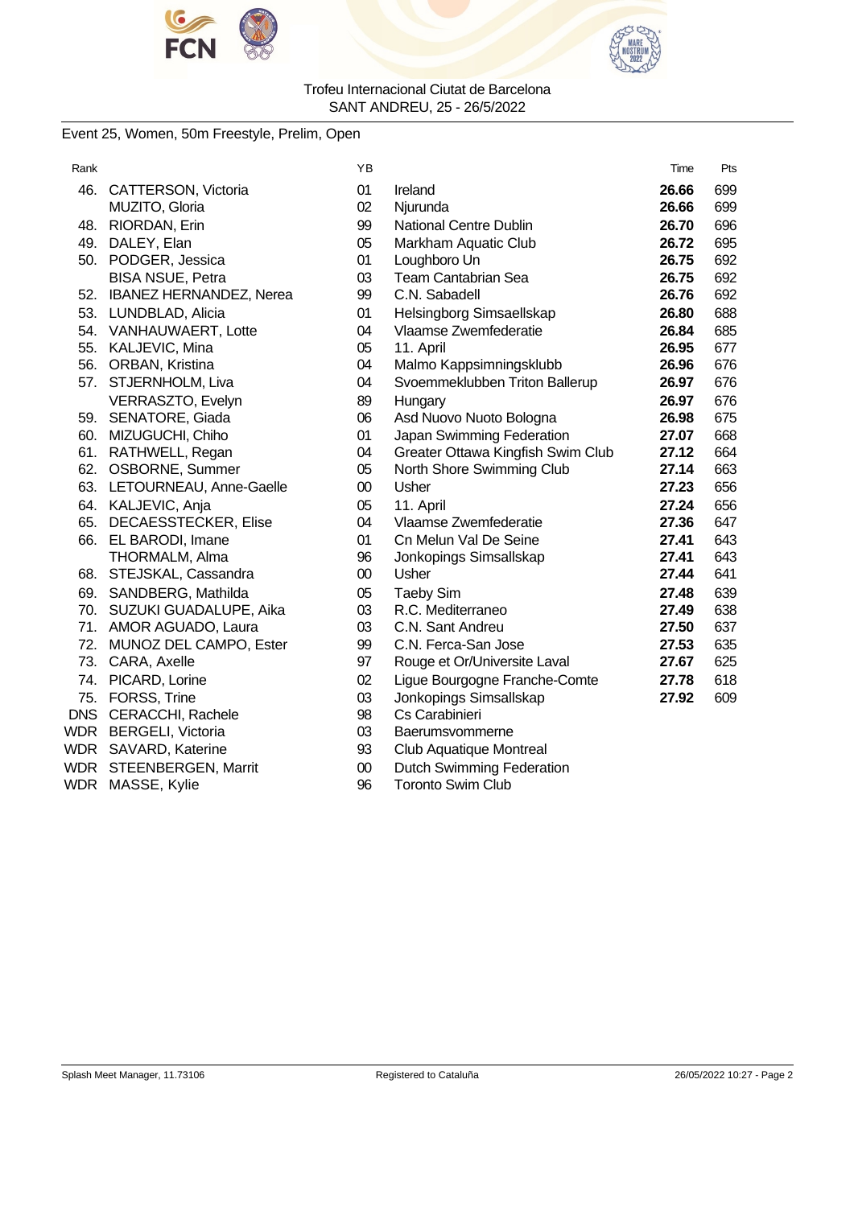Trofeu Internacional Ciutat de Barcelona
SANT ANDREU, 25 - 26/5/2022

### Event 25, Women, 50m Freestyle, Prelim, Open

| Rank | | YB | | Time | Pts |
|---|---|---|---|---|---|
| 46. | CATTERSON, Victoria | 01 | Ireland | **26.66** | 699 |
| | MUZITO, Gloria | 02 | Njurunda | **26.66** | 699 |
| 48. | RIORDAN, Erin | 99 | National Centre Dublin | **26.70** | 696 |
| 49. | DALEY, Elan | 05 | Markham Aquatic Club | **26.72** | 695 |
| 50. | PODGER, Jessica | 01 | Loughboro Un | **26.75** | 692 |
| | BISA NSUE, Petra | 03 | Team Cantabrian Sea | **26.75** | 692 |
| 52. | IBANEZ HERNANDEZ, Nerea | 99 | C.N. Sabadell | **26.76** | 692 |
| 53. | LUNDBLAD, Alicia | 01 | Helsingborg Simsaellskap | **26.80** | 688 |
| 54. | VANHAUWAERT, Lotte | 04 | Vlaamse Zwemfederatie | **26.84** | 685 |
| 55. | KALJEVIC, Mina | 05 | 11. April | **26.95** | 677 |
| 56. | ORBAN, Kristina | 04 | Malmo Kappsimningsklubb | **26.96** | 676 |
| 57. | STJERNHOLM, Liva | 04 | Svoemmeklubben Triton Ballerup | **26.97** | 676 |
| | VERRASZTO, Evelyn | 89 | Hungary | **26.97** | 676 |
| 59. | SENATORE, Giada | 06 | Asd Nuovo Nuoto Bologna | **26.98** | 675 |
| 60. | MIZUGUCHI, Chiho | 01 | Japan Swimming Federation | **27.07** | 668 |
| 61. | RATHWELL, Regan | 04 | Greater Ottawa Kingfish Swim Club | **27.12** | 664 |
| 62. | OSBORNE, Summer | 05 | North Shore Swimming Club | **27.14** | 663 |
| 63. | LETOURNEAU, Anne-Gaelle | 00 | Usher | **27.23** | 656 |
| 64. | KALJEVIC, Anja | 05 | 11. April | **27.24** | 656 |
| 65. | DECAESSTECKER, Elise | 04 | Vlaamse Zwemfederatie | **27.36** | 647 |
| 66. | EL BARODI, Imane | 01 | Cn Melun Val De Seine | **27.41** | 643 |
| | THORMALM, Alma | 96 | Jonkopings Simsallskap | **27.41** | 643 |
| 68. | STEJSKAL, Cassandra | 00 | Usher | **27.44** | 641 |
| 69. | SANDBERG, Mathilda | 05 | Taeby Sim | **27.48** | 639 |
| 70. | SUZUKI GUADALUPE, Aika | 03 | R.C. Mediterraneo | **27.49** | 638 |
| 71. | AMOR AGUADO, Laura | 03 | C.N. Sant Andreu | **27.50** | 637 |
| 72. | MUNOZ DEL CAMPO, Ester | 99 | C.N. Ferca-San Jose | **27.53** | 635 |
| 73. | CARA, Axelle | 97 | Rouge et Or/Universite Laval | **27.67** | 625 |
| 74. | PICARD, Lorine | 02 | Ligue Bourgogne Franche-Comte | **27.78** | 618 |
| 75. | FORSS, Trine | 03 | Jonkopings Simsallskap | **27.92** | 609 |
| DNS | CERACCHI, Rachele | 98 | Cs Carabinieri | | |
| WDR | BERGELI, Victoria | 03 | Baerumsvommerne | | |
| WDR | SAVARD, Katerine | 93 | Club Aquatique Montreal | | |
| WDR | STEENBERGEN, Marrit | 00 | Dutch Swimming Federation | | |
| WDR | MASSE, Kylie | 96 | Toronto Swim Club | | |

Splash Meet Manager, 11.73106 | Registered to Cataluña | 26/05/2022 10:27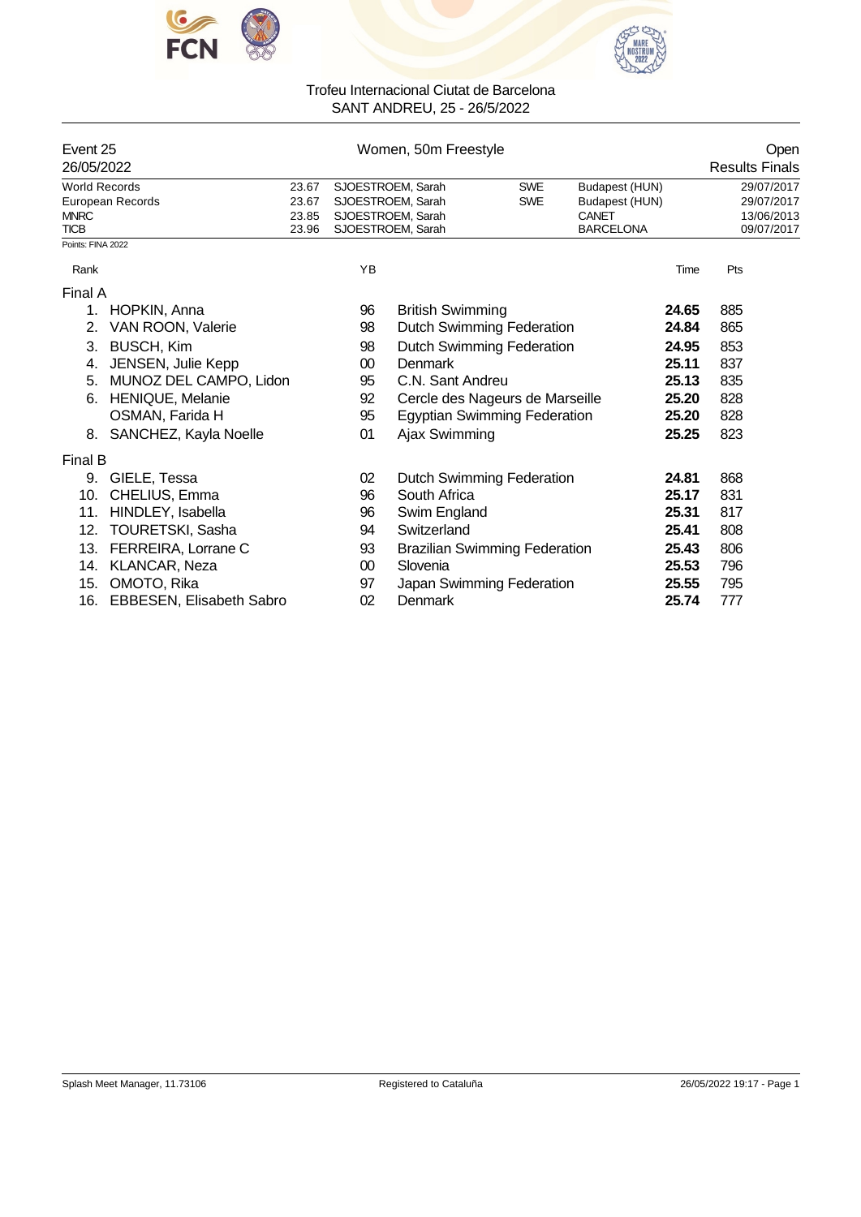Trofeu Internacional Ciutat de Barcelona
SANT ANDREU, 25 - 26/5/2022

## Event 25 — Women, 50m Freestyle — Open

26/05/2022 — Results Finals

| | | | | | |
|---|---|---|---|---|---|
| World Records | 23.67 | SJOESTROEM, Sarah | SWE | Budapest (HUN) | 29/07/2017 |
| European Records | 23.67 | SJOESTROEM, Sarah | SWE | Budapest (HUN) | 29/07/2017 |
| MNRC | 23.85 | SJOESTROEM, Sarah | | CANET | 13/06/2013 |
| TICB | 23.96 | SJOESTROEM, Sarah | | BARCELONA | 09/07/2017 |

Points: FINA 2022

| Rank | | YB | | Time | Pts |
|---|---|---|---|---|---|
| **Final A** | | | | | |
| 1. | HOPKIN, Anna | 96 | British Swimming | **24.65** | 885 |
| 2. | VAN ROON, Valerie | 98 | Dutch Swimming Federation | **24.84** | 865 |
| 3. | BUSCH, Kim | 98 | Dutch Swimming Federation | **24.95** | 853 |
| 4. | JENSEN, Julie Kepp | 00 | Denmark | **25.11** | 837 |
| 5. | MUNOZ DEL CAMPO, Lidon | 95 | C.N. Sant Andreu | **25.13** | 835 |
| 6. | HENIQUE, Melanie | 92 | Cercle des Nageurs de Marseille | **25.20** | 828 |
| | OSMAN, Farida H | 95 | Egyptian Swimming Federation | **25.20** | 828 |
| 8. | SANCHEZ, Kayla Noelle | 01 | Ajax Swimming | **25.25** | 823 |
| **Final B** | | | | | |
| 9. | GIELE, Tessa | 02 | Dutch Swimming Federation | **24.81** | 868 |
| 10. | CHELIUS, Emma | 96 | South Africa | **25.17** | 831 |
| 11. | HINDLEY, Isabella | 96 | Swim England | **25.31** | 817 |
| 12. | TOURETSKI, Sasha | 94 | Switzerland | **25.41** | 808 |
| 13. | FERREIRA, Lorrane C | 93 | Brazilian Swimming Federation | **25.43** | 806 |
| 14. | KLANCAR, Neza | 00 | Slovenia | **25.53** | 796 |
| 15. | OMOTO, Rika | 97 | Japan Swimming Federation | **25.55** | 795 |
| 16. | EBBESEN, Elisabeth Sabro | 02 | Denmark | **25.74** | 777 |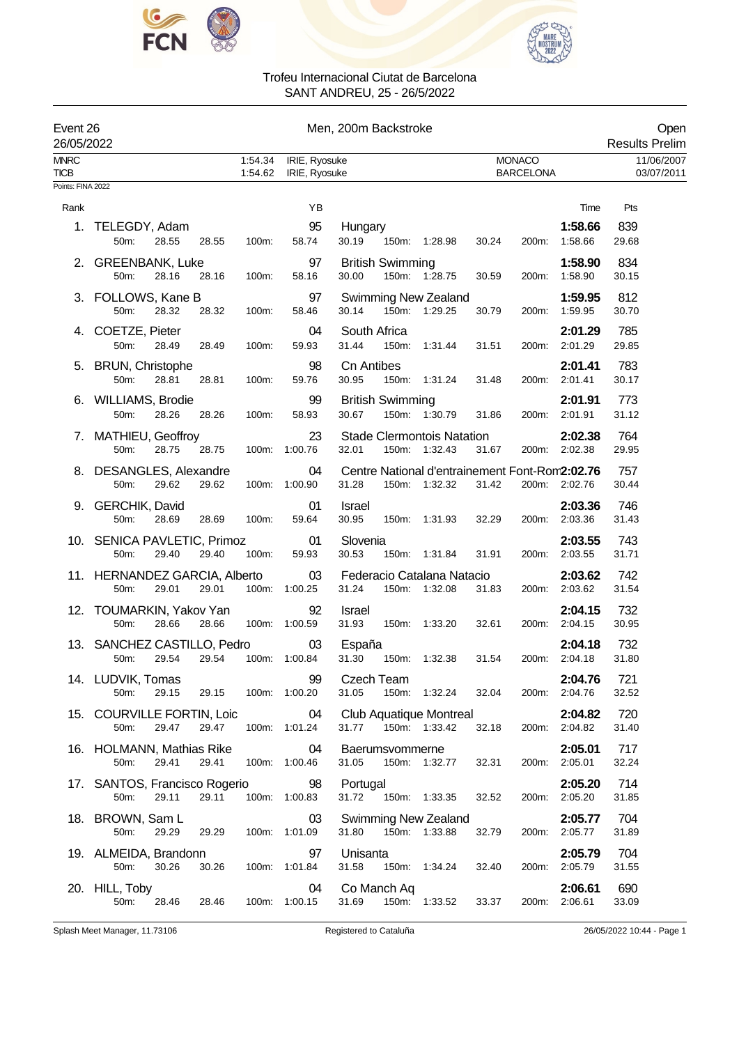Trofeu Internacional Ciutat de Barcelona
SANT ANDREU, 25 - 26/5/2022

**Event 26** — Men, 200m Backstroke — Open
26/05/2022 — Results Prelim

| | | | | | |
|---|---|---|---|---|---|
| MNRC | 1:54.34 | IRIE, Ryosuke | MONACO | 11/06/2007 |
| TICB | 1:54.62 | IRIE, Ryosuke | BARCELONA | 03/07/2011 |

Points: FINA 2022

| Rank | Name | YB | Club | Time | Pts |
|---|---|---|---|---|---|
| 1. | TELEGDY, Adam | 95 | Hungary | **1:58.66** | 839 |
| | 50m: 28.55 28.55 | 100m: 58.74 | 30.19 150m: 1:28.98 30.24 | 200m: 1:58.66 | 29.68 |
| 2. | GREENBANK, Luke | 97 | British Swimming | **1:58.90** | 834 |
| | 50m: 28.16 28.16 | 100m: 58.16 | 30.00 150m: 1:28.75 30.59 | 200m: 1:58.90 | 30.15 |
| 3. | FOLLOWS, Kane B | 97 | Swimming New Zealand | **1:59.95** | 812 |
| | 50m: 28.32 28.32 | 100m: 58.46 | 30.14 150m: 1:29.25 30.79 | 200m: 1:59.95 | 30.70 |
| 4. | COETZE, Pieter | 04 | South Africa | **2:01.29** | 785 |
| | 50m: 28.49 28.49 | 100m: 59.93 | 31.44 150m: 1:31.44 31.51 | 200m: 2:01.29 | 29.85 |
| 5. | BRUN, Christophe | 98 | Cn Antibes | **2:01.41** | 783 |
| | 50m: 28.81 28.81 | 100m: 59.76 | 30.95 150m: 1:31.24 31.48 | 200m: 2:01.41 | 30.17 |
| 6. | WILLIAMS, Brodie | 99 | British Swimming | **2:01.91** | 773 |
| | 50m: 28.26 28.26 | 100m: 58.93 | 30.67 150m: 1:30.79 31.86 | 200m: 2:01.91 | 31.12 |
| 7. | MATHIEU, Geoffroy | 23 | Stade Clermontois Natation | **2:02.38** | 764 |
| | 50m: 28.75 28.75 | 100m: 1:00.76 | 32.01 150m: 1:32.43 31.67 | 200m: 2:02.38 | 29.95 |
| 8. | DESANGLES, Alexandre | 04 | Centre National d'entrainement Font-Rom | **2:02.76** | 757 |
| | 50m: 29.62 29.62 | 100m: 1:00.90 | 31.28 150m: 1:32.32 31.42 | 200m: 2:02.76 | 30.44 |
| 9. | GERCHIK, David | 01 | Israel | **2:03.36** | 746 |
| | 50m: 28.69 28.69 | 100m: 59.64 | 30.95 150m: 1:31.93 32.29 | 200m: 2:03.36 | 31.43 |
| 10. | SENICA PAVLETIC, Primoz | 01 | Slovenia | **2:03.55** | 743 |
| | 50m: 29.40 29.40 | 100m: 59.93 | 30.53 150m: 1:31.84 31.91 | 200m: 2:03.55 | 31.71 |
| 11. | HERNANDEZ GARCIA, Alberto | 03 | Federacio Catalana Natacio | **2:03.62** | 742 |
| | 50m: 29.01 29.01 | 100m: 1:00.25 | 31.24 150m: 1:32.08 31.83 | 200m: 2:03.62 | 31.54 |
| 12. | TOUMARKIN, Yakov Yan | 92 | Israel | **2:04.15** | 732 |
| | 50m: 28.66 28.66 | 100m: 1:00.59 | 31.93 150m: 1:33.20 32.61 | 200m: 2:04.15 | 30.95 |
| 13. | SANCHEZ CASTILLO, Pedro | 03 | España | **2:04.18** | 732 |
| | 50m: 29.54 29.54 | 100m: 1:00.84 | 31.30 150m: 1:32.38 31.54 | 200m: 2:04.18 | 31.80 |
| 14. | LUDVIK, Tomas | 99 | Czech Team | **2:04.76** | 721 |
| | 50m: 29.15 29.15 | 100m: 1:00.20 | 31.05 150m: 1:32.24 32.04 | 200m: 2:04.76 | 32.52 |
| 15. | COURVILLE FORTIN, Loic | 04 | Club Aquatique Montreal | **2:04.82** | 720 |
| | 50m: 29.47 29.47 | 100m: 1:01.24 | 31.77 150m: 1:33.42 32.18 | 200m: 2:04.82 | 31.40 |
| 16. | HOLMANN, Mathias Rike | 04 | Baerumsvommerne | **2:05.01** | 717 |
| | 50m: 29.41 29.41 | 100m: 1:00.46 | 31.05 150m: 1:32.77 32.31 | 200m: 2:05.01 | 32.24 |
| 17. | SANTOS, Francisco Rogerio | 98 | Portugal | **2:05.20** | 714 |
| | 50m: 29.11 29.11 | 100m: 1:00.83 | 31.72 150m: 1:33.35 32.52 | 200m: 2:05.20 | 31.85 |
| 18. | BROWN, Sam L | 03 | Swimming New Zealand | **2:05.77** | 704 |
| | 50m: 29.29 29.29 | 100m: 1:01.09 | 31.80 150m: 1:33.88 32.79 | 200m: 2:05.77 | 31.89 |
| 19. | ALMEIDA, Brandonn | 97 | Unisanta | **2:05.79** | 704 |
| | 50m: 30.26 30.26 | 100m: 1:01.84 | 31.58 150m: 1:34.24 32.40 | 200m: 2:05.79 | 31.55 |
| 20. | HILL, Toby | 04 | Co Manch Aq | **2:06.61** | 690 |
| | 50m: 28.46 28.46 | 100m: 1:00.15 | 31.69 150m: 1:33.52 33.37 | 200m: 2:06.61 | 33.09 |

Splash Meet Manager, 11.73106 — Registered to Cataluña — 26/05/2022 10:44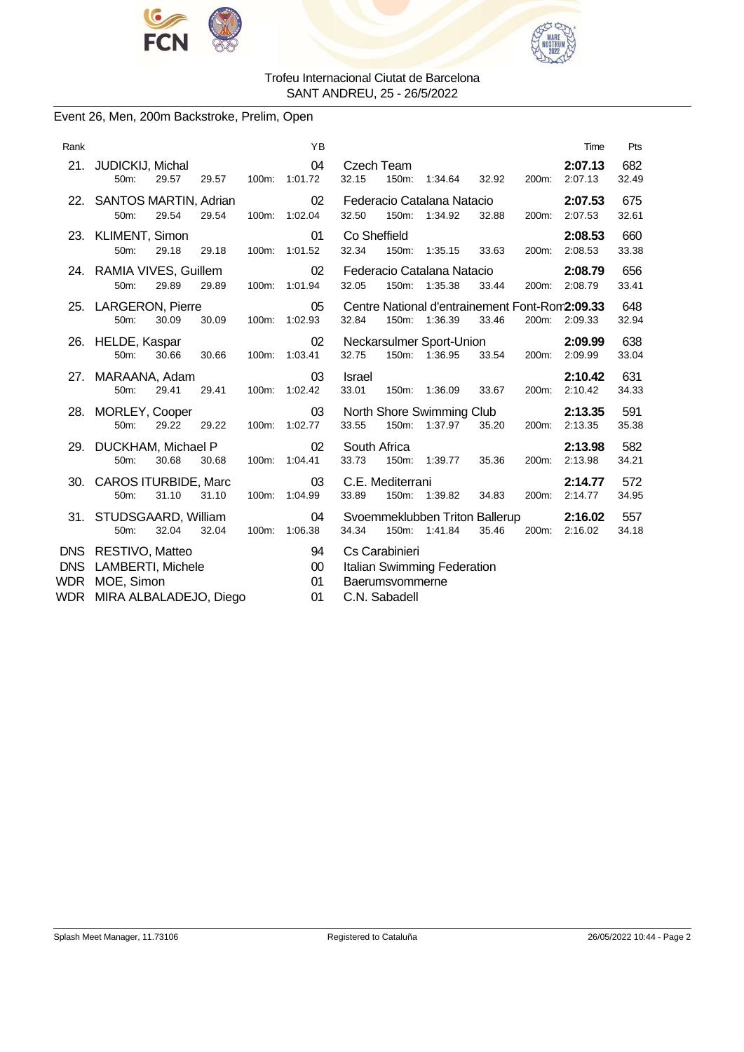Trofeu Internacional Ciutat de Barcelona
SANT ANDREU, 25 - 26/5/2022

## Event 26, Men, 200m Backstroke, Prelim, Open

| Rank | Name | YB | Club | Time | Pts |
|---|---|---|---|---|---|
| 21. | JUDICKIJ, Michal | 04 | Czech Team | **2:07.13** | 682 |
| | 50m: 29.57 29.57 | 100m: 1:01.72 | 32.15 150m: 1:34.64 32.92 | 200m: 2:07.13 | 32.49 |
| 22. | SANTOS MARTIN, Adrian | 02 | Federacio Catalana Natacio | **2:07.53** | 675 |
| | 50m: 29.54 29.54 | 100m: 1:02.04 | 32.50 150m: 1:34.92 32.88 | 200m: 2:07.53 | 32.61 |
| 23. | KLIMENT, Simon | 01 | Co Sheffield | **2:08.53** | 660 |
| | 50m: 29.18 29.18 | 100m: 1:01.52 | 32.34 150m: 1:35.15 33.63 | 200m: 2:08.53 | 33.38 |
| 24. | RAMIA VIVES, Guillem | 02 | Federacio Catalana Natacio | **2:08.79** | 656 |
| | 50m: 29.89 29.89 | 100m: 1:01.94 | 32.05 150m: 1:35.38 33.44 | 200m: 2:08.79 | 33.41 |
| 25. | LARGERON, Pierre | 05 | Centre National d'entrainement Font-Rom | **2:09.33** | 648 |
| | 50m: 30.09 30.09 | 100m: 1:02.93 | 32.84 150m: 1:36.39 33.46 | 200m: 2:09.33 | 32.94 |
| 26. | HELDE, Kaspar | 02 | Neckarsulmer Sport-Union | **2:09.99** | 638 |
| | 50m: 30.66 30.66 | 100m: 1:03.41 | 32.75 150m: 1:36.95 33.54 | 200m: 2:09.99 | 33.04 |
| 27. | MARAANA, Adam | 03 | Israel | **2:10.42** | 631 |
| | 50m: 29.41 29.41 | 100m: 1:02.42 | 33.01 150m: 1:36.09 33.67 | 200m: 2:10.42 | 34.33 |
| 28. | MORLEY, Cooper | 03 | North Shore Swimming Club | **2:13.35** | 591 |
| | 50m: 29.22 29.22 | 100m: 1:02.77 | 33.55 150m: 1:37.97 35.20 | 200m: 2:13.35 | 35.38 |
| 29. | DUCKHAM, Michael P | 02 | South Africa | **2:13.98** | 582 |
| | 50m: 30.68 30.68 | 100m: 1:04.41 | 33.73 150m: 1:39.77 35.36 | 200m: 2:13.98 | 34.21 |
| 30. | CAROS ITURBIDE, Marc | 03 | C.E. Mediterrani | **2:14.77** | 572 |
| | 50m: 31.10 31.10 | 100m: 1:04.99 | 33.89 150m: 1:39.82 34.83 | 200m: 2:14.77 | 34.95 |
| 31. | STUDSGAARD, William | 04 | Svoemmeklubben Triton Ballerup | **2:16.02** | 557 |
| | 50m: 32.04 32.04 | 100m: 1:06.38 | 34.34 150m: 1:41.84 35.46 | 200m: 2:16.02 | 34.18 |
| DNS | RESTIVO, Matteo | 94 | Cs Carabinieri | | |
| DNS | LAMBERTI, Michele | 00 | Italian Swimming Federation | | |
| WDR | MOE, Simon | 01 | Baerumsvommerne | | |
| WDR | MIRA ALBALADEJO, Diego | 01 | C.N. Sabadell | | |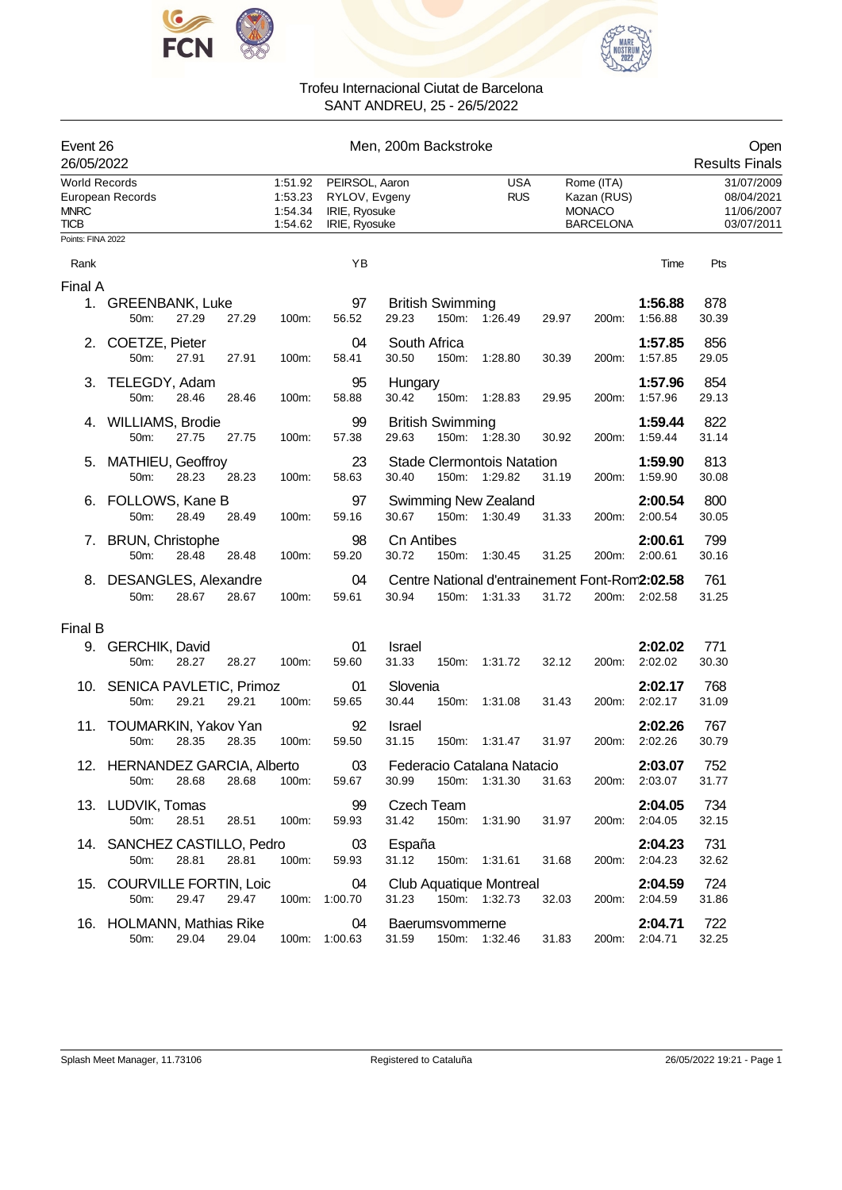# Trofeu Internacional Ciutat de Barcelona
SANT ANDREU, 25 - 26/5/2022

**Event 26** — Men, 200m Backstroke — Open
26/05/2022 — Results Finals

| | | | | | |
|---|---|---|---|---|---|
| World Records | 1:51.92 | PEIRSOL, Aaron | USA | Rome (ITA) | 31/07/2009 |
| European Records | 1:53.23 | RYLOV, Evgeny | RUS | Kazan (RUS) | 08/04/2021 |
| MNRC | 1:54.34 | IRIE, Ryosuke | | MONACO | 11/06/2007 |
| TICB | 1:54.62 | IRIE, Ryosuke | | BARCELONA | 03/07/2011 |

Points: FINA 2022

| Rank | Name | YB | Club | Time | Pts |
|---|---|---|---|---|---|
| **Final A** | | | | | |
| 1. | GREENBANK, Luke | 97 | British Swimming | **1:56.88** | 878 |
| | 50m: 27.29 27.29 100m: 56.52 29.23 150m: 1:26.49 29.97 200m: 1:56.88 30.39 | | | | |
| 2. | COETZE, Pieter | 04 | South Africa | **1:57.85** | 856 |
| | 50m: 27.91 27.91 100m: 58.41 30.50 150m: 1:28.80 30.39 200m: 1:57.85 29.05 | | | | |
| 3. | TELEGDY, Adam | 95 | Hungary | **1:57.96** | 854 |
| | 50m: 28.46 28.46 100m: 58.88 30.42 150m: 1:28.83 29.95 200m: 1:57.96 29.13 | | | | |
| 4. | WILLIAMS, Brodie | 99 | British Swimming | **1:59.44** | 822 |
| | 50m: 27.75 27.75 100m: 57.38 29.63 150m: 1:28.30 30.92 200m: 1:59.44 31.14 | | | | |
| 5. | MATHIEU, Geoffroy | 23 | Stade Clermontois Natation | **1:59.90** | 813 |
| | 50m: 28.23 28.23 100m: 58.63 30.40 150m: 1:29.82 31.19 200m: 1:59.90 30.08 | | | | |
| 6. | FOLLOWS, Kane B | 97 | Swimming New Zealand | **2:00.54** | 800 |
| | 50m: 28.49 28.49 100m: 59.16 30.67 150m: 1:30.49 31.33 200m: 2:00.54 30.05 | | | | |
| 7. | BRUN, Christophe | 98 | Cn Antibes | **2:00.61** | 799 |
| | 50m: 28.48 28.48 100m: 59.20 30.72 150m: 1:30.45 31.25 200m: 2:00.61 30.16 | | | | |
| 8. | DESANGLES, Alexandre | 04 | Centre National d'entrainement Font-Rom | **2:02.58** | 761 |
| | 50m: 28.67 28.67 100m: 59.61 30.94 150m: 1:31.33 31.72 200m: 2:02.58 31.25 | | | | |
| **Final B** | | | | | |
| 9. | GERCHIK, David | 01 | Israel | **2:02.02** | 771 |
| | 50m: 28.27 28.27 100m: 59.60 31.33 150m: 1:31.72 32.12 200m: 2:02.02 30.30 | | | | |
| 10. | SENICA PAVLETIC, Primoz | 01 | Slovenia | **2:02.17** | 768 |
| | 50m: 29.21 29.21 100m: 59.65 30.44 150m: 1:31.08 31.43 200m: 2:02.17 31.09 | | | | |
| 11. | TOUMARKIN, Yakov Yan | 92 | Israel | **2:02.26** | 767 |
| | 50m: 28.35 28.35 100m: 59.50 31.15 150m: 1:31.47 31.97 200m: 2:02.26 30.79 | | | | |
| 12. | HERNANDEZ GARCIA, Alberto | 03 | Federacio Catalana Natacio | **2:03.07** | 752 |
| | 50m: 28.68 28.68 100m: 59.67 30.99 150m: 1:31.30 31.63 200m: 2:03.07 31.77 | | | | |
| 13. | LUDVIK, Tomas | 99 | Czech Team | **2:04.05** | 734 |
| | 50m: 28.51 28.51 100m: 59.93 31.42 150m: 1:31.90 31.97 200m: 2:04.05 32.15 | | | | |
| 14. | SANCHEZ CASTILLO, Pedro | 03 | España | **2:04.23** | 731 |
| | 50m: 28.81 28.81 100m: 59.93 31.12 150m: 1:31.61 31.68 200m: 2:04.23 32.62 | | | | |
| 15. | COURVILLE FORTIN, Loic | 04 | Club Aquatique Montreal | **2:04.59** | 724 |
| | 50m: 29.47 29.47 100m: 1:00.70 31.23 150m: 1:32.73 32.03 200m: 2:04.59 31.86 | | | | |
| 16. | HOLMANN, Mathias Rike | 04 | Baerumsvommerne | **2:04.71** | 722 |
| | 50m: 29.04 29.04 100m: 1:00.63 31.59 150m: 1:32.46 31.83 200m: 2:04.71 32.25 | | | | |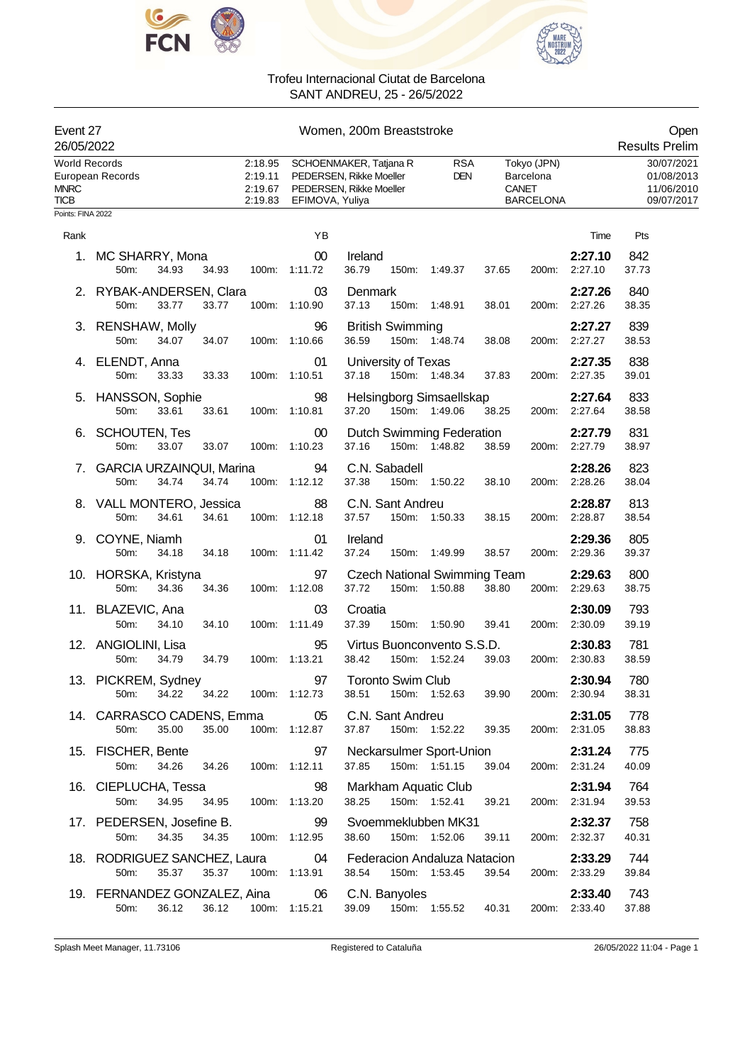# Trofeu Internacional Ciutat de Barcelona

SANT ANDREU, 25 - 26/5/2022

| Event 27 | Women, 200m Breaststroke | Open |
|---|---|---|
| 26/05/2022 | | Results Prelim |

| Records | Time | Name | Nat | Place | Date |
|---|---|---|---|---|---|
| World Records | 2:18.95 | SCHOENMAKER, Tatjana R | RSA | Tokyo (JPN) | 30/07/2021 |
| European Records | 2:19.11 | PEDERSEN, Rikke Moeller | DEN | Barcelona | 01/08/2013 |
| MNRC | 2:19.67 | PEDERSEN, Rikke Moeller | | CANET | 11/06/2010 |
| TICB | 2:19.83 | EFIMOVA, Yuliya | | BARCELONA | 09/07/2017 |

Points: FINA 2022

| Rank | Name | YB | Club | Time | Pts |
|---|---|---|---|---|---|
| 1. | MC SHARRY, Mona | 00 | Ireland | 2:27.10 | 842 |
| | 50m: 34.93 34.93 | 100m: 1:11.72 | 36.79 150m: 1:49.37 37.65 | 200m: 2:27.10 | 37.73 |
| 2. | RYBAK-ANDERSEN, Clara | 03 | Denmark | 2:27.26 | 840 |
| | 50m: 33.77 33.77 | 100m: 1:10.90 | 37.13 150m: 1:48.91 38.01 | 200m: 2:27.26 | 38.35 |
| 3. | RENSHAW, Molly | 96 | British Swimming | 2:27.27 | 839 |
| | 50m: 34.07 34.07 | 100m: 1:10.66 | 36.59 150m: 1:48.74 38.08 | 200m: 2:27.27 | 38.53 |
| 4. | ELENDT, Anna | 01 | University of Texas | 2:27.35 | 838 |
| | 50m: 33.33 33.33 | 100m: 1:10.51 | 37.18 150m: 1:48.34 37.83 | 200m: 2:27.35 | 39.01 |
| 5. | HANSSON, Sophie | 98 | Helsingborg Simsaellskap | 2:27.64 | 833 |
| | 50m: 33.61 33.61 | 100m: 1:10.81 | 37.20 150m: 1:49.06 38.25 | 200m: 2:27.64 | 38.58 |
| 6. | SCHOUTEN, Tes | 00 | Dutch Swimming Federation | 2:27.79 | 831 |
| | 50m: 33.07 33.07 | 100m: 1:10.23 | 37.16 150m: 1:48.82 38.59 | 200m: 2:27.79 | 38.97 |
| 7. | GARCIA URZAINQUI, Marina | 94 | C.N. Sabadell | 2:28.26 | 823 |
| | 50m: 34.74 34.74 | 100m: 1:12.12 | 37.38 150m: 1:50.22 38.10 | 200m: 2:28.26 | 38.04 |
| 8. | VALL MONTERO, Jessica | 88 | C.N. Sant Andreu | 2:28.87 | 813 |
| | 50m: 34.61 34.61 | 100m: 1:12.18 | 37.57 150m: 1:50.33 38.15 | 200m: 2:28.87 | 38.54 |
| 9. | COYNE, Niamh | 01 | Ireland | 2:29.36 | 805 |
| | 50m: 34.18 34.18 | 100m: 1:11.42 | 37.24 150m: 1:49.99 38.57 | 200m: 2:29.36 | 39.37 |
| 10. | HORSKA, Kristyna | 97 | Czech National Swimming Team | 2:29.63 | 800 |
| | 50m: 34.36 34.36 | 100m: 1:12.08 | 37.72 150m: 1:50.88 38.80 | 200m: 2:29.63 | 38.75 |
| 11. | BLAZEVIC, Ana | 03 | Croatia | 2:30.09 | 793 |
| | 50m: 34.10 34.10 | 100m: 1:11.49 | 37.39 150m: 1:50.90 39.41 | 200m: 2:30.09 | 39.19 |
| 12. | ANGIOLINI, Lisa | 95 | Virtus Buonconvento S.S.D. | 2:30.83 | 781 |
| | 50m: 34.79 34.79 | 100m: 1:13.21 | 38.42 150m: 1:52.24 39.03 | 200m: 2:30.83 | 38.59 |
| 13. | PICKREM, Sydney | 97 | Toronto Swim Club | 2:30.94 | 780 |
| | 50m: 34.22 34.22 | 100m: 1:12.73 | 38.51 150m: 1:52.63 39.90 | 200m: 2:30.94 | 38.31 |
| 14. | CARRASCO CADENS, Emma | 05 | C.N. Sant Andreu | 2:31.05 | 778 |
| | 50m: 35.00 35.00 | 100m: 1:12.87 | 37.87 150m: 1:52.22 39.35 | 200m: 2:31.05 | 38.83 |
| 15. | FISCHER, Bente | 97 | Neckarsulmer Sport-Union | 2:31.24 | 775 |
| | 50m: 34.26 34.26 | 100m: 1:12.11 | 37.85 150m: 1:51.15 39.04 | 200m: 2:31.24 | 40.09 |
| 16. | CIEPLUCHA, Tessa | 98 | Markham Aquatic Club | 2:31.94 | 764 |
| | 50m: 34.95 34.95 | 100m: 1:13.20 | 38.25 150m: 1:52.41 39.21 | 200m: 2:31.94 | 39.53 |
| 17. | PEDERSEN, Josefine B. | 99 | Svoemmeklubben MK31 | 2:32.37 | 758 |
| | 50m: 34.35 34.35 | 100m: 1:12.95 | 38.60 150m: 1:52.06 39.11 | 200m: 2:32.37 | 40.31 |
| 18. | RODRIGUEZ SANCHEZ, Laura | 04 | Federacion Andaluza Natacion | 2:33.29 | 744 |
| | 50m: 35.37 35.37 | 100m: 1:13.91 | 38.54 150m: 1:53.45 39.54 | 200m: 2:33.29 | 39.84 |
| 19. | FERNANDEZ GONZALEZ, Aina | 06 | C.N. Banyoles | 2:33.40 | 743 |
| | 50m: 36.12 36.12 | 100m: 1:15.21 | 39.09 150m: 1:55.52 40.31 | 200m: 2:33.40 | 37.88 |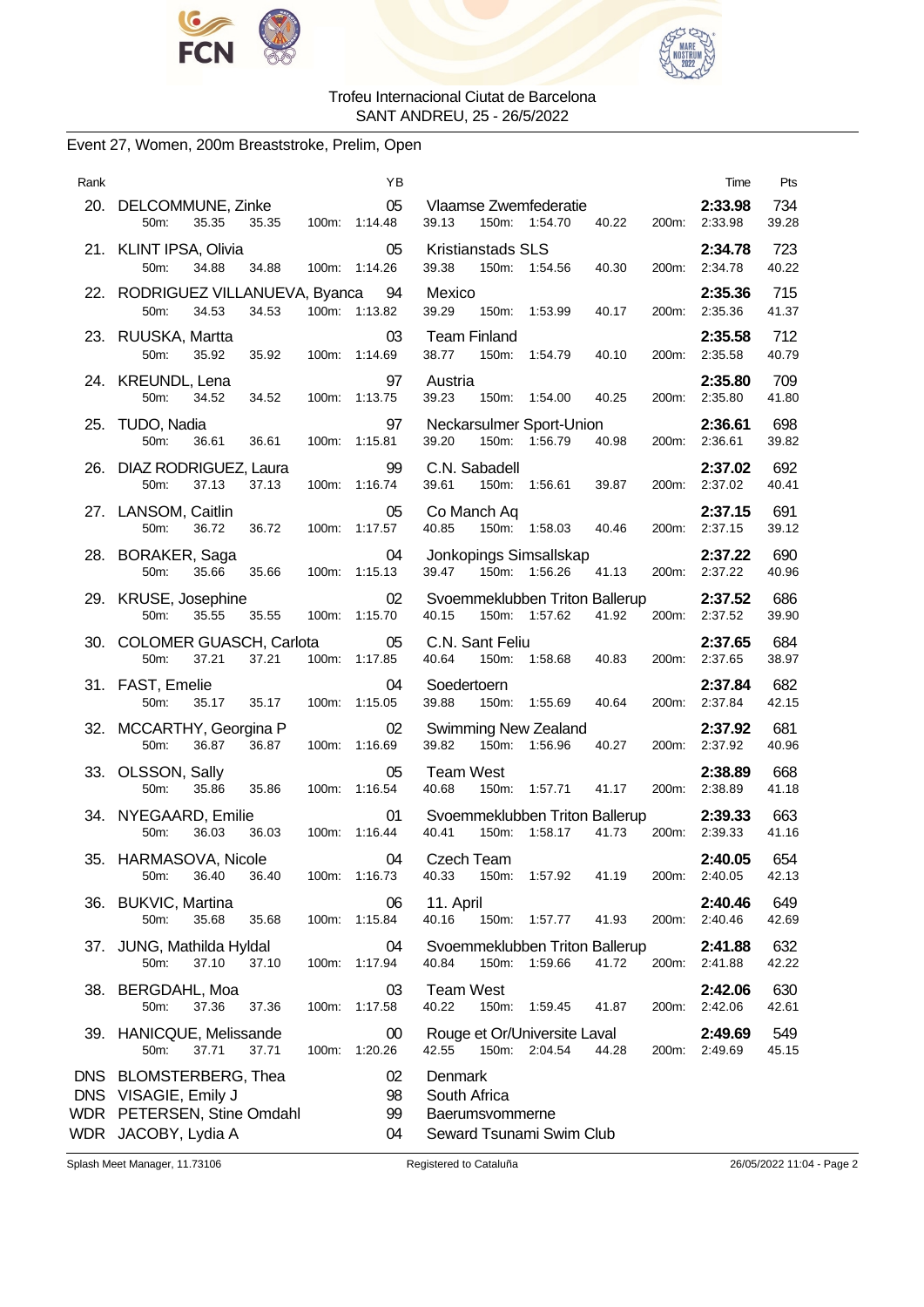Trofeu Internacional Ciutat de Barcelona
SANT ANDREU, 25 - 26/5/2022

## Event 27, Women, 200m Breaststroke, Prelim, Open

| Rank | Name | YB | Club | Time | Pts |
|---|---|---|---|---|---|
| 20. | DELCOMMUNE, Zinke | 05 | Vlaamse Zwemfederatie | 2:33.98 | 734 |
| | 50m: 35.35 35.35 100m: 1:14.48 39.13 150m: 1:54.70 40.22 200m: 2:33.98 39.28 | | | | |
| 21. | KLINT IPSA, Olivia | 05 | Kristianstads SLS | 2:34.78 | 723 |
| | 50m: 34.88 34.88 100m: 1:14.26 39.38 150m: 1:54.56 40.30 200m: 2:34.78 40.22 | | | | |
| 22. | RODRIGUEZ VILLANUEVA, Byanca | 94 | Mexico | 2:35.36 | 715 |
| | 50m: 34.53 34.53 100m: 1:13.82 39.29 150m: 1:53.99 40.17 200m: 2:35.36 41.37 | | | | |
| 23. | RUUSKA, Martta | 03 | Team Finland | 2:35.58 | 712 |
| | 50m: 35.92 35.92 100m: 1:14.69 38.77 150m: 1:54.79 40.10 200m: 2:35.58 40.79 | | | | |
| 24. | KREUNDL, Lena | 97 | Austria | 2:35.80 | 709 |
| | 50m: 34.52 34.52 100m: 1:13.75 39.23 150m: 1:54.00 40.25 200m: 2:35.80 41.80 | | | | |
| 25. | TUDO, Nadia | 97 | Neckarsulmer Sport-Union | 2:36.61 | 698 |
| | 50m: 36.61 36.61 100m: 1:15.81 39.20 150m: 1:56.79 40.98 200m: 2:36.61 39.82 | | | | |
| 26. | DIAZ RODRIGUEZ, Laura | 99 | C.N. Sabadell | 2:37.02 | 692 |
| | 50m: 37.13 37.13 100m: 1:16.74 39.61 150m: 1:56.61 39.87 200m: 2:37.02 40.41 | | | | |
| 27. | LANSOM, Caitlin | 05 | Co Manch Aq | 2:37.15 | 691 |
| | 50m: 36.72 36.72 100m: 1:17.57 40.85 150m: 1:58.03 40.46 200m: 2:37.15 39.12 | | | | |
| 28. | BORAKER, Saga | 04 | Jonkopings Simsallskap | 2:37.22 | 690 |
| | 50m: 35.66 35.66 100m: 1:15.13 39.47 150m: 1:56.26 41.13 200m: 2:37.22 40.96 | | | | |
| 29. | KRUSE, Josephine | 02 | Svoemmeklubben Triton Ballerup | 2:37.52 | 686 |
| | 50m: 35.55 35.55 100m: 1:15.70 40.15 150m: 1:57.62 41.92 200m: 2:37.52 39.90 | | | | |
| 30. | COLOMER GUASCH, Carlota | 05 | C.N. Sant Feliu | 2:37.65 | 684 |
| | 50m: 37.21 37.21 100m: 1:17.85 40.64 150m: 1:58.68 40.83 200m: 2:37.65 38.97 | | | | |
| 31. | FAST, Emelie | 04 | Soedertoern | 2:37.84 | 682 |
| | 50m: 35.17 35.17 100m: 1:15.05 39.88 150m: 1:55.69 40.64 200m: 2:37.84 42.15 | | | | |
| 32. | MCCARTHY, Georgina P | 02 | Swimming New Zealand | 2:37.92 | 681 |
| | 50m: 36.87 36.87 100m: 1:16.69 39.82 150m: 1:56.96 40.27 200m: 2:37.92 40.96 | | | | |
| 33. | OLSSON, Sally | 05 | Team West | 2:38.89 | 668 |
| | 50m: 35.86 35.86 100m: 1:16.54 40.68 150m: 1:57.71 41.17 200m: 2:38.89 41.18 | | | | |
| 34. | NYEGAARD, Emilie | 01 | Svoemmeklubben Triton Ballerup | 2:39.33 | 663 |
| | 50m: 36.03 36.03 100m: 1:16.44 40.41 150m: 1:58.17 41.73 200m: 2:39.33 41.16 | | | | |
| 35. | HARMASOVA, Nicole | 04 | Czech Team | 2:40.05 | 654 |
| | 50m: 36.40 36.40 100m: 1:16.73 40.33 150m: 1:57.92 41.19 200m: 2:40.05 42.13 | | | | |
| 36. | BUKVIC, Martina | 06 | 11. April | 2:40.46 | 649 |
| | 50m: 35.68 35.68 100m: 1:15.84 40.16 150m: 1:57.77 41.93 200m: 2:40.46 42.69 | | | | |
| 37. | JUNG, Mathilda Hyldal | 04 | Svoemmeklubben Triton Ballerup | 2:41.88 | 632 |
| | 50m: 37.10 37.10 100m: 1:17.94 40.84 150m: 1:59.66 41.72 200m: 2:41.88 42.22 | | | | |
| 38. | BERGDAHL, Moa | 03 | Team West | 2:42.06 | 630 |
| | 50m: 37.36 37.36 100m: 1:17.58 40.22 150m: 1:59.45 41.87 200m: 2:42.06 42.61 | | | | |
| 39. | HANICQUE, Melissande | 00 | Rouge et Or/Universite Laval | 2:49.69 | 549 |
| | 50m: 37.71 37.71 100m: 1:20.26 42.55 150m: 2:04.54 44.28 200m: 2:49.69 45.15 | | | | |
| DNS | BLOMSTERBERG, Thea | 02 | Denmark | | |
| DNS | VISAGIE, Emily J | 98 | South Africa | | |
| WDR | PETERSEN, Stine Omdahl | 99 | Baerumsvommerne | | |
| WDR | JACOBY, Lydia A | 04 | Seward Tsunami Swim Club | | |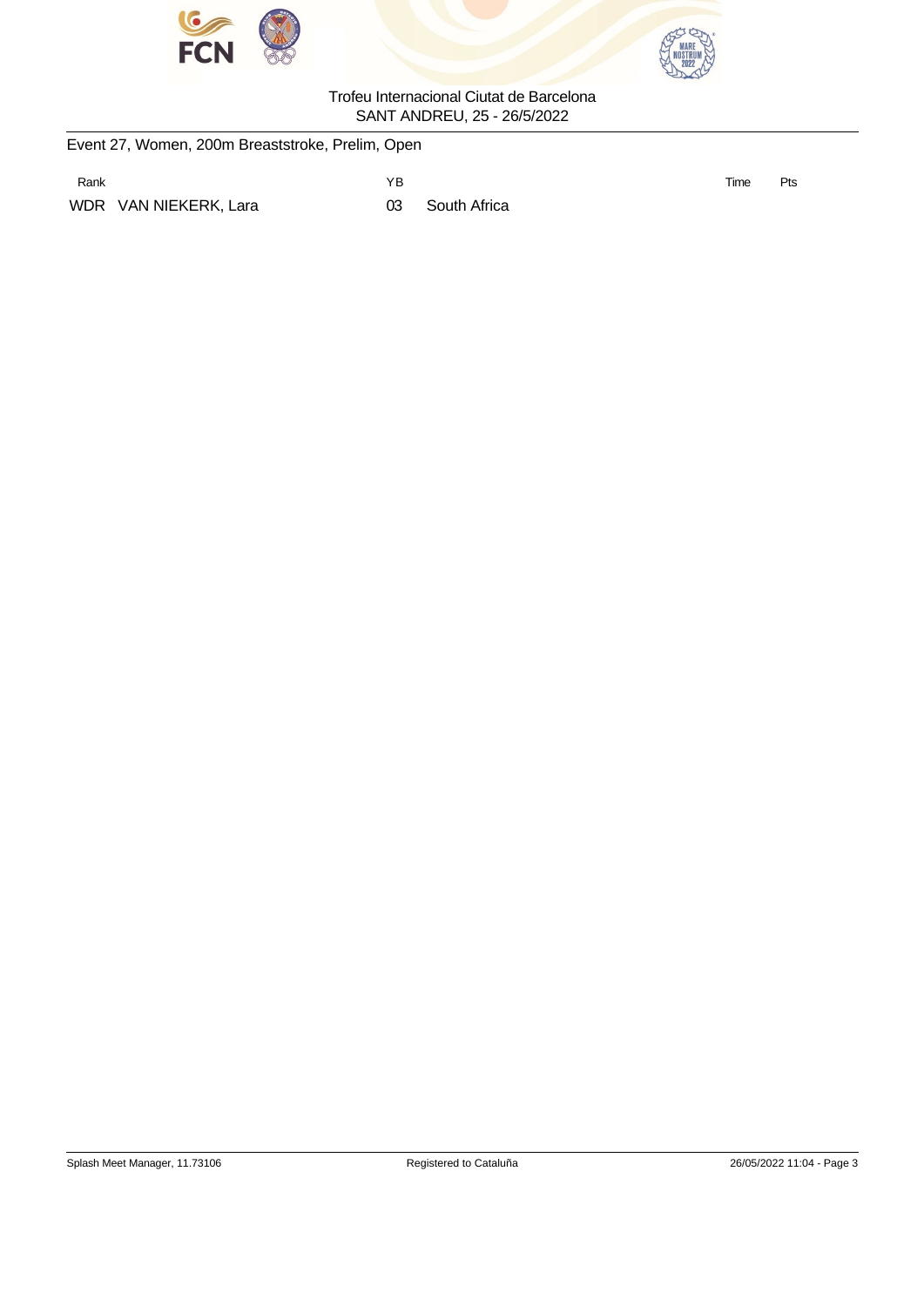Trofeu Internacional Ciutat de Barcelona
SANT ANDREU, 25 - 26/5/2022

## Event 27, Women, 200m Breaststroke, Prelim, Open

| Rank | | YB | | Time | Pts |
|---|---|---|---|---|---|
| WDR | VAN NIEKERK, Lara | 03 | South Africa | | |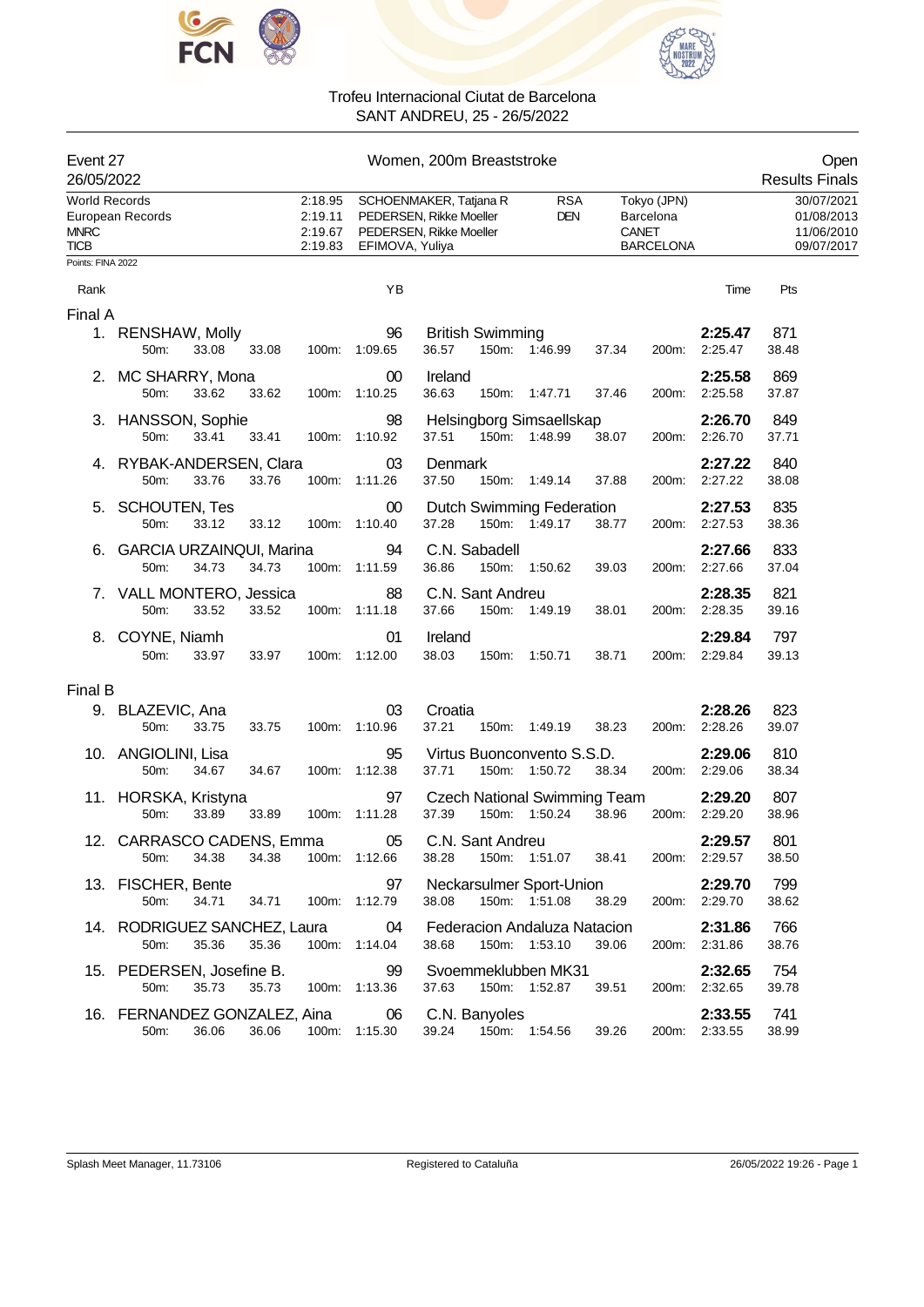# Trofeu Internacional Ciutat de Barcelona
SANT ANDREU, 25 - 26/5/2022

**Event 27** — Women, 200m Breaststroke — Open
26/05/2022 — Results Finals

| Record | Time | Name | Nation | Location | Date |
|---|---|---|---|---|---|
| World Records | 2:18.95 | SCHOENMAKER, Tatjana R | RSA | Tokyo (JPN) | 30/07/2021 |
| European Records | 2:19.11 | PEDERSEN, Rikke Moeller | DEN | Barcelona | 01/08/2013 |
| MNRC | 2:19.67 | PEDERSEN, Rikke Moeller | | CANET | 11/06/2010 |
| TICB | 2:19.83 | EFIMOVA, Yuliya | | BARCELONA | 09/07/2017 |

Points: FINA 2022

## Final A

| Rank | Name | YB | Club | Time | Pts |
|---|---|---|---|---|---|
| 1. | RENSHAW, Molly | 96 | British Swimming | **2:25.47** | 871 |
| | 50m: 33.08 33.08 / 100m: 1:09.65 36.57 / 150m: 1:46.99 37.34 / 200m: 2:25.47 38.48 | | | | |
| 2. | MC SHARRY, Mona | 00 | Ireland | **2:25.58** | 869 |
| | 50m: 33.62 33.62 / 100m: 1:10.25 36.63 / 150m: 1:47.71 37.46 / 200m: 2:25.58 37.87 | | | | |
| 3. | HANSSON, Sophie | 98 | Helsingborg Simsaellskap | **2:26.70** | 849 |
| | 50m: 33.41 33.41 / 100m: 1:10.92 37.51 / 150m: 1:48.99 38.07 / 200m: 2:26.70 37.71 | | | | |
| 4. | RYBAK-ANDERSEN, Clara | 03 | Denmark | **2:27.22** | 840 |
| | 50m: 33.76 33.76 / 100m: 1:11.26 37.50 / 150m: 1:49.14 37.88 / 200m: 2:27.22 38.08 | | | | |
| 5. | SCHOUTEN, Tes | 00 | Dutch Swimming Federation | **2:27.53** | 835 |
| | 50m: 33.12 33.12 / 100m: 1:10.40 37.28 / 150m: 1:49.17 38.77 / 200m: 2:27.53 38.36 | | | | |
| 6. | GARCIA URZAINQUI, Marina | 94 | C.N. Sabadell | **2:27.66** | 833 |
| | 50m: 34.73 34.73 / 100m: 1:11.59 36.86 / 150m: 1:50.62 39.03 / 200m: 2:27.66 37.04 | | | | |
| 7. | VALL MONTERO, Jessica | 88 | C.N. Sant Andreu | **2:28.35** | 821 |
| | 50m: 33.52 33.52 / 100m: 1:11.18 37.66 / 150m: 1:49.19 38.01 / 200m: 2:28.35 39.16 | | | | |
| 8. | COYNE, Niamh | 01 | Ireland | **2:29.84** | 797 |
| | 50m: 33.97 33.97 / 100m: 1:12.00 38.03 / 150m: 1:50.71 38.71 / 200m: 2:29.84 39.13 | | | | |

## Final B

| Rank | Name | YB | Club | Time | Pts |
|---|---|---|---|---|---|
| 9. | BLAZEVIC, Ana | 03 | Croatia | **2:28.26** | 823 |
| | 50m: 33.75 33.75 / 100m: 1:10.96 37.21 / 150m: 1:49.19 38.23 / 200m: 2:28.26 39.07 | | | | |
| 10. | ANGIOLINI, Lisa | 95 | Virtus Buonconvento S.S.D. | **2:29.06** | 810 |
| | 50m: 34.67 34.67 / 100m: 1:12.38 37.71 / 150m: 1:50.72 38.34 / 200m: 2:29.06 38.34 | | | | |
| 11. | HORSKA, Kristyna | 97 | Czech National Swimming Team | **2:29.20** | 807 |
| | 50m: 33.89 33.89 / 100m: 1:11.28 37.39 / 150m: 1:50.24 38.96 / 200m: 2:29.20 38.96 | | | | |
| 12. | CARRASCO CADENS, Emma | 05 | C.N. Sant Andreu | **2:29.57** | 801 |
| | 50m: 34.38 34.38 / 100m: 1:12.66 38.28 / 150m: 1:51.07 38.41 / 200m: 2:29.57 38.50 | | | | |
| 13. | FISCHER, Bente | 97 | Neckarsulmer Sport-Union | **2:29.70** | 799 |
| | 50m: 34.71 34.71 / 100m: 1:12.79 38.08 / 150m: 1:51.08 38.29 / 200m: 2:29.70 38.62 | | | | |
| 14. | RODRIGUEZ SANCHEZ, Laura | 04 | Federacion Andaluza Natacion | **2:31.86** | 766 |
| | 50m: 35.36 35.36 / 100m: 1:14.04 38.68 / 150m: 1:53.10 39.06 / 200m: 2:31.86 38.76 | | | | |
| 15. | PEDERSEN, Josefine B. | 99 | Svoemmeklubben MK31 | **2:32.65** | 754 |
| | 50m: 35.73 35.73 / 100m: 1:13.36 37.63 / 150m: 1:52.87 39.51 / 200m: 2:32.65 39.78 | | | | |
| 16. | FERNANDEZ GONZALEZ, Aina | 06 | C.N. Banyoles | **2:33.55** | 741 |
| | 50m: 36.06 36.06 / 100m: 1:15.30 39.24 / 150m: 1:54.56 39.26 / 200m: 2:33.55 38.99 | | | | |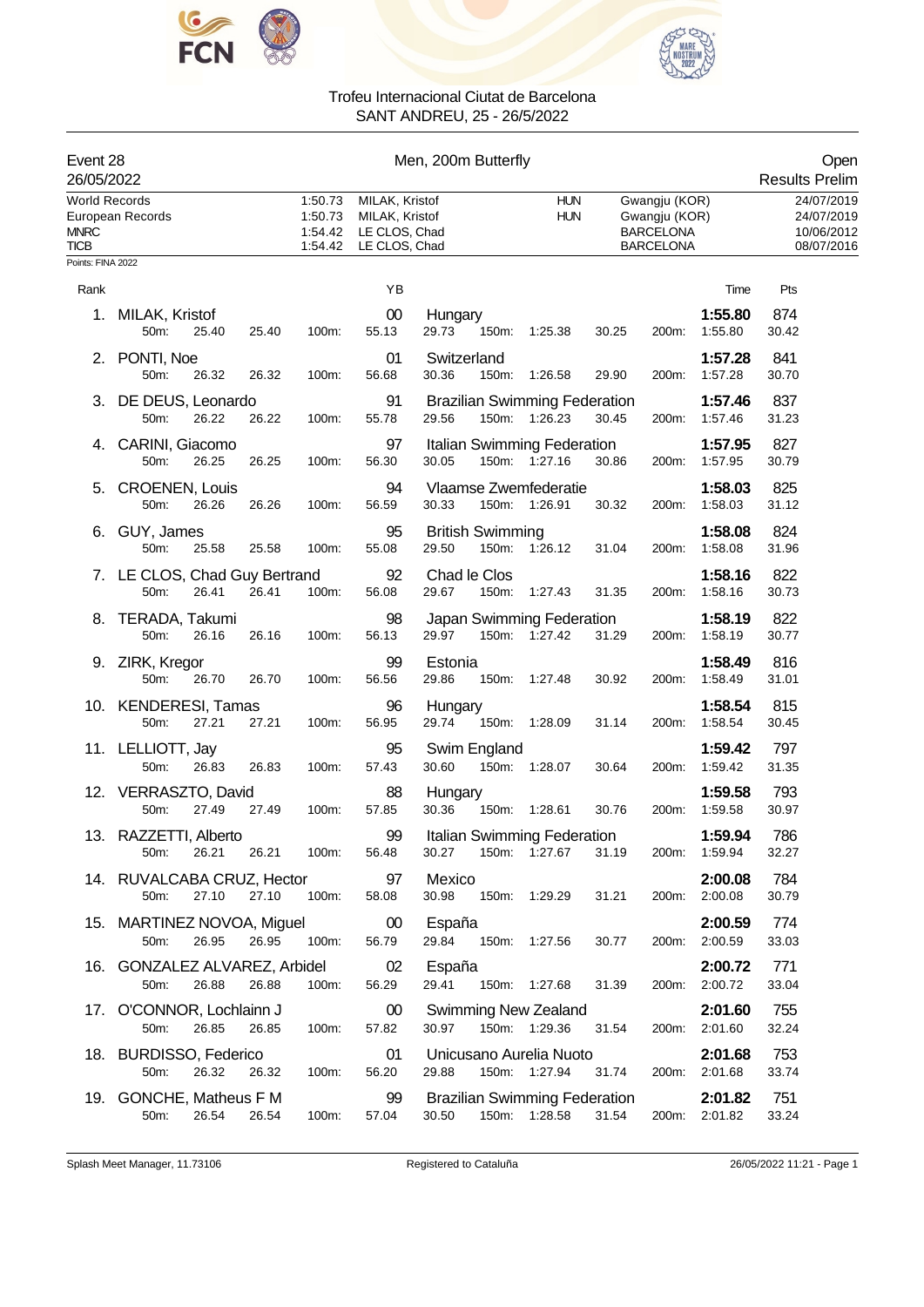Trofeu Internacional Ciutat de Barcelona
SANT ANDREU, 25 - 26/5/2022

Event 28 — Men, 200m Butterfly — Open
26/05/2022 — Results Prelim

| Record | Time | Name | Nation | Place | Date |
|---|---|---|---|---|---|
| World Records | 1:50.73 | MILAK, Kristof | HUN | Gwangju (KOR) | 24/07/2019 |
| European Records | 1:50.73 | MILAK, Kristof | HUN | Gwangju (KOR) | 24/07/2019 |
| MNRC | 1:54.42 | LE CLOS, Chad | | BARCELONA | 10/06/2012 |
| TICB | 1:54.42 | LE CLOS, Chad | | BARCELONA | 08/07/2016 |

Points: FINA 2022

| Rank | Name | YB | Club | Time | Pts |
|---|---|---|---|---|---|
| 1. | MILAK, Kristof | 00 | Hungary | 1:55.80 | 874 |
| | 50m: 25.40 25.40 100m: 55.13 29.73 150m: 1:25.38 30.25 200m: 1:55.80 30.42 | | | | |
| 2. | PONTI, Noe | 01 | Switzerland | 1:57.28 | 841 |
| | 50m: 26.32 26.32 100m: 56.68 30.36 150m: 1:26.58 29.90 200m: 1:57.28 30.70 | | | | |
| 3. | DE DEUS, Leonardo | 91 | Brazilian Swimming Federation | 1:57.46 | 837 |
| | 50m: 26.22 26.22 100m: 55.78 29.56 150m: 1:26.23 30.45 200m: 1:57.46 31.23 | | | | |
| 4. | CARINI, Giacomo | 97 | Italian Swimming Federation | 1:57.95 | 827 |
| | 50m: 26.25 26.25 100m: 56.30 30.05 150m: 1:27.16 30.86 200m: 1:57.95 30.79 | | | | |
| 5. | CROENEN, Louis | 94 | Vlaamse Zwemfederatie | 1:58.03 | 825 |
| | 50m: 26.26 26.26 100m: 56.59 30.33 150m: 1:26.91 30.32 200m: 1:58.03 31.12 | | | | |
| 6. | GUY, James | 95 | British Swimming | 1:58.08 | 824 |
| | 50m: 25.58 25.58 100m: 55.08 29.50 150m: 1:26.12 31.04 200m: 1:58.08 31.96 | | | | |
| 7. | LE CLOS, Chad Guy Bertrand | 92 | Chad le Clos | 1:58.16 | 822 |
| | 50m: 26.41 26.41 100m: 56.08 29.67 150m: 1:27.43 31.35 200m: 1:58.16 30.73 | | | | |
| 8. | TERADA, Takumi | 98 | Japan Swimming Federation | 1:58.19 | 822 |
| | 50m: 26.16 26.16 100m: 56.13 29.97 150m: 1:27.42 31.29 200m: 1:58.19 30.77 | | | | |
| 9. | ZIRK, Kregor | 99 | Estonia | 1:58.49 | 816 |
| | 50m: 26.70 26.70 100m: 56.56 29.86 150m: 1:27.48 30.92 200m: 1:58.49 31.01 | | | | |
| 10. | KENDERESI, Tamas | 96 | Hungary | 1:58.54 | 815 |
| | 50m: 27.21 27.21 100m: 56.95 29.74 150m: 1:28.09 31.14 200m: 1:58.54 30.45 | | | | |
| 11. | LELLIOTT, Jay | 95 | Swim England | 1:59.42 | 797 |
| | 50m: 26.83 26.83 100m: 57.43 30.60 150m: 1:28.07 30.64 200m: 1:59.42 31.35 | | | | |
| 12. | VERRASZTO, David | 88 | Hungary | 1:59.58 | 793 |
| | 50m: 27.49 27.49 100m: 57.85 30.36 150m: 1:28.61 30.76 200m: 1:59.58 30.97 | | | | |
| 13. | RAZZETTI, Alberto | 99 | Italian Swimming Federation | 1:59.94 | 786 |
| | 50m: 26.21 26.21 100m: 56.48 30.27 150m: 1:27.67 31.19 200m: 1:59.94 32.27 | | | | |
| 14. | RUVALCABA CRUZ, Hector | 97 | Mexico | 2:00.08 | 784 |
| | 50m: 27.10 27.10 100m: 58.08 30.98 150m: 1:29.29 31.21 200m: 2:00.08 30.79 | | | | |
| 15. | MARTINEZ NOVOA, Miguel | 00 | España | 2:00.59 | 774 |
| | 50m: 26.95 26.95 100m: 56.79 29.84 150m: 1:27.56 30.77 200m: 2:00.59 33.03 | | | | |
| 16. | GONZALEZ ALVAREZ, Arbidel | 02 | España | 2:00.72 | 771 |
| | 50m: 26.88 26.88 100m: 56.29 29.41 150m: 1:27.68 31.39 200m: 2:00.72 33.04 | | | | |
| 17. | O'CONNOR, Lochlainn J | 00 | Swimming New Zealand | 2:01.60 | 755 |
| | 50m: 26.85 26.85 100m: 57.82 30.97 150m: 1:29.36 31.54 200m: 2:01.60 32.24 | | | | |
| 18. | BURDISSO, Federico | 01 | Unicusano Aurelia Nuoto | 2:01.68 | 753 |
| | 50m: 26.32 26.32 100m: 56.20 29.88 150m: 1:27.94 31.74 200m: 2:01.68 33.74 | | | | |
| 19. | GONCHE, Matheus F M | 99 | Brazilian Swimming Federation | 2:01.82 | 751 |
| | 50m: 26.54 26.54 100m: 57.04 30.50 150m: 1:28.58 31.54 200m: 2:01.82 33.24 | | | | |

Splash Meet Manager, 11.73106 — Registered to Cataluña — 26/05/2022 11:21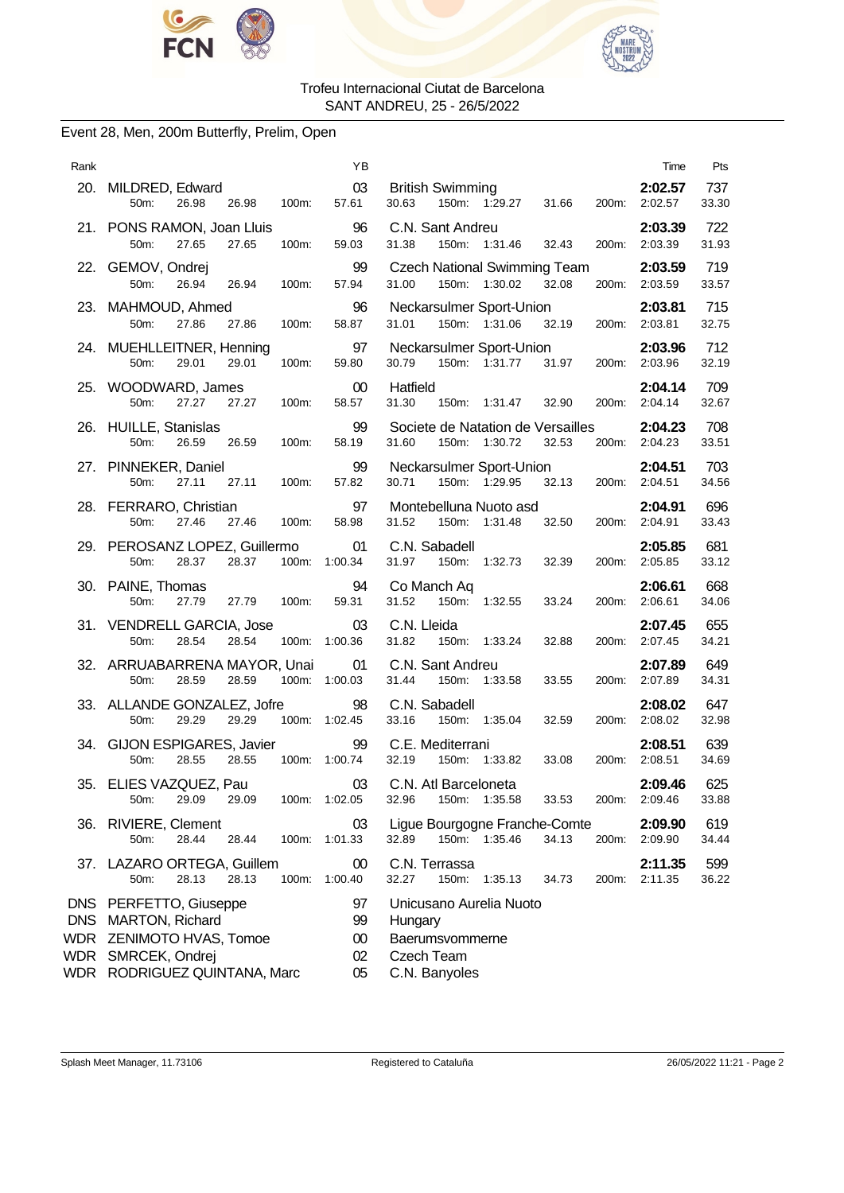Trofeu Internacional Ciutat de Barcelona
SANT ANDREU, 25 - 26/5/2022

## Event 28, Men, 200m Butterfly, Prelim, Open

| Rank | Name | YB | Club | Time | Pts |
|---|---|---|---|---|---|
| 20. | MILDRED, Edward | 03 | British Swimming | 2:02.57 | 737 |
| | 50m: 26.98 26.98 100m: 57.61 30.63 150m: 1:29.27 31.66 200m: 2:02.57 33.30 | | | | |
| 21. | PONS RAMON, Joan Lluis | 96 | C.N. Sant Andreu | 2:03.39 | 722 |
| | 50m: 27.65 27.65 100m: 59.03 31.38 150m: 1:31.46 32.43 200m: 2:03.39 31.93 | | | | |
| 22. | GEMOV, Ondrej | 99 | Czech National Swimming Team | 2:03.59 | 719 |
| | 50m: 26.94 26.94 100m: 57.94 31.00 150m: 1:30.02 32.08 200m: 2:03.59 33.57 | | | | |
| 23. | MAHMOUD, Ahmed | 96 | Neckarsulmer Sport-Union | 2:03.81 | 715 |
| | 50m: 27.86 27.86 100m: 58.87 31.01 150m: 1:31.06 32.19 200m: 2:03.81 32.75 | | | | |
| 24. | MUEHLLEITNER, Henning | 97 | Neckarsulmer Sport-Union | 2:03.96 | 712 |
| | 50m: 29.01 29.01 100m: 59.80 30.79 150m: 1:31.77 31.97 200m: 2:03.96 32.19 | | | | |
| 25. | WOODWARD, James | 00 | Hatfield | 2:04.14 | 709 |
| | 50m: 27.27 27.27 100m: 58.57 31.30 150m: 1:31.47 32.90 200m: 2:04.14 32.67 | | | | |
| 26. | HUILLE, Stanislas | 99 | Societe de Natation de Versailles | 2:04.23 | 708 |
| | 50m: 26.59 26.59 100m: 58.19 31.60 150m: 1:30.72 32.53 200m: 2:04.23 33.51 | | | | |
| 27. | PINNEKER, Daniel | 99 | Neckarsulmer Sport-Union | 2:04.51 | 703 |
| | 50m: 27.11 27.11 100m: 57.82 30.71 150m: 1:29.95 32.13 200m: 2:04.51 34.56 | | | | |
| 28. | FERRARO, Christian | 97 | Montebelluna Nuoto asd | 2:04.91 | 696 |
| | 50m: 27.46 27.46 100m: 58.98 31.52 150m: 1:31.48 32.50 200m: 2:04.91 33.43 | | | | |
| 29. | PEROSANZ LOPEZ, Guillermo | 01 | C.N. Sabadell | 2:05.85 | 681 |
| | 50m: 28.37 28.37 100m: 1:00.34 31.97 150m: 1:32.73 32.39 200m: 2:05.85 33.12 | | | | |
| 30. | PAINE, Thomas | 94 | Co Manch Aq | 2:06.61 | 668 |
| | 50m: 27.79 27.79 100m: 59.31 31.52 150m: 1:32.55 33.24 200m: 2:06.61 34.06 | | | | |
| 31. | VENDRELL GARCIA, Jose | 03 | C.N. Lleida | 2:07.45 | 655 |
| | 50m: 28.54 28.54 100m: 1:00.36 31.82 150m: 1:33.24 32.88 200m: 2:07.45 34.21 | | | | |
| 32. | ARRUABARRENA MAYOR, Unai | 01 | C.N. Sant Andreu | 2:07.89 | 649 |
| | 50m: 28.59 28.59 100m: 1:00.03 31.44 150m: 1:33.58 33.55 200m: 2:07.89 34.31 | | | | |
| 33. | ALLANDE GONZALEZ, Jofre | 98 | C.N. Sabadell | 2:08.02 | 647 |
| | 50m: 29.29 29.29 100m: 1:02.45 33.16 150m: 1:35.04 32.59 200m: 2:08.02 32.98 | | | | |
| 34. | GIJON ESPIGARES, Javier | 99 | C.E. Mediterrani | 2:08.51 | 639 |
| | 50m: 28.55 28.55 100m: 1:00.74 32.19 150m: 1:33.82 33.08 200m: 2:08.51 34.69 | | | | |
| 35. | ELIES VAZQUEZ, Pau | 03 | C.N. Atl Barceloneta | 2:09.46 | 625 |
| | 50m: 29.09 29.09 100m: 1:02.05 32.96 150m: 1:35.58 33.53 200m: 2:09.46 33.88 | | | | |
| 36. | RIVIERE, Clement | 03 | Ligue Bourgogne Franche-Comte | 2:09.90 | 619 |
| | 50m: 28.44 28.44 100m: 1:01.33 32.89 150m: 1:35.46 34.13 200m: 2:09.90 34.44 | | | | |
| 37. | LAZARO ORTEGA, Guillem | 00 | C.N. Terrassa | 2:11.35 | 599 |
| | 50m: 28.13 28.13 100m: 1:00.40 32.27 150m: 1:35.13 34.73 200m: 2:11.35 36.22 | | | | |
| DNS | PERFETTO, Giuseppe | 97 | Unicusano Aurelia Nuoto | | |
| DNS | MARTON, Richard | 99 | Hungary | | |
| WDR | ZENIMOTO HVAS, Tomoe | 00 | Baerumsvommerne | | |
| WDR | SMRCEK, Ondrej | 02 | Czech Team | | |
| WDR | RODRIGUEZ QUINTANA, Marc | 05 | C.N. Banyoles | | |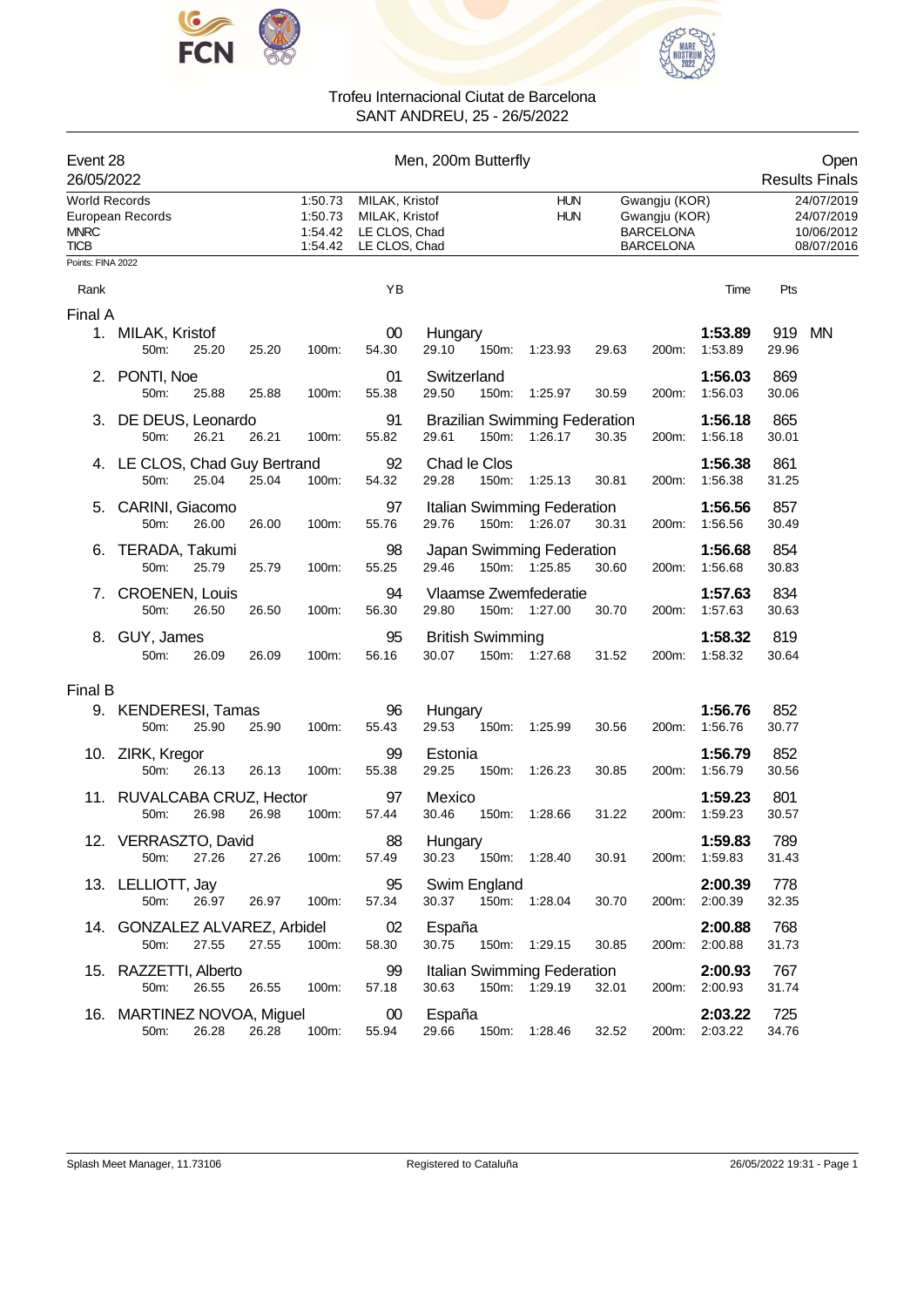# Trofeu Internacional Ciutat de Barcelona

SANT ANDREU, 25 - 26/5/2022

**Event 28** — Men, 200m Butterfly — Open

26/05/2022 — Results Finals

| | | | | | |
|---|---|---|---|---|---|
| World Records | 1:50.73 | MILAK, Kristof | HUN | Gwangju (KOR) | 24/07/2019 |
| European Records | 1:50.73 | MILAK, Kristof | HUN | Gwangju (KOR) | 24/07/2019 |
| MNRC | 1:54.42 | LE CLOS, Chad | | BARCELONA | 10/06/2012 |
| TICB | 1:54.42 | LE CLOS, Chad | | BARCELONA | 08/07/2016 |

Points: FINA 2022

## Final A

| Rank | Name | YB | Club | Time | Pts | |
|---|---|---|---|---|---|---|
| 1. | MILAK, Kristof | 00 | Hungary | 1:53.89 | 919 | MN |
| | 50m: 25.20 25.20 / 100m: 54.30 29.10 / 150m: 1:23.93 29.63 / 200m: 1:53.89 29.96 | | | | | |
| 2. | PONTI, Noe | 01 | Switzerland | 1:56.03 | 869 | |
| | 50m: 25.88 25.88 / 100m: 55.38 29.50 / 150m: 1:25.97 30.59 / 200m: 1:56.03 30.06 | | | | | |
| 3. | DE DEUS, Leonardo | 91 | Brazilian Swimming Federation | 1:56.18 | 865 | |
| | 50m: 26.21 26.21 / 100m: 55.82 29.61 / 150m: 1:26.17 30.35 / 200m: 1:56.18 30.01 | | | | | |
| 4. | LE CLOS, Chad Guy Bertrand | 92 | Chad le Clos | 1:56.38 | 861 | |
| | 50m: 25.04 25.04 / 100m: 54.32 29.28 / 150m: 1:25.13 30.81 / 200m: 1:56.38 31.25 | | | | | |
| 5. | CARINI, Giacomo | 97 | Italian Swimming Federation | 1:56.56 | 857 | |
| | 50m: 26.00 26.00 / 100m: 55.76 29.76 / 150m: 1:26.07 30.31 / 200m: 1:56.56 30.49 | | | | | |
| 6. | TERADA, Takumi | 98 | Japan Swimming Federation | 1:56.68 | 854 | |
| | 50m: 25.79 25.79 / 100m: 55.25 29.46 / 150m: 1:25.85 30.60 / 200m: 1:56.68 30.83 | | | | | |
| 7. | CROENEN, Louis | 94 | Vlaamse Zwemfederatie | 1:57.63 | 834 | |
| | 50m: 26.50 26.50 / 100m: 56.30 29.80 / 150m: 1:27.00 30.70 / 200m: 1:57.63 30.63 | | | | | |
| 8. | GUY, James | 95 | British Swimming | 1:58.32 | 819 | |
| | 50m: 26.09 26.09 / 100m: 56.16 30.07 / 150m: 1:27.68 31.52 / 200m: 1:58.32 30.64 | | | | | |

## Final B

| Rank | Name | YB | Club | Time | Pts |
|---|---|---|---|---|---|
| 9. | KENDERESI, Tamas | 96 | Hungary | 1:56.76 | 852 |
| | 50m: 25.90 25.90 / 100m: 55.43 29.53 / 150m: 1:25.99 30.56 / 200m: 1:56.76 30.77 | | | | |
| 10. | ZIRK, Kregor | 99 | Estonia | 1:56.79 | 852 |
| | 50m: 26.13 26.13 / 100m: 55.38 29.25 / 150m: 1:26.23 30.85 / 200m: 1:56.79 30.56 | | | | |
| 11. | RUVALCABA CRUZ, Hector | 97 | Mexico | 1:59.23 | 801 |
| | 50m: 26.98 26.98 / 100m: 57.44 30.46 / 150m: 1:28.66 31.22 / 200m: 1:59.23 30.57 | | | | |
| 12. | VERRASZTO, David | 88 | Hungary | 1:59.83 | 789 |
| | 50m: 27.26 27.26 / 100m: 57.49 30.23 / 150m: 1:28.40 30.91 / 200m: 1:59.83 31.43 | | | | |
| 13. | LELLIOTT, Jay | 95 | Swim England | 2:00.39 | 778 |
| | 50m: 26.97 26.97 / 100m: 57.34 30.37 / 150m: 1:28.04 30.70 / 200m: 2:00.39 32.35 | | | | |
| 14. | GONZALEZ ALVAREZ, Arbidel | 02 | España | 2:00.88 | 768 |
| | 50m: 27.55 27.55 / 100m: 58.30 30.75 / 150m: 1:29.15 30.85 / 200m: 2:00.88 31.73 | | | | |
| 15. | RAZZETTI, Alberto | 99 | Italian Swimming Federation | 2:00.93 | 767 |
| | 50m: 26.55 26.55 / 100m: 57.18 30.63 / 150m: 1:29.19 32.01 / 200m: 2:00.93 31.74 | | | | |
| 16. | MARTINEZ NOVOA, Miguel | 00 | España | 2:03.22 | 725 |
| | 50m: 26.28 26.28 / 100m: 55.94 29.66 / 150m: 1:28.46 32.52 / 200m: 2:03.22 34.76 | | | | |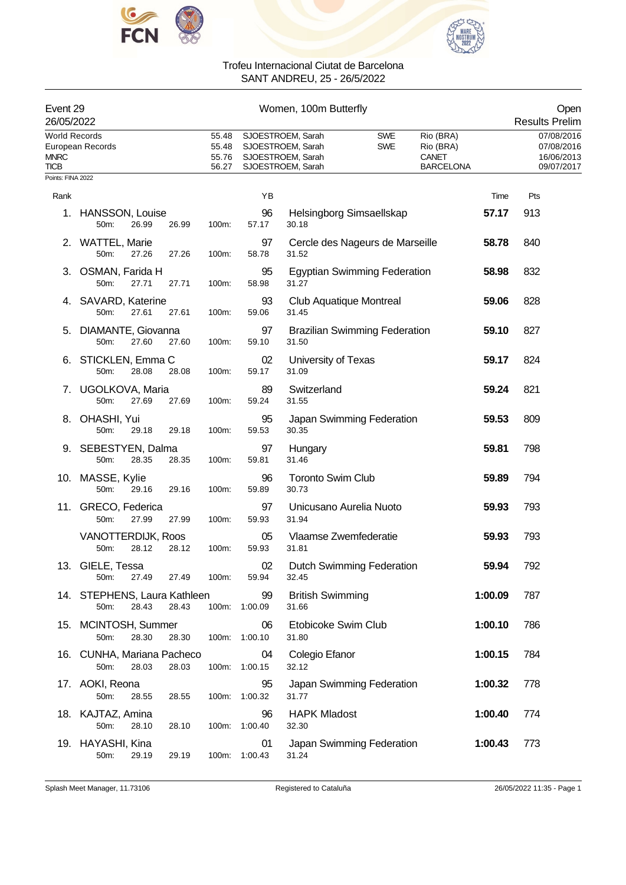Trofeu Internacional Ciutat de Barcelona
SANT ANDREU, 25 - 26/5/2022

| Event 29 | Women, 100m Butterfly | Open |
|---|---|---|
| 26/05/2022 | | Results Prelim |

| | Time | Name | Nation | Place | Date |
|---|---|---|---|---|---|
| World Records | 55.48 | SJOESTROEM, Sarah | SWE | Rio (BRA) | 07/08/2016 |
| European Records | 55.48 | SJOESTROEM, Sarah | SWE | Rio (BRA) | 07/08/2016 |
| MNRC | 55.76 | SJOESTROEM, Sarah | | CANET | 16/06/2013 |
| TICB | 56.27 | SJOESTROEM, Sarah | | BARCELONA | 09/07/2017 |

Points: FINA 2022

| Rank | Name | YB | Club | 50m | 100m | Split | Time | Pts |
|---|---|---|---|---|---|---|---|---|
| 1. | HANSSON, Louise | 96 | Helsingborg Simsaellskap | 26.99 | 57.17 | 30.18 | **57.17** | 913 |
| 2. | WATTEL, Marie | 97 | Cercle des Nageurs de Marseille | 27.26 | 58.78 | 31.52 | **58.78** | 840 |
| 3. | OSMAN, Farida H | 95 | Egyptian Swimming Federation | 27.71 | 58.98 | 31.27 | **58.98** | 832 |
| 4. | SAVARD, Katerine | 93 | Club Aquatique Montreal | 27.61 | 59.06 | 31.45 | **59.06** | 828 |
| 5. | DIAMANTE, Giovanna | 97 | Brazilian Swimming Federation | 27.60 | 59.10 | 31.50 | **59.10** | 827 |
| 6. | STICKLEN, Emma C | 02 | University of Texas | 28.08 | 59.17 | 31.09 | **59.17** | 824 |
| 7. | UGOLKOVA, Maria | 89 | Switzerland | 27.69 | 59.24 | 31.55 | **59.24** | 821 |
| 8. | OHASHI, Yui | 95 | Japan Swimming Federation | 29.18 | 59.53 | 30.35 | **59.53** | 809 |
| 9. | SEBESTYEN, Dalma | 97 | Hungary | 28.35 | 59.81 | 31.46 | **59.81** | 798 |
| 10. | MASSE, Kylie | 96 | Toronto Swim Club | 29.16 | 59.89 | 30.73 | **59.89** | 794 |
| 11. | GRECO, Federica | 97 | Unicusano Aurelia Nuoto | 27.99 | 59.93 | 31.94 | **59.93** | 793 |
| | VANOTTERDIJK, Roos | 05 | Vlaamse Zwemfederatie | 28.12 | 59.93 | 31.81 | **59.93** | 793 |
| 13. | GIELE, Tessa | 02 | Dutch Swimming Federation | 27.49 | 59.94 | 32.45 | **59.94** | 792 |
| 14. | STEPHENS, Laura Kathleen | 99 | British Swimming | 28.43 | 1:00.09 | 31.66 | **1:00.09** | 787 |
| 15. | MCINTOSH, Summer | 06 | Etobicoke Swim Club | 28.30 | 1:00.10 | 31.80 | **1:00.10** | 786 |
| 16. | CUNHA, Mariana Pacheco | 04 | Colegio Efanor | 28.03 | 1:00.15 | 32.12 | **1:00.15** | 784 |
| 17. | AOKI, Reona | 95 | Japan Swimming Federation | 28.55 | 1:00.32 | 31.77 | **1:00.32** | 778 |
| 18. | KAJTAZ, Amina | 96 | HAPK Mladost | 28.10 | 1:00.40 | 32.30 | **1:00.40** | 774 |
| 19. | HAYASHI, Kina | 01 | Japan Swimming Federation | 29.19 | 1:00.43 | 31.24 | **1:00.43** | 773 |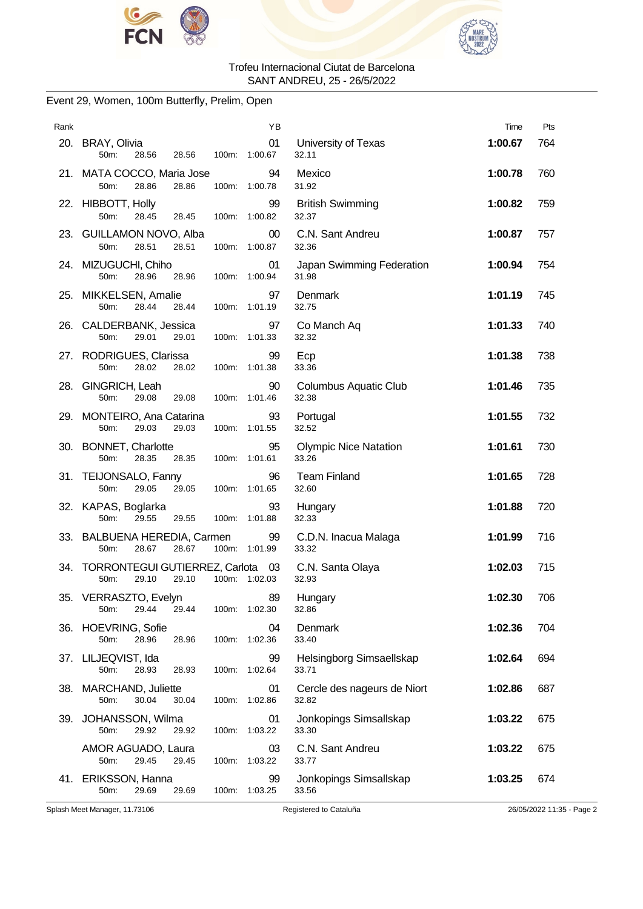Trofeu Internacional Ciutat de Barcelona
SANT ANDREU, 25 - 26/5/2022

## Event 29, Women, 100m Butterfly, Prelim, Open

| Rank | Name | YB | Club | Time | Pts |
|---|---|---|---|---|---|
| 20. | BRAY, Olivia | 01 | University of Texas | **1:00.67** | 764 |
| | 50m: 28.56 28.56 100m: 1:00.67 | | 32.11 | | |
| 21. | MATA COCCO, Maria Jose | 94 | Mexico | **1:00.78** | 760 |
| | 50m: 28.86 28.86 100m: 1:00.78 | | 31.92 | | |
| 22. | HIBBOTT, Holly | 99 | British Swimming | **1:00.82** | 759 |
| | 50m: 28.45 28.45 100m: 1:00.82 | | 32.37 | | |
| 23. | GUILLAMON NOVO, Alba | 00 | C.N. Sant Andreu | **1:00.87** | 757 |
| | 50m: 28.51 28.51 100m: 1:00.87 | | 32.36 | | |
| 24. | MIZUGUCHI, Chiho | 01 | Japan Swimming Federation | **1:00.94** | 754 |
| | 50m: 28.96 28.96 100m: 1:00.94 | | 31.98 | | |
| 25. | MIKKELSEN, Amalie | 97 | Denmark | **1:01.19** | 745 |
| | 50m: 28.44 28.44 100m: 1:01.19 | | 32.75 | | |
| 26. | CALDERBANK, Jessica | 97 | Co Manch Aq | **1:01.33** | 740 |
| | 50m: 29.01 29.01 100m: 1:01.33 | | 32.32 | | |
| 27. | RODRIGUES, Clarissa | 99 | Ecp | **1:01.38** | 738 |
| | 50m: 28.02 28.02 100m: 1:01.38 | | 33.36 | | |
| 28. | GINGRICH, Leah | 90 | Columbus Aquatic Club | **1:01.46** | 735 |
| | 50m: 29.08 29.08 100m: 1:01.46 | | 32.38 | | |
| 29. | MONTEIRO, Ana Catarina | 93 | Portugal | **1:01.55** | 732 |
| | 50m: 29.03 29.03 100m: 1:01.55 | | 32.52 | | |
| 30. | BONNET, Charlotte | 95 | Olympic Nice Natation | **1:01.61** | 730 |
| | 50m: 28.35 28.35 100m: 1:01.61 | | 33.26 | | |
| 31. | TEIJONSALO, Fanny | 96 | Team Finland | **1:01.65** | 728 |
| | 50m: 29.05 29.05 100m: 1:01.65 | | 32.60 | | |
| 32. | KAPAS, Boglarka | 93 | Hungary | **1:01.88** | 720 |
| | 50m: 29.55 29.55 100m: 1:01.88 | | 32.33 | | |
| 33. | BALBUENA HEREDIA, Carmen | 99 | C.D.N. Inacua Malaga | **1:01.99** | 716 |
| | 50m: 28.67 28.67 100m: 1:01.99 | | 33.32 | | |
| 34. | TORRONTEGUI GUTIERREZ, Carlota | 03 | C.N. Santa Olaya | **1:02.03** | 715 |
| | 50m: 29.10 29.10 100m: 1:02.03 | | 32.93 | | |
| 35. | VERRASZTO, Evelyn | 89 | Hungary | **1:02.30** | 706 |
| | 50m: 29.44 29.44 100m: 1:02.30 | | 32.86 | | |
| 36. | HOEVRING, Sofie | 04 | Denmark | **1:02.36** | 704 |
| | 50m: 28.96 28.96 100m: 1:02.36 | | 33.40 | | |
| 37. | LILJEQVIST, Ida | 99 | Helsingborg Simsaellskap | **1:02.64** | 694 |
| | 50m: 28.93 28.93 100m: 1:02.64 | | 33.71 | | |
| 38. | MARCHAND, Juliette | 01 | Cercle des nageurs de Niort | **1:02.86** | 687 |
| | 50m: 30.04 30.04 100m: 1:02.86 | | 32.82 | | |
| 39. | JOHANSSON, Wilma | 01 | Jonkopings Simsallskap | **1:03.22** | 675 |
| | 50m: 29.92 29.92 100m: 1:03.22 | | 33.30 | | |
| | AMOR AGUADO, Laura | 03 | C.N. Sant Andreu | **1:03.22** | 675 |
| | 50m: 29.45 29.45 100m: 1:03.22 | | 33.77 | | |
| 41. | ERIKSSON, Hanna | 99 | Jonkopings Simsallskap | **1:03.25** | 674 |
| | 50m: 29.69 29.69 100m: 1:03.25 | | 33.56 | | |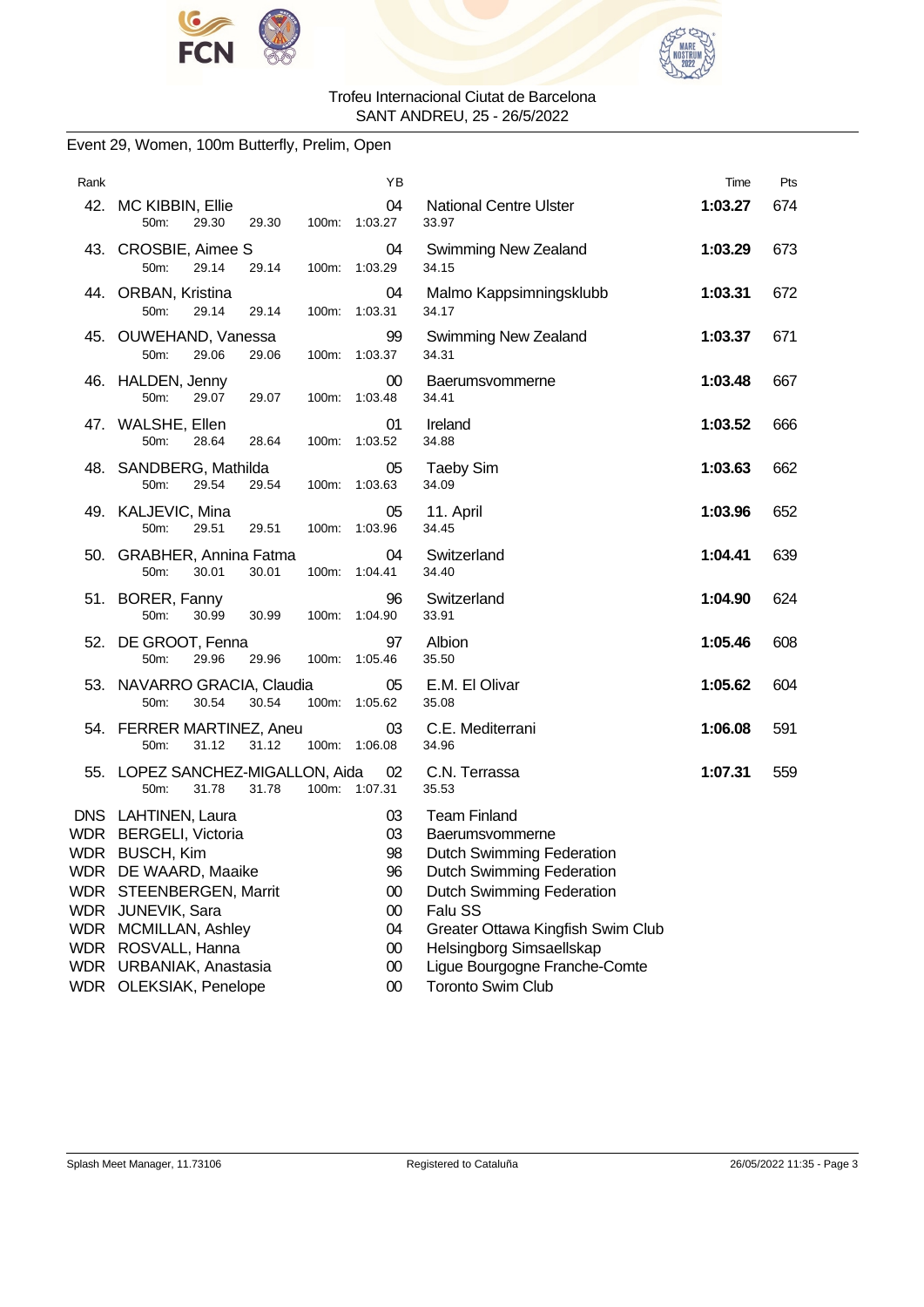Trofeu Internacional Ciutat de Barcelona
SANT ANDREU, 25 - 26/5/2022

## Event 29, Women, 100m Butterfly, Prelim, Open

| Rank | Name | YB | Club | Time | Pts |
|---|---|---|---|---|---|
| 42. | MC KIBBIN, Ellie | 04 | National Centre Ulster | 1:03.27 | 674 |
| | 50m: 29.30 29.30 100m: 1:03.27 | | 33.97 | | |
| 43. | CROSBIE, Aimee S | 04 | Swimming New Zealand | 1:03.29 | 673 |
| | 50m: 29.14 29.14 100m: 1:03.29 | | 34.15 | | |
| 44. | ORBAN, Kristina | 04 | Malmo Kappsimningsklubb | 1:03.31 | 672 |
| | 50m: 29.14 29.14 100m: 1:03.31 | | 34.17 | | |
| 45. | OUWEHAND, Vanessa | 99 | Swimming New Zealand | 1:03.37 | 671 |
| | 50m: 29.06 29.06 100m: 1:03.37 | | 34.31 | | |
| 46. | HALDEN, Jenny | 00 | Baerumsvommerne | 1:03.48 | 667 |
| | 50m: 29.07 29.07 100m: 1:03.48 | | 34.41 | | |
| 47. | WALSHE, Ellen | 01 | Ireland | 1:03.52 | 666 |
| | 50m: 28.64 28.64 100m: 1:03.52 | | 34.88 | | |
| 48. | SANDBERG, Mathilda | 05 | Taeby Sim | 1:03.63 | 662 |
| | 50m: 29.54 29.54 100m: 1:03.63 | | 34.09 | | |
| 49. | KALJEVIC, Mina | 05 | 11. April | 1:03.96 | 652 |
| | 50m: 29.51 29.51 100m: 1:03.96 | | 34.45 | | |
| 50. | GRABHER, Annina Fatma | 04 | Switzerland | 1:04.41 | 639 |
| | 50m: 30.01 30.01 100m: 1:04.41 | | 34.40 | | |
| 51. | BORER, Fanny | 96 | Switzerland | 1:04.90 | 624 |
| | 50m: 30.99 30.99 100m: 1:04.90 | | 33.91 | | |
| 52. | DE GROOT, Fenna | 97 | Albion | 1:05.46 | 608 |
| | 50m: 29.96 29.96 100m: 1:05.46 | | 35.50 | | |
| 53. | NAVARRO GRACIA, Claudia | 05 | E.M. El Olivar | 1:05.62 | 604 |
| | 50m: 30.54 30.54 100m: 1:05.62 | | 35.08 | | |
| 54. | FERRER MARTINEZ, Aneu | 03 | C.E. Mediterrani | 1:06.08 | 591 |
| | 50m: 31.12 31.12 100m: 1:06.08 | | 34.96 | | |
| 55. | LOPEZ SANCHEZ-MIGALLON, Aida | 02 | C.N. Terrassa | 1:07.31 | 559 |
| | 50m: 31.78 31.78 100m: 1:07.31 | | 35.53 | | |
| DNS | LAHTINEN, Laura | 03 | Team Finland | | |
| WDR | BERGELI, Victoria | 03 | Baerumsvommerne | | |
| WDR | BUSCH, Kim | 98 | Dutch Swimming Federation | | |
| WDR | DE WAARD, Maaike | 96 | Dutch Swimming Federation | | |
| WDR | STEENBERGEN, Marrit | 00 | Dutch Swimming Federation | | |
| WDR | JUNEVIK, Sara | 00 | Falu SS | | |
| WDR | MCMILLAN, Ashley | 04 | Greater Ottawa Kingfish Swim Club | | |
| WDR | ROSVALL, Hanna | 00 | Helsingborg Simsaellskap | | |
| WDR | URBANIAK, Anastasia | 00 | Ligue Bourgogne Franche-Comte | | |
| WDR | OLEKSIAK, Penelope | 00 | Toronto Swim Club | | |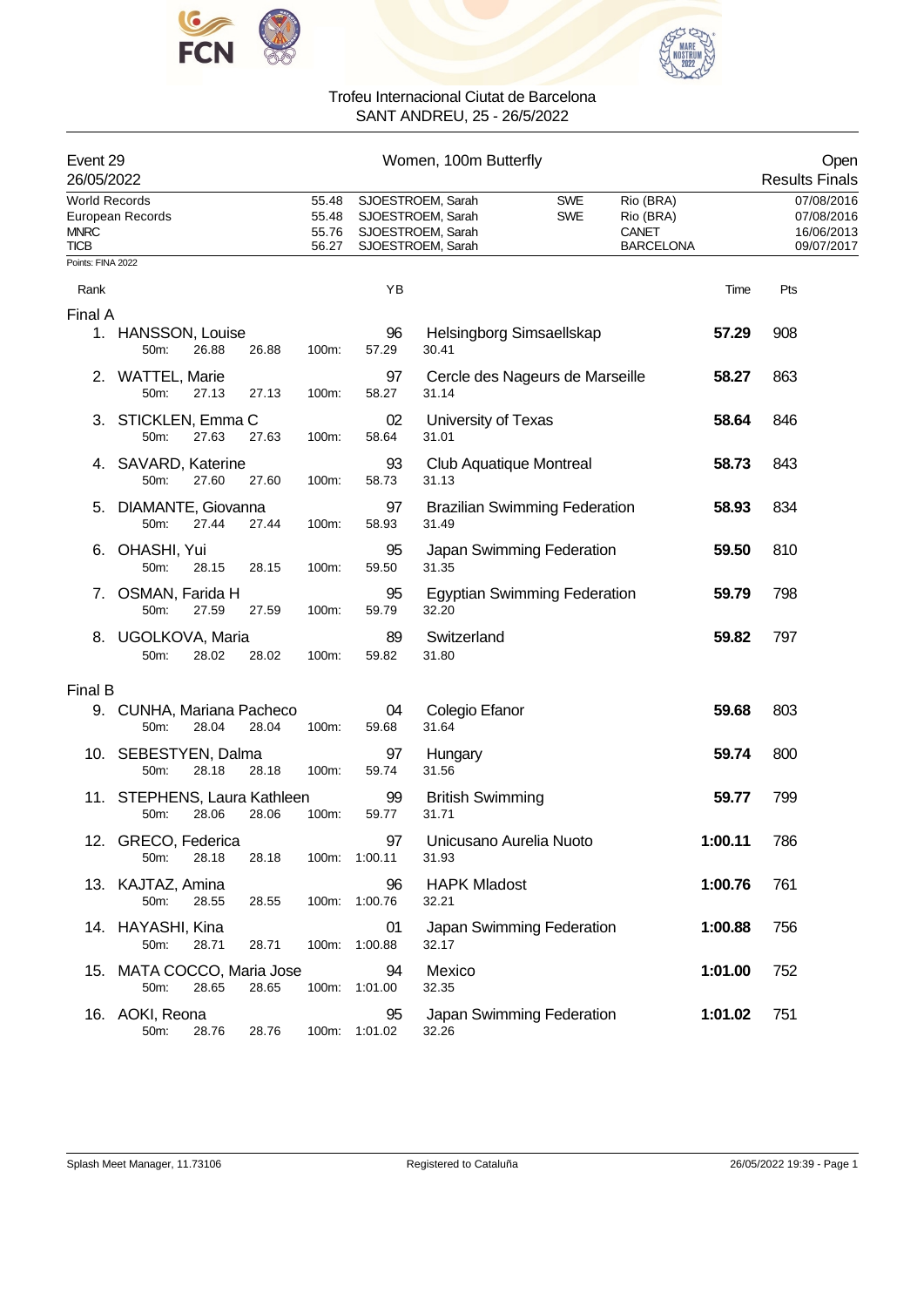Trofeu Internacional Ciutat de Barcelona
SANT ANDREU, 25 - 26/5/2022

Event 29 — Women, 100m Butterfly — Open
26/05/2022 — Results Finals

| | Time | Name | Nation | Place | Date |
|---|---|---|---|---|---|
| World Records | 55.48 | SJOESTROEM, Sarah | SWE | Rio (BRA) | 07/08/2016 |
| European Records | 55.48 | SJOESTROEM, Sarah | SWE | Rio (BRA) | 07/08/2016 |
| MNRC | 55.76 | SJOESTROEM, Sarah | | CANET | 16/06/2013 |
| TICB | 56.27 | SJOESTROEM, Sarah | | BARCELONA | 09/07/2017 |

Points: FINA 2022

### Final A

| Rank | Name | YB | Club | 50m | 100m | Split | Time | Pts |
|---|---|---|---|---|---|---|---|---|
| 1. | HANSSON, Louise | 96 | Helsingborg Simsaellskap | 26.88 | 57.29 | 30.41 | **57.29** | 908 |
| 2. | WATTEL, Marie | 97 | Cercle des Nageurs de Marseille | 27.13 | 58.27 | 31.14 | **58.27** | 863 |
| 3. | STICKLEN, Emma C | 02 | University of Texas | 27.63 | 58.64 | 31.01 | **58.64** | 846 |
| 4. | SAVARD, Katerine | 93 | Club Aquatique Montreal | 27.60 | 58.73 | 31.13 | **58.73** | 843 |
| 5. | DIAMANTE, Giovanna | 97 | Brazilian Swimming Federation | 27.44 | 58.93 | 31.49 | **58.93** | 834 |
| 6. | OHASHI, Yui | 95 | Japan Swimming Federation | 28.15 | 59.50 | 31.35 | **59.50** | 810 |
| 7. | OSMAN, Farida H | 95 | Egyptian Swimming Federation | 27.59 | 59.79 | 32.20 | **59.79** | 798 |
| 8. | UGOLKOVA, Maria | 89 | Switzerland | 28.02 | 59.82 | 31.80 | **59.82** | 797 |

### Final B

| Rank | Name | YB | Club | 50m | 100m | Split | Time | Pts |
|---|---|---|---|---|---|---|---|---|
| 9. | CUNHA, Mariana Pacheco | 04 | Colegio Efanor | 28.04 | 59.68 | 31.64 | **59.68** | 803 |
| 10. | SEBESTYEN, Dalma | 97 | Hungary | 28.18 | 59.74 | 31.56 | **59.74** | 800 |
| 11. | STEPHENS, Laura Kathleen | 99 | British Swimming | 28.06 | 59.77 | 31.71 | **59.77** | 799 |
| 12. | GRECO, Federica | 97 | Unicusano Aurelia Nuoto | 28.18 | 1:00.11 | 31.93 | **1:00.11** | 786 |
| 13. | KAJTAZ, Amina | 96 | HAPK Mladost | 28.55 | 1:00.76 | 32.21 | **1:00.76** | 761 |
| 14. | HAYASHI, Kina | 01 | Japan Swimming Federation | 28.71 | 1:00.88 | 32.17 | **1:00.88** | 756 |
| 15. | MATA COCCO, Maria Jose | 94 | Mexico | 28.65 | 1:01.00 | 32.35 | **1:01.00** | 752 |
| 16. | AOKI, Reona | 95 | Japan Swimming Federation | 28.76 | 1:01.02 | 32.26 | **1:01.02** | 751 |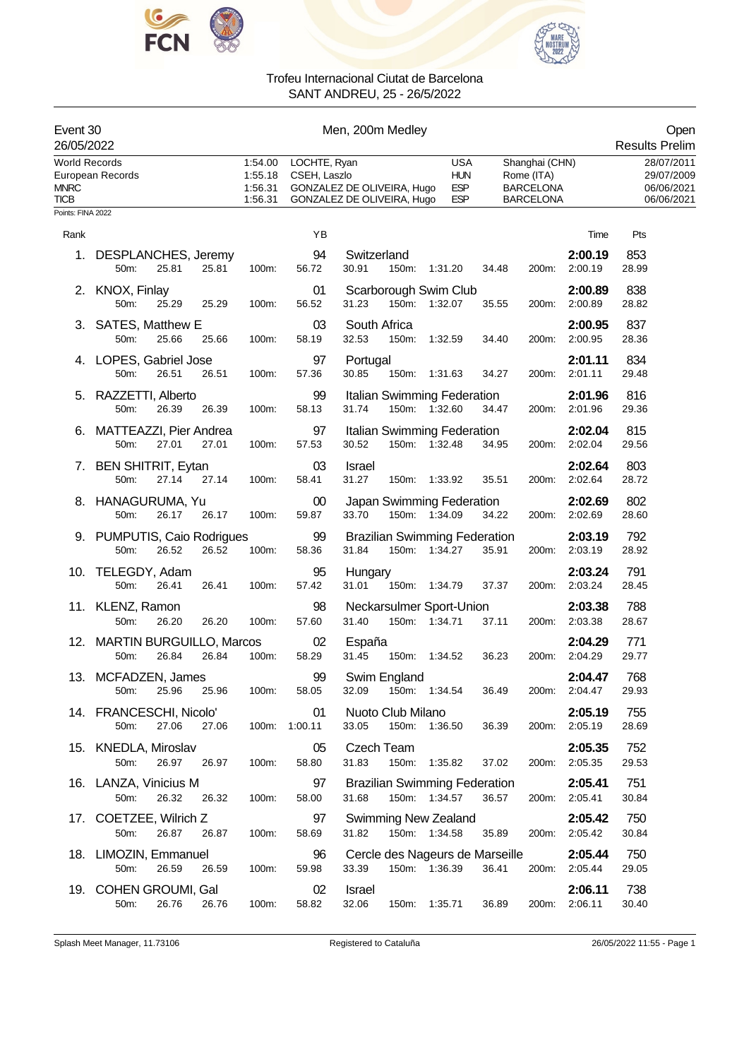Trofeu Internacional Ciutat de Barcelona
SANT ANDREU, 25 - 26/5/2022

## Event 30 — Men, 200m Medley — Open

26/05/2022 — Results Prelim

| | Time | Name | Nation | Place | Date |
|---|---|---|---|---|---|
| World Records | 1:54.00 | LOCHTE, Ryan | USA | Shanghai (CHN) | 28/07/2011 |
| European Records | 1:55.18 | CSEH, Laszlo | HUN | Rome (ITA) | 29/07/2009 |
| MNRC | 1:56.31 | GONZALEZ DE OLIVEIRA, Hugo | ESP | BARCELONA | 06/06/2021 |
| TICB | 1:56.31 | GONZALEZ DE OLIVEIRA, Hugo | ESP | BARCELONA | 06/06/2021 |

Points: FINA 2022

| Rank | Name | YB | Club | Time | Pts | 50m | 100m | 150m | 200m |
|---|---|---|---|---|---|---|---|---|---|
| 1. | DESPLANCHES, Jeremy | 94 | Switzerland | 2:00.19 | 853 | 25.81 (25.81) | 56.72 (30.91) | 1:31.20 (34.48) | 2:00.19 (28.99) |
| 2. | KNOX, Finlay | 01 | Scarborough Swim Club | 2:00.89 | 838 | 25.29 (25.29) | 56.52 (31.23) | 1:32.07 (35.55) | 2:00.89 (28.82) |
| 3. | SATES, Matthew E | 03 | South Africa | 2:00.95 | 837 | 25.66 (25.66) | 58.19 (32.53) | 1:32.59 (34.40) | 2:00.95 (28.36) |
| 4. | LOPES, Gabriel Jose | 97 | Portugal | 2:01.11 | 834 | 26.51 (26.51) | 57.36 (30.85) | 1:31.63 (34.27) | 2:01.11 (29.48) |
| 5. | RAZZETTI, Alberto | 99 | Italian Swimming Federation | 2:01.96 | 816 | 26.39 (26.39) | 58.13 (31.74) | 1:32.60 (34.47) | 2:01.96 (29.36) |
| 6. | MATTEAZZI, Pier Andrea | 97 | Italian Swimming Federation | 2:02.04 | 815 | 27.01 (27.01) | 57.53 (30.52) | 1:32.48 (34.95) | 2:02.04 (29.56) |
| 7. | BEN SHITRIT, Eytan | 03 | Israel | 2:02.64 | 803 | 27.14 (27.14) | 58.41 (31.27) | 1:33.92 (35.51) | 2:02.64 (28.72) |
| 8. | HANAGURUMA, Yu | 00 | Japan Swimming Federation | 2:02.69 | 802 | 26.17 (26.17) | 59.87 (33.70) | 1:34.09 (34.22) | 2:02.69 (28.60) |
| 9. | PUMPUTIS, Caio Rodrigues | 99 | Brazilian Swimming Federation | 2:03.19 | 792 | 26.52 (26.52) | 58.36 (31.84) | 1:34.27 (35.91) | 2:03.19 (28.92) |
| 10. | TELEGDY, Adam | 95 | Hungary | 2:03.24 | 791 | 26.41 (26.41) | 57.42 (31.01) | 1:34.79 (37.37) | 2:03.24 (28.45) |
| 11. | KLENZ, Ramon | 98 | Neckarsulmer Sport-Union | 2:03.38 | 788 | 26.20 (26.20) | 57.60 (31.40) | 1:34.71 (37.11) | 2:03.38 (28.67) |
| 12. | MARTIN BURGUILLO, Marcos | 02 | España | 2:04.29 | 771 | 26.84 (26.84) | 58.29 (31.45) | 1:34.52 (36.23) | 2:04.29 (29.77) |
| 13. | MCFADZEN, James | 99 | Swim England | 2:04.47 | 768 | 25.96 (25.96) | 58.05 (32.09) | 1:34.54 (36.49) | 2:04.47 (29.93) |
| 14. | FRANCESCHI, Nicolo' | 01 | Nuoto Club Milano | 2:05.19 | 755 | 27.06 (27.06) | 1:00.11 (33.05) | 1:36.50 (36.39) | 2:05.19 (28.69) |
| 15. | KNEDLA, Miroslav | 05 | Czech Team | 2:05.35 | 752 | 26.97 (26.97) | 58.80 (31.83) | 1:35.82 (37.02) | 2:05.35 (29.53) |
| 16. | LANZA, Vinicius M | 97 | Brazilian Swimming Federation | 2:05.41 | 751 | 26.32 (26.32) | 58.00 (31.68) | 1:34.57 (36.57) | 2:05.41 (30.84) |
| 17. | COETZEE, Wilrich Z | 97 | Swimming New Zealand | 2:05.42 | 750 | 26.87 (26.87) | 58.69 (31.82) | 1:34.58 (35.89) | 2:05.42 (30.84) |
| 18. | LIMOZIN, Emmanuel | 96 | Cercle des Nageurs de Marseille | 2:05.44 | 750 | 26.59 (26.59) | 59.98 (33.39) | 1:36.39 (36.41) | 2:05.44 (29.05) |
| 19. | COHEN GROUMI, Gal | 02 | Israel | 2:06.11 | 738 | 26.76 (26.76) | 58.82 (32.06) | 1:35.71 (36.89) | 2:06.11 (30.40) |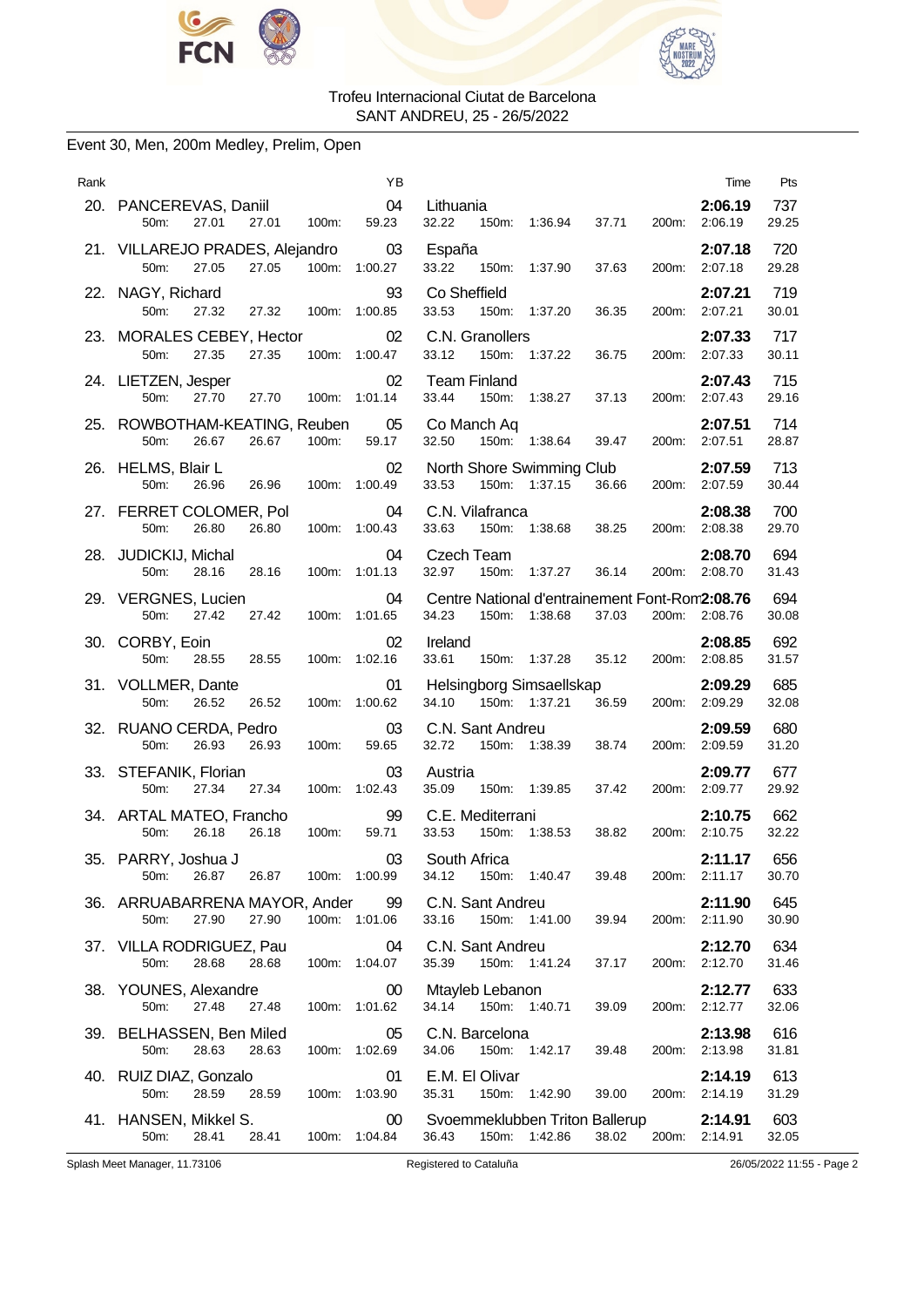Trofeu Internacional Ciutat de Barcelona
SANT ANDREU, 25 - 26/5/2022

## Event 30, Men, 200m Medley, Prelim, Open

| Rank | Name | YB | Club | Time | Pts |
|---|---|---|---|---|---|
| 20. | PANCEREVAS, Daniil | 04 | Lithuania | 2:06.19 | 737 |
| | 50m: 27.01 27.01 100m: 59.23 32.22 150m: 1:36.94 37.71 200m: 2:06.19 29.25 | | | | |
| 21. | VILLAREJO PRADES, Alejandro | 03 | España | 2:07.18 | 720 |
| | 50m: 27.05 27.05 100m: 1:00.27 33.22 150m: 1:37.90 37.63 200m: 2:07.18 29.28 | | | | |
| 22. | NAGY, Richard | 93 | Co Sheffield | 2:07.21 | 719 |
| | 50m: 27.32 27.32 100m: 1:00.85 33.53 150m: 1:37.20 36.35 200m: 2:07.21 30.01 | | | | |
| 23. | MORALES CEBEY, Hector | 02 | C.N. Granollers | 2:07.33 | 717 |
| | 50m: 27.35 27.35 100m: 1:00.47 33.12 150m: 1:37.22 36.75 200m: 2:07.33 30.11 | | | | |
| 24. | LIETZEN, Jesper | 02 | Team Finland | 2:07.43 | 715 |
| | 50m: 27.70 27.70 100m: 1:01.14 33.44 150m: 1:38.27 37.13 200m: 2:07.43 29.16 | | | | |
| 25. | ROWBOTHAM-KEATING, Reuben | 05 | Co Manch Aq | 2:07.51 | 714 |
| | 50m: 26.67 26.67 100m: 59.17 32.50 150m: 1:38.64 39.47 200m: 2:07.51 28.87 | | | | |
| 26. | HELMS, Blair L | 02 | North Shore Swimming Club | 2:07.59 | 713 |
| | 50m: 26.96 26.96 100m: 1:00.49 33.53 150m: 1:37.15 36.66 200m: 2:07.59 30.44 | | | | |
| 27. | FERRET COLOMER, Pol | 04 | C.N. Vilafranca | 2:08.38 | 700 |
| | 50m: 26.80 26.80 100m: 1:00.43 33.63 150m: 1:38.68 38.25 200m: 2:08.38 29.70 | | | | |
| 28. | JUDICKIJ, Michal | 04 | Czech Team | 2:08.70 | 694 |
| | 50m: 28.16 28.16 100m: 1:01.13 32.97 150m: 1:37.27 36.14 200m: 2:08.70 31.43 | | | | |
| 29. | VERGNES, Lucien | 04 | Centre National d'entrainement Font-Rom | 2:08.76 | 694 |
| | 50m: 27.42 27.42 100m: 1:01.65 34.23 150m: 1:38.68 37.03 200m: 2:08.76 30.08 | | | | |
| 30. | CORBY, Eoin | 02 | Ireland | 2:08.85 | 692 |
| | 50m: 28.55 28.55 100m: 1:02.16 33.61 150m: 1:37.28 35.12 200m: 2:08.85 31.57 | | | | |
| 31. | VOLLMER, Dante | 01 | Helsingborg Simsaellskap | 2:09.29 | 685 |
| | 50m: 26.52 26.52 100m: 1:00.62 34.10 150m: 1:37.21 36.59 200m: 2:09.29 32.08 | | | | |
| 32. | RUANO CERDA, Pedro | 03 | C.N. Sant Andreu | 2:09.59 | 680 |
| | 50m: 26.93 26.93 100m: 59.65 32.72 150m: 1:38.39 38.74 200m: 2:09.59 31.20 | | | | |
| 33. | STEFANIK, Florian | 03 | Austria | 2:09.77 | 677 |
| | 50m: 27.34 27.34 100m: 1:02.43 35.09 150m: 1:39.85 37.42 200m: 2:09.77 29.92 | | | | |
| 34. | ARTAL MATEO, Francho | 99 | C.E. Mediterrani | 2:10.75 | 662 |
| | 50m: 26.18 26.18 100m: 59.71 33.53 150m: 1:38.53 38.82 200m: 2:10.75 32.22 | | | | |
| 35. | PARRY, Joshua J | 03 | South Africa | 2:11.17 | 656 |
| | 50m: 26.87 26.87 100m: 1:00.99 34.12 150m: 1:40.47 39.48 200m: 2:11.17 30.70 | | | | |
| 36. | ARRUABARRENA MAYOR, Ander | 99 | C.N. Sant Andreu | 2:11.90 | 645 |
| | 50m: 27.90 27.90 100m: 1:01.06 33.16 150m: 1:41.00 39.94 200m: 2:11.90 30.90 | | | | |
| 37. | VILLA RODRIGUEZ, Pau | 04 | C.N. Sant Andreu | 2:12.70 | 634 |
| | 50m: 28.68 28.68 100m: 1:04.07 35.39 150m: 1:41.24 37.17 200m: 2:12.70 31.46 | | | | |
| 38. | YOUNES, Alexandre | 00 | Mtayleb Lebanon | 2:12.77 | 633 |
| | 50m: 27.48 27.48 100m: 1:01.62 34.14 150m: 1:40.71 39.09 200m: 2:12.77 32.06 | | | | |
| 39. | BELHASSEN, Ben Miled | 05 | C.N. Barcelona | 2:13.98 | 616 |
| | 50m: 28.63 28.63 100m: 1:02.69 34.06 150m: 1:42.17 39.48 200m: 2:13.98 31.81 | | | | |
| 40. | RUIZ DIAZ, Gonzalo | 01 | E.M. El Olivar | 2:14.19 | 613 |
| | 50m: 28.59 28.59 100m: 1:03.90 35.31 150m: 1:42.90 39.00 200m: 2:14.19 31.29 | | | | |
| 41. | HANSEN, Mikkel S. | 00 | Svoemmeklubben Triton Ballerup | 2:14.91 | 603 |
| | 50m: 28.41 28.41 100m: 1:04.84 36.43 150m: 1:42.86 38.02 200m: 2:14.91 32.05 | | | | |

Splash Meet Manager, 11.73106 — Registered to Cataluña — 26/05/2022 11:55 - Page 2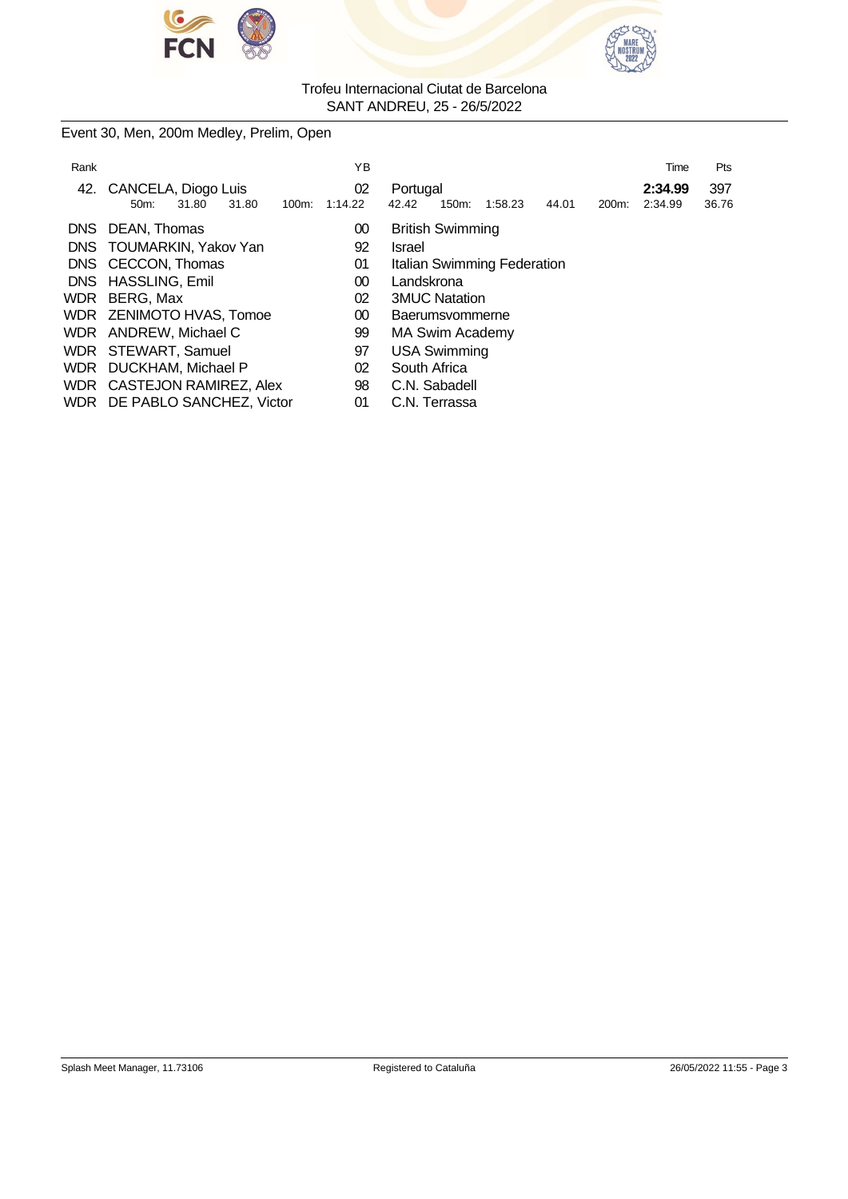Trofeu Internacional Ciutat de Barcelona
SANT ANDREU, 25 - 26/5/2022

Event 30, Men, 200m Medley, Prelim, Open

| Rank | | YB | | Time | Pts |
|---|---|---|---|---|---|
| 42. | CANCELA, Diogo Luis | 02 | Portugal | **2:34.99** | 397 |
| | 50m: 31.80 31.80 100m: 1:14.22 42.42 150m: 1:58.23 44.01 200m: 2:34.99 | | | | 36.76 |
| DNS | DEAN, Thomas | 00 | British Swimming | | |
| DNS | TOUMARKIN, Yakov Yan | 92 | Israel | | |
| DNS | CECCON, Thomas | 01 | Italian Swimming Federation | | |
| DNS | HASSLING, Emil | 00 | Landskrona | | |
| WDR | BERG, Max | 02 | 3MUC Natation | | |
| WDR | ZENIMOTO HVAS, Tomoe | 00 | Baerumsvommerne | | |
| WDR | ANDREW, Michael C | 99 | MA Swim Academy | | |
| WDR | STEWART, Samuel | 97 | USA Swimming | | |
| WDR | DUCKHAM, Michael P | 02 | South Africa | | |
| WDR | CASTEJON RAMIREZ, Alex | 98 | C.N. Sabadell | | |
| WDR | DE PABLO SANCHEZ, Victor | 01 | C.N. Terrassa | | |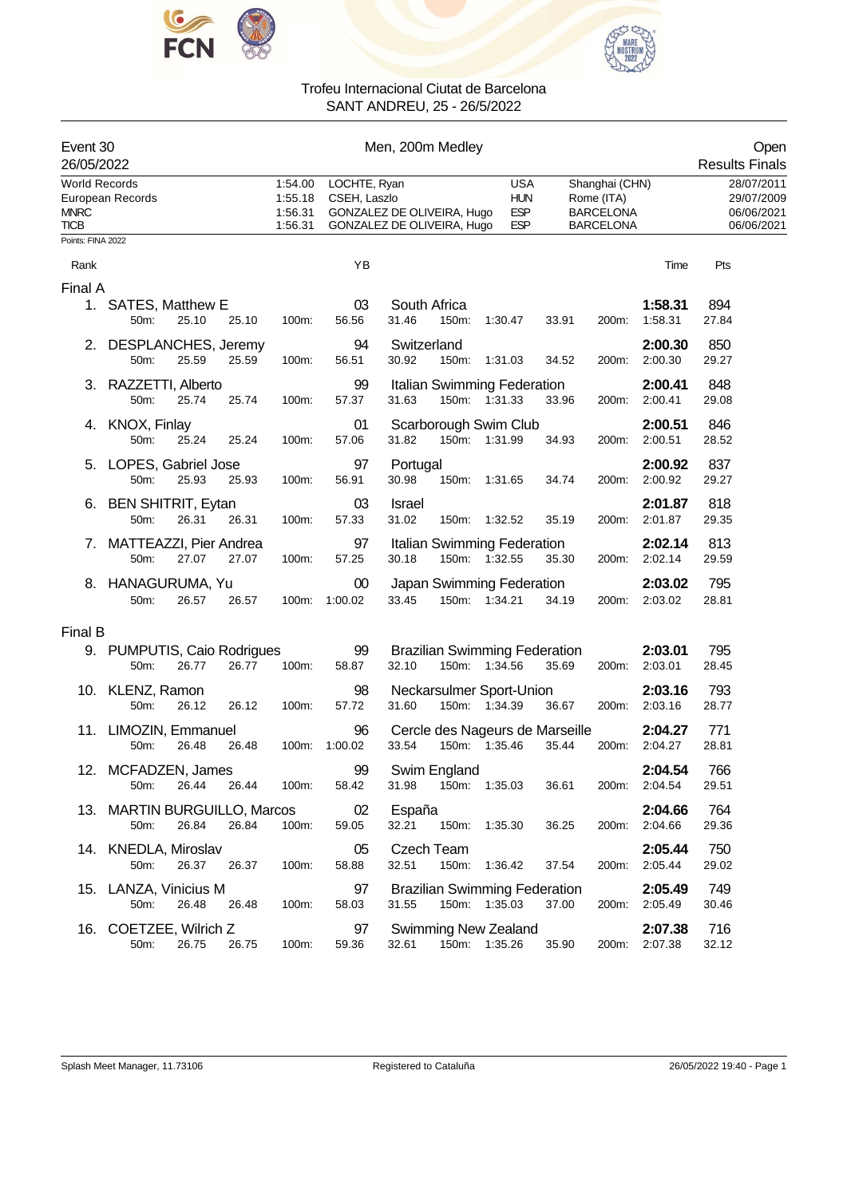Trofeu Internacional Ciutat de Barcelona
SANT ANDREU, 25 - 26/5/2022

**Event 30** — **Men, 200m Medley** — **Open**
26/05/2022 — Results Finals

| Records | Time | Name | Nation | Location | Date |
|---|---|---|---|---|---|
| World Records | 1:54.00 | LOCHTE, Ryan | USA | Shanghai (CHN) | 28/07/2011 |
| European Records | 1:55.18 | CSEH, Laszlo | HUN | Rome (ITA) | 29/07/2009 |
| MNRC | 1:56.31 | GONZALEZ DE OLIVEIRA, Hugo | ESP | BARCELONA | 06/06/2021 |
| TICB | 1:56.31 | GONZALEZ DE OLIVEIRA, Hugo | ESP | BARCELONA | 06/06/2021 |

Points: FINA 2022

### Final A

| Rank | Name | YB | Club | 50m | 100m | 150m | 200m | Time | Pts |
|---|---|---|---|---|---|---|---|---|---|
| 1. | SATES, Matthew E | 03 | South Africa | 25.10 (25.10) | 56.56 (31.46) | 1:30.47 (33.91) | 1:58.31 (27.84) | 1:58.31 | 894 |
| 2. | DESPLANCHES, Jeremy | 94 | Switzerland | 25.59 (25.59) | 56.51 (30.92) | 1:31.03 (34.52) | 2:00.30 (29.27) | 2:00.30 | 850 |
| 3. | RAZZETTI, Alberto | 99 | Italian Swimming Federation | 25.74 (25.74) | 57.37 (31.63) | 1:31.33 (33.96) | 2:00.41 (29.08) | 2:00.41 | 848 |
| 4. | KNOX, Finlay | 01 | Scarborough Swim Club | 25.24 (25.24) | 57.06 (31.82) | 1:31.99 (34.93) | 2:00.51 (28.52) | 2:00.51 | 846 |
| 5. | LOPES, Gabriel Jose | 97 | Portugal | 25.93 (25.93) | 56.91 (30.98) | 1:31.65 (34.74) | 2:00.92 (29.27) | 2:00.92 | 837 |
| 6. | BEN SHITRIT, Eytan | 03 | Israel | 26.31 (26.31) | 57.33 (31.02) | 1:32.52 (35.19) | 2:01.87 (29.35) | 2:01.87 | 818 |
| 7. | MATTEAZZI, Pier Andrea | 97 | Italian Swimming Federation | 27.07 (27.07) | 57.25 (30.18) | 1:32.55 (35.30) | 2:02.14 (29.59) | 2:02.14 | 813 |
| 8. | HANAGURUMA, Yu | 00 | Japan Swimming Federation | 26.57 (26.57) | 1:00.02 (33.45) | 1:34.21 (34.19) | 2:03.02 (28.81) | 2:03.02 | 795 |

### Final B

| Rank | Name | YB | Club | 50m | 100m | 150m | 200m | Time | Pts |
|---|---|---|---|---|---|---|---|---|---|
| 9. | PUMPUTIS, Caio Rodrigues | 99 | Brazilian Swimming Federation | 26.77 (26.77) | 58.87 (32.10) | 1:34.56 (35.69) | 2:03.01 (28.45) | 2:03.01 | 795 |
| 10. | KLENZ, Ramon | 98 | Neckarsulmer Sport-Union | 26.12 (26.12) | 57.72 (31.60) | 1:34.39 (36.67) | 2:03.16 (28.77) | 2:03.16 | 793 |
| 11. | LIMOZIN, Emmanuel | 96 | Cercle des Nageurs de Marseille | 26.48 (26.48) | 1:00.02 (33.54) | 1:35.46 (35.44) | 2:04.27 (28.81) | 2:04.27 | 771 |
| 12. | MCFADZEN, James | 99 | Swim England | 26.44 (26.44) | 58.42 (31.98) | 1:35.03 (36.61) | 2:04.54 (29.51) | 2:04.54 | 766 |
| 13. | MARTIN BURGUILLO, Marcos | 02 | España | 26.84 (26.84) | 59.05 (32.21) | 1:35.30 (36.25) | 2:04.66 (29.36) | 2:04.66 | 764 |
| 14. | KNEDLA, Miroslav | 05 | Czech Team | 26.37 (26.37) | 58.88 (32.51) | 1:36.42 (37.54) | 2:05.44 (29.02) | 2:05.44 | 750 |
| 15. | LANZA, Vinicius M | 97 | Brazilian Swimming Federation | 26.48 (26.48) | 58.03 (31.55) | 1:35.03 (37.00) | 2:05.49 (30.46) | 2:05.49 | 749 |
| 16. | COETZEE, Wilrich Z | 97 | Swimming New Zealand | 26.75 (26.75) | 59.36 (32.61) | 1:35.26 (35.90) | 2:07.38 (32.12) | 2:07.38 | 716 |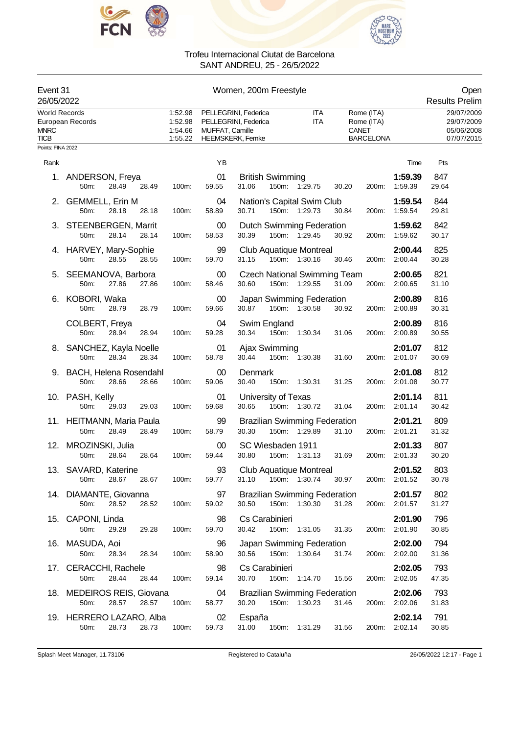Trofeu Internacional Ciutat de Barcelona
SANT ANDREU, 25 - 26/5/2022

Event 31 — Women, 200m Freestyle — Open
26/05/2022 — Results Prelim

| | | | | | |
|---|---|---|---|---|---|
| World Records | 1:52.98 | PELLEGRINI, Federica | ITA | Rome (ITA) | 29/07/2009 |
| European Records | 1:52.98 | PELLEGRINI, Federica | ITA | Rome (ITA) | 29/07/2009 |
| MNRC | 1:54.66 | MUFFAT, Camille | | CANET | 05/06/2008 |
| TICB | 1:55.22 | HEEMSKERK, Femke | | BARCELONA | 07/07/2015 |

Points: FINA 2022

| Rank | Name | YB | Club | 50m | 100m | 150m | 200m | Time | Pts |
|---|---|---|---|---|---|---|---|---|---|
| 1. | ANDERSON, Freya | 01 | British Swimming | 28.49 (28.49) | 59.55 (31.06) | 1:29.75 (30.20) | 1:59.39 (29.64) | **1:59.39** | 847 |
| 2. | GEMMELL, Erin M | 04 | Nation's Capital Swim Club | 28.18 (28.18) | 58.89 (30.71) | 1:29.73 (30.84) | 1:59.54 (29.81) | **1:59.54** | 844 |
| 3. | STEENBERGEN, Marrit | 00 | Dutch Swimming Federation | 28.14 (28.14) | 58.53 (30.39) | 1:29.45 (30.92) | 1:59.62 (30.17) | **1:59.62** | 842 |
| 4. | HARVEY, Mary-Sophie | 99 | Club Aquatique Montreal | 28.55 (28.55) | 59.70 (31.15) | 1:30.16 (30.46) | 2:00.44 (30.28) | **2:00.44** | 825 |
| 5. | SEEMANOVA, Barbora | 00 | Czech National Swimming Team | 27.86 (27.86) | 58.46 (30.60) | 1:29.55 (31.09) | 2:00.65 (31.10) | **2:00.65** | 821 |
| 6. | KOBORI, Waka | 00 | Japan Swimming Federation | 28.79 (28.79) | 59.66 (30.87) | 1:30.58 (30.92) | 2:00.89 (30.31) | **2:00.89** | 816 |
| | COLBERT, Freya | 04 | Swim England | 28.94 (28.94) | 59.28 (30.34) | 1:30.34 (31.06) | 2:00.89 (30.55) | **2:00.89** | 816 |
| 8. | SANCHEZ, Kayla Noelle | 01 | Ajax Swimming | 28.34 (28.34) | 58.78 (30.44) | 1:30.38 (31.60) | 2:01.07 (30.69) | **2:01.07** | 812 |
| 9. | BACH, Helena Rosendahl | 00 | Denmark | 28.66 (28.66) | 59.06 (30.40) | 1:30.31 (31.25) | 2:01.08 (30.77) | **2:01.08** | 812 |
| 10. | PASH, Kelly | 01 | University of Texas | 29.03 (29.03) | 59.68 (30.65) | 1:30.72 (31.04) | 2:01.14 (30.42) | **2:01.14** | 811 |
| 11. | HEITMANN, Maria Paula | 99 | Brazilian Swimming Federation | 28.49 (28.49) | 58.79 (30.30) | 1:29.89 (31.10) | 2:01.21 (31.32) | **2:01.21** | 809 |
| 12. | MROZINSKI, Julia | 00 | SC Wiesbaden 1911 | 28.64 (28.64) | 59.44 (30.80) | 1:31.13 (31.69) | 2:01.33 (30.20) | **2:01.33** | 807 |
| 13. | SAVARD, Katerine | 93 | Club Aquatique Montreal | 28.67 (28.67) | 59.77 (31.10) | 1:30.74 (30.97) | 2:01.52 (30.78) | **2:01.52** | 803 |
| 14. | DIAMANTE, Giovanna | 97 | Brazilian Swimming Federation | 28.52 (28.52) | 59.02 (30.50) | 1:30.30 (31.28) | 2:01.57 (31.27) | **2:01.57** | 802 |
| 15. | CAPONI, Linda | 98 | Cs Carabinieri | 29.28 (29.28) | 59.70 (30.42) | 1:31.05 (31.35) | 2:01.90 (30.85) | **2:01.90** | 796 |
| 16. | MASUDA, Aoi | 96 | Japan Swimming Federation | 28.34 (28.34) | 58.90 (30.56) | 1:30.64 (31.74) | 2:02.00 (31.36) | **2:02.00** | 794 |
| 17. | CERACCHI, Rachele | 98 | Cs Carabinieri | 28.44 (28.44) | 59.14 (30.70) | 1:14.70 (15.56) | 2:02.05 (47.35) | **2:02.05** | 793 |
| 18. | MEDEIROS REIS, Giovana | 04 | Brazilian Swimming Federation | 28.57 (28.57) | 58.77 (30.20) | 1:30.23 (31.46) | 2:02.06 (31.83) | **2:02.06** | 793 |
| 19. | HERRERO LAZARO, Alba | 02 | España | 28.73 (28.73) | 59.73 (31.00) | 1:31.29 (31.56) | 2:02.14 (30.85) | **2:02.14** | 791 |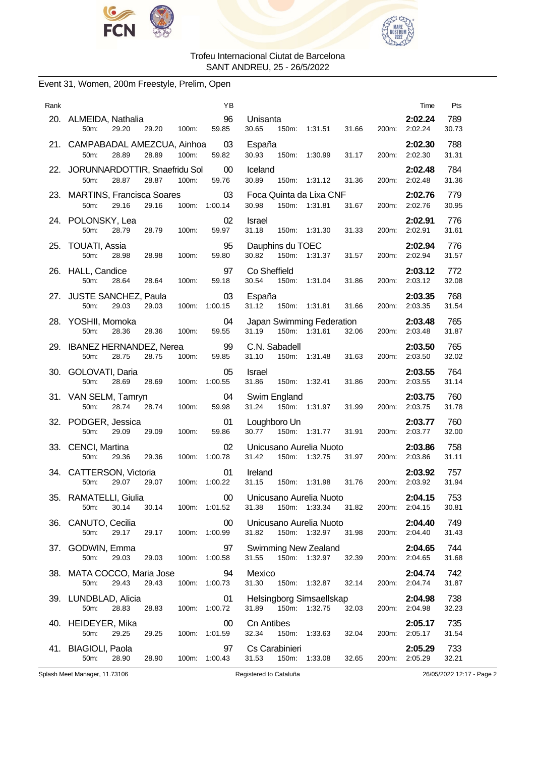Trofeu Internacional Ciutat de Barcelona
SANT ANDREU, 25 - 26/5/2022

## Event 31, Women, 200m Freestyle, Prelim, Open

| Rank | Name | YB | Club | Time | Pts |
|---|---|---|---|---|---|
| 20. | ALMEIDA, Nathalia | 96 | Unisanta | 2:02.24 | 789 |
| | 50m: 29.20 29.20 100m: 59.85 30.65 150m: 1:31.51 31.66 200m: 2:02.24 30.73 | | | | |
| 21. | CAMPABADAL AMEZCUA, Ainhoa | 03 | España | 2:02.30 | 788 |
| | 50m: 28.89 28.89 100m: 59.82 30.93 150m: 1:30.99 31.17 200m: 2:02.30 31.31 | | | | |
| 22. | JORUNNARDOTTIR, Snaefridu Sol | 00 | Iceland | 2:02.48 | 784 |
| | 50m: 28.87 28.87 100m: 59.76 30.89 150m: 1:31.12 31.36 200m: 2:02.48 31.36 | | | | |
| 23. | MARTINS, Francisca Soares | 03 | Foca Quinta da Lixa CNF | 2:02.76 | 779 |
| | 50m: 29.16 29.16 100m: 1:00.14 30.98 150m: 1:31.81 31.67 200m: 2:02.76 30.95 | | | | |
| 24. | POLONSKY, Lea | 02 | Israel | 2:02.91 | 776 |
| | 50m: 28.79 28.79 100m: 59.97 31.18 150m: 1:31.30 31.33 200m: 2:02.91 31.61 | | | | |
| 25. | TOUATI, Assia | 95 | Dauphins du TOEC | 2:02.94 | 776 |
| | 50m: 28.98 28.98 100m: 59.80 30.82 150m: 1:31.37 31.57 200m: 2:02.94 31.57 | | | | |
| 26. | HALL, Candice | 97 | Co Sheffield | 2:03.12 | 772 |
| | 50m: 28.64 28.64 100m: 59.18 30.54 150m: 1:31.04 31.86 200m: 2:03.12 32.08 | | | | |
| 27. | JUSTE SANCHEZ, Paula | 03 | España | 2:03.35 | 768 |
| | 50m: 29.03 29.03 100m: 1:00.15 31.12 150m: 1:31.81 31.66 200m: 2:03.35 31.54 | | | | |
| 28. | YOSHII, Momoka | 04 | Japan Swimming Federation | 2:03.48 | 765 |
| | 50m: 28.36 28.36 100m: 59.55 31.19 150m: 1:31.61 32.06 200m: 2:03.48 31.87 | | | | |
| 29. | IBANEZ HERNANDEZ, Nerea | 99 | C.N. Sabadell | 2:03.50 | 765 |
| | 50m: 28.75 28.75 100m: 59.85 31.10 150m: 1:31.48 31.63 200m: 2:03.50 32.02 | | | | |
| 30. | GOLOVATI, Daria | 05 | Israel | 2:03.55 | 764 |
| | 50m: 28.69 28.69 100m: 1:00.55 31.86 150m: 1:32.41 31.86 200m: 2:03.55 31.14 | | | | |
| 31. | VAN SELM, Tamryn | 04 | Swim England | 2:03.75 | 760 |
| | 50m: 28.74 28.74 100m: 59.98 31.24 150m: 1:31.97 31.99 200m: 2:03.75 31.78 | | | | |
| 32. | PODGER, Jessica | 01 | Loughboro Un | 2:03.77 | 760 |
| | 50m: 29.09 29.09 100m: 59.86 30.77 150m: 1:31.77 31.91 200m: 2:03.77 32.00 | | | | |
| 33. | CENCI, Martina | 02 | Unicusano Aurelia Nuoto | 2:03.86 | 758 |
| | 50m: 29.36 29.36 100m: 1:00.78 31.42 150m: 1:32.75 31.97 200m: 2:03.86 31.11 | | | | |
| 34. | CATTERSON, Victoria | 01 | Ireland | 2:03.92 | 757 |
| | 50m: 29.07 29.07 100m: 1:00.22 31.15 150m: 1:31.98 31.76 200m: 2:03.92 31.94 | | | | |
| 35. | RAMATELLI, Giulia | 00 | Unicusano Aurelia Nuoto | 2:04.15 | 753 |
| | 50m: 30.14 30.14 100m: 1:01.52 31.38 150m: 1:33.34 31.82 200m: 2:04.15 30.81 | | | | |
| 36. | CANUTO, Cecilia | 00 | Unicusano Aurelia Nuoto | 2:04.40 | 749 |
| | 50m: 29.17 29.17 100m: 1:00.99 31.82 150m: 1:32.97 31.98 200m: 2:04.40 31.43 | | | | |
| 37. | GODWIN, Emma | 97 | Swimming New Zealand | 2:04.65 | 744 |
| | 50m: 29.03 29.03 100m: 1:00.58 31.55 150m: 1:32.97 32.39 200m: 2:04.65 31.68 | | | | |
| 38. | MATA COCCO, Maria Jose | 94 | Mexico | 2:04.74 | 742 |
| | 50m: 29.43 29.43 100m: 1:00.73 31.30 150m: 1:32.87 32.14 200m: 2:04.74 31.87 | | | | |
| 39. | LUNDBLAD, Alicia | 01 | Helsingborg Simsaellskap | 2:04.98 | 738 |
| | 50m: 28.83 28.83 100m: 1:00.72 31.89 150m: 1:32.75 32.03 200m: 2:04.98 32.23 | | | | |
| 40. | HEIDEYER, Mika | 00 | Cn Antibes | 2:05.17 | 735 |
| | 50m: 29.25 29.25 100m: 1:01.59 32.34 150m: 1:33.63 32.04 200m: 2:05.17 31.54 | | | | |
| 41. | BIAGIOLI, Paola | 97 | Cs Carabinieri | 2:05.29 | 733 |
| | 50m: 28.90 28.90 100m: 1:00.43 31.53 150m: 1:33.08 32.65 200m: 2:05.29 32.21 | | | | |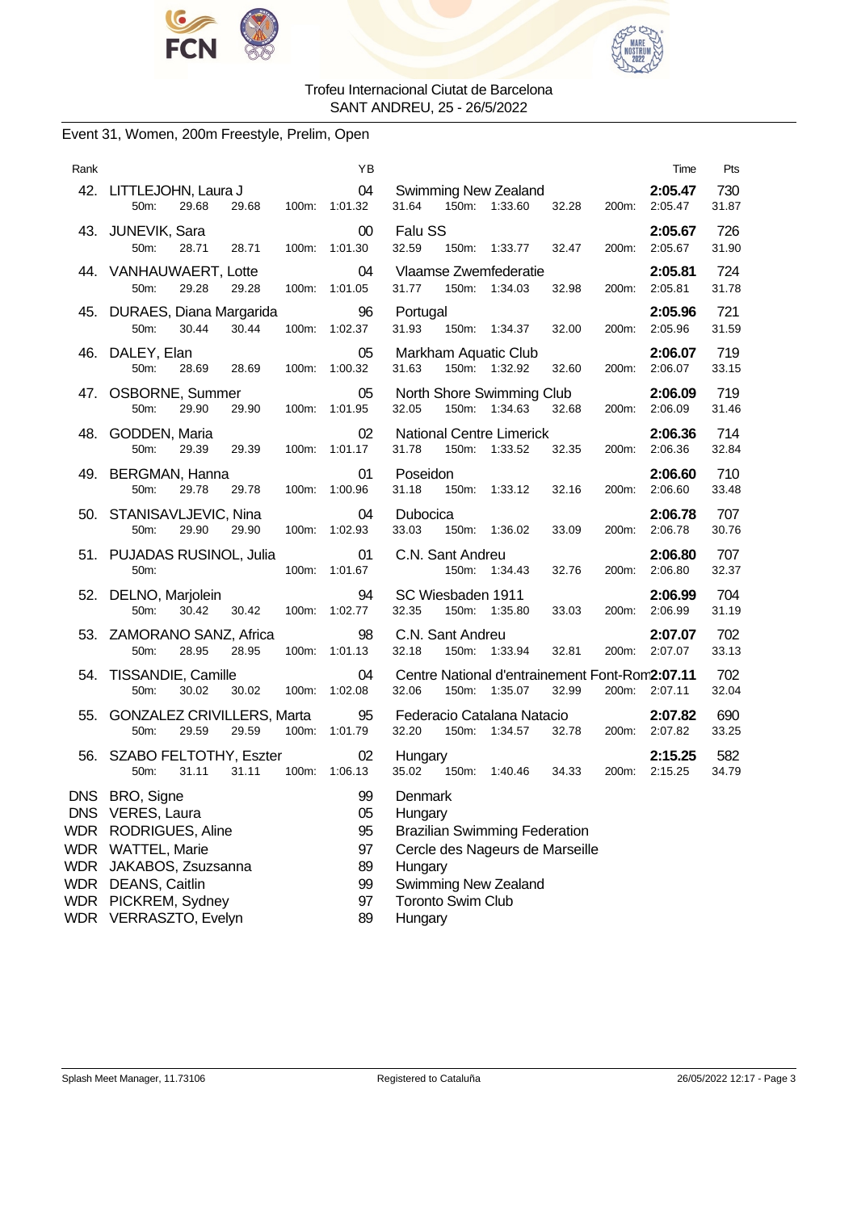Trofeu Internacional Ciutat de Barcelona
SANT ANDREU, 25 - 26/5/2022

## Event 31, Women, 200m Freestyle, Prelim, Open

| Rank | Name | YB | Club | 50m | 100m | 150m | 200m | Time | Pts |
|---|---|---|---|---|---|---|---|---|---|
| 42. | LITTLEJOHN, Laura J | 04 | Swimming New Zealand | 29.68 (29.68) | 1:01.32 (31.64) | 1:33.60 (32.28) | 2:05.47 (31.87) | **2:05.47** | 730 |
| 43. | JUNEVIK, Sara | 00 | Falu SS | 28.71 (28.71) | 1:01.30 (32.59) | 1:33.77 (32.47) | 2:05.67 (31.90) | **2:05.67** | 726 |
| 44. | VANHAUWAERT, Lotte | 04 | Vlaamse Zwemfederatie | 29.28 (29.28) | 1:01.05 (31.77) | 1:34.03 (32.98) | 2:05.81 (31.78) | **2:05.81** | 724 |
| 45. | DURAES, Diana Margarida | 96 | Portugal | 30.44 (30.44) | 1:02.37 (31.93) | 1:34.37 (32.00) | 2:05.96 (31.59) | **2:05.96** | 721 |
| 46. | DALEY, Elan | 05 | Markham Aquatic Club | 28.69 (28.69) | 1:00.32 (31.63) | 1:32.92 (32.60) | 2:06.07 (33.15) | **2:06.07** | 719 |
| 47. | OSBORNE, Summer | 05 | North Shore Swimming Club | 29.90 (29.90) | 1:01.95 (32.05) | 1:34.63 (32.68) | 2:06.09 (31.46) | **2:06.09** | 719 |
| 48. | GODDEN, Maria | 02 | National Centre Limerick | 29.39 (29.39) | 1:01.17 (31.78) | 1:33.52 (32.35) | 2:06.36 (32.84) | **2:06.36** | 714 |
| 49. | BERGMAN, Hanna | 01 | Poseidon | 29.78 (29.78) | 1:00.96 (31.18) | 1:33.12 (32.16) | 2:06.60 (33.48) | **2:06.60** | 710 |
| 50. | STANISAVLJEVIC, Nina | 04 | Dubocica | 29.90 (29.90) | 1:02.93 (33.03) | 1:36.02 (33.09) | 2:06.78 (30.76) | **2:06.78** | 707 |
| 51. | PUJADAS RUSINOL, Julia | 01 | C.N. Sant Andreu | | 1:01.67 | 1:34.43 (32.76) | 2:06.80 (32.37) | **2:06.80** | 707 |
| 52. | DELNO, Marjolein | 94 | SC Wiesbaden 1911 | 30.42 (30.42) | 1:02.77 (32.35) | 1:35.80 (33.03) | 2:06.99 (31.19) | **2:06.99** | 704 |
| 53. | ZAMORANO SANZ, Africa | 98 | C.N. Sant Andreu | 28.95 (28.95) | 1:01.13 (32.18) | 1:33.94 (32.81) | 2:07.07 (33.13) | **2:07.07** | 702 |
| 54. | TISSANDIE, Camille | 04 | Centre National d'entrainement Font-Rom | 30.02 (30.02) | 1:02.08 (32.06) | 1:35.07 (32.99) | 2:07.11 (32.04) | **2:07.11** | 702 |
| 55. | GONZALEZ CRIVILLERS, Marta | 95 | Federacio Catalana Natacio | 29.59 (29.59) | 1:01.79 (32.20) | 1:34.57 (32.78) | 2:07.82 (33.25) | **2:07.82** | 690 |
| 56. | SZABO FELTOTHY, Eszter | 02 | Hungary | 31.11 (31.11) | 1:06.13 (35.02) | 1:40.46 (34.33) | 2:15.25 (34.79) | **2:15.25** | 582 |
| DNS | BRO, Signe | 99 | Denmark | | | | | | |
| DNS | VERES, Laura | 05 | Hungary | | | | | | |
| WDR | RODRIGUES, Aline | 95 | Brazilian Swimming Federation | | | | | | |
| WDR | WATTEL, Marie | 97 | Cercle des Nageurs de Marseille | | | | | | |
| WDR | JAKABOS, Zsuzsanna | 89 | Hungary | | | | | | |
| WDR | DEANS, Caitlin | 99 | Swimming New Zealand | | | | | | |
| WDR | PICKREM, Sydney | 97 | Toronto Swim Club | | | | | | |
| WDR | VERRASZTO, Evelyn | 89 | Hungary | | | | | | |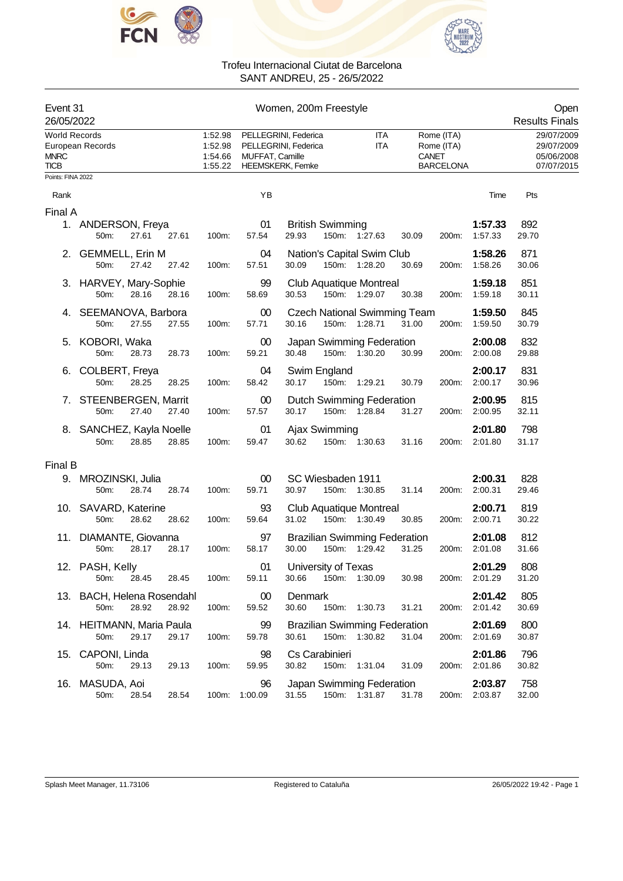Trofeu Internacional Ciutat de Barcelona
SANT ANDREU, 25 - 26/5/2022

## Event 31 — Women, 200m Freestyle — Open

26/05/2022 — Results Finals

| Record | Time | Name | Nation | Place | Date |
|---|---|---|---|---|---|
| World Records | 1:52.98 | PELLEGRINI, Federica | ITA | Rome (ITA) | 29/07/2009 |
| European Records | 1:52.98 | PELLEGRINI, Federica | ITA | Rome (ITA) | 29/07/2009 |
| MNRC | 1:54.66 | MUFFAT, Camille | | CANET | 05/06/2008 |
| TICB | 1:55.22 | HEEMSKERK, Femke | | BARCELONA | 07/07/2015 |

Points: FINA 2022

### Final A

| Rank | Name | YB | Club | Time | Pts |
|---|---|---|---|---|---|
| 1. | ANDERSON, Freya | 01 | British Swimming | **1:57.33** | 892 |
| | 50m: 27.61 27.61 | 100m: 57.54 29.93 | 150m: 1:27.63 30.09 | 200m: 1:57.33 | 29.70 |
| 2. | GEMMELL, Erin M | 04 | Nation's Capital Swim Club | **1:58.26** | 871 |
| | 50m: 27.42 27.42 | 100m: 57.51 30.09 | 150m: 1:28.20 30.69 | 200m: 1:58.26 | 30.06 |
| 3. | HARVEY, Mary-Sophie | 99 | Club Aquatique Montreal | **1:59.18** | 851 |
| | 50m: 28.16 28.16 | 100m: 58.69 30.53 | 150m: 1:29.07 30.38 | 200m: 1:59.18 | 30.11 |
| 4. | SEEMANOVA, Barbora | 00 | Czech National Swimming Team | **1:59.50** | 845 |
| | 50m: 27.55 27.55 | 100m: 57.71 30.16 | 150m: 1:28.71 31.00 | 200m: 1:59.50 | 30.79 |
| 5. | KOBORI, Waka | 00 | Japan Swimming Federation | **2:00.08** | 832 |
| | 50m: 28.73 28.73 | 100m: 59.21 30.48 | 150m: 1:30.20 30.99 | 200m: 2:00.08 | 29.88 |
| 6. | COLBERT, Freya | 04 | Swim England | **2:00.17** | 831 |
| | 50m: 28.25 28.25 | 100m: 58.42 30.17 | 150m: 1:29.21 30.79 | 200m: 2:00.17 | 30.96 |
| 7. | STEENBERGEN, Marrit | 00 | Dutch Swimming Federation | **2:00.95** | 815 |
| | 50m: 27.40 27.40 | 100m: 57.57 30.17 | 150m: 1:28.84 31.27 | 200m: 2:00.95 | 32.11 |
| 8. | SANCHEZ, Kayla Noelle | 01 | Ajax Swimming | **2:01.80** | 798 |
| | 50m: 28.85 28.85 | 100m: 59.47 30.62 | 150m: 1:30.63 31.16 | 200m: 2:01.80 | 31.17 |

### Final B

| Rank | Name | YB | Club | Time | Pts |
|---|---|---|---|---|---|
| 9. | MROZINSKI, Julia | 00 | SC Wiesbaden 1911 | **2:00.31** | 828 |
| | 50m: 28.74 28.74 | 100m: 59.71 30.97 | 150m: 1:30.85 31.14 | 200m: 2:00.31 | 29.46 |
| 10. | SAVARD, Katerine | 93 | Club Aquatique Montreal | **2:00.71** | 819 |
| | 50m: 28.62 28.62 | 100m: 59.64 31.02 | 150m: 1:30.49 30.85 | 200m: 2:00.71 | 30.22 |
| 11. | DIAMANTE, Giovanna | 97 | Brazilian Swimming Federation | **2:01.08** | 812 |
| | 50m: 28.17 28.17 | 100m: 58.17 30.00 | 150m: 1:29.42 31.25 | 200m: 2:01.08 | 31.66 |
| 12. | PASH, Kelly | 01 | University of Texas | **2:01.29** | 808 |
| | 50m: 28.45 28.45 | 100m: 59.11 30.66 | 150m: 1:30.09 30.98 | 200m: 2:01.29 | 31.20 |
| 13. | BACH, Helena Rosendahl | 00 | Denmark | **2:01.42** | 805 |
| | 50m: 28.92 28.92 | 100m: 59.52 30.60 | 150m: 1:30.73 31.21 | 200m: 2:01.42 | 30.69 |
| 14. | HEITMANN, Maria Paula | 99 | Brazilian Swimming Federation | **2:01.69** | 800 |
| | 50m: 29.17 29.17 | 100m: 59.78 30.61 | 150m: 1:30.82 31.04 | 200m: 2:01.69 | 30.87 |
| 15. | CAPONI, Linda | 98 | Cs Carabinieri | **2:01.86** | 796 |
| | 50m: 29.13 29.13 | 100m: 59.95 30.82 | 150m: 1:31.04 31.09 | 200m: 2:01.86 | 30.82 |
| 16. | MASUDA, Aoi | 96 | Japan Swimming Federation | **2:03.87** | 758 |
| | 50m: 28.54 28.54 | 100m: 1:00.09 31.55 | 150m: 1:31.87 31.78 | 200m: 2:03.87 | 32.00 |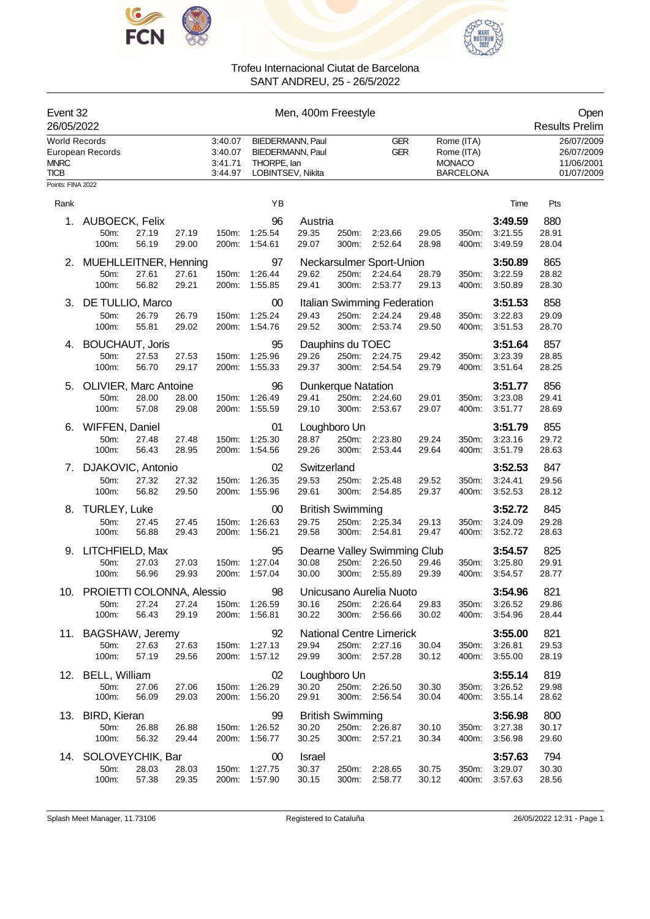Trofeu Internacional Ciutat de Barcelona
SANT ANDREU, 25 - 26/5/2022

## Event 32 — Men, 400m Freestyle — Open

26/05/2022 — Results Prelim

| | Time | Name | Nation | Place | Date |
|---|---|---|---|---|---|
| World Records | 3:40.07 | BIEDERMANN, Paul | GER | Rome (ITA) | 26/07/2009 |
| European Records | 3:40.07 | BIEDERMANN, Paul | GER | Rome (ITA) | 26/07/2009 |
| MNRC | 3:41.71 | THORPE, Ian | | MONACO | 11/06/2001 |
| TICB | 3:44.97 | LOBINTSEV, Nikita | | BARCELONA | 01/07/2009 |

Points: FINA 2022

| Rank | Name | YB | Club | Time | Pts |
|---|---|---|---|---|---|
| 1. | AUBOECK, Felix | 96 | Austria | 3:49.59 | 880 |
| | 50m: 27.19 27.19 / 100m: 56.19 29.00 | 150m: 1:25.54 29.35 / 200m: 1:54.61 29.07 | 250m: 2:23.66 29.05 / 300m: 2:52.64 28.98 | 350m: 3:21.55 28.91 / 400m: 3:49.59 28.04 | |
| 2. | MUEHLLEITNER, Henning | 97 | Neckarsulmer Sport-Union | 3:50.89 | 865 |
| | 50m: 27.61 27.61 / 100m: 56.82 29.21 | 150m: 1:26.44 29.62 / 200m: 1:55.85 29.41 | 250m: 2:24.64 28.79 / 300m: 2:53.77 29.13 | 350m: 3:22.59 28.82 / 400m: 3:50.89 28.30 | |
| 3. | DE TULLIO, Marco | 00 | Italian Swimming Federation | 3:51.53 | 858 |
| | 50m: 26.79 26.79 / 100m: 55.81 29.02 | 150m: 1:25.24 29.43 / 200m: 1:54.76 29.52 | 250m: 2:24.24 29.48 / 300m: 2:53.74 29.50 | 350m: 3:22.83 29.09 / 400m: 3:51.53 28.70 | |
| 4. | BOUCHAUT, Joris | 95 | Dauphins du TOEC | 3:51.64 | 857 |
| | 50m: 27.53 27.53 / 100m: 56.70 29.17 | 150m: 1:25.96 29.26 / 200m: 1:55.33 29.37 | 250m: 2:24.75 29.42 / 300m: 2:54.54 29.79 | 350m: 3:23.39 28.85 / 400m: 3:51.64 28.25 | |
| 5. | OLIVIER, Marc Antoine | 96 | Dunkerque Natation | 3:51.77 | 856 |
| | 50m: 28.00 28.00 / 100m: 57.08 29.08 | 150m: 1:26.49 29.41 / 200m: 1:55.59 29.10 | 250m: 2:24.60 29.01 / 300m: 2:53.67 29.07 | 350m: 3:23.08 29.41 / 400m: 3:51.77 28.69 | |
| 6. | WIFFEN, Daniel | 01 | Loughboro Un | 3:51.79 | 855 |
| | 50m: 27.48 27.48 / 100m: 56.43 28.95 | 150m: 1:25.30 28.87 / 200m: 1:54.56 29.26 | 250m: 2:23.80 29.24 / 300m: 2:53.44 29.64 | 350m: 3:23.16 29.72 / 400m: 3:51.79 28.63 | |
| 7. | DJAKOVIC, Antonio | 02 | Switzerland | 3:52.53 | 847 |
| | 50m: 27.32 27.32 / 100m: 56.82 29.50 | 150m: 1:26.35 29.53 / 200m: 1:55.96 29.61 | 250m: 2:25.48 29.52 / 300m: 2:54.85 29.37 | 350m: 3:24.41 29.56 / 400m: 3:52.53 28.12 | |
| 8. | TURLEY, Luke | 00 | British Swimming | 3:52.72 | 845 |
| | 50m: 27.45 27.45 / 100m: 56.88 29.43 | 150m: 1:26.63 29.75 / 200m: 1:56.21 29.58 | 250m: 2:25.34 29.13 / 300m: 2:54.81 29.47 | 350m: 3:24.09 29.28 / 400m: 3:52.72 28.63 | |
| 9. | LITCHFIELD, Max | 95 | Dearne Valley Swimming Club | 3:54.57 | 825 |
| | 50m: 27.03 27.03 / 100m: 56.96 29.93 | 150m: 1:27.04 30.08 / 200m: 1:57.04 30.00 | 250m: 2:26.50 29.46 / 300m: 2:55.89 29.39 | 350m: 3:25.80 29.91 / 400m: 3:54.57 28.77 | |
| 10. | PROIETTI COLONNA, Alessio | 98 | Unicusano Aurelia Nuoto | 3:54.96 | 821 |
| | 50m: 27.24 27.24 / 100m: 56.43 29.19 | 150m: 1:26.59 30.16 / 200m: 1:56.81 30.22 | 250m: 2:26.64 29.83 / 300m: 2:56.66 30.02 | 350m: 3:26.52 29.86 / 400m: 3:54.96 28.44 | |
| 11. | BAGSHAW, Jeremy | 92 | National Centre Limerick | 3:55.00 | 821 |
| | 50m: 27.63 27.63 / 100m: 57.19 29.56 | 150m: 1:27.13 29.94 / 200m: 1:57.12 29.99 | 250m: 2:27.16 30.04 / 300m: 2:57.28 30.12 | 350m: 3:26.81 29.53 / 400m: 3:55.00 28.19 | |
| 12. | BELL, William | 02 | Loughboro Un | 3:55.14 | 819 |
| | 50m: 27.06 27.06 / 100m: 56.09 29.03 | 150m: 1:26.29 30.20 / 200m: 1:56.20 29.91 | 250m: 2:26.50 30.30 / 300m: 2:56.54 30.04 | 350m: 3:26.52 29.98 / 400m: 3:55.14 28.62 | |
| 13. | BIRD, Kieran | 99 | British Swimming | 3:56.98 | 800 |
| | 50m: 26.88 26.88 / 100m: 56.32 29.44 | 150m: 1:26.52 30.20 / 200m: 1:56.77 30.25 | 250m: 2:26.87 30.10 / 300m: 2:57.21 30.34 | 350m: 3:27.38 30.17 / 400m: 3:56.98 29.60 | |
| 14. | SOLOVEYCHIK, Bar | 00 | Israel | 3:57.63 | 794 |
| | 50m: 28.03 28.03 / 100m: 57.38 29.35 | 150m: 1:27.75 30.37 / 200m: 1:57.90 30.15 | 250m: 2:28.65 30.75 / 300m: 2:58.77 30.12 | 350m: 3:29.07 30.30 / 400m: 3:57.63 28.56 | |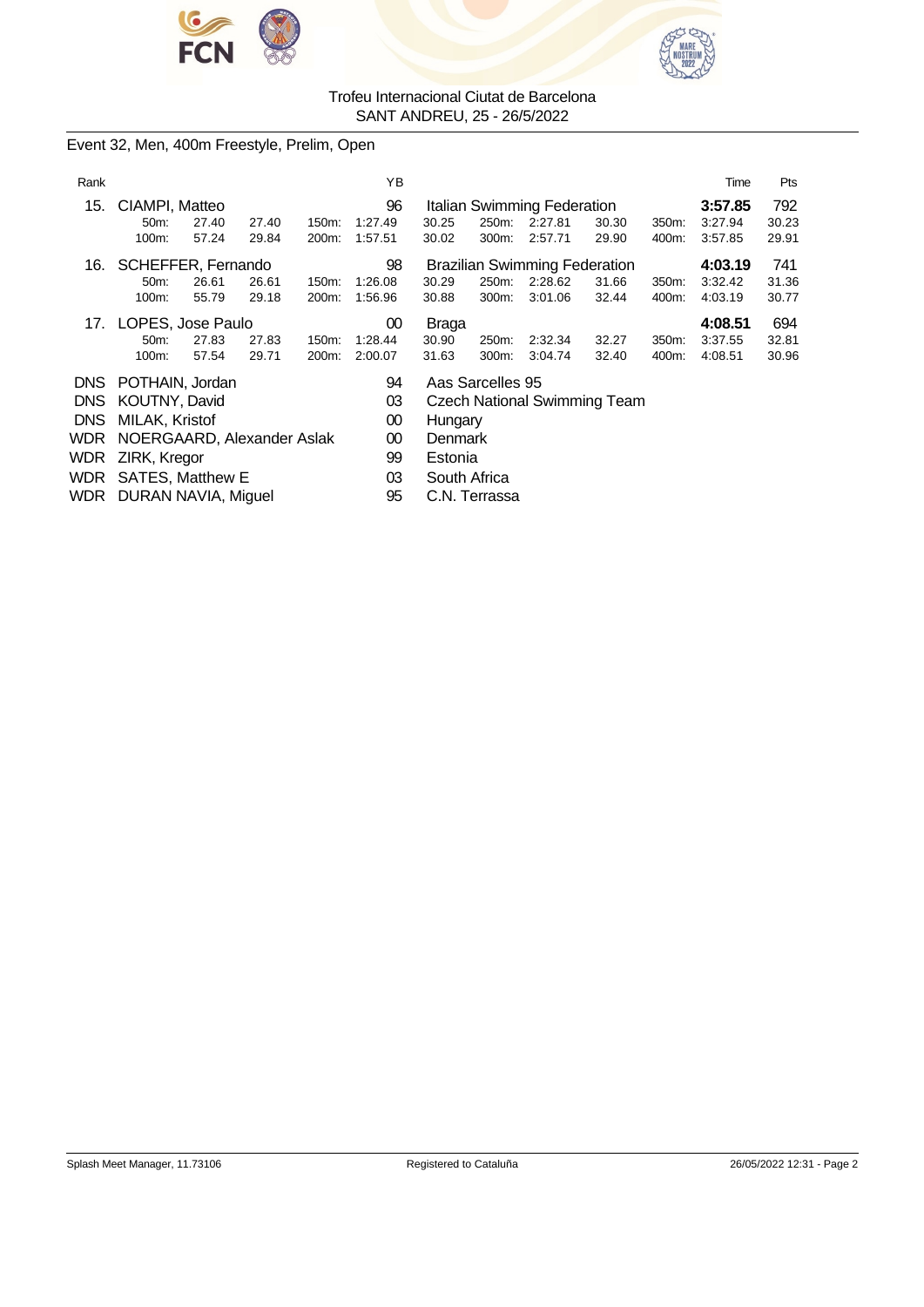Trofeu Internacional Ciutat de Barcelona
SANT ANDREU, 25 - 26/5/2022

## Event 32, Men, 400m Freestyle, Prelim, Open

| Rank | Name | | | | YB | Club | | | | | Time | Pts |
|---|---|---|---|---|---|---|---|---|---|---|---|---|
| 15. | CIAMPI, Matteo | | | | 96 | Italian Swimming Federation | | | | | **3:57.85** | 792 |
| | 50m: | 27.40 | 27.40 | 150m: | 1:27.49 | 30.25 | 250m: | 2:27.81 | 30.30 | 350m: | 3:27.94 | 30.23 |
| | 100m: | 57.24 | 29.84 | 200m: | 1:57.51 | 30.02 | 300m: | 2:57.71 | 29.90 | 400m: | 3:57.85 | 29.91 |
| 16. | SCHEFFER, Fernando | | | | 98 | Brazilian Swimming Federation | | | | | **4:03.19** | 741 |
| | 50m: | 26.61 | 26.61 | 150m: | 1:26.08 | 30.29 | 250m: | 2:28.62 | 31.66 | 350m: | 3:32.42 | 31.36 |
| | 100m: | 55.79 | 29.18 | 200m: | 1:56.96 | 30.88 | 300m: | 3:01.06 | 32.44 | 400m: | 4:03.19 | 30.77 |
| 17. | LOPES, Jose Paulo | | | | 00 | Braga | | | | | **4:08.51** | 694 |
| | 50m: | 27.83 | 27.83 | 150m: | 1:28.44 | 30.90 | 250m: | 2:32.34 | 32.27 | 350m: | 3:37.55 | 32.81 |
| | 100m: | 57.54 | 29.71 | 200m: | 2:00.07 | 31.63 | 300m: | 3:04.74 | 32.40 | 400m: | 4:08.51 | 30.96 |
| DNS | POTHAIN, Jordan | | | | 94 | Aas Sarcelles 95 | | | | | | |
| DNS | KOUTNY, David | | | | 03 | Czech National Swimming Team | | | | | | |
| DNS | MILAK, Kristof | | | | 00 | Hungary | | | | | | |
| WDR | NOERGAARD, Alexander Aslak | | | | 00 | Denmark | | | | | | |
| WDR | ZIRK, Kregor | | | | 99 | Estonia | | | | | | |
| WDR | SATES, Matthew E | | | | 03 | South Africa | | | | | | |
| WDR | DURAN NAVIA, Miguel | | | | 95 | C.N. Terrassa | | | | | | |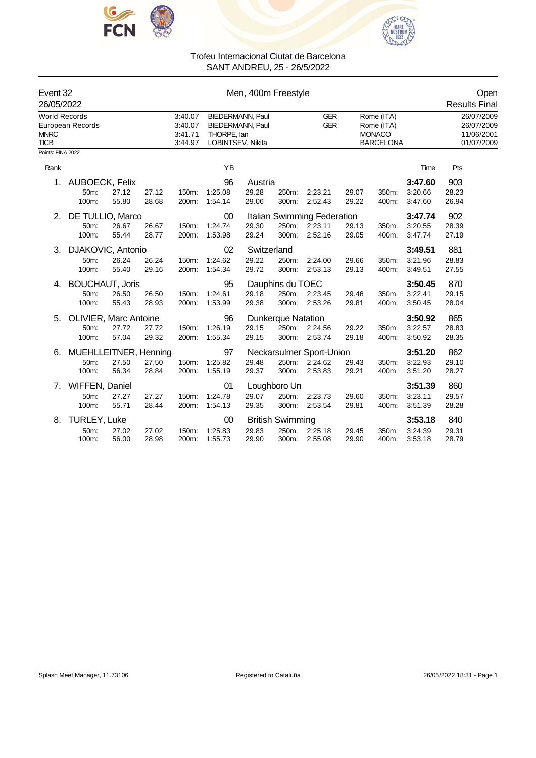## Trofeu Internacional Ciutat de Barcelona

SANT ANDREU, 25 - 26/5/2022

**Event 32** — Men, 400m Freestyle — Open

26/05/2022 — Results Final

| | | | | | |
|---|---|---|---|---|---|
| World Records | 3:40.07 | BIEDERMANN, Paul | GER | Rome (ITA) | 26/07/2009 |
| European Records | 3:40.07 | BIEDERMANN, Paul | GER | Rome (ITA) | 26/07/2009 |
| MNRC | 3:41.71 | THORPE, Ian | | MONACO | 11/06/2001 |
| TICB | 3:44.97 | LOBINTSEV, Nikita | | BARCELONA | 01/07/2009 |

Points: FINA 2022

| Rank | Name | YB | Club | Time | Pts |
|---|---|---|---|---|---|
| 1. | AUBOECK, Felix | 96 | Austria | 3:47.60 | 903 |
| 2. | DE TULLIO, Marco | 00 | Italian Swimming Federation | 3:47.74 | 902 |
| 3. | DJAKOVIC, Antonio | 02 | Switzerland | 3:49.51 | 881 |
| 4. | BOUCHAUT, Joris | 95 | Dauphins du TOEC | 3:50.45 | 870 |
| 5. | OLIVIER, Marc Antoine | 96 | Dunkerque Natation | 3:50.92 | 865 |
| 6. | MUEHLLEITNER, Henning | 97 | Neckarsulmer Sport-Union | 3:51.20 | 862 |
| 7. | WIFFEN, Daniel | 01 | Loughboro Un | 3:51.39 | 860 |
| 8. | TURLEY, Luke | 00 | British Swimming | 3:53.18 | 840 |

Splits:

| Rank | 50m | | 100m | | 150m | | 200m | | 250m | | 300m | | 350m | | 400m | |
|---|---|---|---|---|---|---|---|---|---|---|---|---|---|---|---|---|
| 1. | 27.12 | 27.12 | 55.80 | 28.68 | 1:25.08 | 29.28 | 1:54.14 | 29.06 | 2:23.21 | 29.07 | 2:52.43 | 29.22 | 3:20.66 | 28.23 | 3:47.60 | 26.94 |
| 2. | 26.67 | 26.67 | 55.44 | 28.77 | 1:24.74 | 29.30 | 1:53.98 | 29.24 | 2:23.11 | 29.13 | 2:52.16 | 29.05 | 3:20.55 | 28.39 | 3:47.74 | 27.19 |
| 3. | 26.24 | 26.24 | 55.40 | 29.16 | 1:24.62 | 29.22 | 1:54.34 | 29.72 | 2:24.00 | 29.66 | 2:53.13 | 29.13 | 3:21.96 | 28.83 | 3:49.51 | 27.55 |
| 4. | 26.50 | 26.50 | 55.43 | 28.93 | 1:24.61 | 29.18 | 1:53.99 | 29.38 | 2:23.45 | 29.46 | 2:53.26 | 29.81 | 3:22.41 | 29.15 | 3:50.45 | 28.04 |
| 5. | 27.72 | 27.72 | 57.04 | 29.32 | 1:26.19 | 29.15 | 1:55.34 | 29.15 | 2:24.56 | 29.22 | 2:53.74 | 29.18 | 3:22.57 | 28.83 | 3:50.92 | 28.35 |
| 6. | 27.50 | 27.50 | 56.34 | 28.84 | 1:25.82 | 29.48 | 1:55.19 | 29.37 | 2:24.62 | 29.43 | 2:53.83 | 29.21 | 3:22.93 | 29.10 | 3:51.20 | 28.27 |
| 7. | 27.27 | 27.27 | 55.71 | 28.44 | 1:24.78 | 29.07 | 1:54.13 | 29.35 | 2:23.73 | 29.60 | 2:53.54 | 29.81 | 3:23.11 | 29.57 | 3:51.39 | 28.28 |
| 8. | 27.02 | 27.02 | 56.00 | 28.98 | 1:25.83 | 29.83 | 1:55.73 | 29.90 | 2:25.18 | 29.45 | 2:55.08 | 29.90 | 3:24.39 | 29.31 | 3:53.18 | 28.79 |